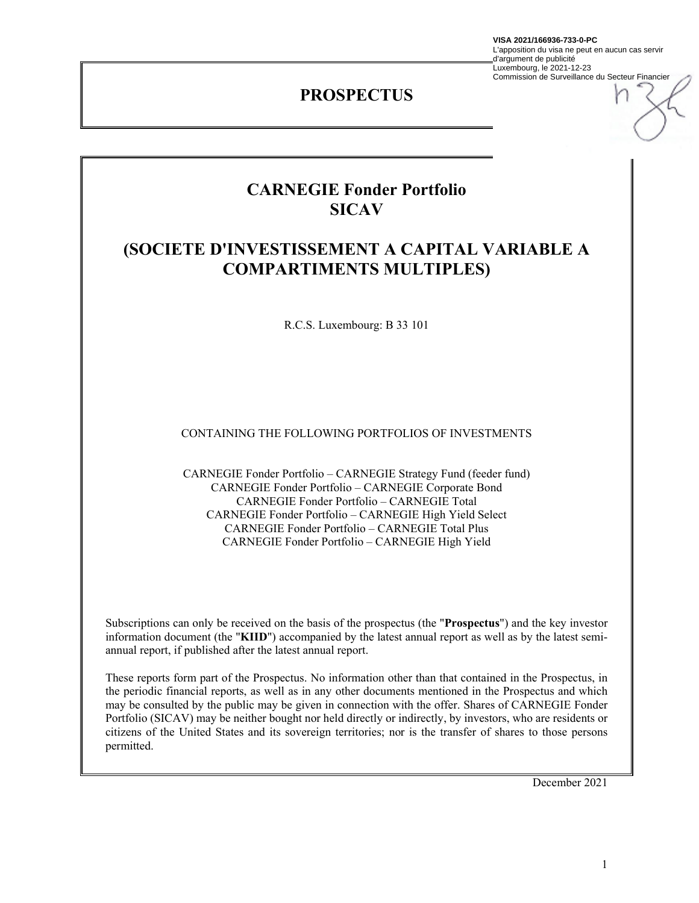**VISA 2021/166936-733-0-PC**
L'apposition du visa ne peut en aucun cas servir d'argument de publicité
Luxembourg, le 2021-12-23
Commission de Surveillance du Secteur Financier

# PROSPECTUS

# CARNEGIE Fonder Portfolio SICAV

# (SOCIETE D'INVESTISSEMENT A CAPITAL VARIABLE A COMPARTIMENTS MULTIPLES)

R.C.S. Luxembourg: B 33 101

CONTAINING THE FOLLOWING PORTFOLIOS OF INVESTMENTS

CARNEGIE Fonder Portfolio – CARNEGIE Strategy Fund (feeder fund)
CARNEGIE Fonder Portfolio – CARNEGIE Corporate Bond
CARNEGIE Fonder Portfolio – CARNEGIE Total
CARNEGIE Fonder Portfolio – CARNEGIE High Yield Select
CARNEGIE Fonder Portfolio – CARNEGIE Total Plus
CARNEGIE Fonder Portfolio – CARNEGIE High Yield

Subscriptions can only be received on the basis of the prospectus (the "**Prospectus**") and the key investor information document (the "**KIID**") accompanied by the latest annual report as well as by the latest semi-annual report, if published after the latest annual report.

These reports form part of the Prospectus. No information other than that contained in the Prospectus, in the periodic financial reports, as well as in any other documents mentioned in the Prospectus and which may be consulted by the public may be given in connection with the offer. Shares of CARNEGIE Fonder Portfolio (SICAV) may be neither bought nor held directly or indirectly, by investors, who are residents or citizens of the United States and its sovereign territories; nor is the transfer of shares to those persons permitted.

December 2021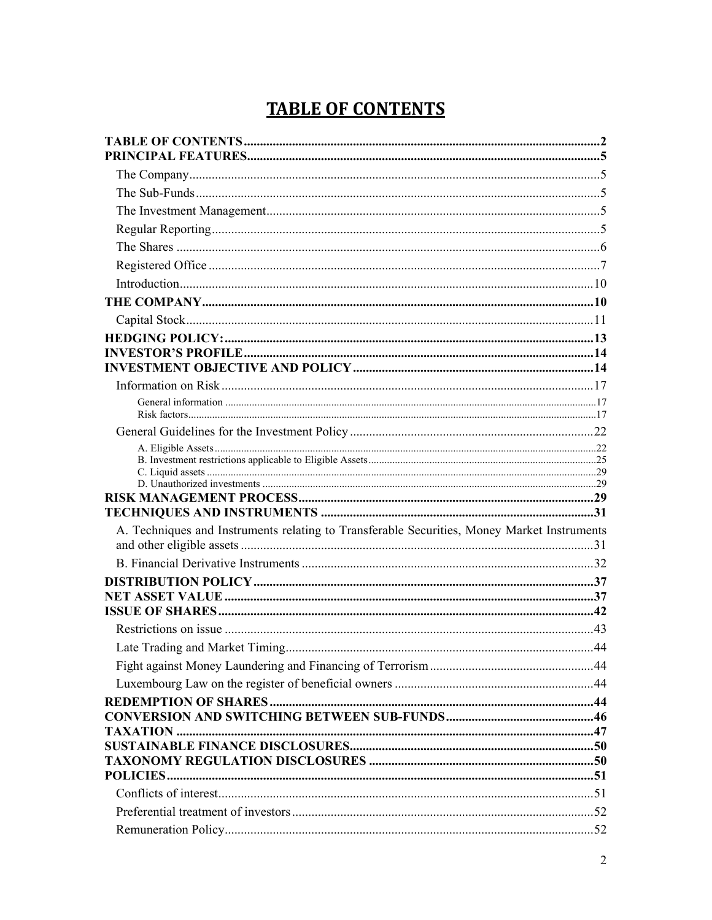# TABLE OF CONTENTS

**TABLE OF CONTENTS** ..... 2
**PRINCIPAL FEATURES** ..... 5
- The Company ..... 5
- The Sub-Funds ..... 5
- The Investment Management ..... 5
- Regular Reporting ..... 5
- The Shares ..... 6
- Registered Office ..... 7
- Introduction ..... 10

**THE COMPANY** ..... 10
- Capital Stock ..... 11

**HEDGING POLICY:** ..... 13
**INVESTOR'S PROFILE** ..... 14
**INVESTMENT OBJECTIVE AND POLICY** ..... 14
- Information on Risk ..... 17
  - General information ..... 17
  - Risk factors ..... 17
- General Guidelines for the Investment Policy ..... 22
  - A. Eligible Assets ..... 22
  - B. Investment restrictions applicable to Eligible Assets ..... 25
  - C. Liquid assets ..... 29
  - D. Unauthorized investments ..... 29

**RISK MANAGEMENT PROCESS** ..... 29
**TECHNIQUES AND INSTRUMENTS** ..... 31
- A. Techniques and Instruments relating to Transferable Securities, Money Market Instruments and other eligible assets ..... 31
- B. Financial Derivative Instruments ..... 32

**DISTRIBUTION POLICY** ..... 37
**NET ASSET VALUE** ..... 37
**ISSUE OF SHARES** ..... 42
- Restrictions on issue ..... 43
- Late Trading and Market Timing ..... 44
- Fight against Money Laundering and Financing of Terrorism ..... 44
- Luxembourg Law on the register of beneficial owners ..... 44

**REDEMPTION OF SHARES** ..... 44
**CONVERSION AND SWITCHING BETWEEN SUB-FUNDS** ..... 46
**TAXATION** ..... 47
**SUSTAINABLE FINANCE DISCLOSURES** ..... 50
**TAXONOMY REGULATION DISCLOSURES** ..... 50
**POLICIES** ..... 51
- Conflicts of interest ..... 51
- Preferential treatment of investors ..... 52
- Remuneration Policy ..... 52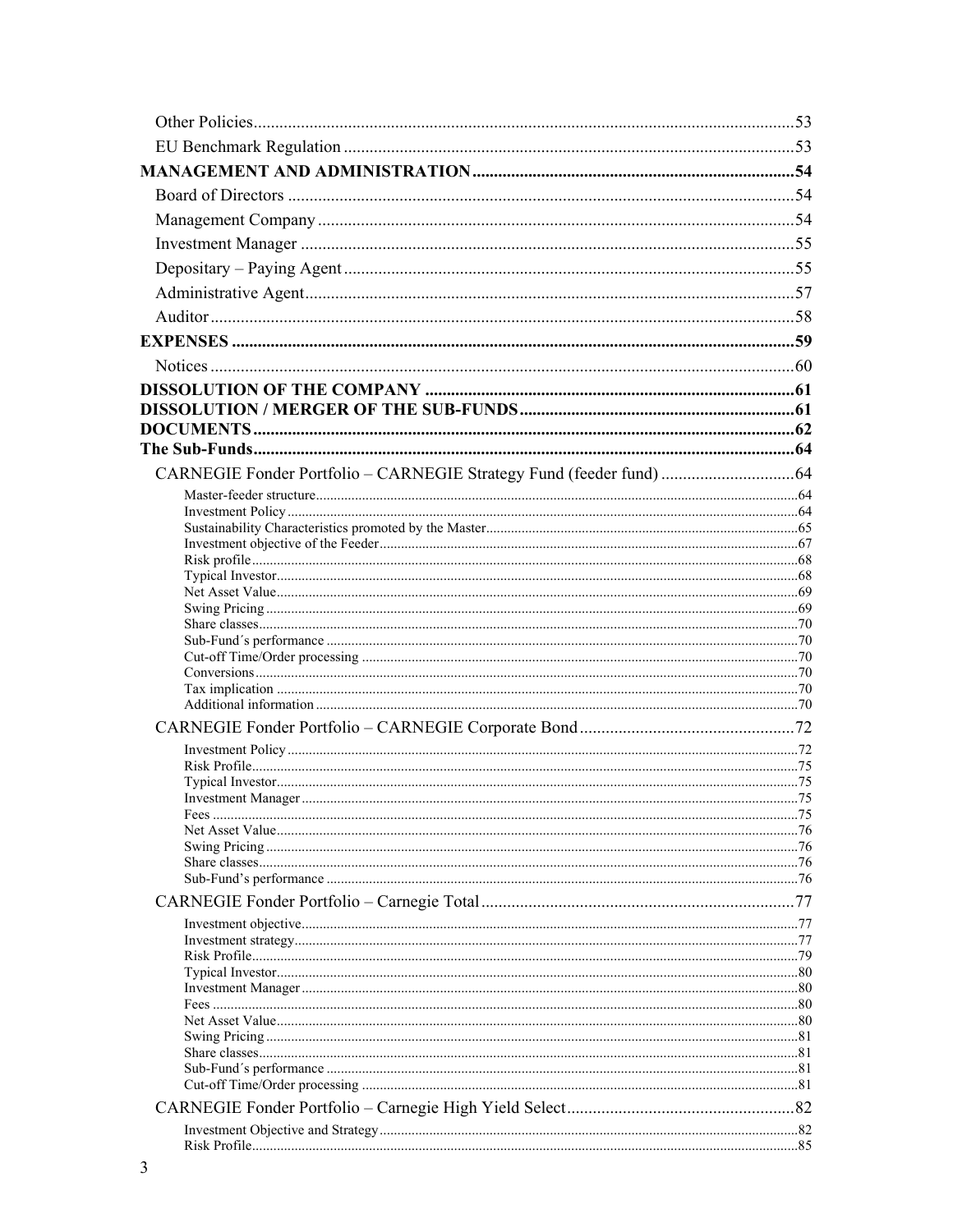Other Policies ..... 53
EU Benchmark Regulation ..... 53

**MANAGEMENT AND ADMINISTRATION ..... 54**

Board of Directors ..... 54
Management Company ..... 54
Investment Manager ..... 55
Depositary – Paying Agent ..... 55
Administrative Agent ..... 57
Auditor ..... 58

**EXPENSES ..... 59**

Notices ..... 60

**DISSOLUTION OF THE COMPANY ..... 61**
**DISSOLUTION / MERGER OF THE SUB-FUNDS ..... 61**
**DOCUMENTS ..... 62**
**The Sub-Funds ..... 64**

CARNEGIE Fonder Portfolio – CARNEGIE Strategy Fund (feeder fund) ..... 64

- Master-feeder structure ..... 64
- Investment Policy ..... 64
- Sustainability Characteristics promoted by the Master ..... 65
- Investment objective of the Feeder ..... 67
- Risk profile ..... 68
- Typical Investor ..... 68
- Net Asset Value ..... 69
- Swing Pricing ..... 69
- Share classes ..... 70
- Sub-Fund´s performance ..... 70
- Cut-off Time/Order processing ..... 70
- Conversions ..... 70
- Tax implication ..... 70
- Additional information ..... 70

CARNEGIE Fonder Portfolio – CARNEGIE Corporate Bond ..... 72

- Investment Policy ..... 72
- Risk Profile ..... 75
- Typical Investor ..... 75
- Investment Manager ..... 75
- Fees ..... 75
- Net Asset Value ..... 76
- Swing Pricing ..... 76
- Share classes ..... 76
- Sub-Fund's performance ..... 76

CARNEGIE Fonder Portfolio – Carnegie Total ..... 77

- Investment objective ..... 77
- Investment strategy ..... 77
- Risk Profile ..... 79
- Typical Investor ..... 80
- Investment Manager ..... 80
- Fees ..... 80
- Net Asset Value ..... 80
- Swing Pricing ..... 81
- Share classes ..... 81
- Sub-Fund´s performance ..... 81
- Cut-off Time/Order processing ..... 81

CARNEGIE Fonder Portfolio – Carnegie High Yield Select ..... 82

- Investment Objective and Strategy ..... 82
- Risk Profile ..... 85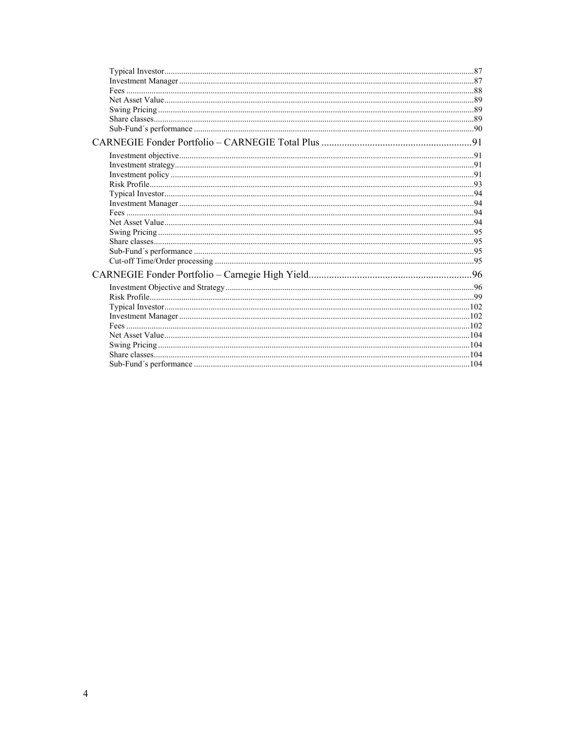Typical Investor.....87
Investment Manager.....87
Fees.....88
Net Asset Value.....89
Swing Pricing.....89
Share classes.....89
Sub-Fund´s performance.....90

CARNEGIE Fonder Portfolio – CARNEGIE Total Plus.....91

Investment objective.....91
Investment strategy.....91
Investment policy.....91
Risk Profile.....93
Typical Investor.....94
Investment Manager.....94
Fees.....94
Net Asset Value.....94
Swing Pricing.....95
Share classes.....95
Sub-Fund´s performance.....95
Cut-off Time/Order processing.....95

CARNEGIE Fonder Portfolio – Carnegie High Yield.....96

Investment Objective and Strategy.....96
Risk Profile.....99
Typical Investor.....102
Investment Manager.....102
Fees.....102
Net Asset Value.....104
Swing Pricing.....104
Share classes.....104
Sub-Fund´s performance.....104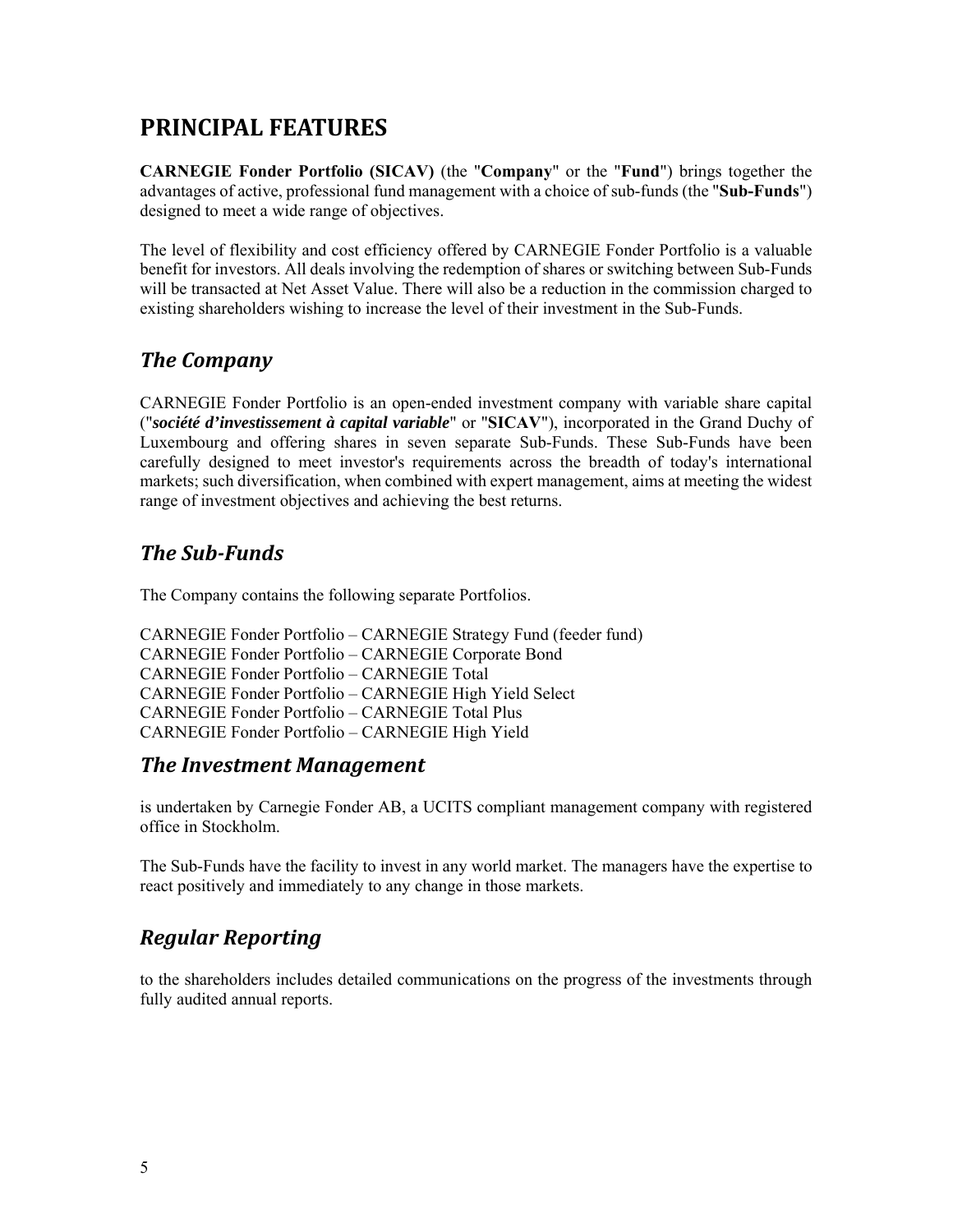# PRINCIPAL FEATURES

**CARNEGIE Fonder Portfolio (SICAV)** (the "**Company**" or the "**Fund**") brings together the advantages of active, professional fund management with a choice of sub-funds (the "**Sub-Funds**") designed to meet a wide range of objectives.

The level of flexibility and cost efficiency offered by CARNEGIE Fonder Portfolio is a valuable benefit for investors. All deals involving the redemption of shares or switching between Sub-Funds will be transacted at Net Asset Value. There will also be a reduction in the commission charged to existing shareholders wishing to increase the level of their investment in the Sub-Funds.

## *The Company*

CARNEGIE Fonder Portfolio is an open-ended investment company with variable share capital ("***société d'investissement à capital variable***" or "**SICAV**"), incorporated in the Grand Duchy of Luxembourg and offering shares in seven separate Sub-Funds. These Sub-Funds have been carefully designed to meet investor's requirements across the breadth of today's international markets; such diversification, when combined with expert management, aims at meeting the widest range of investment objectives and achieving the best returns.

## *The Sub-Funds*

The Company contains the following separate Portfolios.

CARNEGIE Fonder Portfolio – CARNEGIE Strategy Fund (feeder fund)
CARNEGIE Fonder Portfolio – CARNEGIE Corporate Bond
CARNEGIE Fonder Portfolio – CARNEGIE Total
CARNEGIE Fonder Portfolio – CARNEGIE High Yield Select
CARNEGIE Fonder Portfolio – CARNEGIE Total Plus
CARNEGIE Fonder Portfolio – CARNEGIE High Yield

## *The Investment Management*

is undertaken by Carnegie Fonder AB, a UCITS compliant management company with registered office in Stockholm.

The Sub-Funds have the facility to invest in any world market. The managers have the expertise to react positively and immediately to any change in those markets.

## *Regular Reporting*

to the shareholders includes detailed communications on the progress of the investments through fully audited annual reports.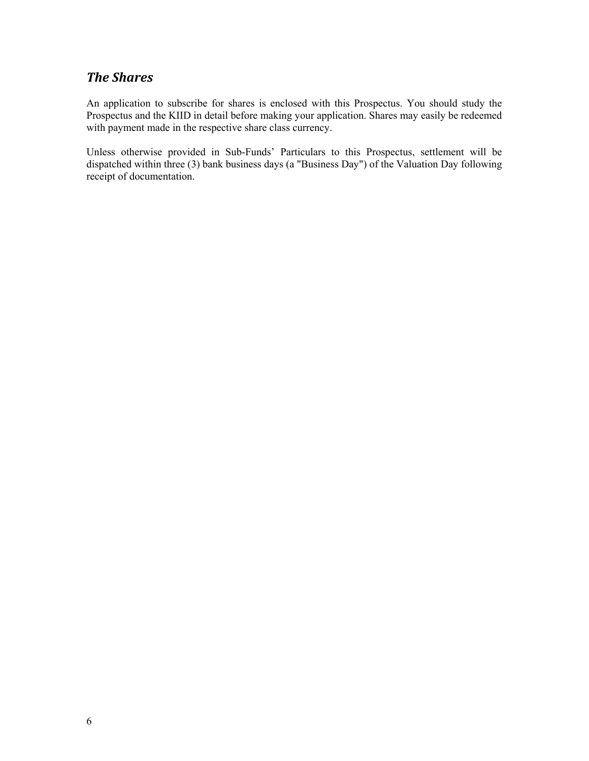## *The Shares*

An application to subscribe for shares is enclosed with this Prospectus. You should study the Prospectus and the KIID in detail before making your application. Shares may easily be redeemed with payment made in the respective share class currency.

Unless otherwise provided in Sub-Funds' Particulars to this Prospectus, settlement will be dispatched within three (3) bank business days (a "Business Day") of the Valuation Day following receipt of documentation.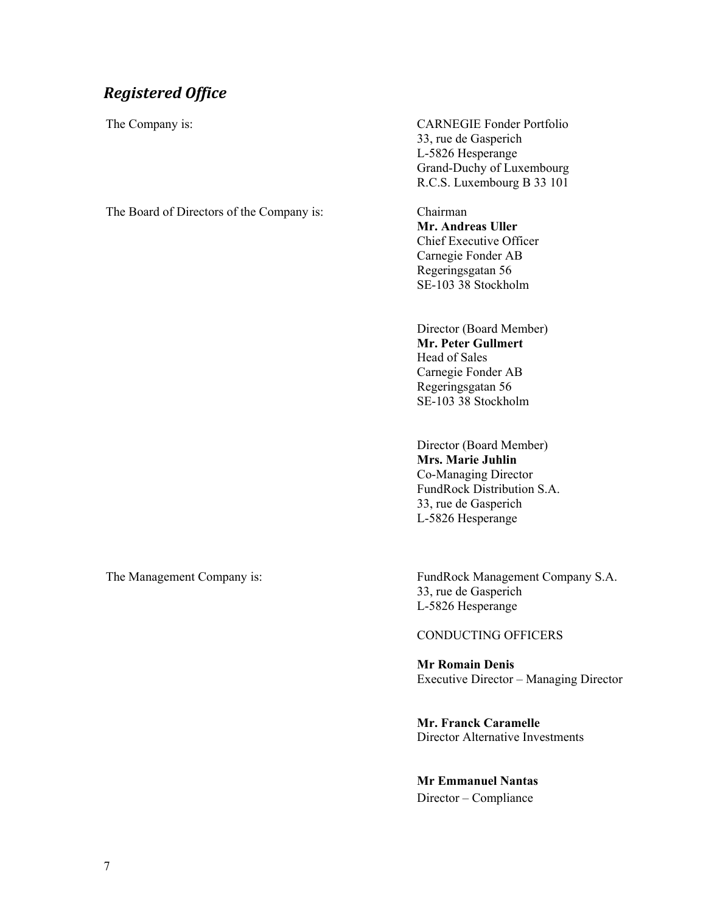## *Registered Office*

| | |
|---|---|
| The Company is: | CARNEGIE Fonder Portfolio<br>33, rue de Gasperich<br>L-5826 Hesperange<br>Grand-Duchy of Luxembourg<br>R.C.S. Luxembourg B 33 101 |
| The Board of Directors of the Company is: | Chairman<br>**Mr. Andreas Uller**<br>Chief Executive Officer<br>Carnegie Fonder AB<br>Regeringsgatan 56<br>SE-103 38 Stockholm<br><br>Director (Board Member)<br>**Mr. Peter Gullmert**<br>Head of Sales<br>Carnegie Fonder AB<br>Regeringsgatan 56<br>SE-103 38 Stockholm<br><br>Director (Board Member)<br>**Mrs. Marie Juhlin**<br>Co-Managing Director<br>FundRock Distribution S.A.<br>33, rue de Gasperich<br>L-5826 Hesperange |
| The Management Company is: | FundRock Management Company S.A.<br>33, rue de Gasperich<br>L-5826 Hesperange<br><br>CONDUCTING OFFICERS<br><br>**Mr Romain Denis**<br>Executive Director – Managing Director<br><br>**Mr. Franck Caramelle**<br>Director Alternative Investments<br><br>**Mr Emmanuel Nantas**<br>Director – Compliance |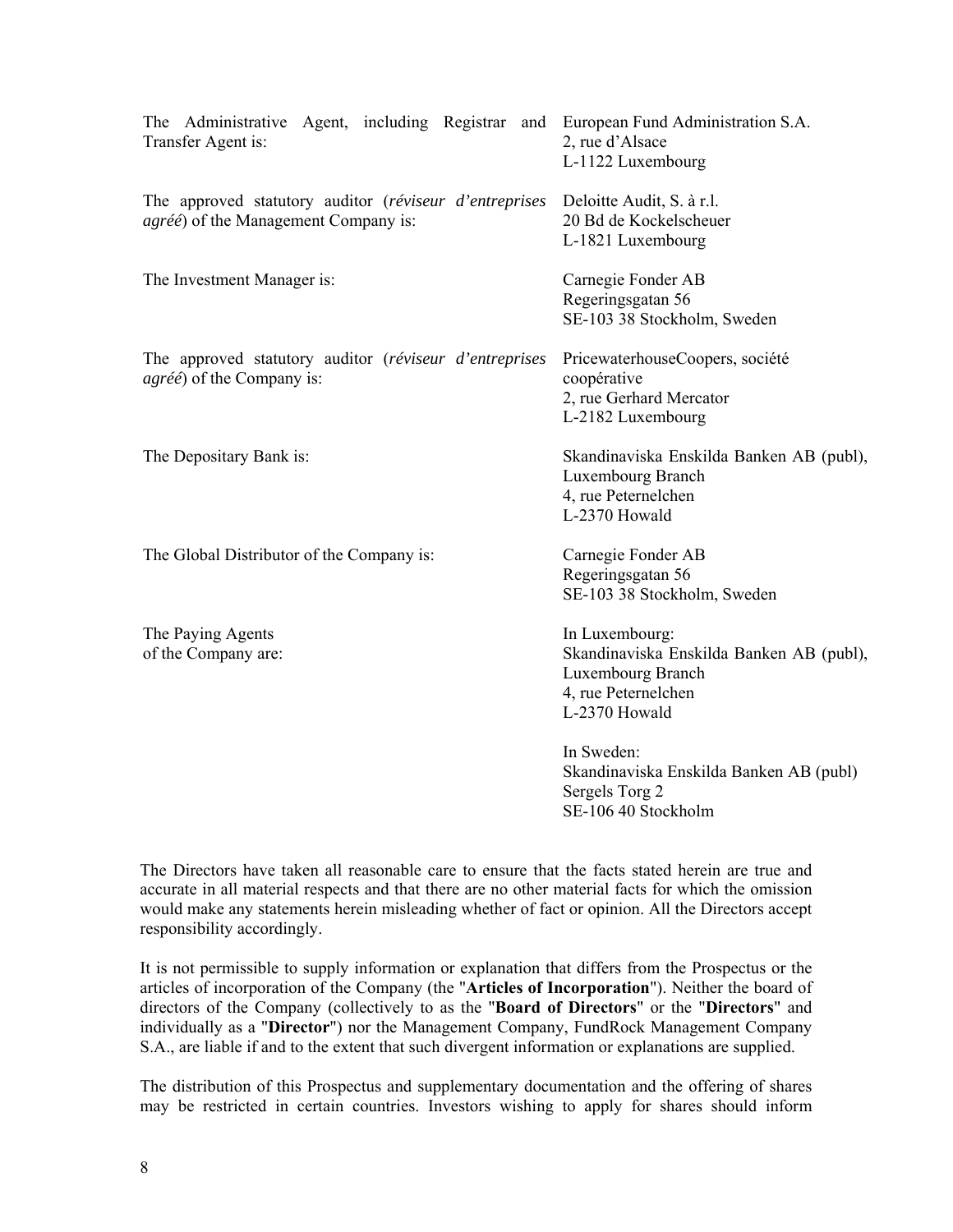| | |
|---|---|
| The Administrative Agent, including Registrar and Transfer Agent is: | European Fund Administration S.A.<br>2, rue d'Alsace<br>L-1122 Luxembourg |
| The approved statutory auditor (*réviseur d'entreprises agréé*) of the Management Company is: | Deloitte Audit, S. à r.l.<br>20 Bd de Kockelscheuer<br>L-1821 Luxembourg |
| The Investment Manager is: | Carnegie Fonder AB<br>Regeringsgatan 56<br>SE-103 38 Stockholm, Sweden |
| The approved statutory auditor (*réviseur d'entreprises agréé*) of the Company is: | PricewaterhouseCoopers, société coopérative<br>2, rue Gerhard Mercator<br>L-2182 Luxembourg |
| The Depositary Bank is: | Skandinaviska Enskilda Banken AB (publ), Luxembourg Branch<br>4, rue Peternelchen<br>L-2370 Howald |
| The Global Distributor of the Company is: | Carnegie Fonder AB<br>Regeringsgatan 56<br>SE-103 38 Stockholm, Sweden |
| The Paying Agents of the Company are: | In Luxembourg:<br>Skandinaviska Enskilda Banken AB (publ), Luxembourg Branch<br>4, rue Peternelchen<br>L-2370 Howald<br><br>In Sweden:<br>Skandinaviska Enskilda Banken AB (publ)<br>Sergels Torg 2<br>SE-106 40 Stockholm |

The Directors have taken all reasonable care to ensure that the facts stated herein are true and accurate in all material respects and that there are no other material facts for which the omission would make any statements herein misleading whether of fact or opinion. All the Directors accept responsibility accordingly.

It is not permissible to supply information or explanation that differs from the Prospectus or the articles of incorporation of the Company (the "**Articles of Incorporation**"). Neither the board of directors of the Company (collectively to as the "**Board of Directors**" or the "**Directors**" and individually as a "**Director**") nor the Management Company, FundRock Management Company S.A., are liable if and to the extent that such divergent information or explanations are supplied.

The distribution of this Prospectus and supplementary documentation and the offering of shares may be restricted in certain countries. Investors wishing to apply for shares should inform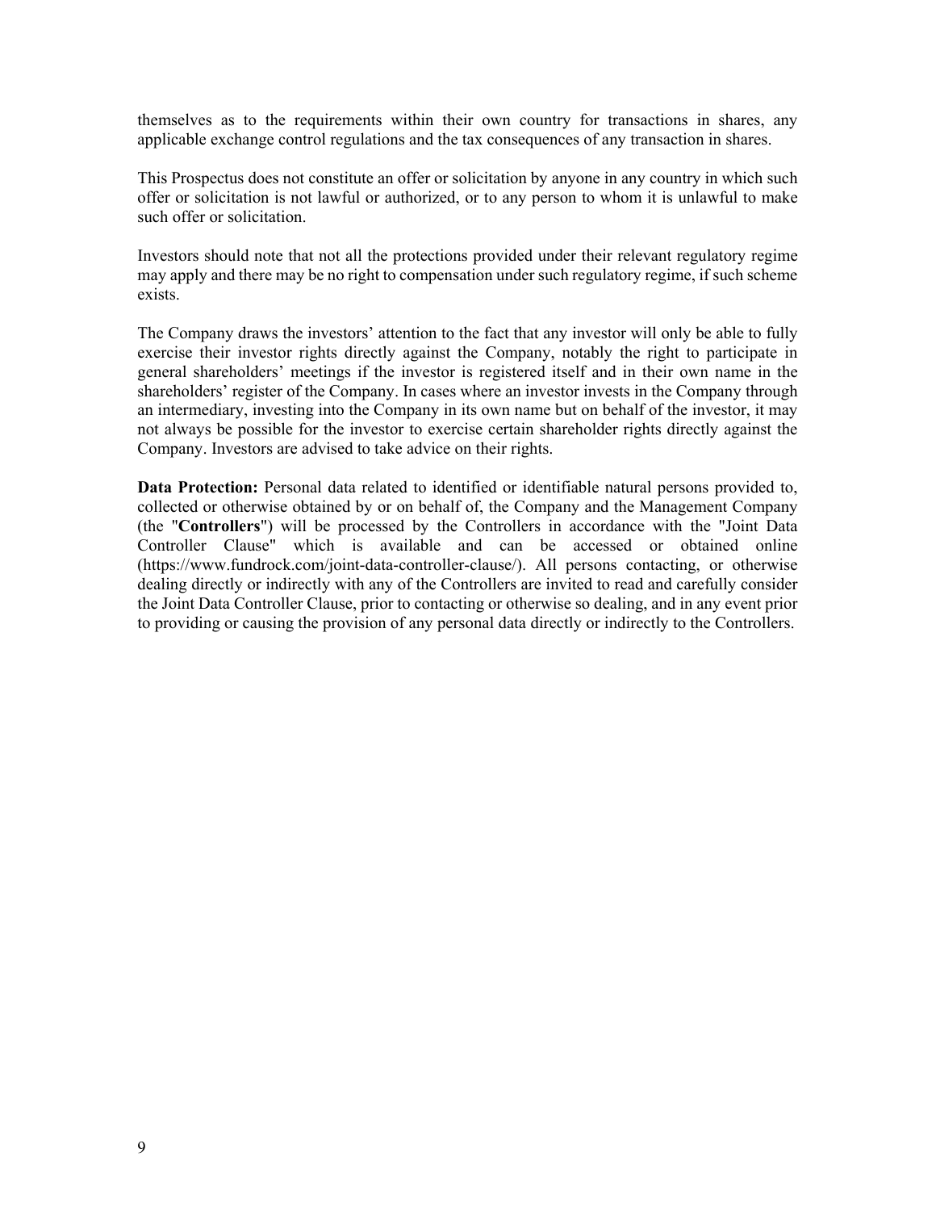themselves as to the requirements within their own country for transactions in shares, any applicable exchange control regulations and the tax consequences of any transaction in shares.

This Prospectus does not constitute an offer or solicitation by anyone in any country in which such offer or solicitation is not lawful or authorized, or to any person to whom it is unlawful to make such offer or solicitation.

Investors should note that not all the protections provided under their relevant regulatory regime may apply and there may be no right to compensation under such regulatory regime, if such scheme exists.

The Company draws the investors' attention to the fact that any investor will only be able to fully exercise their investor rights directly against the Company, notably the right to participate in general shareholders' meetings if the investor is registered itself and in their own name in the shareholders' register of the Company. In cases where an investor invests in the Company through an intermediary, investing into the Company in its own name but on behalf of the investor, it may not always be possible for the investor to exercise certain shareholder rights directly against the Company. Investors are advised to take advice on their rights.

**Data Protection:** Personal data related to identified or identifiable natural persons provided to, collected or otherwise obtained by or on behalf of, the Company and the Management Company (the "**Controllers**") will be processed by the Controllers in accordance with the "Joint Data Controller Clause" which is available and can be accessed or obtained online (https://www.fundrock.com/joint-data-controller-clause/). All persons contacting, or otherwise dealing directly or indirectly with any of the Controllers are invited to read and carefully consider the Joint Data Controller Clause, prior to contacting or otherwise so dealing, and in any event prior to providing or causing the provision of any personal data directly or indirectly to the Controllers.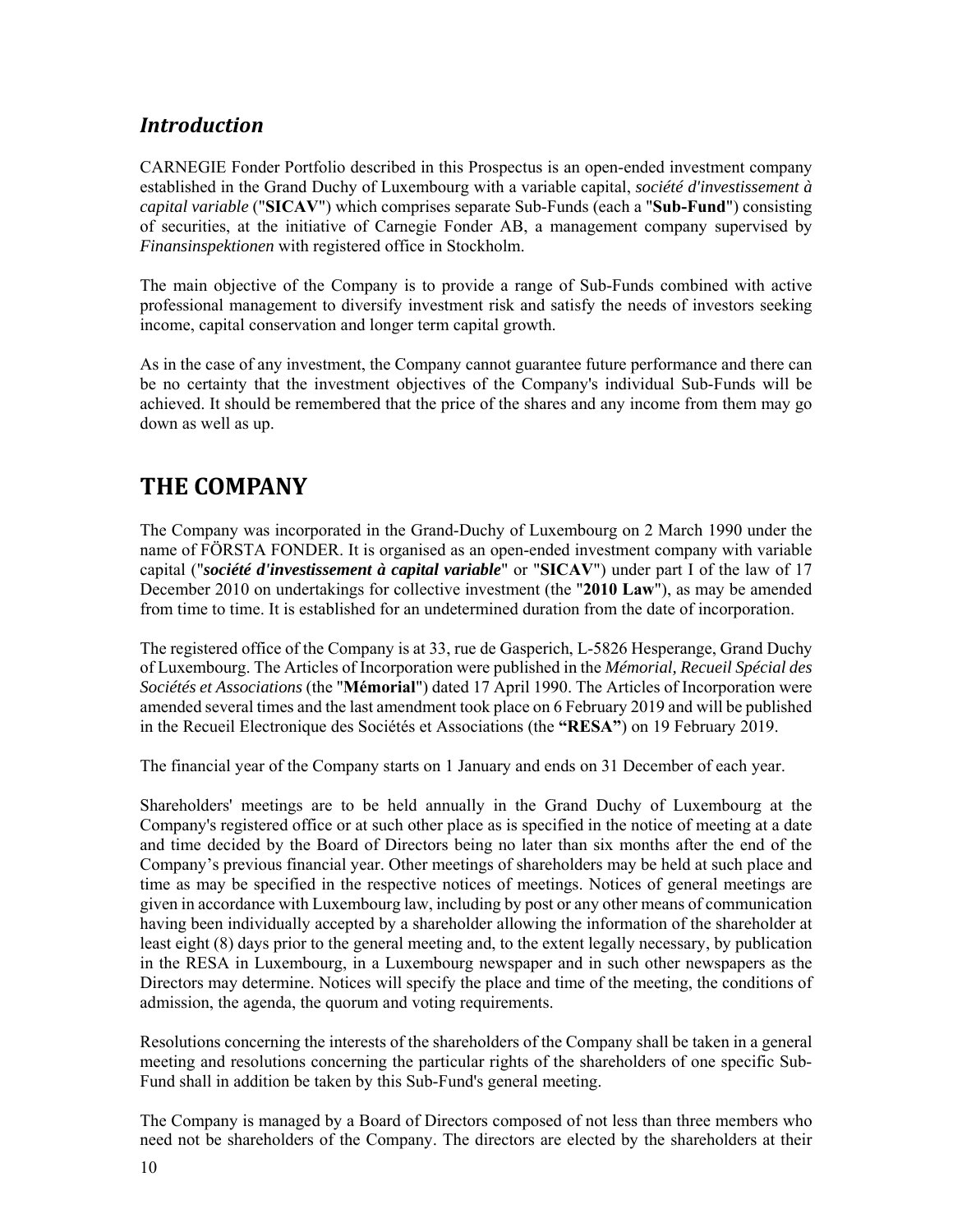## *Introduction*

CARNEGIE Fonder Portfolio described in this Prospectus is an open-ended investment company established in the Grand Duchy of Luxembourg with a variable capital, *société d'investissement à capital variable* ("**SICAV**") which comprises separate Sub-Funds (each a "**Sub-Fund**") consisting of securities, at the initiative of Carnegie Fonder AB, a management company supervised by *Finansinspektionen* with registered office in Stockholm.

The main objective of the Company is to provide a range of Sub-Funds combined with active professional management to diversify investment risk and satisfy the needs of investors seeking income, capital conservation and longer term capital growth.

As in the case of any investment, the Company cannot guarantee future performance and there can be no certainty that the investment objectives of the Company's individual Sub-Funds will be achieved. It should be remembered that the price of the shares and any income from them may go down as well as up.

# THE COMPANY

The Company was incorporated in the Grand-Duchy of Luxembourg on 2 March 1990 under the name of FÖRSTA FONDER. It is organised as an open-ended investment company with variable capital ("***société d'investissement à capital variable***" or "**SICAV**") under part I of the law of 17 December 2010 on undertakings for collective investment (the "**2010 Law**"), as may be amended from time to time. It is established for an undetermined duration from the date of incorporation.

The registered office of the Company is at 33, rue de Gasperich, L-5826 Hesperange, Grand Duchy of Luxembourg. The Articles of Incorporation were published in the *Mémorial, Recueil Spécial des Sociétés et Associations* (the "**Mémorial**") dated 17 April 1990. The Articles of Incorporation were amended several times and the last amendment took place on 6 February 2019 and will be published in the Recueil Electronique des Sociétés et Associations (the **"RESA"**) on 19 February 2019.

The financial year of the Company starts on 1 January and ends on 31 December of each year.

Shareholders' meetings are to be held annually in the Grand Duchy of Luxembourg at the Company's registered office or at such other place as is specified in the notice of meeting at a date and time decided by the Board of Directors being no later than six months after the end of the Company's previous financial year. Other meetings of shareholders may be held at such place and time as may be specified in the respective notices of meetings. Notices of general meetings are given in accordance with Luxembourg law, including by post or any other means of communication having been individually accepted by a shareholder allowing the information of the shareholder at least eight (8) days prior to the general meeting and, to the extent legally necessary, by publication in the RESA in Luxembourg, in a Luxembourg newspaper and in such other newspapers as the Directors may determine. Notices will specify the place and time of the meeting, the conditions of admission, the agenda, the quorum and voting requirements.

Resolutions concerning the interests of the shareholders of the Company shall be taken in a general meeting and resolutions concerning the particular rights of the shareholders of one specific Sub-Fund shall in addition be taken by this Sub-Fund's general meeting.

The Company is managed by a Board of Directors composed of not less than three members who need not be shareholders of the Company. The directors are elected by the shareholders at their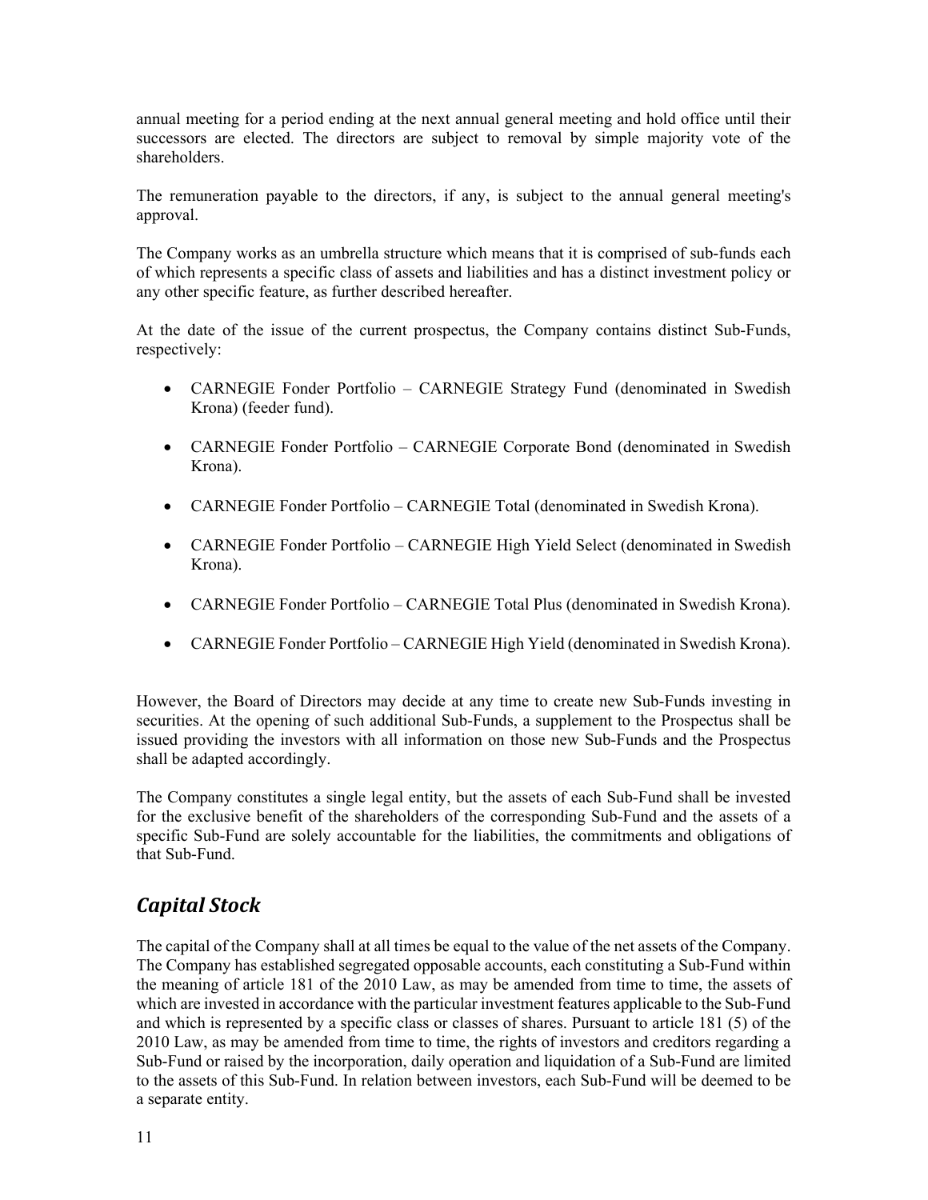annual meeting for a period ending at the next annual general meeting and hold office until their successors are elected. The directors are subject to removal by simple majority vote of the shareholders.

The remuneration payable to the directors, if any, is subject to the annual general meeting's approval.

The Company works as an umbrella structure which means that it is comprised of sub-funds each of which represents a specific class of assets and liabilities and has a distinct investment policy or any other specific feature, as further described hereafter.

At the date of the issue of the current prospectus, the Company contains distinct Sub-Funds, respectively:

- CARNEGIE Fonder Portfolio – CARNEGIE Strategy Fund (denominated in Swedish Krona) (feeder fund).
- CARNEGIE Fonder Portfolio – CARNEGIE Corporate Bond (denominated in Swedish Krona).
- CARNEGIE Fonder Portfolio – CARNEGIE Total (denominated in Swedish Krona).
- CARNEGIE Fonder Portfolio – CARNEGIE High Yield Select (denominated in Swedish Krona).
- CARNEGIE Fonder Portfolio – CARNEGIE Total Plus (denominated in Swedish Krona).
- CARNEGIE Fonder Portfolio – CARNEGIE High Yield (denominated in Swedish Krona).

However, the Board of Directors may decide at any time to create new Sub-Funds investing in securities. At the opening of such additional Sub-Funds, a supplement to the Prospectus shall be issued providing the investors with all information on those new Sub-Funds and the Prospectus shall be adapted accordingly.

The Company constitutes a single legal entity, but the assets of each Sub-Fund shall be invested for the exclusive benefit of the shareholders of the corresponding Sub-Fund and the assets of a specific Sub-Fund are solely accountable for the liabilities, the commitments and obligations of that Sub-Fund.

## *Capital Stock*

The capital of the Company shall at all times be equal to the value of the net assets of the Company. The Company has established segregated opposable accounts, each constituting a Sub-Fund within the meaning of article 181 of the 2010 Law, as may be amended from time to time, the assets of which are invested in accordance with the particular investment features applicable to the Sub-Fund and which is represented by a specific class or classes of shares. Pursuant to article 181 (5) of the 2010 Law, as may be amended from time to time, the rights of investors and creditors regarding a Sub-Fund or raised by the incorporation, daily operation and liquidation of a Sub-Fund are limited to the assets of this Sub-Fund. In relation between investors, each Sub-Fund will be deemed to be a separate entity.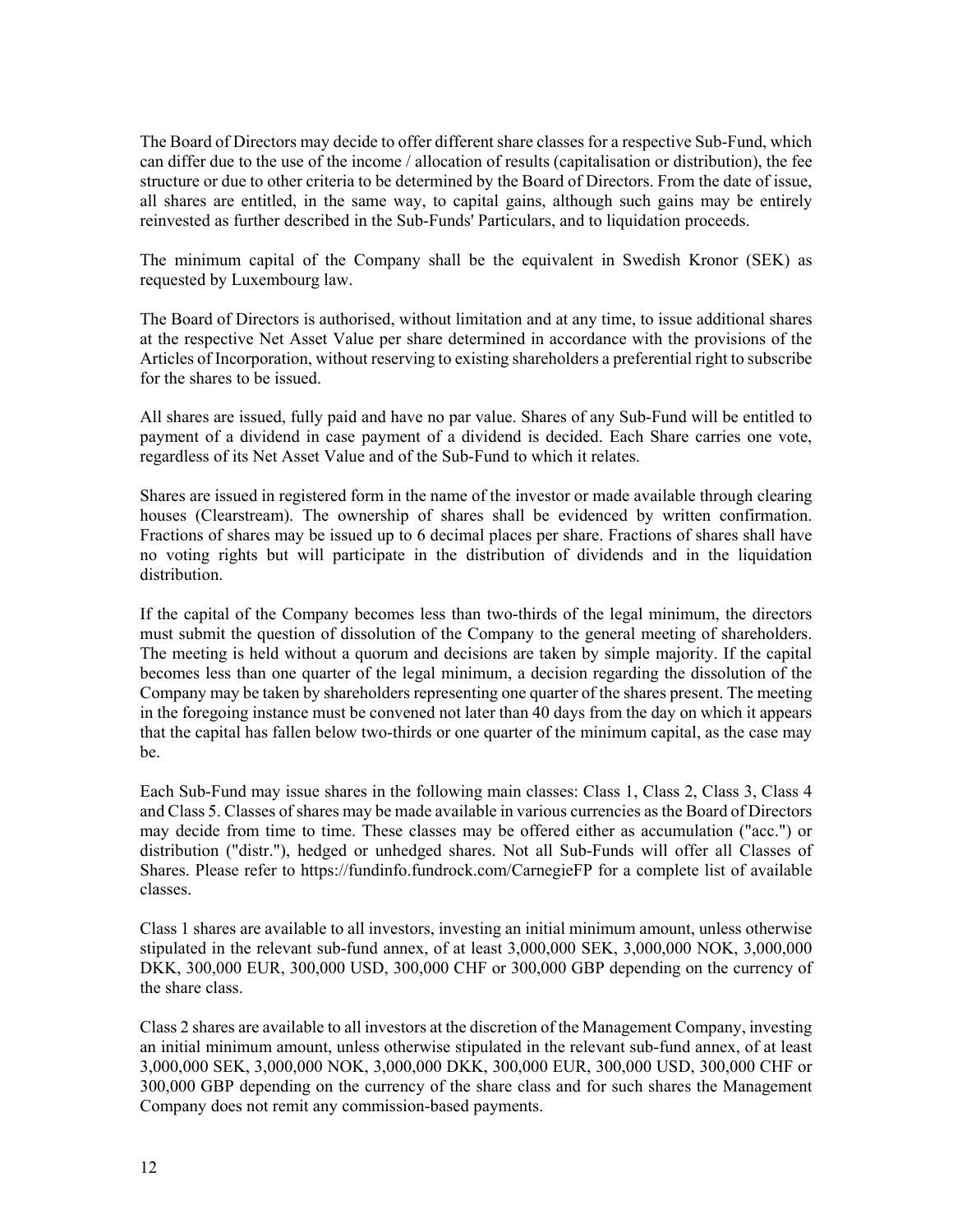The Board of Directors may decide to offer different share classes for a respective Sub-Fund, which can differ due to the use of the income / allocation of results (capitalisation or distribution), the fee structure or due to other criteria to be determined by the Board of Directors. From the date of issue, all shares are entitled, in the same way, to capital gains, although such gains may be entirely reinvested as further described in the Sub-Funds' Particulars, and to liquidation proceeds.

The minimum capital of the Company shall be the equivalent in Swedish Kronor (SEK) as requested by Luxembourg law.

The Board of Directors is authorised, without limitation and at any time, to issue additional shares at the respective Net Asset Value per share determined in accordance with the provisions of the Articles of Incorporation, without reserving to existing shareholders a preferential right to subscribe for the shares to be issued.

All shares are issued, fully paid and have no par value. Shares of any Sub-Fund will be entitled to payment of a dividend in case payment of a dividend is decided. Each Share carries one vote, regardless of its Net Asset Value and of the Sub-Fund to which it relates.

Shares are issued in registered form in the name of the investor or made available through clearing houses (Clearstream). The ownership of shares shall be evidenced by written confirmation. Fractions of shares may be issued up to 6 decimal places per share. Fractions of shares shall have no voting rights but will participate in the distribution of dividends and in the liquidation distribution.

If the capital of the Company becomes less than two-thirds of the legal minimum, the directors must submit the question of dissolution of the Company to the general meeting of shareholders. The meeting is held without a quorum and decisions are taken by simple majority. If the capital becomes less than one quarter of the legal minimum, a decision regarding the dissolution of the Company may be taken by shareholders representing one quarter of the shares present. The meeting in the foregoing instance must be convened not later than 40 days from the day on which it appears that the capital has fallen below two-thirds or one quarter of the minimum capital, as the case may be.

Each Sub-Fund may issue shares in the following main classes: Class 1, Class 2, Class 3, Class 4 and Class 5. Classes of shares may be made available in various currencies as the Board of Directors may decide from time to time. These classes may be offered either as accumulation ("acc.") or distribution ("distr."), hedged or unhedged shares. Not all Sub-Funds will offer all Classes of Shares. Please refer to https://fundinfo.fundrock.com/CarnegieFP for a complete list of available classes.

Class 1 shares are available to all investors, investing an initial minimum amount, unless otherwise stipulated in the relevant sub-fund annex, of at least 3,000,000 SEK, 3,000,000 NOK, 3,000,000 DKK, 300,000 EUR, 300,000 USD, 300,000 CHF or 300,000 GBP depending on the currency of the share class.

Class 2 shares are available to all investors at the discretion of the Management Company, investing an initial minimum amount, unless otherwise stipulated in the relevant sub-fund annex, of at least 3,000,000 SEK, 3,000,000 NOK, 3,000,000 DKK, 300,000 EUR, 300,000 USD, 300,000 CHF or 300,000 GBP depending on the currency of the share class and for such shares the Management Company does not remit any commission-based payments.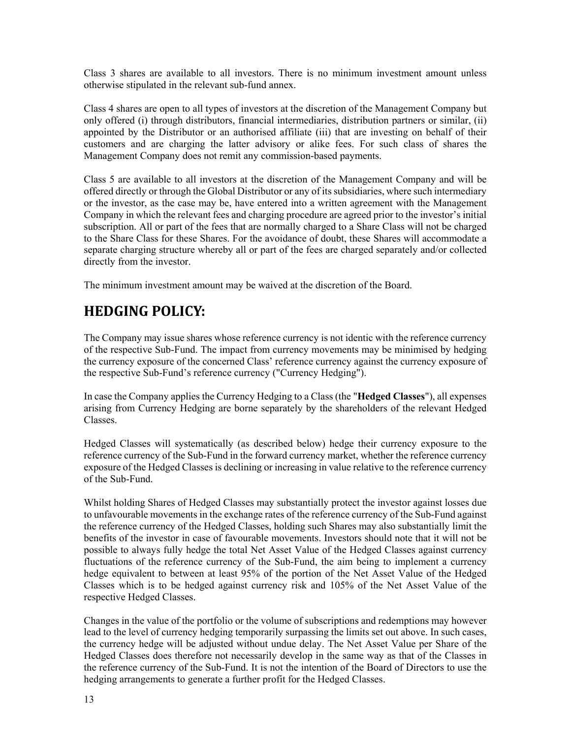Class 3 shares are available to all investors. There is no minimum investment amount unless otherwise stipulated in the relevant sub-fund annex.

Class 4 shares are open to all types of investors at the discretion of the Management Company but only offered (i) through distributors, financial intermediaries, distribution partners or similar, (ii) appointed by the Distributor or an authorised affiliate (iii) that are investing on behalf of their customers and are charging the latter advisory or alike fees. For such class of shares the Management Company does not remit any commission-based payments.

Class 5 are available to all investors at the discretion of the Management Company and will be offered directly or through the Global Distributor or any of its subsidiaries, where such intermediary or the investor, as the case may be, have entered into a written agreement with the Management Company in which the relevant fees and charging procedure are agreed prior to the investor's initial subscription. All or part of the fees that are normally charged to a Share Class will not be charged to the Share Class for these Shares. For the avoidance of doubt, these Shares will accommodate a separate charging structure whereby all or part of the fees are charged separately and/or collected directly from the investor.

The minimum investment amount may be waived at the discretion of the Board.

# HEDGING POLICY:

The Company may issue shares whose reference currency is not identic with the reference currency of the respective Sub-Fund. The impact from currency movements may be minimised by hedging the currency exposure of the concerned Class' reference currency against the currency exposure of the respective Sub-Fund's reference currency ("Currency Hedging").

In case the Company applies the Currency Hedging to a Class (the "**Hedged Classes**"), all expenses arising from Currency Hedging are borne separately by the shareholders of the relevant Hedged Classes.

Hedged Classes will systematically (as described below) hedge their currency exposure to the reference currency of the Sub-Fund in the forward currency market, whether the reference currency exposure of the Hedged Classes is declining or increasing in value relative to the reference currency of the Sub-Fund.

Whilst holding Shares of Hedged Classes may substantially protect the investor against losses due to unfavourable movements in the exchange rates of the reference currency of the Sub-Fund against the reference currency of the Hedged Classes, holding such Shares may also substantially limit the benefits of the investor in case of favourable movements. Investors should note that it will not be possible to always fully hedge the total Net Asset Value of the Hedged Classes against currency fluctuations of the reference currency of the Sub-Fund, the aim being to implement a currency hedge equivalent to between at least 95% of the portion of the Net Asset Value of the Hedged Classes which is to be hedged against currency risk and 105% of the Net Asset Value of the respective Hedged Classes.

Changes in the value of the portfolio or the volume of subscriptions and redemptions may however lead to the level of currency hedging temporarily surpassing the limits set out above. In such cases, the currency hedge will be adjusted without undue delay. The Net Asset Value per Share of the Hedged Classes does therefore not necessarily develop in the same way as that of the Classes in the reference currency of the Sub-Fund. It is not the intention of the Board of Directors to use the hedging arrangements to generate a further profit for the Hedged Classes.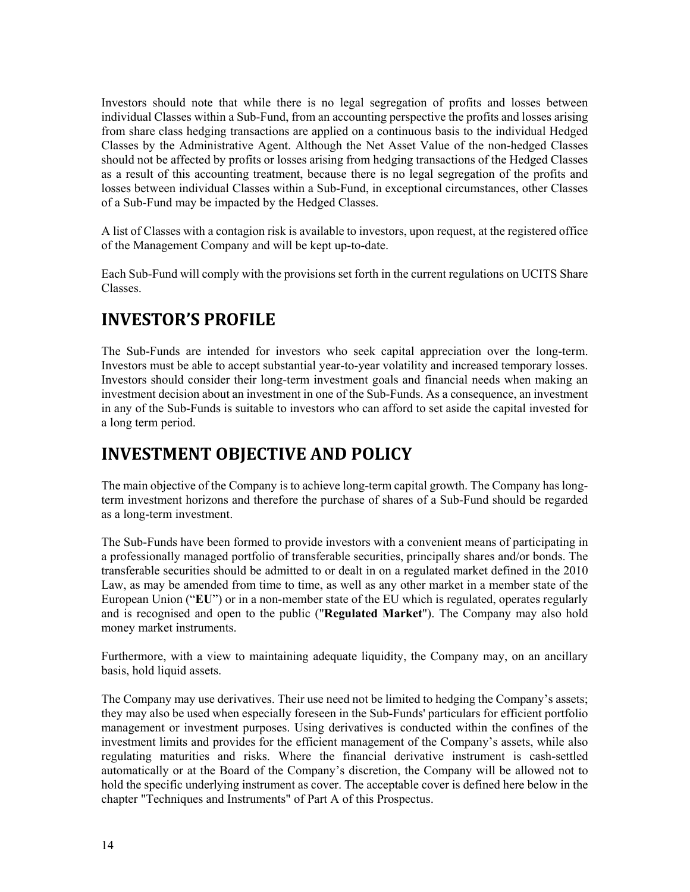Investors should note that while there is no legal segregation of profits and losses between individual Classes within a Sub-Fund, from an accounting perspective the profits and losses arising from share class hedging transactions are applied on a continuous basis to the individual Hedged Classes by the Administrative Agent. Although the Net Asset Value of the non-hedged Classes should not be affected by profits or losses arising from hedging transactions of the Hedged Classes as a result of this accounting treatment, because there is no legal segregation of the profits and losses between individual Classes within a Sub-Fund, in exceptional circumstances, other Classes of a Sub-Fund may be impacted by the Hedged Classes.

A list of Classes with a contagion risk is available to investors, upon request, at the registered office of the Management Company and will be kept up-to-date.

Each Sub-Fund will comply with the provisions set forth in the current regulations on UCITS Share Classes.

# INVESTOR'S PROFILE

The Sub-Funds are intended for investors who seek capital appreciation over the long-term. Investors must be able to accept substantial year-to-year volatility and increased temporary losses. Investors should consider their long-term investment goals and financial needs when making an investment decision about an investment in one of the Sub-Funds. As a consequence, an investment in any of the Sub-Funds is suitable to investors who can afford to set aside the capital invested for a long term period.

# INVESTMENT OBJECTIVE AND POLICY

The main objective of the Company is to achieve long-term capital growth. The Company has long-term investment horizons and therefore the purchase of shares of a Sub-Fund should be regarded as a long-term investment.

The Sub-Funds have been formed to provide investors with a convenient means of participating in a professionally managed portfolio of transferable securities, principally shares and/or bonds. The transferable securities should be admitted to or dealt in on a regulated market defined in the 2010 Law, as may be amended from time to time, as well as any other market in a member state of the European Union ("**EU**") or in a non-member state of the EU which is regulated, operates regularly and is recognised and open to the public ("**Regulated Market**"). The Company may also hold money market instruments.

Furthermore, with a view to maintaining adequate liquidity, the Company may, on an ancillary basis, hold liquid assets.

The Company may use derivatives. Their use need not be limited to hedging the Company's assets; they may also be used when especially foreseen in the Sub-Funds' particulars for efficient portfolio management or investment purposes. Using derivatives is conducted within the confines of the investment limits and provides for the efficient management of the Company's assets, while also regulating maturities and risks. Where the financial derivative instrument is cash-settled automatically or at the Board of the Company's discretion, the Company will be allowed not to hold the specific underlying instrument as cover. The acceptable cover is defined here below in the chapter "Techniques and Instruments" of Part A of this Prospectus.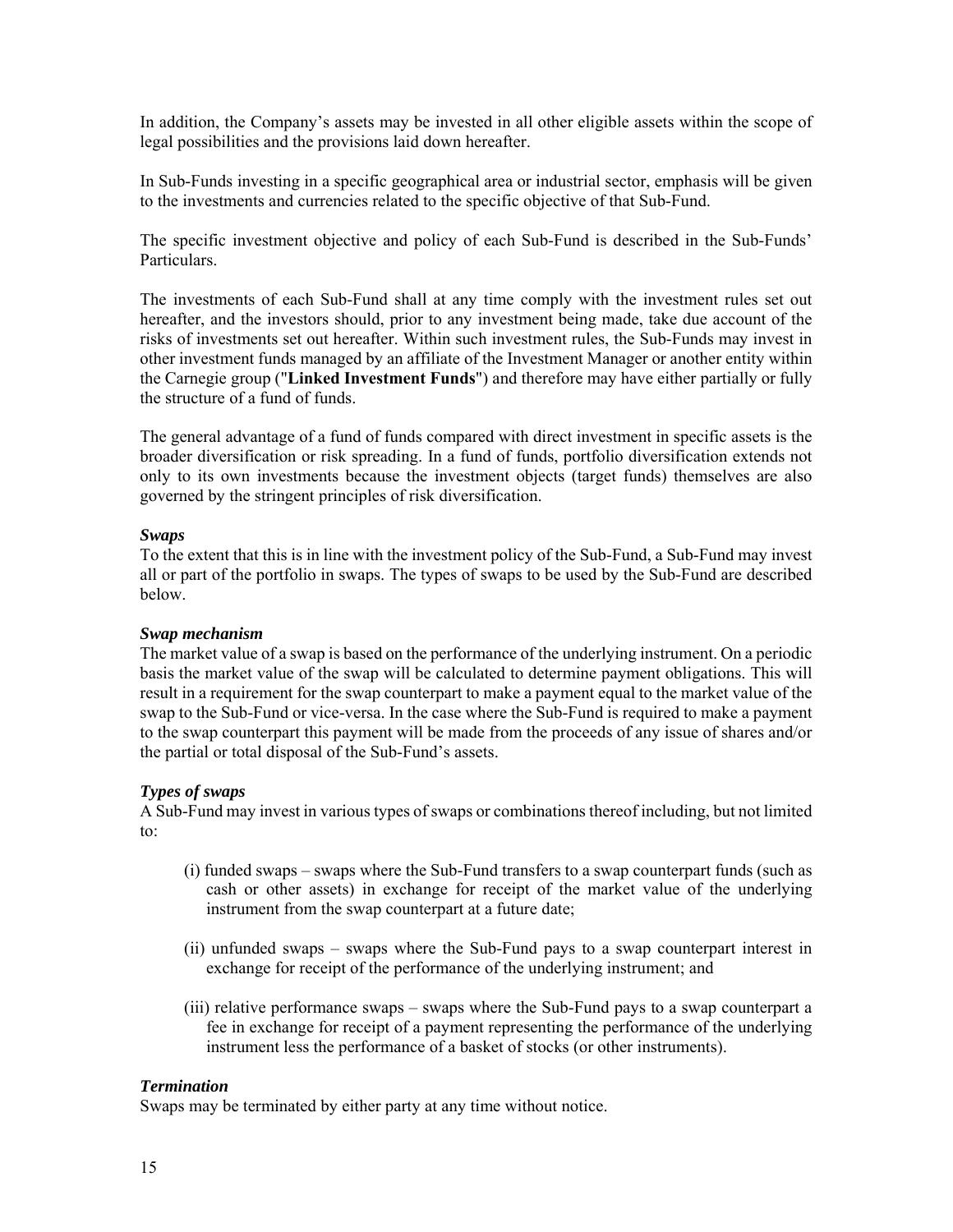In addition, the Company's assets may be invested in all other eligible assets within the scope of legal possibilities and the provisions laid down hereafter.

In Sub-Funds investing in a specific geographical area or industrial sector, emphasis will be given to the investments and currencies related to the specific objective of that Sub-Fund.

The specific investment objective and policy of each Sub-Fund is described in the Sub-Funds' Particulars.

The investments of each Sub-Fund shall at any time comply with the investment rules set out hereafter, and the investors should, prior to any investment being made, take due account of the risks of investments set out hereafter. Within such investment rules, the Sub-Funds may invest in other investment funds managed by an affiliate of the Investment Manager or another entity within the Carnegie group ("**Linked Investment Funds**") and therefore may have either partially or fully the structure of a fund of funds.

The general advantage of a fund of funds compared with direct investment in specific assets is the broader diversification or risk spreading. In a fund of funds, portfolio diversification extends not only to its own investments because the investment objects (target funds) themselves are also governed by the stringent principles of risk diversification.

***Swaps***

To the extent that this is in line with the investment policy of the Sub-Fund, a Sub-Fund may invest all or part of the portfolio in swaps. The types of swaps to be used by the Sub-Fund are described below.

***Swap mechanism***

The market value of a swap is based on the performance of the underlying instrument. On a periodic basis the market value of the swap will be calculated to determine payment obligations. This will result in a requirement for the swap counterpart to make a payment equal to the market value of the swap to the Sub-Fund or vice-versa. In the case where the Sub-Fund is required to make a payment to the swap counterpart this payment will be made from the proceeds of any issue of shares and/or the partial or total disposal of the Sub-Fund's assets.

***Types of swaps***

A Sub-Fund may invest in various types of swaps or combinations thereof including, but not limited to:

(i) funded swaps – swaps where the Sub-Fund transfers to a swap counterpart funds (such as cash or other assets) in exchange for receipt of the market value of the underlying instrument from the swap counterpart at a future date;

(ii) unfunded swaps – swaps where the Sub-Fund pays to a swap counterpart interest in exchange for receipt of the performance of the underlying instrument; and

(iii) relative performance swaps – swaps where the Sub-Fund pays to a swap counterpart a fee in exchange for receipt of a payment representing the performance of the underlying instrument less the performance of a basket of stocks (or other instruments).

***Termination***

Swaps may be terminated by either party at any time without notice.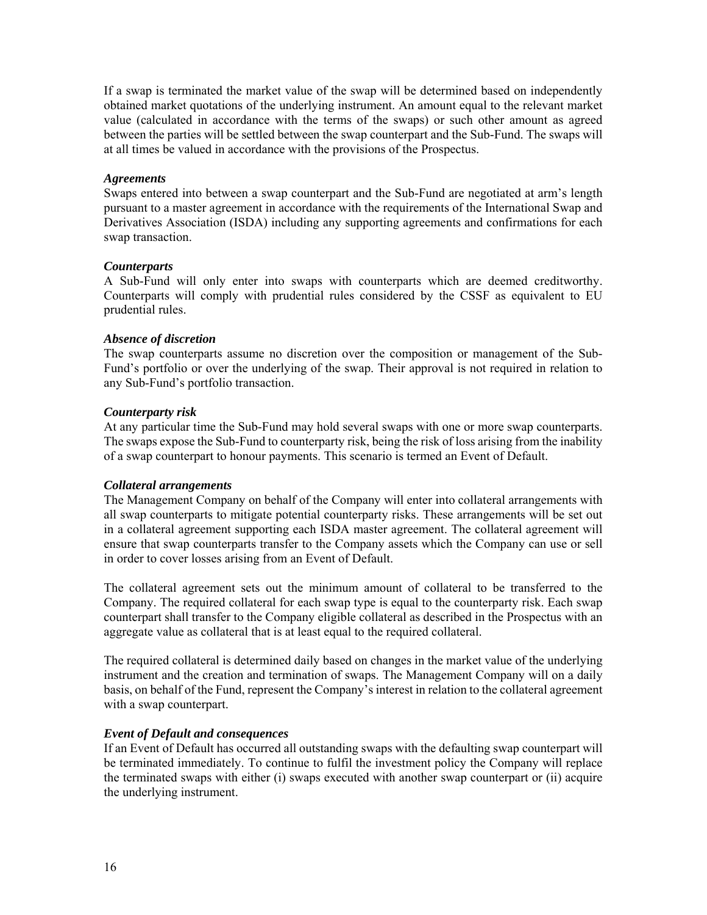If a swap is terminated the market value of the swap will be determined based on independently obtained market quotations of the underlying instrument. An amount equal to the relevant market value (calculated in accordance with the terms of the swaps) or such other amount as agreed between the parties will be settled between the swap counterpart and the Sub-Fund. The swaps will at all times be valued in accordance with the provisions of the Prospectus.

***Agreements***

Swaps entered into between a swap counterpart and the Sub-Fund are negotiated at arm's length pursuant to a master agreement in accordance with the requirements of the International Swap and Derivatives Association (ISDA) including any supporting agreements and confirmations for each swap transaction.

***Counterparts***

A Sub-Fund will only enter into swaps with counterparts which are deemed creditworthy. Counterparts will comply with prudential rules considered by the CSSF as equivalent to EU prudential rules.

***Absence of discretion***

The swap counterparts assume no discretion over the composition or management of the Sub-Fund's portfolio or over the underlying of the swap. Their approval is not required in relation to any Sub-Fund's portfolio transaction.

***Counterparty risk***

At any particular time the Sub-Fund may hold several swaps with one or more swap counterparts. The swaps expose the Sub-Fund to counterparty risk, being the risk of loss arising from the inability of a swap counterpart to honour payments. This scenario is termed an Event of Default.

***Collateral arrangements***

The Management Company on behalf of the Company will enter into collateral arrangements with all swap counterparts to mitigate potential counterparty risks. These arrangements will be set out in a collateral agreement supporting each ISDA master agreement. The collateral agreement will ensure that swap counterparts transfer to the Company assets which the Company can use or sell in order to cover losses arising from an Event of Default.

The collateral agreement sets out the minimum amount of collateral to be transferred to the Company. The required collateral for each swap type is equal to the counterparty risk. Each swap counterpart shall transfer to the Company eligible collateral as described in the Prospectus with an aggregate value as collateral that is at least equal to the required collateral.

The required collateral is determined daily based on changes in the market value of the underlying instrument and the creation and termination of swaps. The Management Company will on a daily basis, on behalf of the Fund, represent the Company's interest in relation to the collateral agreement with a swap counterpart.

***Event of Default and consequences***

If an Event of Default has occurred all outstanding swaps with the defaulting swap counterpart will be terminated immediately. To continue to fulfil the investment policy the Company will replace the terminated swaps with either (i) swaps executed with another swap counterpart or (ii) acquire the underlying instrument.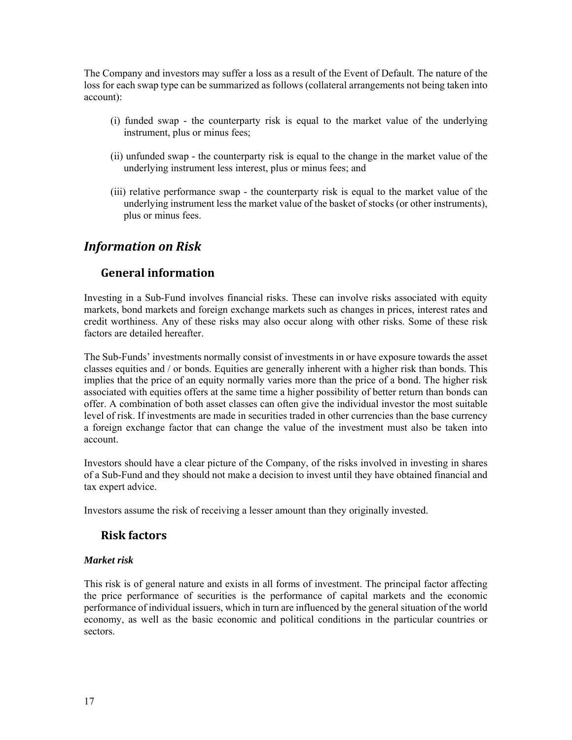The Company and investors may suffer a loss as a result of the Event of Default. The nature of the loss for each swap type can be summarized as follows (collateral arrangements not being taken into account):

(i) funded swap - the counterparty risk is equal to the market value of the underlying instrument, plus or minus fees;

(ii) unfunded swap - the counterparty risk is equal to the change in the market value of the underlying instrument less interest, plus or minus fees; and

(iii) relative performance swap - the counterparty risk is equal to the market value of the underlying instrument less the market value of the basket of stocks (or other instruments), plus or minus fees.

## *Information on Risk*

### General information

Investing in a Sub-Fund involves financial risks. These can involve risks associated with equity markets, bond markets and foreign exchange markets such as changes in prices, interest rates and credit worthiness. Any of these risks may also occur along with other risks. Some of these risk factors are detailed hereafter.

The Sub-Funds' investments normally consist of investments in or have exposure towards the asset classes equities and / or bonds. Equities are generally inherent with a higher risk than bonds. This implies that the price of an equity normally varies more than the price of a bond. The higher risk associated with equities offers at the same time a higher possibility of better return than bonds can offer. A combination of both asset classes can often give the individual investor the most suitable level of risk. If investments are made in securities traded in other currencies than the base currency a foreign exchange factor that can change the value of the investment must also be taken into account.

Investors should have a clear picture of the Company, of the risks involved in investing in shares of a Sub-Fund and they should not make a decision to invest until they have obtained financial and tax expert advice.

Investors assume the risk of receiving a lesser amount than they originally invested.

### Risk factors

***Market risk***

This risk is of general nature and exists in all forms of investment. The principal factor affecting the price performance of securities is the performance of capital markets and the economic performance of individual issuers, which in turn are influenced by the general situation of the world economy, as well as the basic economic and political conditions in the particular countries or sectors.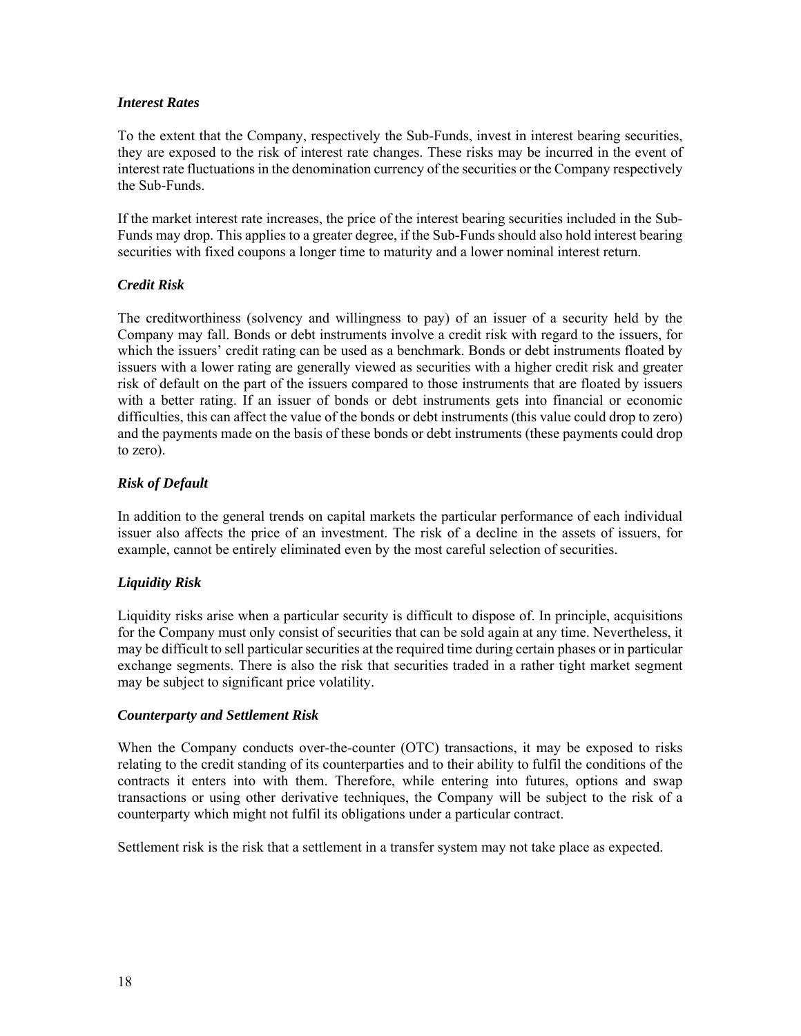*Interest Rates*

To the extent that the Company, respectively the Sub-Funds, invest in interest bearing securities, they are exposed to the risk of interest rate changes. These risks may be incurred in the event of interest rate fluctuations in the denomination currency of the securities or the Company respectively the Sub-Funds.

If the market interest rate increases, the price of the interest bearing securities included in the Sub-Funds may drop. This applies to a greater degree, if the Sub-Funds should also hold interest bearing securities with fixed coupons a longer time to maturity and a lower nominal interest return.

*Credit Risk*

The creditworthiness (solvency and willingness to pay) of an issuer of a security held by the Company may fall. Bonds or debt instruments involve a credit risk with regard to the issuers, for which the issuers' credit rating can be used as a benchmark. Bonds or debt instruments floated by issuers with a lower rating are generally viewed as securities with a higher credit risk and greater risk of default on the part of the issuers compared to those instruments that are floated by issuers with a better rating. If an issuer of bonds or debt instruments gets into financial or economic difficulties, this can affect the value of the bonds or debt instruments (this value could drop to zero) and the payments made on the basis of these bonds or debt instruments (these payments could drop to zero).

*Risk of Default*

In addition to the general trends on capital markets the particular performance of each individual issuer also affects the price of an investment. The risk of a decline in the assets of issuers, for example, cannot be entirely eliminated even by the most careful selection of securities.

*Liquidity Risk*

Liquidity risks arise when a particular security is difficult to dispose of. In principle, acquisitions for the Company must only consist of securities that can be sold again at any time. Nevertheless, it may be difficult to sell particular securities at the required time during certain phases or in particular exchange segments. There is also the risk that securities traded in a rather tight market segment may be subject to significant price volatility.

*Counterparty and Settlement Risk*

When the Company conducts over-the-counter (OTC) transactions, it may be exposed to risks relating to the credit standing of its counterparties and to their ability to fulfil the conditions of the contracts it enters into with them. Therefore, while entering into futures, options and swap transactions or using other derivative techniques, the Company will be subject to the risk of a counterparty which might not fulfil its obligations under a particular contract.

Settlement risk is the risk that a settlement in a transfer system may not take place as expected.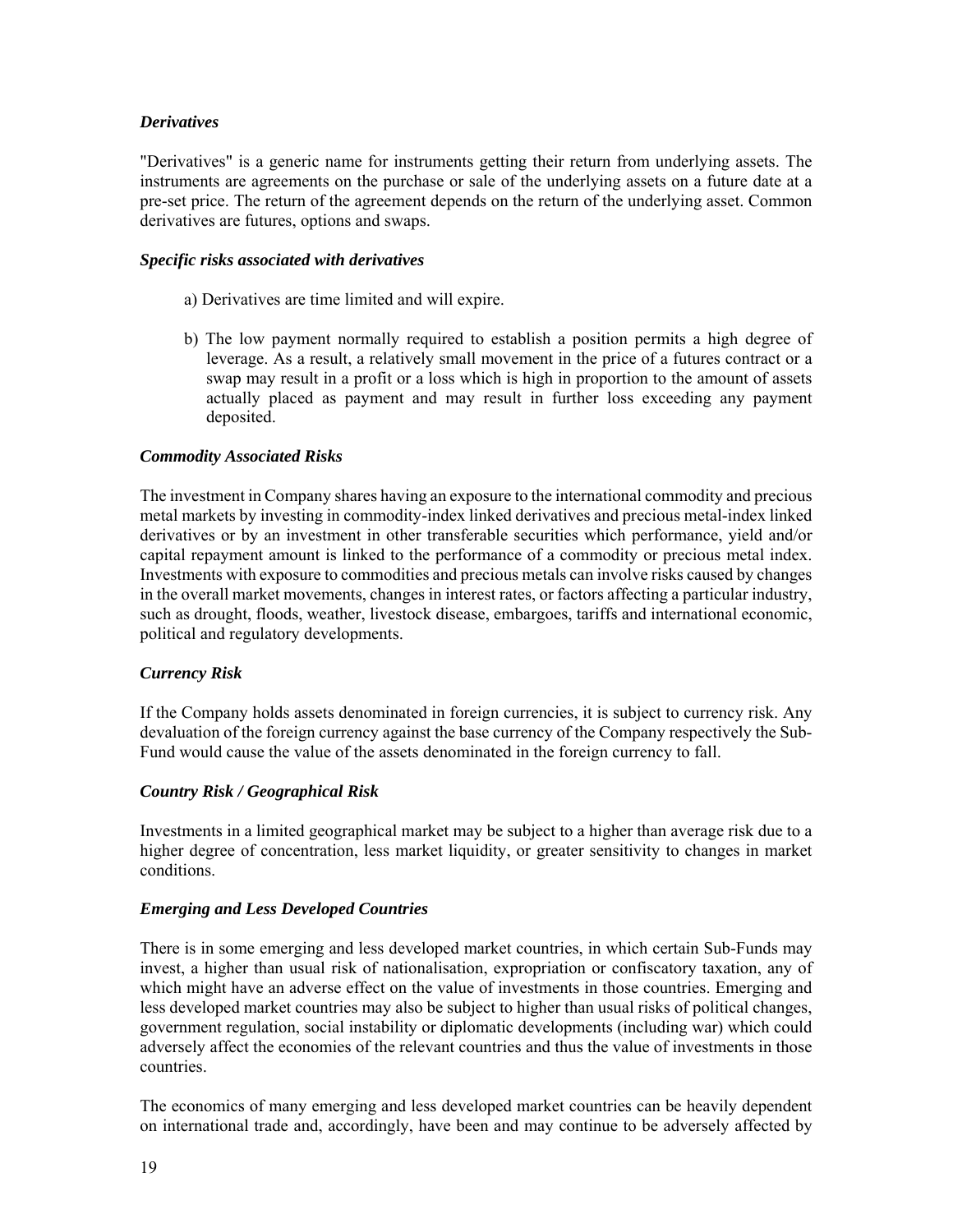***Derivatives***

"Derivatives" is a generic name for instruments getting their return from underlying assets. The instruments are agreements on the purchase or sale of the underlying assets on a future date at a pre-set price. The return of the agreement depends on the return of the underlying asset. Common derivatives are futures, options and swaps.

***Specific risks associated with derivatives***

a) Derivatives are time limited and will expire.

b) The low payment normally required to establish a position permits a high degree of leverage. As a result, a relatively small movement in the price of a futures contract or a swap may result in a profit or a loss which is high in proportion to the amount of assets actually placed as payment and may result in further loss exceeding any payment deposited.

***Commodity Associated Risks***

The investment in Company shares having an exposure to the international commodity and precious metal markets by investing in commodity-index linked derivatives and precious metal-index linked derivatives or by an investment in other transferable securities which performance, yield and/or capital repayment amount is linked to the performance of a commodity or precious metal index. Investments with exposure to commodities and precious metals can involve risks caused by changes in the overall market movements, changes in interest rates, or factors affecting a particular industry, such as drought, floods, weather, livestock disease, embargoes, tariffs and international economic, political and regulatory developments.

***Currency Risk***

If the Company holds assets denominated in foreign currencies, it is subject to currency risk. Any devaluation of the foreign currency against the base currency of the Company respectively the Sub-Fund would cause the value of the assets denominated in the foreign currency to fall.

***Country Risk / Geographical Risk***

Investments in a limited geographical market may be subject to a higher than average risk due to a higher degree of concentration, less market liquidity, or greater sensitivity to changes in market conditions.

***Emerging and Less Developed Countries***

There is in some emerging and less developed market countries, in which certain Sub-Funds may invest, a higher than usual risk of nationalisation, expropriation or confiscatory taxation, any of which might have an adverse effect on the value of investments in those countries. Emerging and less developed market countries may also be subject to higher than usual risks of political changes, government regulation, social instability or diplomatic developments (including war) which could adversely affect the economies of the relevant countries and thus the value of investments in those countries.

The economics of many emerging and less developed market countries can be heavily dependent on international trade and, accordingly, have been and may continue to be adversely affected by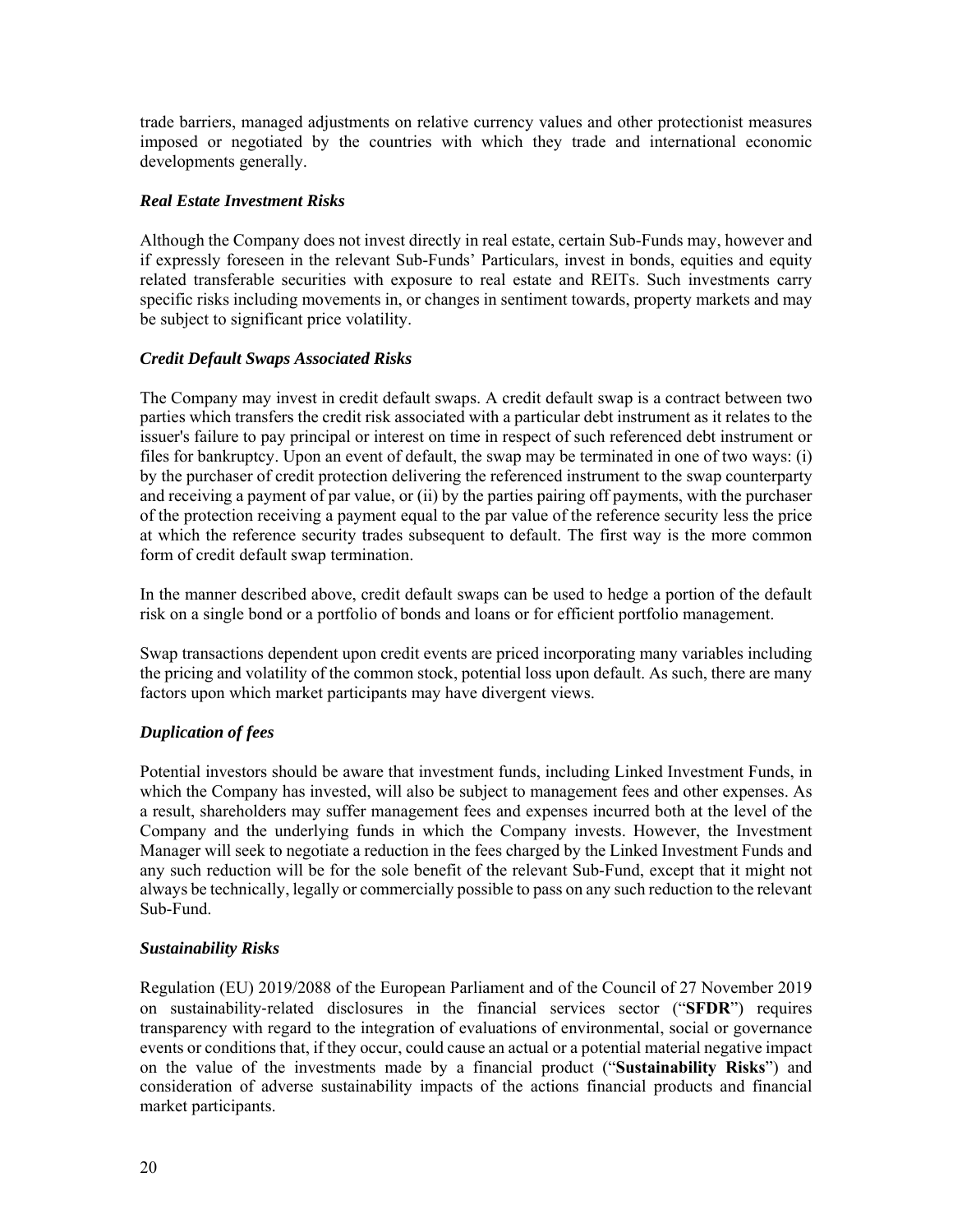trade barriers, managed adjustments on relative currency values and other protectionist measures imposed or negotiated by the countries with which they trade and international economic developments generally.

***Real Estate Investment Risks***

Although the Company does not invest directly in real estate, certain Sub-Funds may, however and if expressly foreseen in the relevant Sub-Funds' Particulars, invest in bonds, equities and equity related transferable securities with exposure to real estate and REITs. Such investments carry specific risks including movements in, or changes in sentiment towards, property markets and may be subject to significant price volatility.

***Credit Default Swaps Associated Risks***

The Company may invest in credit default swaps. A credit default swap is a contract between two parties which transfers the credit risk associated with a particular debt instrument as it relates to the issuer's failure to pay principal or interest on time in respect of such referenced debt instrument or files for bankruptcy. Upon an event of default, the swap may be terminated in one of two ways: (i) by the purchaser of credit protection delivering the referenced instrument to the swap counterparty and receiving a payment of par value, or (ii) by the parties pairing off payments, with the purchaser of the protection receiving a payment equal to the par value of the reference security less the price at which the reference security trades subsequent to default. The first way is the more common form of credit default swap termination.

In the manner described above, credit default swaps can be used to hedge a portion of the default risk on a single bond or a portfolio of bonds and loans or for efficient portfolio management.

Swap transactions dependent upon credit events are priced incorporating many variables including the pricing and volatility of the common stock, potential loss upon default. As such, there are many factors upon which market participants may have divergent views.

***Duplication of fees***

Potential investors should be aware that investment funds, including Linked Investment Funds, in which the Company has invested, will also be subject to management fees and other expenses. As a result, shareholders may suffer management fees and expenses incurred both at the level of the Company and the underlying funds in which the Company invests. However, the Investment Manager will seek to negotiate a reduction in the fees charged by the Linked Investment Funds and any such reduction will be for the sole benefit of the relevant Sub-Fund, except that it might not always be technically, legally or commercially possible to pass on any such reduction to the relevant Sub-Fund.

***Sustainability Risks***

Regulation (EU) 2019/2088 of the European Parliament and of the Council of 27 November 2019 on sustainability-related disclosures in the financial services sector ("**SFDR**") requires transparency with regard to the integration of evaluations of environmental, social or governance events or conditions that, if they occur, could cause an actual or a potential material negative impact on the value of the investments made by a financial product ("**Sustainability Risks**") and consideration of adverse sustainability impacts of the actions financial products and financial market participants.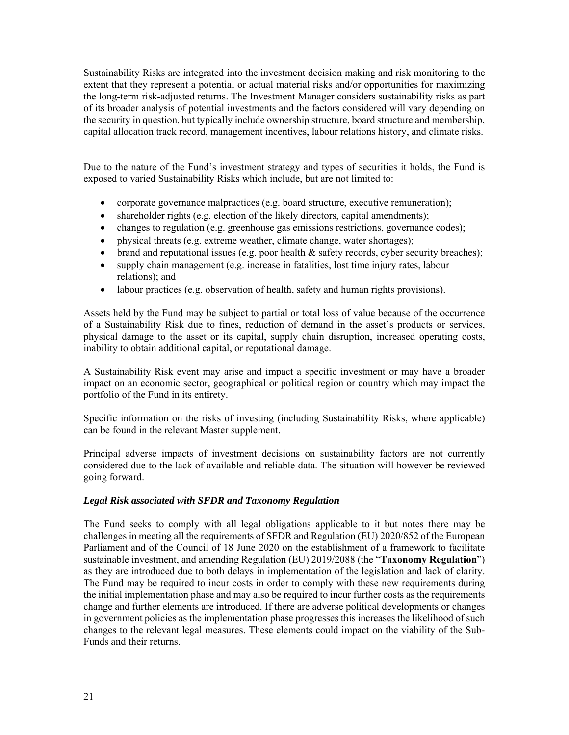Sustainability Risks are integrated into the investment decision making and risk monitoring to the extent that they represent a potential or actual material risks and/or opportunities for maximizing the long-term risk-adjusted returns. The Investment Manager considers sustainability risks as part of its broader analysis of potential investments and the factors considered will vary depending on the security in question, but typically include ownership structure, board structure and membership, capital allocation track record, management incentives, labour relations history, and climate risks.

Due to the nature of the Fund's investment strategy and types of securities it holds, the Fund is exposed to varied Sustainability Risks which include, but are not limited to:

- corporate governance malpractices (e.g. board structure, executive remuneration);
- shareholder rights (e.g. election of the likely directors, capital amendments);
- changes to regulation (e.g. greenhouse gas emissions restrictions, governance codes);
- physical threats (e.g. extreme weather, climate change, water shortages);
- brand and reputational issues (e.g. poor health & safety records, cyber security breaches);
- supply chain management (e.g. increase in fatalities, lost time injury rates, labour relations); and
- labour practices (e.g. observation of health, safety and human rights provisions).

Assets held by the Fund may be subject to partial or total loss of value because of the occurrence of a Sustainability Risk due to fines, reduction of demand in the asset's products or services, physical damage to the asset or its capital, supply chain disruption, increased operating costs, inability to obtain additional capital, or reputational damage.

A Sustainability Risk event may arise and impact a specific investment or may have a broader impact on an economic sector, geographical or political region or country which may impact the portfolio of the Fund in its entirety.

Specific information on the risks of investing (including Sustainability Risks, where applicable) can be found in the relevant Master supplement.

Principal adverse impacts of investment decisions on sustainability factors are not currently considered due to the lack of available and reliable data. The situation will however be reviewed going forward.

***Legal Risk associated with SFDR and Taxonomy Regulation***

The Fund seeks to comply with all legal obligations applicable to it but notes there may be challenges in meeting all the requirements of SFDR and Regulation (EU) 2020/852 of the European Parliament and of the Council of 18 June 2020 on the establishment of a framework to facilitate sustainable investment, and amending Regulation (EU) 2019/2088 (the "**Taxonomy Regulation**") as they are introduced due to both delays in implementation of the legislation and lack of clarity. The Fund may be required to incur costs in order to comply with these new requirements during the initial implementation phase and may also be required to incur further costs as the requirements change and further elements are introduced. If there are adverse political developments or changes in government policies as the implementation phase progresses this increases the likelihood of such changes to the relevant legal measures. These elements could impact on the viability of the Sub-Funds and their returns.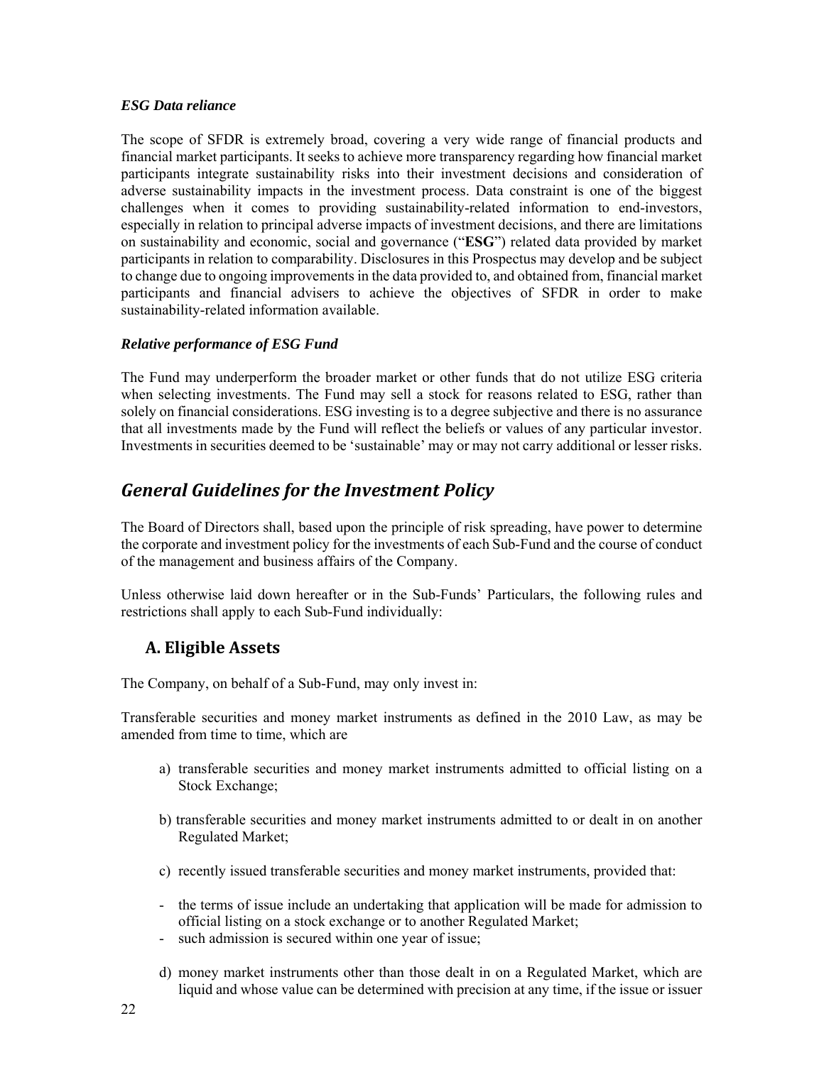***ESG Data reliance***

The scope of SFDR is extremely broad, covering a very wide range of financial products and financial market participants. It seeks to achieve more transparency regarding how financial market participants integrate sustainability risks into their investment decisions and consideration of adverse sustainability impacts in the investment process. Data constraint is one of the biggest challenges when it comes to providing sustainability-related information to end-investors, especially in relation to principal adverse impacts of investment decisions, and there are limitations on sustainability and economic, social and governance ("**ESG**") related data provided by market participants in relation to comparability. Disclosures in this Prospectus may develop and be subject to change due to ongoing improvements in the data provided to, and obtained from, financial market participants and financial advisers to achieve the objectives of SFDR in order to make sustainability-related information available.

***Relative performance of ESG Fund***

The Fund may underperform the broader market or other funds that do not utilize ESG criteria when selecting investments. The Fund may sell a stock for reasons related to ESG, rather than solely on financial considerations. ESG investing is to a degree subjective and there is no assurance that all investments made by the Fund will reflect the beliefs or values of any particular investor. Investments in securities deemed to be 'sustainable' may or may not carry additional or lesser risks.

## *General Guidelines for the Investment Policy*

The Board of Directors shall, based upon the principle of risk spreading, have power to determine the corporate and investment policy for the investments of each Sub-Fund and the course of conduct of the management and business affairs of the Company.

Unless otherwise laid down hereafter or in the Sub-Funds' Particulars, the following rules and restrictions shall apply to each Sub-Fund individually:

### A. Eligible Assets

The Company, on behalf of a Sub-Fund, may only invest in:

Transferable securities and money market instruments as defined in the 2010 Law, as may be amended from time to time, which are

a) transferable securities and money market instruments admitted to official listing on a Stock Exchange;

b) transferable securities and money market instruments admitted to or dealt in on another Regulated Market;

c) recently issued transferable securities and money market instruments, provided that:

- the terms of issue include an undertaking that application will be made for admission to official listing on a stock exchange or to another Regulated Market;
- such admission is secured within one year of issue;

d) money market instruments other than those dealt in on a Regulated Market, which are liquid and whose value can be determined with precision at any time, if the issue or issuer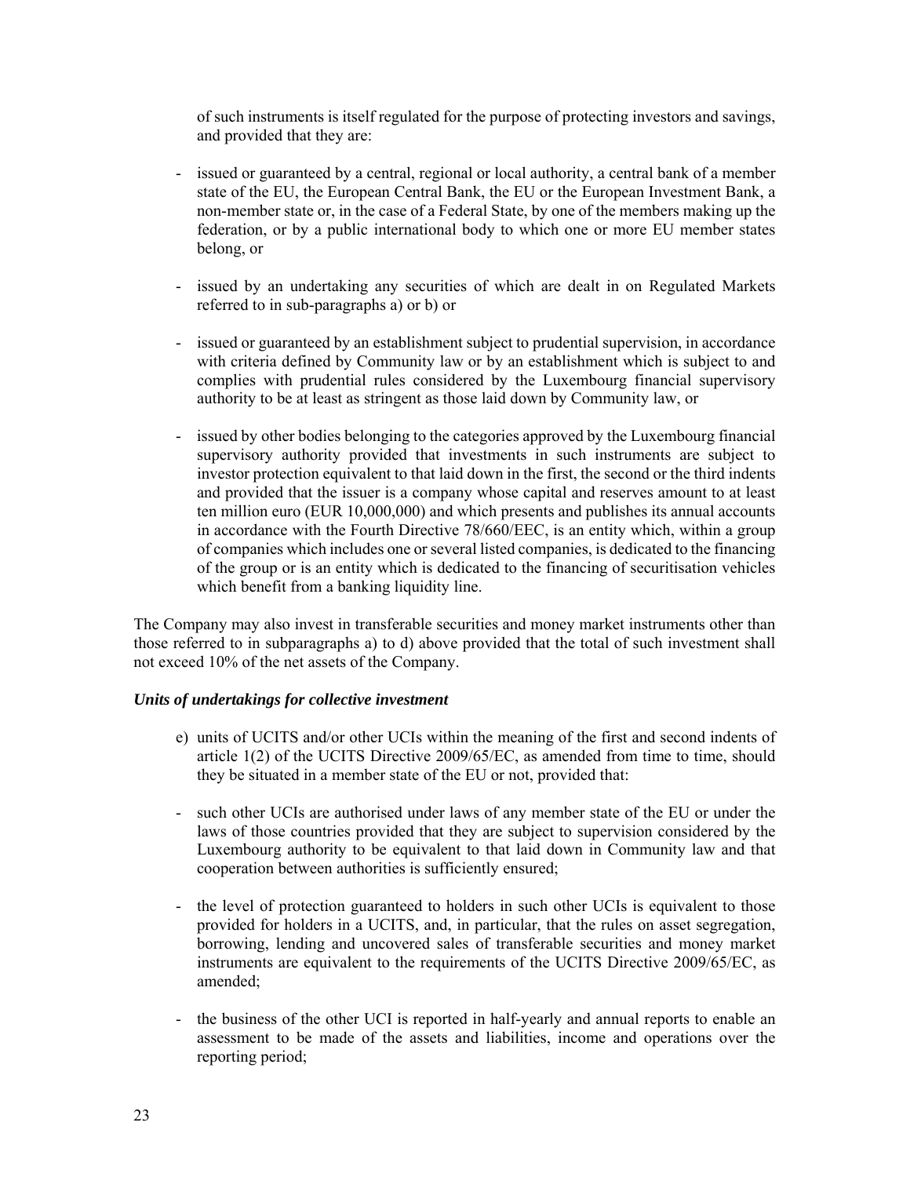of such instruments is itself regulated for the purpose of protecting investors and savings, and provided that they are:

- issued or guaranteed by a central, regional or local authority, a central bank of a member state of the EU, the European Central Bank, the EU or the European Investment Bank, a non-member state or, in the case of a Federal State, by one of the members making up the federation, or by a public international body to which one or more EU member states belong, or

- issued by an undertaking any securities of which are dealt in on Regulated Markets referred to in sub-paragraphs a) or b) or

- issued or guaranteed by an establishment subject to prudential supervision, in accordance with criteria defined by Community law or by an establishment which is subject to and complies with prudential rules considered by the Luxembourg financial supervisory authority to be at least as stringent as those laid down by Community law, or

- issued by other bodies belonging to the categories approved by the Luxembourg financial supervisory authority provided that investments in such instruments are subject to investor protection equivalent to that laid down in the first, the second or the third indents and provided that the issuer is a company whose capital and reserves amount to at least ten million euro (EUR 10,000,000) and which presents and publishes its annual accounts in accordance with the Fourth Directive 78/660/EEC, is an entity which, within a group of companies which includes one or several listed companies, is dedicated to the financing of the group or is an entity which is dedicated to the financing of securitisation vehicles which benefit from a banking liquidity line.

The Company may also invest in transferable securities and money market instruments other than those referred to in subparagraphs a) to d) above provided that the total of such investment shall not exceed 10% of the net assets of the Company.

***Units of undertakings for collective investment***

e) units of UCITS and/or other UCIs within the meaning of the first and second indents of article 1(2) of the UCITS Directive 2009/65/EC, as amended from time to time, should they be situated in a member state of the EU or not, provided that:

- such other UCIs are authorised under laws of any member state of the EU or under the laws of those countries provided that they are subject to supervision considered by the Luxembourg authority to be equivalent to that laid down in Community law and that cooperation between authorities is sufficiently ensured;

- the level of protection guaranteed to holders in such other UCIs is equivalent to those provided for holders in a UCITS, and, in particular, that the rules on asset segregation, borrowing, lending and uncovered sales of transferable securities and money market instruments are equivalent to the requirements of the UCITS Directive 2009/65/EC, as amended;

- the business of the other UCI is reported in half-yearly and annual reports to enable an assessment to be made of the assets and liabilities, income and operations over the reporting period;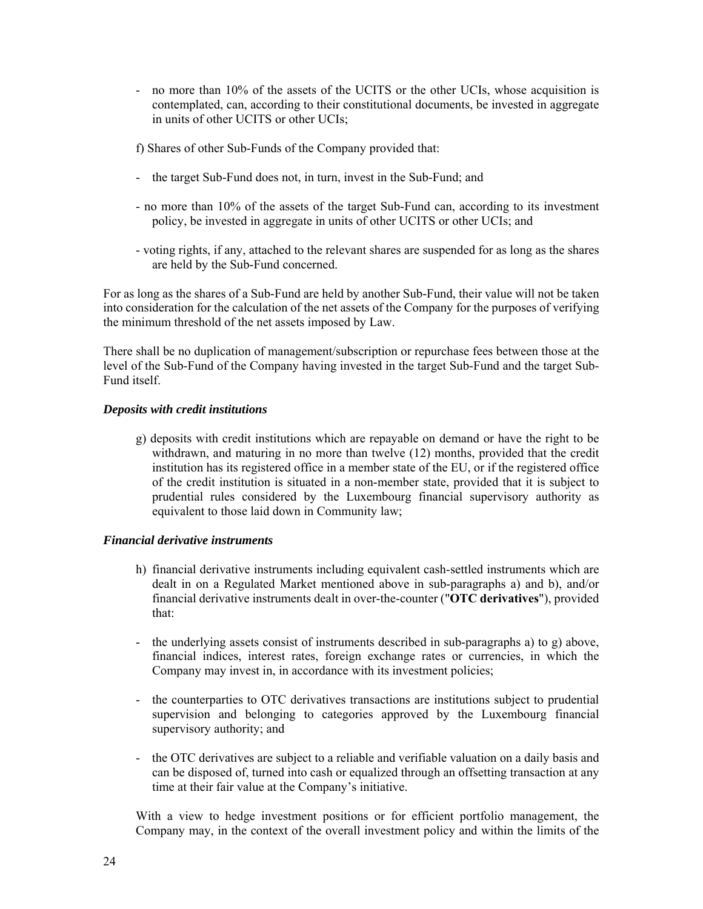- no more than 10% of the assets of the UCITS or the other UCIs, whose acquisition is contemplated, can, according to their constitutional documents, be invested in aggregate in units of other UCITS or other UCIs;

f) Shares of other Sub-Funds of the Company provided that:

- the target Sub-Fund does not, in turn, invest in the Sub-Fund; and
- no more than 10% of the assets of the target Sub-Fund can, according to its investment policy, be invested in aggregate in units of other UCITS or other UCIs; and
- voting rights, if any, attached to the relevant shares are suspended for as long as the shares are held by the Sub-Fund concerned.

For as long as the shares of a Sub-Fund are held by another Sub-Fund, their value will not be taken into consideration for the calculation of the net assets of the Company for the purposes of verifying the minimum threshold of the net assets imposed by Law.

There shall be no duplication of management/subscription or repurchase fees between those at the level of the Sub-Fund of the Company having invested in the target Sub-Fund and the target Sub-Fund itself.

***Deposits with credit institutions***

g) deposits with credit institutions which are repayable on demand or have the right to be withdrawn, and maturing in no more than twelve (12) months, provided that the credit institution has its registered office in a member state of the EU, or if the registered office of the credit institution is situated in a non-member state, provided that it is subject to prudential rules considered by the Luxembourg financial supervisory authority as equivalent to those laid down in Community law;

***Financial derivative instruments***

h) financial derivative instruments including equivalent cash-settled instruments which are dealt in on a Regulated Market mentioned above in sub-paragraphs a) and b), and/or financial derivative instruments dealt in over-the-counter ("**OTC derivatives**"), provided that:

- the underlying assets consist of instruments described in sub-paragraphs a) to g) above, financial indices, interest rates, foreign exchange rates or currencies, in which the Company may invest in, in accordance with its investment policies;
- the counterparties to OTC derivatives transactions are institutions subject to prudential supervision and belonging to categories approved by the Luxembourg financial supervisory authority; and
- the OTC derivatives are subject to a reliable and verifiable valuation on a daily basis and can be disposed of, turned into cash or equalized through an offsetting transaction at any time at their fair value at the Company's initiative.

With a view to hedge investment positions or for efficient portfolio management, the Company may, in the context of the overall investment policy and within the limits of the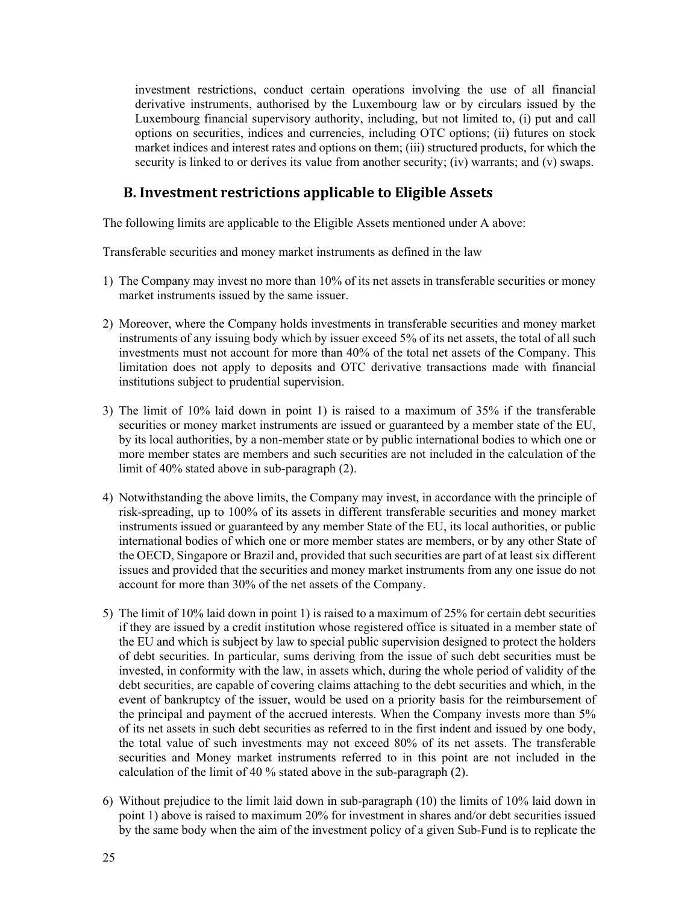investment restrictions, conduct certain operations involving the use of all financial derivative instruments, authorised by the Luxembourg law or by circulars issued by the Luxembourg financial supervisory authority, including, but not limited to, (i) put and call options on securities, indices and currencies, including OTC options; (ii) futures on stock market indices and interest rates and options on them; (iii) structured products, for which the security is linked to or derives its value from another security; (iv) warrants; and (v) swaps.

## B. Investment restrictions applicable to Eligible Assets

The following limits are applicable to the Eligible Assets mentioned under A above:

Transferable securities and money market instruments as defined in the law

1) The Company may invest no more than 10% of its net assets in transferable securities or money market instruments issued by the same issuer.

2) Moreover, where the Company holds investments in transferable securities and money market instruments of any issuing body which by issuer exceed 5% of its net assets, the total of all such investments must not account for more than 40% of the total net assets of the Company. This limitation does not apply to deposits and OTC derivative transactions made with financial institutions subject to prudential supervision.

3) The limit of 10% laid down in point 1) is raised to a maximum of 35% if the transferable securities or money market instruments are issued or guaranteed by a member state of the EU, by its local authorities, by a non-member state or by public international bodies to which one or more member states are members and such securities are not included in the calculation of the limit of 40% stated above in sub-paragraph (2).

4) Notwithstanding the above limits, the Company may invest, in accordance with the principle of risk-spreading, up to 100% of its assets in different transferable securities and money market instruments issued or guaranteed by any member State of the EU, its local authorities, or public international bodies of which one or more member states are members, or by any other State of the OECD, Singapore or Brazil and, provided that such securities are part of at least six different issues and provided that the securities and money market instruments from any one issue do not account for more than 30% of the net assets of the Company.

5) The limit of 10% laid down in point 1) is raised to a maximum of 25% for certain debt securities if they are issued by a credit institution whose registered office is situated in a member state of the EU and which is subject by law to special public supervision designed to protect the holders of debt securities. In particular, sums deriving from the issue of such debt securities must be invested, in conformity with the law, in assets which, during the whole period of validity of the debt securities, are capable of covering claims attaching to the debt securities and which, in the event of bankruptcy of the issuer, would be used on a priority basis for the reimbursement of the principal and payment of the accrued interests. When the Company invests more than 5% of its net assets in such debt securities as referred to in the first indent and issued by one body, the total value of such investments may not exceed 80% of its net assets. The transferable securities and Money market instruments referred to in this point are not included in the calculation of the limit of 40 % stated above in the sub-paragraph (2).

6) Without prejudice to the limit laid down in sub-paragraph (10) the limits of 10% laid down in point 1) above is raised to maximum 20% for investment in shares and/or debt securities issued by the same body when the aim of the investment policy of a given Sub-Fund is to replicate the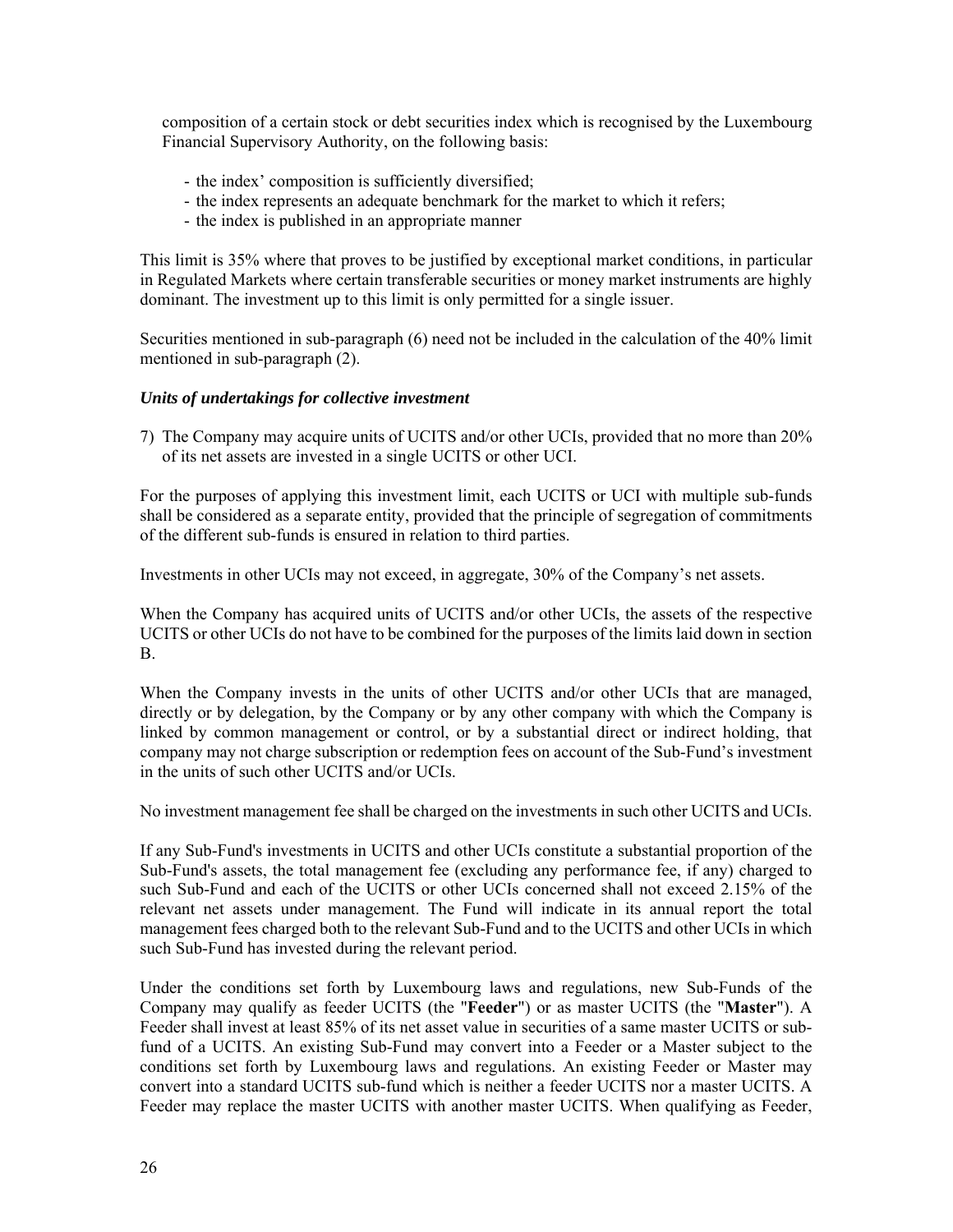composition of a certain stock or debt securities index which is recognised by the Luxembourg Financial Supervisory Authority, on the following basis:

- the index' composition is sufficiently diversified;
- the index represents an adequate benchmark for the market to which it refers;
- the index is published in an appropriate manner

This limit is 35% where that proves to be justified by exceptional market conditions, in particular in Regulated Markets where certain transferable securities or money market instruments are highly dominant. The investment up to this limit is only permitted for a single issuer.

Securities mentioned in sub-paragraph (6) need not be included in the calculation of the 40% limit mentioned in sub-paragraph (2).

***Units of undertakings for collective investment***

7) The Company may acquire units of UCITS and/or other UCIs, provided that no more than 20% of its net assets are invested in a single UCITS or other UCI.

For the purposes of applying this investment limit, each UCITS or UCI with multiple sub-funds shall be considered as a separate entity, provided that the principle of segregation of commitments of the different sub-funds is ensured in relation to third parties.

Investments in other UCIs may not exceed, in aggregate, 30% of the Company's net assets.

When the Company has acquired units of UCITS and/or other UCIs, the assets of the respective UCITS or other UCIs do not have to be combined for the purposes of the limits laid down in section B.

When the Company invests in the units of other UCITS and/or other UCIs that are managed, directly or by delegation, by the Company or by any other company with which the Company is linked by common management or control, or by a substantial direct or indirect holding, that company may not charge subscription or redemption fees on account of the Sub-Fund's investment in the units of such other UCITS and/or UCIs.

No investment management fee shall be charged on the investments in such other UCITS and UCIs.

If any Sub-Fund's investments in UCITS and other UCIs constitute a substantial proportion of the Sub-Fund's assets, the total management fee (excluding any performance fee, if any) charged to such Sub-Fund and each of the UCITS or other UCIs concerned shall not exceed 2.15% of the relevant net assets under management. The Fund will indicate in its annual report the total management fees charged both to the relevant Sub-Fund and to the UCITS and other UCIs in which such Sub-Fund has invested during the relevant period.

Under the conditions set forth by Luxembourg laws and regulations, new Sub-Funds of the Company may qualify as feeder UCITS (the "**Feeder**") or as master UCITS (the "**Master**"). A Feeder shall invest at least 85% of its net asset value in securities of a same master UCITS or sub-fund of a UCITS. An existing Sub-Fund may convert into a Feeder or a Master subject to the conditions set forth by Luxembourg laws and regulations. An existing Feeder or Master may convert into a standard UCITS sub-fund which is neither a feeder UCITS nor a master UCITS. A Feeder may replace the master UCITS with another master UCITS. When qualifying as Feeder,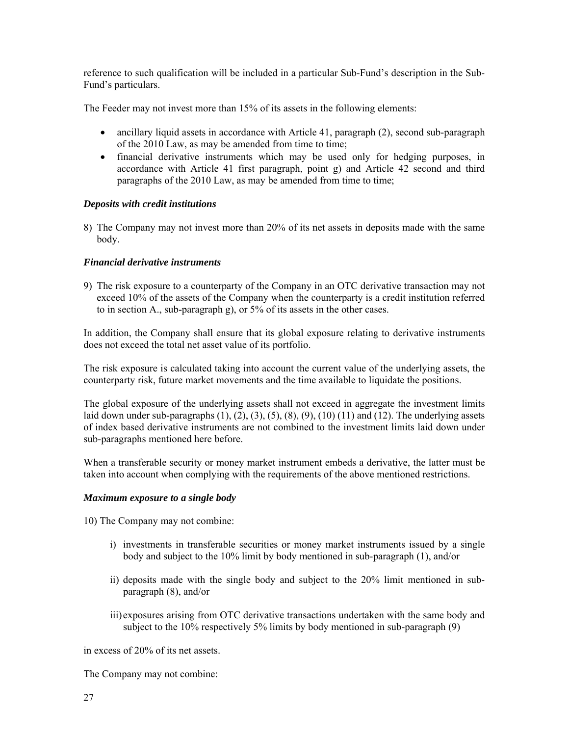reference to such qualification will be included in a particular Sub-Fund's description in the Sub-Fund's particulars.

The Feeder may not invest more than 15% of its assets in the following elements:

- ancillary liquid assets in accordance with Article 41, paragraph (2), second sub-paragraph of the 2010 Law, as may be amended from time to time;
- financial derivative instruments which may be used only for hedging purposes, in accordance with Article 41 first paragraph, point g) and Article 42 second and third paragraphs of the 2010 Law, as may be amended from time to time;

***Deposits with credit institutions***

8) The Company may not invest more than 20% of its net assets in deposits made with the same body.

***Financial derivative instruments***

9) The risk exposure to a counterparty of the Company in an OTC derivative transaction may not exceed 10% of the assets of the Company when the counterparty is a credit institution referred to in section A., sub-paragraph g), or 5% of its assets in the other cases.

In addition, the Company shall ensure that its global exposure relating to derivative instruments does not exceed the total net asset value of its portfolio.

The risk exposure is calculated taking into account the current value of the underlying assets, the counterparty risk, future market movements and the time available to liquidate the positions.

The global exposure of the underlying assets shall not exceed in aggregate the investment limits laid down under sub-paragraphs (1), (2), (3), (5), (8), (9), (10) (11) and (12). The underlying assets of index based derivative instruments are not combined to the investment limits laid down under sub-paragraphs mentioned here before.

When a transferable security or money market instrument embeds a derivative, the latter must be taken into account when complying with the requirements of the above mentioned restrictions.

***Maximum exposure to a single body***

10) The Company may not combine:

   i) investments in transferable securities or money market instruments issued by a single body and subject to the 10% limit by body mentioned in sub-paragraph (1), and/or

   ii) deposits made with the single body and subject to the 20% limit mentioned in sub-paragraph (8), and/or

   iii) exposures arising from OTC derivative transactions undertaken with the same body and subject to the 10% respectively 5% limits by body mentioned in sub-paragraph (9)

in excess of 20% of its net assets.

The Company may not combine: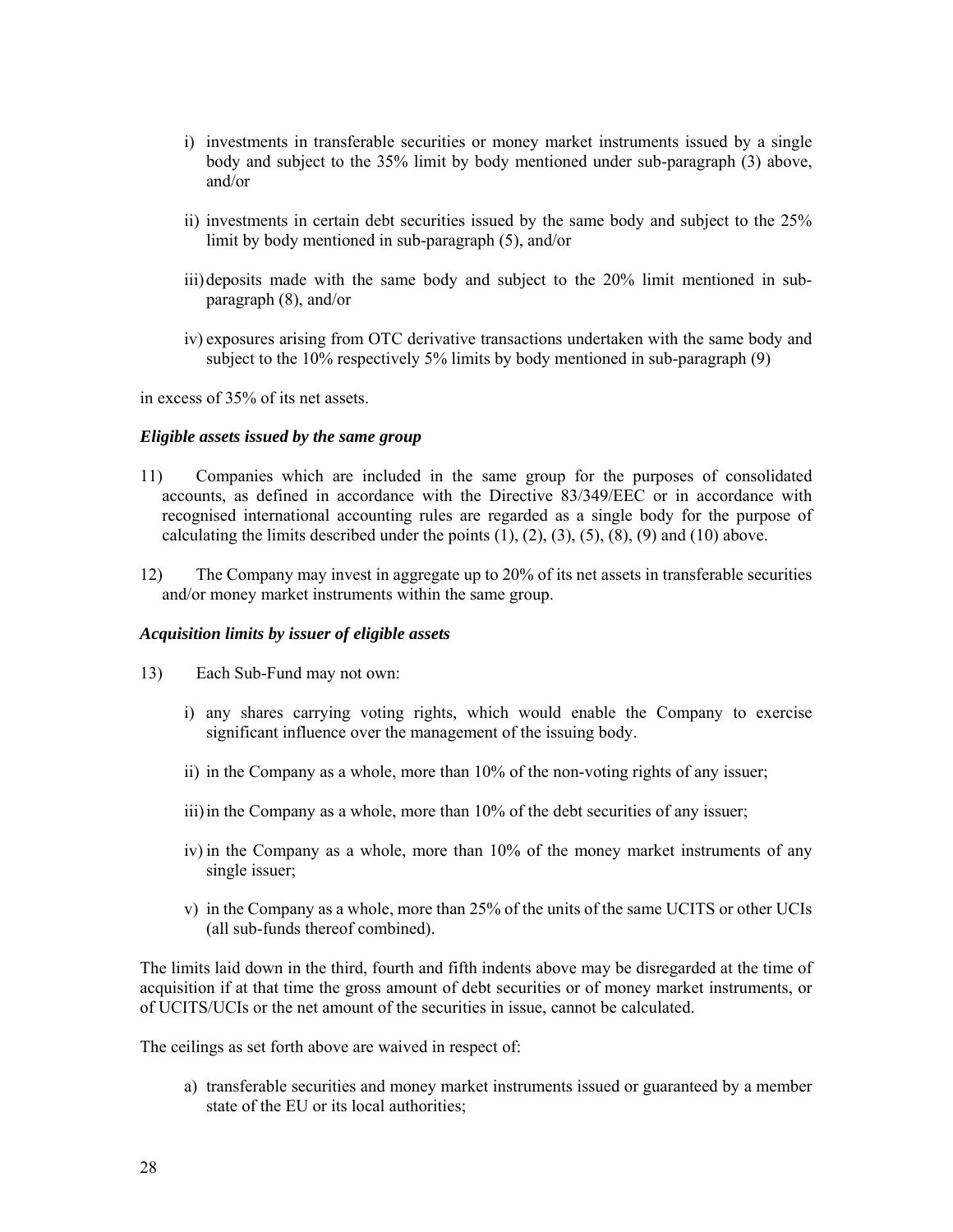i) investments in transferable securities or money market instruments issued by a single body and subject to the 35% limit by body mentioned under sub-paragraph (3) above, and/or

ii) investments in certain debt securities issued by the same body and subject to the 25% limit by body mentioned in sub-paragraph (5), and/or

iii) deposits made with the same body and subject to the 20% limit mentioned in sub-paragraph (8), and/or

iv) exposures arising from OTC derivative transactions undertaken with the same body and subject to the 10% respectively 5% limits by body mentioned in sub-paragraph (9)

in excess of 35% of its net assets.

***Eligible assets issued by the same group***

11) Companies which are included in the same group for the purposes of consolidated accounts, as defined in accordance with the Directive 83/349/EEC or in accordance with recognised international accounting rules are regarded as a single body for the purpose of calculating the limits described under the points (1), (2), (3), (5), (8), (9) and (10) above.

12) The Company may invest in aggregate up to 20% of its net assets in transferable securities and/or money market instruments within the same group.

***Acquisition limits by issuer of eligible assets***

13) Each Sub-Fund may not own:

i) any shares carrying voting rights, which would enable the Company to exercise significant influence over the management of the issuing body.

ii) in the Company as a whole, more than 10% of the non-voting rights of any issuer;

iii) in the Company as a whole, more than 10% of the debt securities of any issuer;

iv) in the Company as a whole, more than 10% of the money market instruments of any single issuer;

v) in the Company as a whole, more than 25% of the units of the same UCITS or other UCIs (all sub-funds thereof combined).

The limits laid down in the third, fourth and fifth indents above may be disregarded at the time of acquisition if at that time the gross amount of debt securities or of money market instruments, or of UCITS/UCIs or the net amount of the securities in issue, cannot be calculated.

The ceilings as set forth above are waived in respect of:

a) transferable securities and money market instruments issued or guaranteed by a member state of the EU or its local authorities;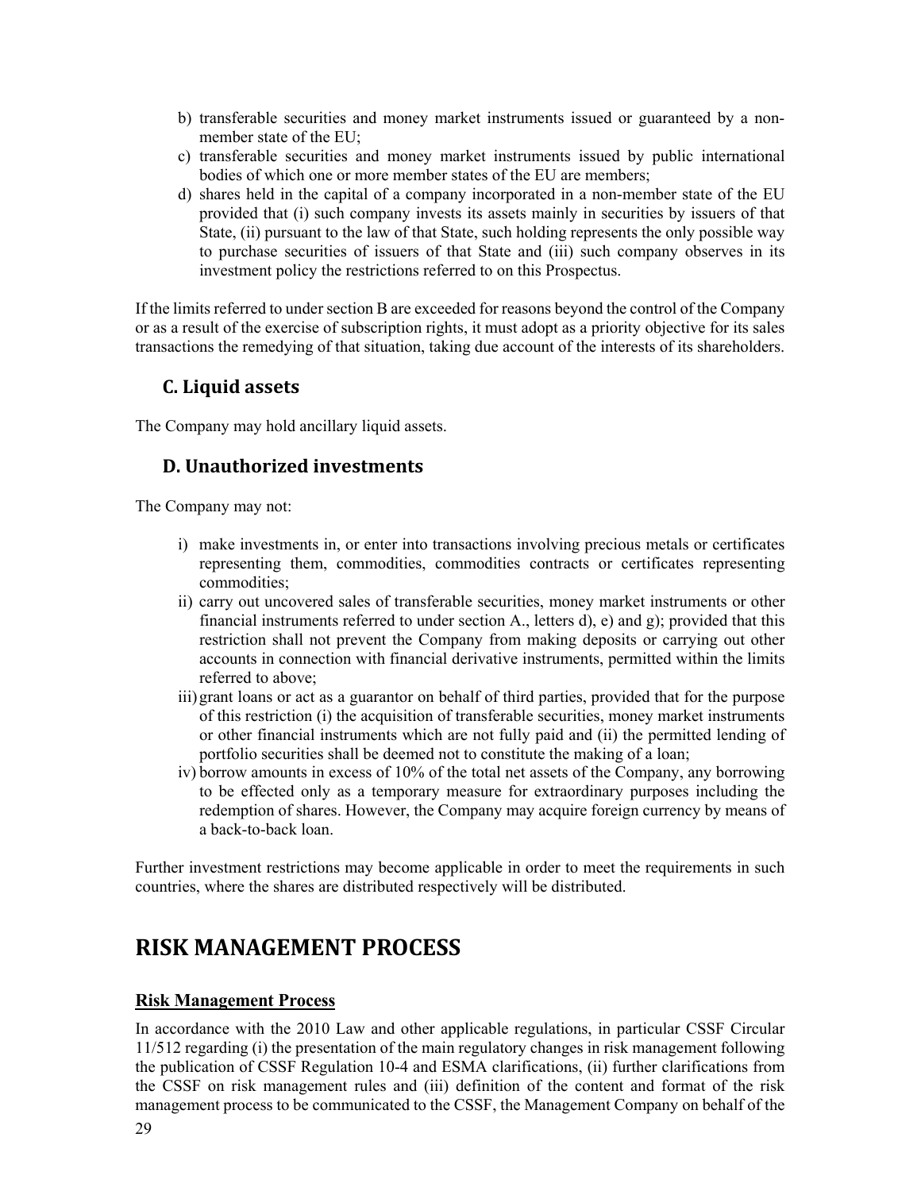b) transferable securities and money market instruments issued or guaranteed by a non-member state of the EU;
c) transferable securities and money market instruments issued by public international bodies of which one or more member states of the EU are members;
d) shares held in the capital of a company incorporated in a non-member state of the EU provided that (i) such company invests its assets mainly in securities by issuers of that State, (ii) pursuant to the law of that State, such holding represents the only possible way to purchase securities of issuers of that State and (iii) such company observes in its investment policy the restrictions referred to on this Prospectus.

If the limits referred to under section B are exceeded for reasons beyond the control of the Company or as a result of the exercise of subscription rights, it must adopt as a priority objective for its sales transactions the remedying of that situation, taking due account of the interests of its shareholders.

## C. Liquid assets

The Company may hold ancillary liquid assets.

## D. Unauthorized investments

The Company may not:

i) make investments in, or enter into transactions involving precious metals or certificates representing them, commodities, commodities contracts or certificates representing commodities;
ii) carry out uncovered sales of transferable securities, money market instruments or other financial instruments referred to under section A., letters d), e) and g); provided that this restriction shall not prevent the Company from making deposits or carrying out other accounts in connection with financial derivative instruments, permitted within the limits referred to above;
iii) grant loans or act as a guarantor on behalf of third parties, provided that for the purpose of this restriction (i) the acquisition of transferable securities, money market instruments or other financial instruments which are not fully paid and (ii) the permitted lending of portfolio securities shall be deemed not to constitute the making of a loan;
iv) borrow amounts in excess of 10% of the total net assets of the Company, any borrowing to be effected only as a temporary measure for extraordinary purposes including the redemption of shares. However, the Company may acquire foreign currency by means of a back-to-back loan.

Further investment restrictions may become applicable in order to meet the requirements in such countries, where the shares are distributed respectively will be distributed.

# RISK MANAGEMENT PROCESS

**Risk Management Process**

In accordance with the 2010 Law and other applicable regulations, in particular CSSF Circular 11/512 regarding (i) the presentation of the main regulatory changes in risk management following the publication of CSSF Regulation 10-4 and ESMA clarifications, (ii) further clarifications from the CSSF on risk management rules and (iii) definition of the content and format of the risk management process to be communicated to the CSSF, the Management Company on behalf of the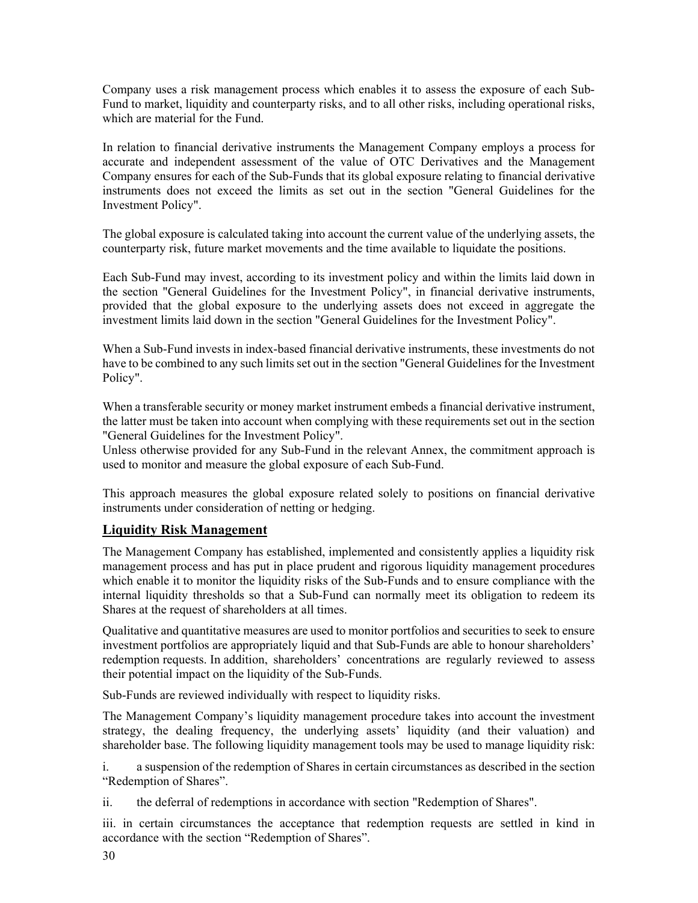Company uses a risk management process which enables it to assess the exposure of each Sub-Fund to market, liquidity and counterparty risks, and to all other risks, including operational risks, which are material for the Fund.

In relation to financial derivative instruments the Management Company employs a process for accurate and independent assessment of the value of OTC Derivatives and the Management Company ensures for each of the Sub-Funds that its global exposure relating to financial derivative instruments does not exceed the limits as set out in the section "General Guidelines for the Investment Policy".

The global exposure is calculated taking into account the current value of the underlying assets, the counterparty risk, future market movements and the time available to liquidate the positions.

Each Sub-Fund may invest, according to its investment policy and within the limits laid down in the section "General Guidelines for the Investment Policy", in financial derivative instruments, provided that the global exposure to the underlying assets does not exceed in aggregate the investment limits laid down in the section "General Guidelines for the Investment Policy".

When a Sub-Fund invests in index-based financial derivative instruments, these investments do not have to be combined to any such limits set out in the section "General Guidelines for the Investment Policy".

When a transferable security or money market instrument embeds a financial derivative instrument, the latter must be taken into account when complying with these requirements set out in the section "General Guidelines for the Investment Policy".
Unless otherwise provided for any Sub-Fund in the relevant Annex, the commitment approach is used to monitor and measure the global exposure of each Sub-Fund.

This approach measures the global exposure related solely to positions on financial derivative instruments under consideration of netting or hedging.

## Liquidity Risk Management

The Management Company has established, implemented and consistently applies a liquidity risk management process and has put in place prudent and rigorous liquidity management procedures which enable it to monitor the liquidity risks of the Sub-Funds and to ensure compliance with the internal liquidity thresholds so that a Sub-Fund can normally meet its obligation to redeem its Shares at the request of shareholders at all times.

Qualitative and quantitative measures are used to monitor portfolios and securities to seek to ensure investment portfolios are appropriately liquid and that Sub-Funds are able to honour shareholders' redemption requests. In addition, shareholders' concentrations are regularly reviewed to assess their potential impact on the liquidity of the Sub-Funds.

Sub-Funds are reviewed individually with respect to liquidity risks.

The Management Company's liquidity management procedure takes into account the investment strategy, the dealing frequency, the underlying assets' liquidity (and their valuation) and shareholder base. The following liquidity management tools may be used to manage liquidity risk:

i. a suspension of the redemption of Shares in certain circumstances as described in the section "Redemption of Shares".

ii. the deferral of redemptions in accordance with section "Redemption of Shares".

iii. in certain circumstances the acceptance that redemption requests are settled in kind in accordance with the section "Redemption of Shares".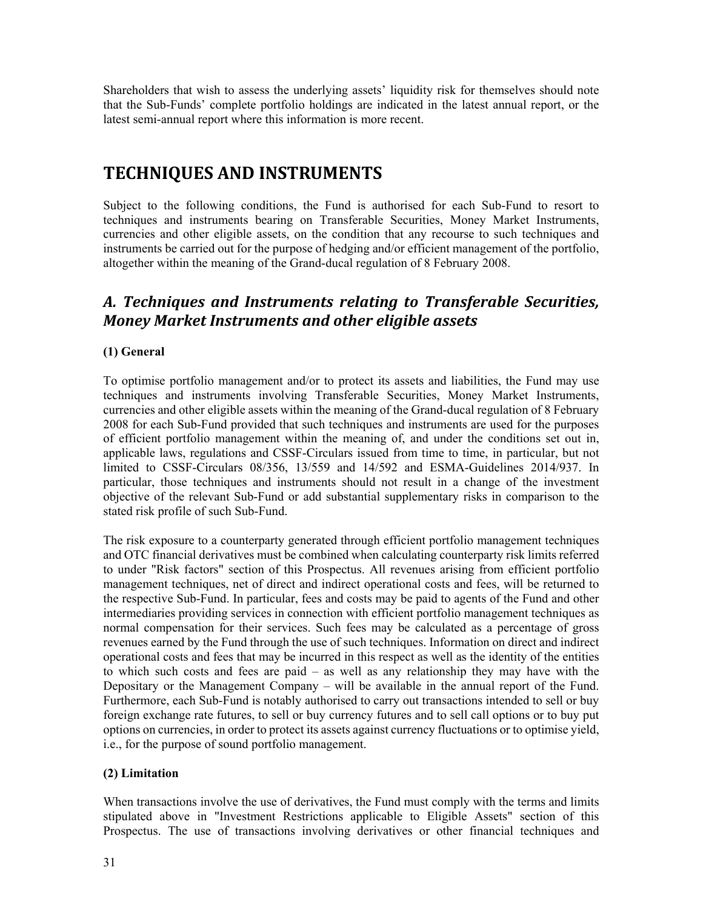Shareholders that wish to assess the underlying assets' liquidity risk for themselves should note that the Sub-Funds' complete portfolio holdings are indicated in the latest annual report, or the latest semi-annual report where this information is more recent.

# TECHNIQUES AND INSTRUMENTS

Subject to the following conditions, the Fund is authorised for each Sub-Fund to resort to techniques and instruments bearing on Transferable Securities, Money Market Instruments, currencies and other eligible assets, on the condition that any recourse to such techniques and instruments be carried out for the purpose of hedging and/or efficient management of the portfolio, altogether within the meaning of the Grand-ducal regulation of 8 February 2008.

## *A. Techniques and Instruments relating to Transferable Securities, Money Market Instruments and other eligible assets*

**(1) General**

To optimise portfolio management and/or to protect its assets and liabilities, the Fund may use techniques and instruments involving Transferable Securities, Money Market Instruments, currencies and other eligible assets within the meaning of the Grand-ducal regulation of 8 February 2008 for each Sub-Fund provided that such techniques and instruments are used for the purposes of efficient portfolio management within the meaning of, and under the conditions set out in, applicable laws, regulations and CSSF-Circulars issued from time to time, in particular, but not limited to CSSF-Circulars 08/356, 13/559 and 14/592 and ESMA-Guidelines 2014/937. In particular, those techniques and instruments should not result in a change of the investment objective of the relevant Sub-Fund or add substantial supplementary risks in comparison to the stated risk profile of such Sub-Fund.

The risk exposure to a counterparty generated through efficient portfolio management techniques and OTC financial derivatives must be combined when calculating counterparty risk limits referred to under "Risk factors" section of this Prospectus. All revenues arising from efficient portfolio management techniques, net of direct and indirect operational costs and fees, will be returned to the respective Sub-Fund. In particular, fees and costs may be paid to agents of the Fund and other intermediaries providing services in connection with efficient portfolio management techniques as normal compensation for their services. Such fees may be calculated as a percentage of gross revenues earned by the Fund through the use of such techniques. Information on direct and indirect operational costs and fees that may be incurred in this respect as well as the identity of the entities to which such costs and fees are paid – as well as any relationship they may have with the Depositary or the Management Company – will be available in the annual report of the Fund. Furthermore, each Sub-Fund is notably authorised to carry out transactions intended to sell or buy foreign exchange rate futures, to sell or buy currency futures and to sell call options or to buy put options on currencies, in order to protect its assets against currency fluctuations or to optimise yield, i.e., for the purpose of sound portfolio management.

**(2) Limitation**

When transactions involve the use of derivatives, the Fund must comply with the terms and limits stipulated above in "Investment Restrictions applicable to Eligible Assets" section of this Prospectus. The use of transactions involving derivatives or other financial techniques and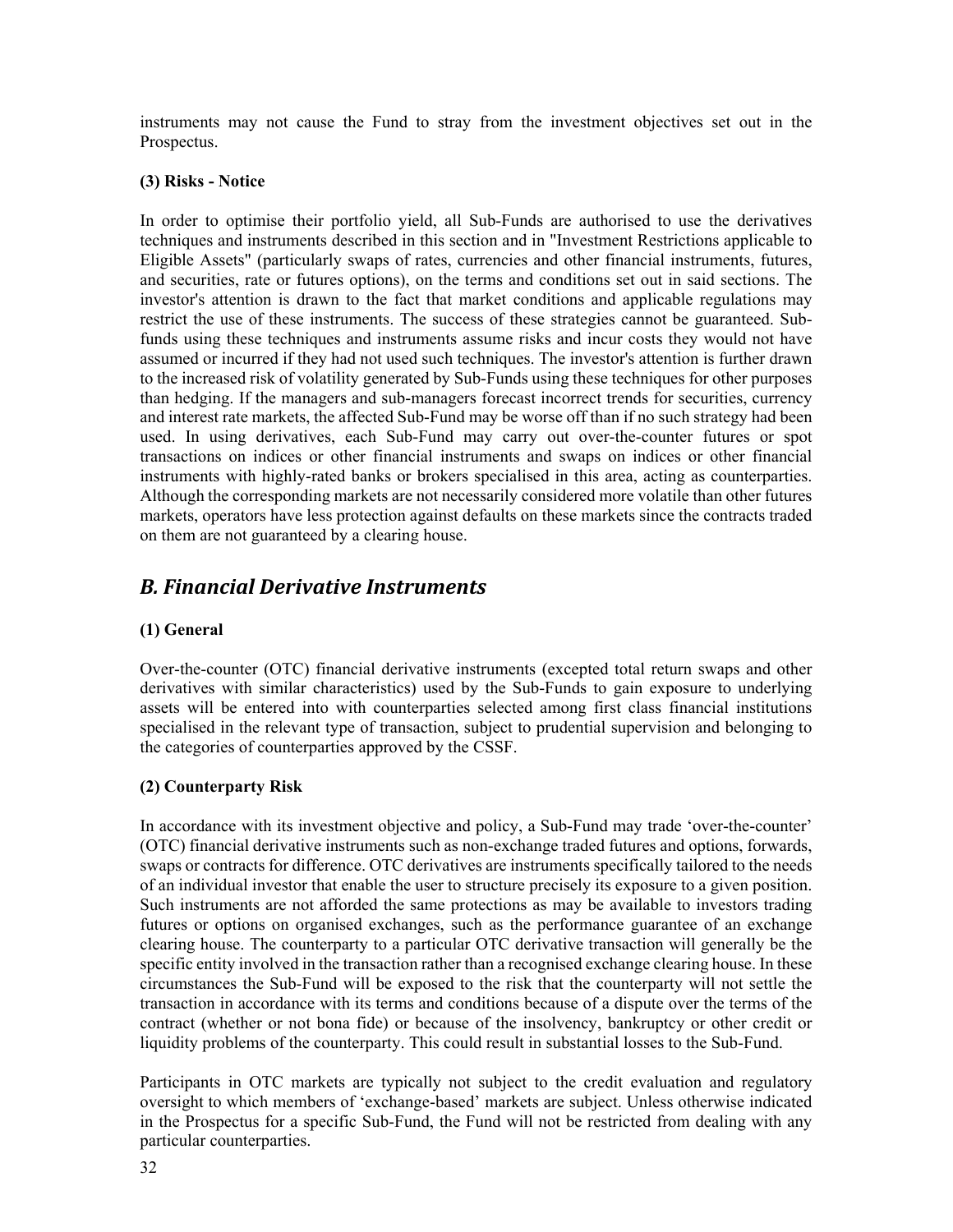instruments may not cause the Fund to stray from the investment objectives set out in the Prospectus.

**(3) Risks - Notice**

In order to optimise their portfolio yield, all Sub-Funds are authorised to use the derivatives techniques and instruments described in this section and in "Investment Restrictions applicable to Eligible Assets" (particularly swaps of rates, currencies and other financial instruments, futures, and securities, rate or futures options), on the terms and conditions set out in said sections. The investor's attention is drawn to the fact that market conditions and applicable regulations may restrict the use of these instruments. The success of these strategies cannot be guaranteed. Sub-funds using these techniques and instruments assume risks and incur costs they would not have assumed or incurred if they had not used such techniques. The investor's attention is further drawn to the increased risk of volatility generated by Sub-Funds using these techniques for other purposes than hedging. If the managers and sub-managers forecast incorrect trends for securities, currency and interest rate markets, the affected Sub-Fund may be worse off than if no such strategy had been used. In using derivatives, each Sub-Fund may carry out over-the-counter futures or spot transactions on indices or other financial instruments and swaps on indices or other financial instruments with highly-rated banks or brokers specialised in this area, acting as counterparties. Although the corresponding markets are not necessarily considered more volatile than other futures markets, operators have less protection against defaults on these markets since the contracts traded on them are not guaranteed by a clearing house.

## *B. Financial Derivative Instruments*

**(1) General**

Over-the-counter (OTC) financial derivative instruments (excepted total return swaps and other derivatives with similar characteristics) used by the Sub-Funds to gain exposure to underlying assets will be entered into with counterparties selected among first class financial institutions specialised in the relevant type of transaction, subject to prudential supervision and belonging to the categories of counterparties approved by the CSSF.

**(2) Counterparty Risk**

In accordance with its investment objective and policy, a Sub-Fund may trade 'over-the-counter' (OTC) financial derivative instruments such as non-exchange traded futures and options, forwards, swaps or contracts for difference. OTC derivatives are instruments specifically tailored to the needs of an individual investor that enable the user to structure precisely its exposure to a given position. Such instruments are not afforded the same protections as may be available to investors trading futures or options on organised exchanges, such as the performance guarantee of an exchange clearing house. The counterparty to a particular OTC derivative transaction will generally be the specific entity involved in the transaction rather than a recognised exchange clearing house. In these circumstances the Sub-Fund will be exposed to the risk that the counterparty will not settle the transaction in accordance with its terms and conditions because of a dispute over the terms of the contract (whether or not bona fide) or because of the insolvency, bankruptcy or other credit or liquidity problems of the counterparty. This could result in substantial losses to the Sub-Fund.

Participants in OTC markets are typically not subject to the credit evaluation and regulatory oversight to which members of 'exchange-based' markets are subject. Unless otherwise indicated in the Prospectus for a specific Sub-Fund, the Fund will not be restricted from dealing with any particular counterparties.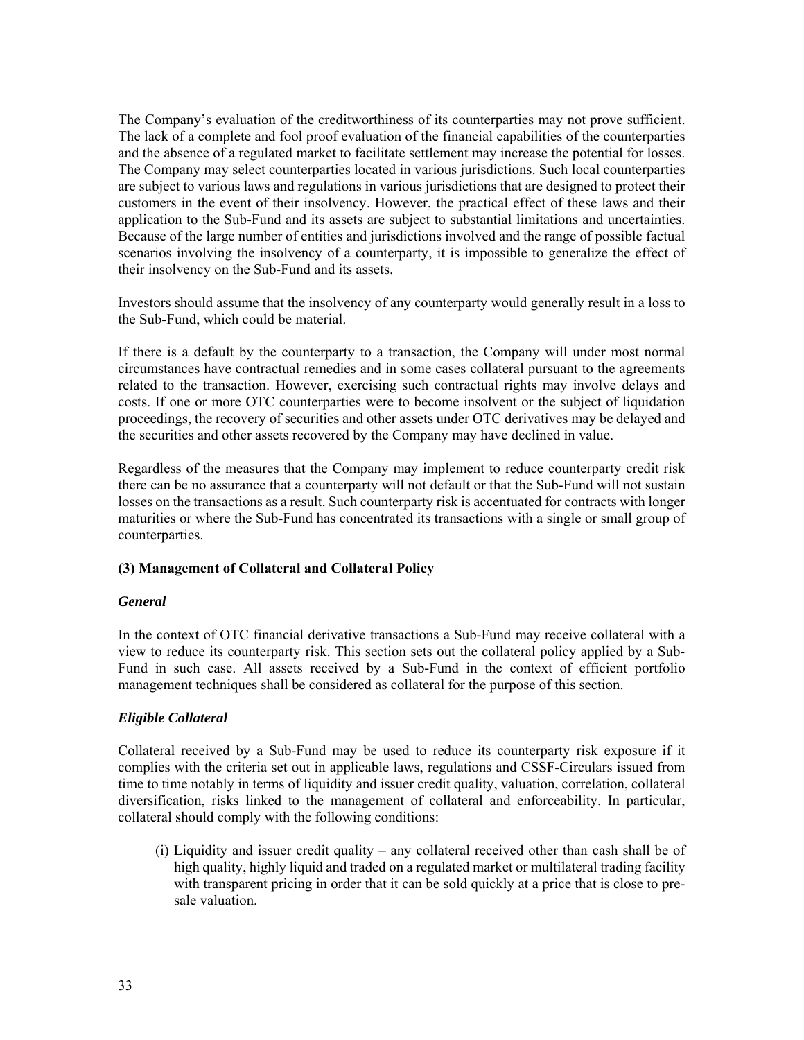The Company's evaluation of the creditworthiness of its counterparties may not prove sufficient. The lack of a complete and fool proof evaluation of the financial capabilities of the counterparties and the absence of a regulated market to facilitate settlement may increase the potential for losses. The Company may select counterparties located in various jurisdictions. Such local counterparties are subject to various laws and regulations in various jurisdictions that are designed to protect their customers in the event of their insolvency. However, the practical effect of these laws and their application to the Sub-Fund and its assets are subject to substantial limitations and uncertainties. Because of the large number of entities and jurisdictions involved and the range of possible factual scenarios involving the insolvency of a counterparty, it is impossible to generalize the effect of their insolvency on the Sub-Fund and its assets.

Investors should assume that the insolvency of any counterparty would generally result in a loss to the Sub-Fund, which could be material.

If there is a default by the counterparty to a transaction, the Company will under most normal circumstances have contractual remedies and in some cases collateral pursuant to the agreements related to the transaction. However, exercising such contractual rights may involve delays and costs. If one or more OTC counterparties were to become insolvent or the subject of liquidation proceedings, the recovery of securities and other assets under OTC derivatives may be delayed and the securities and other assets recovered by the Company may have declined in value.

Regardless of the measures that the Company may implement to reduce counterparty credit risk there can be no assurance that a counterparty will not default or that the Sub-Fund will not sustain losses on the transactions as a result. Such counterparty risk is accentuated for contracts with longer maturities or where the Sub-Fund has concentrated its transactions with a single or small group of counterparties.

### (3) Management of Collateral and Collateral Policy

#### *General*

In the context of OTC financial derivative transactions a Sub-Fund may receive collateral with a view to reduce its counterparty risk. This section sets out the collateral policy applied by a Sub-Fund in such case. All assets received by a Sub-Fund in the context of efficient portfolio management techniques shall be considered as collateral for the purpose of this section.

#### *Eligible Collateral*

Collateral received by a Sub-Fund may be used to reduce its counterparty risk exposure if it complies with the criteria set out in applicable laws, regulations and CSSF-Circulars issued from time to time notably in terms of liquidity and issuer credit quality, valuation, correlation, collateral diversification, risks linked to the management of collateral and enforceability. In particular, collateral should comply with the following conditions:

(i) Liquidity and issuer credit quality – any collateral received other than cash shall be of high quality, highly liquid and traded on a regulated market or multilateral trading facility with transparent pricing in order that it can be sold quickly at a price that is close to pre-sale valuation.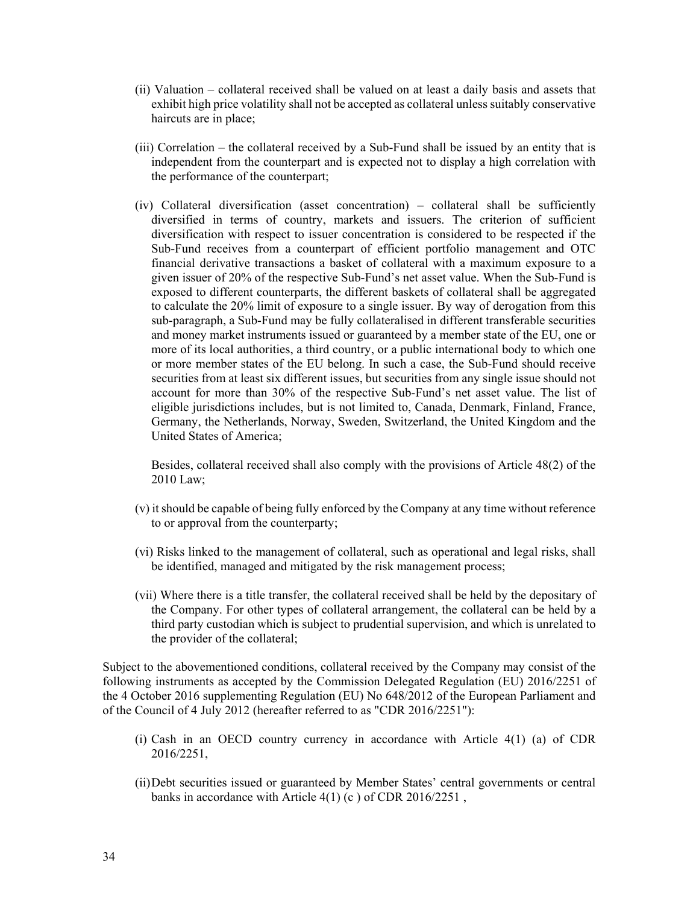(ii) Valuation – collateral received shall be valued on at least a daily basis and assets that exhibit high price volatility shall not be accepted as collateral unless suitably conservative haircuts are in place;

(iii) Correlation – the collateral received by a Sub-Fund shall be issued by an entity that is independent from the counterpart and is expected not to display a high correlation with the performance of the counterpart;

(iv) Collateral diversification (asset concentration) – collateral shall be sufficiently diversified in terms of country, markets and issuers. The criterion of sufficient diversification with respect to issuer concentration is considered to be respected if the Sub-Fund receives from a counterpart of efficient portfolio management and OTC financial derivative transactions a basket of collateral with a maximum exposure to a given issuer of 20% of the respective Sub-Fund's net asset value. When the Sub-Fund is exposed to different counterparts, the different baskets of collateral shall be aggregated to calculate the 20% limit of exposure to a single issuer. By way of derogation from this sub-paragraph, a Sub-Fund may be fully collateralised in different transferable securities and money market instruments issued or guaranteed by a member state of the EU, one or more of its local authorities, a third country, or a public international body to which one or more member states of the EU belong. In such a case, the Sub-Fund should receive securities from at least six different issues, but securities from any single issue should not account for more than 30% of the respective Sub-Fund's net asset value. The list of eligible jurisdictions includes, but is not limited to, Canada, Denmark, Finland, France, Germany, the Netherlands, Norway, Sweden, Switzerland, the United Kingdom and the United States of America;

Besides, collateral received shall also comply with the provisions of Article 48(2) of the 2010 Law;

(v) it should be capable of being fully enforced by the Company at any time without reference to or approval from the counterparty;

(vi) Risks linked to the management of collateral, such as operational and legal risks, shall be identified, managed and mitigated by the risk management process;

(vii) Where there is a title transfer, the collateral received shall be held by the depositary of the Company. For other types of collateral arrangement, the collateral can be held by a third party custodian which is subject to prudential supervision, and which is unrelated to the provider of the collateral;

Subject to the abovementioned conditions, collateral received by the Company may consist of the following instruments as accepted by the Commission Delegated Regulation (EU) 2016/2251 of the 4 October 2016 supplementing Regulation (EU) No 648/2012 of the European Parliament and of the Council of 4 July 2012 (hereafter referred to as "CDR 2016/2251"):

(i) Cash in an OECD country currency in accordance with Article 4(1) (a) of CDR 2016/2251,

(ii) Debt securities issued or guaranteed by Member States' central governments or central banks in accordance with Article 4(1) (c ) of CDR 2016/2251 ,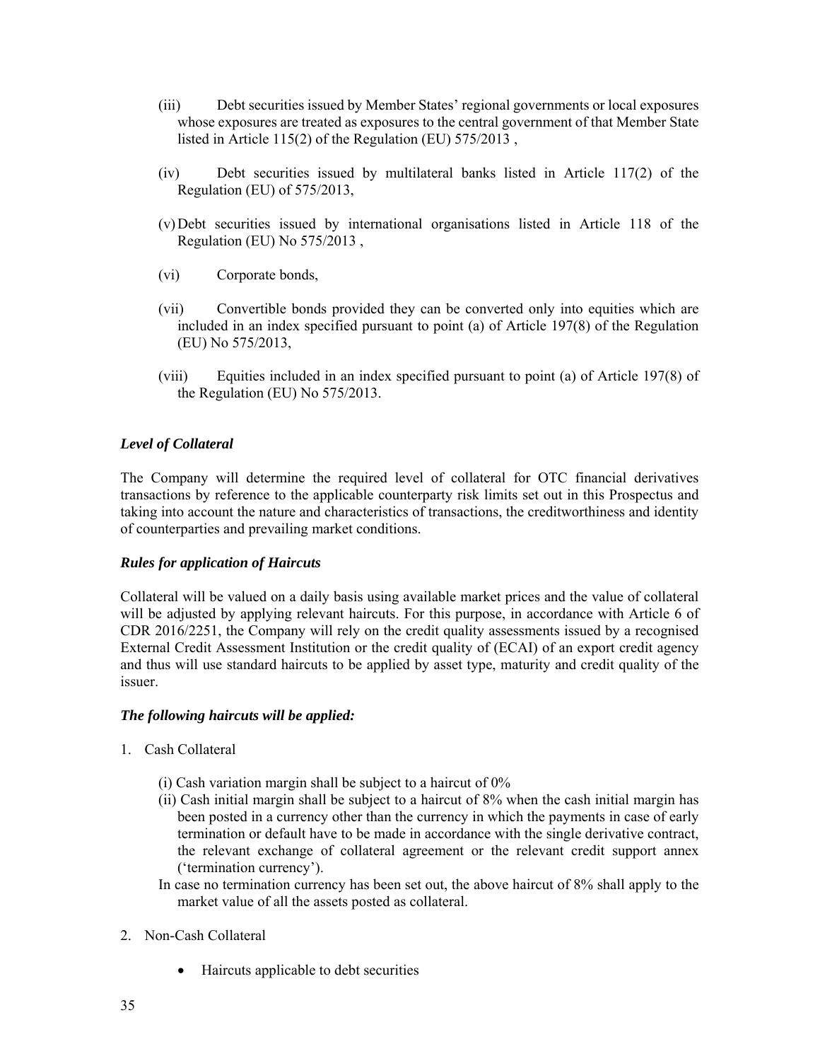(iii) Debt securities issued by Member States' regional governments or local exposures whose exposures are treated as exposures to the central government of that Member State listed in Article 115(2) of the Regulation (EU) 575/2013 ,

(iv) Debt securities issued by multilateral banks listed in Article 117(2) of the Regulation (EU) of 575/2013,

(v) Debt securities issued by international organisations listed in Article 118 of the Regulation (EU) No 575/2013 ,

(vi) Corporate bonds,

(vii) Convertible bonds provided they can be converted only into equities which are included in an index specified pursuant to point (a) of Article 197(8) of the Regulation (EU) No 575/2013,

(viii) Equities included in an index specified pursuant to point (a) of Article 197(8) of the Regulation (EU) No 575/2013.

***Level of Collateral***

The Company will determine the required level of collateral for OTC financial derivatives transactions by reference to the applicable counterparty risk limits set out in this Prospectus and taking into account the nature and characteristics of transactions, the creditworthiness and identity of counterparties and prevailing market conditions.

***Rules for application of Haircuts***

Collateral will be valued on a daily basis using available market prices and the value of collateral will be adjusted by applying relevant haircuts. For this purpose, in accordance with Article 6 of CDR 2016/2251, the Company will rely on the credit quality assessments issued by a recognised External Credit Assessment Institution or the credit quality of (ECAI) of an export credit agency and thus will use standard haircuts to be applied by asset type, maturity and credit quality of the issuer.

***The following haircuts will be applied:***

1. Cash Collateral

   (i) Cash variation margin shall be subject to a haircut of 0%

   (ii) Cash initial margin shall be subject to a haircut of 8% when the cash initial margin has been posted in a currency other than the currency in which the payments in case of early termination or default have to be made in accordance with the single derivative contract, the relevant exchange of collateral agreement or the relevant credit support annex ('termination currency').

   In case no termination currency has been set out, the above haircut of 8% shall apply to the market value of all the assets posted as collateral.

2. Non-Cash Collateral

   - Haircuts applicable to debt securities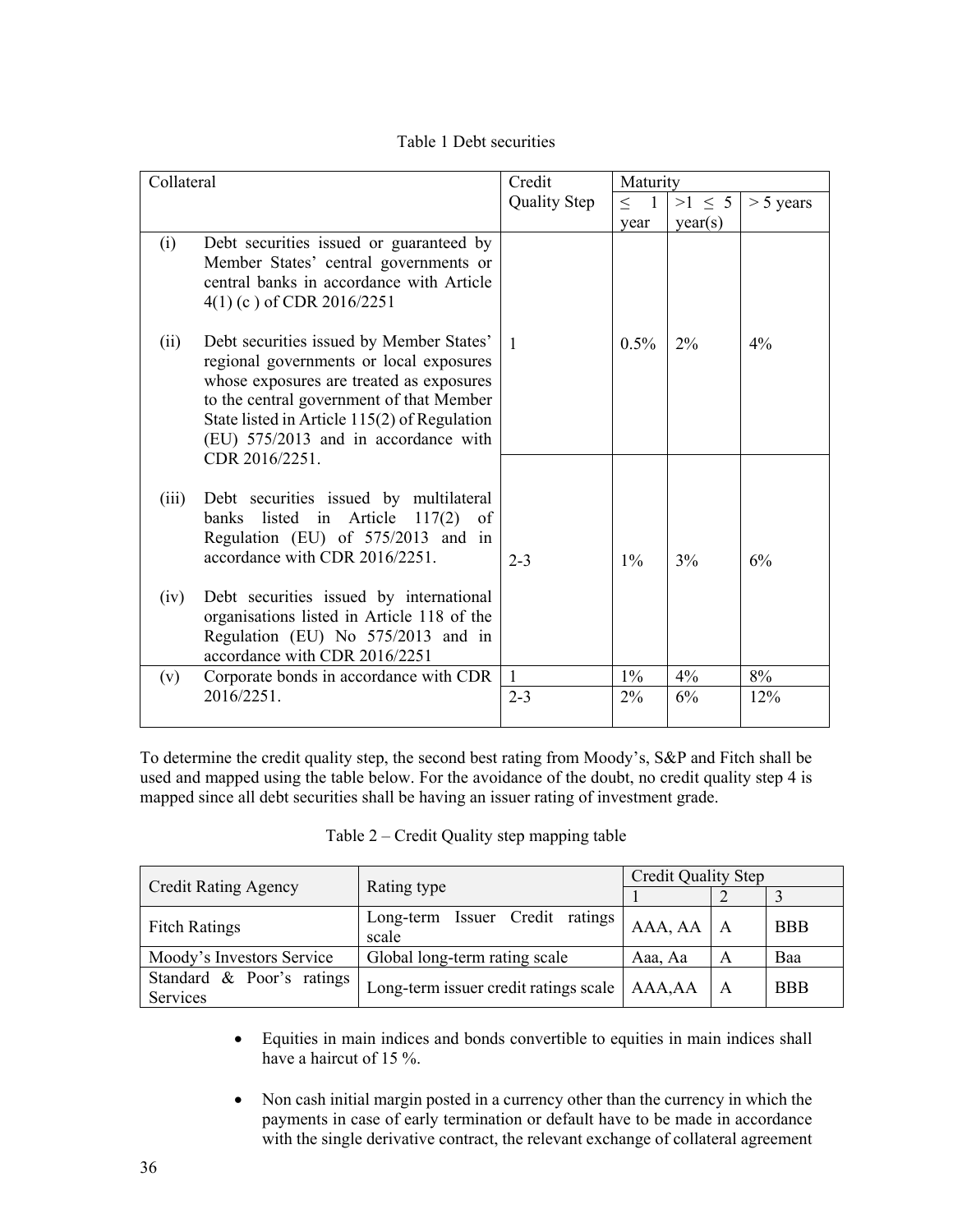Table 1 Debt securities

| Collateral | Credit Quality Step | Maturity ≤ 1 year | Maturity >1 ≤ 5 year(s) | Maturity > 5 years |
|---|---|---|---|---|
| (i) Debt securities issued or guaranteed by Member States' central governments or central banks in accordance with Article 4(1) (c ) of CDR 2016/2251<br><br>(ii) Debt securities issued by Member States' regional governments or local exposures whose exposures are treated as exposures to the central government of that Member State listed in Article 115(2) of Regulation (EU) 575/2013 and in accordance with CDR 2016/2251.<br><br>(iii) Debt securities issued by multilateral banks listed in Article 117(2) of Regulation (EU) of 575/2013 and in accordance with CDR 2016/2251.<br><br>(iv) Debt securities issued by international organisations listed in Article 118 of the Regulation (EU) No 575/2013 and in accordance with CDR 2016/2251 | 1 | 0.5% | 2% | 4% |
| | 2-3 | 1% | 3% | 6% |
| (v) Corporate bonds in accordance with CDR 2016/2251. | 1 | 1% | 4% | 8% |
| | 2-3 | 2% | 6% | 12% |

To determine the credit quality step, the second best rating from Moody's, S&P and Fitch shall be used and mapped using the table below. For the avoidance of the doubt, no credit quality step 4 is mapped since all debt securities shall be having an issuer rating of investment grade.

Table 2 – Credit Quality step mapping table

| Credit Rating Agency | Rating type | Credit Quality Step | | |
|---|---|---|---|---|
| | | 1 | 2 | 3 |
| Fitch Ratings | Long-term Issuer Credit ratings scale | AAA, AA | A | BBB |
| Moody's Investors Service | Global long-term rating scale | Aaa, Aa | A | Baa |
| Standard & Poor's ratings Services | Long-term issuer credit ratings scale | AAA,AA | A | BBB |

- Equities in main indices and bonds convertible to equities in main indices shall have a haircut of 15 %.

- Non cash initial margin posted in a currency other than the currency in which the payments in case of early termination or default have to be made in accordance with the single derivative contract, the relevant exchange of collateral agreement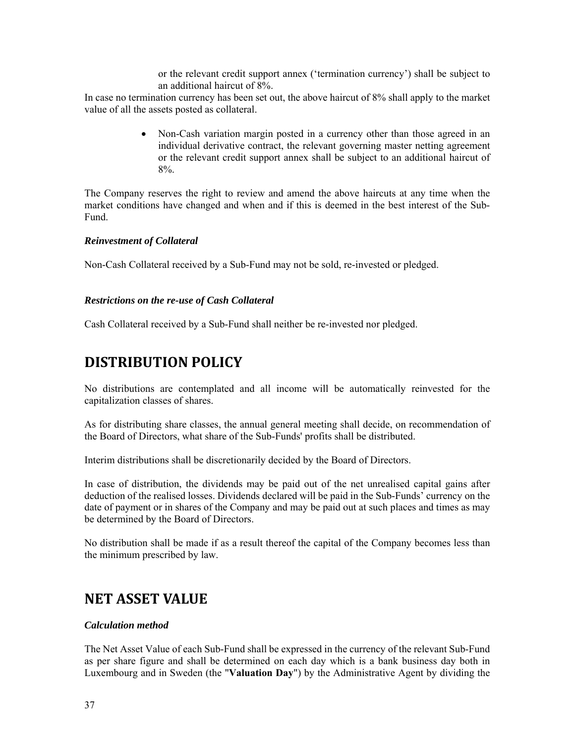or the relevant credit support annex ('termination currency') shall be subject to an additional haircut of 8%.

In case no termination currency has been set out, the above haircut of 8% shall apply to the market value of all the assets posted as collateral.

- Non-Cash variation margin posted in a currency other than those agreed in an individual derivative contract, the relevant governing master netting agreement or the relevant credit support annex shall be subject to an additional haircut of 8%.

The Company reserves the right to review and amend the above haircuts at any time when the market conditions have changed and when and if this is deemed in the best interest of the Sub-Fund.

***Reinvestment of Collateral***

Non-Cash Collateral received by a Sub-Fund may not be sold, re-invested or pledged.

***Restrictions on the re-use of Cash Collateral***

Cash Collateral received by a Sub-Fund shall neither be re-invested nor pledged.

# DISTRIBUTION POLICY

No distributions are contemplated and all income will be automatically reinvested for the capitalization classes of shares.

As for distributing share classes, the annual general meeting shall decide, on recommendation of the Board of Directors, what share of the Sub-Funds' profits shall be distributed.

Interim distributions shall be discretionarily decided by the Board of Directors.

In case of distribution, the dividends may be paid out of the net unrealised capital gains after deduction of the realised losses. Dividends declared will be paid in the Sub-Funds' currency on the date of payment or in shares of the Company and may be paid out at such places and times as may be determined by the Board of Directors.

No distribution shall be made if as a result thereof the capital of the Company becomes less than the minimum prescribed by law.

# NET ASSET VALUE

***Calculation method***

The Net Asset Value of each Sub-Fund shall be expressed in the currency of the relevant Sub-Fund as per share figure and shall be determined on each day which is a bank business day both in Luxembourg and in Sweden (the "**Valuation Day**") by the Administrative Agent by dividing the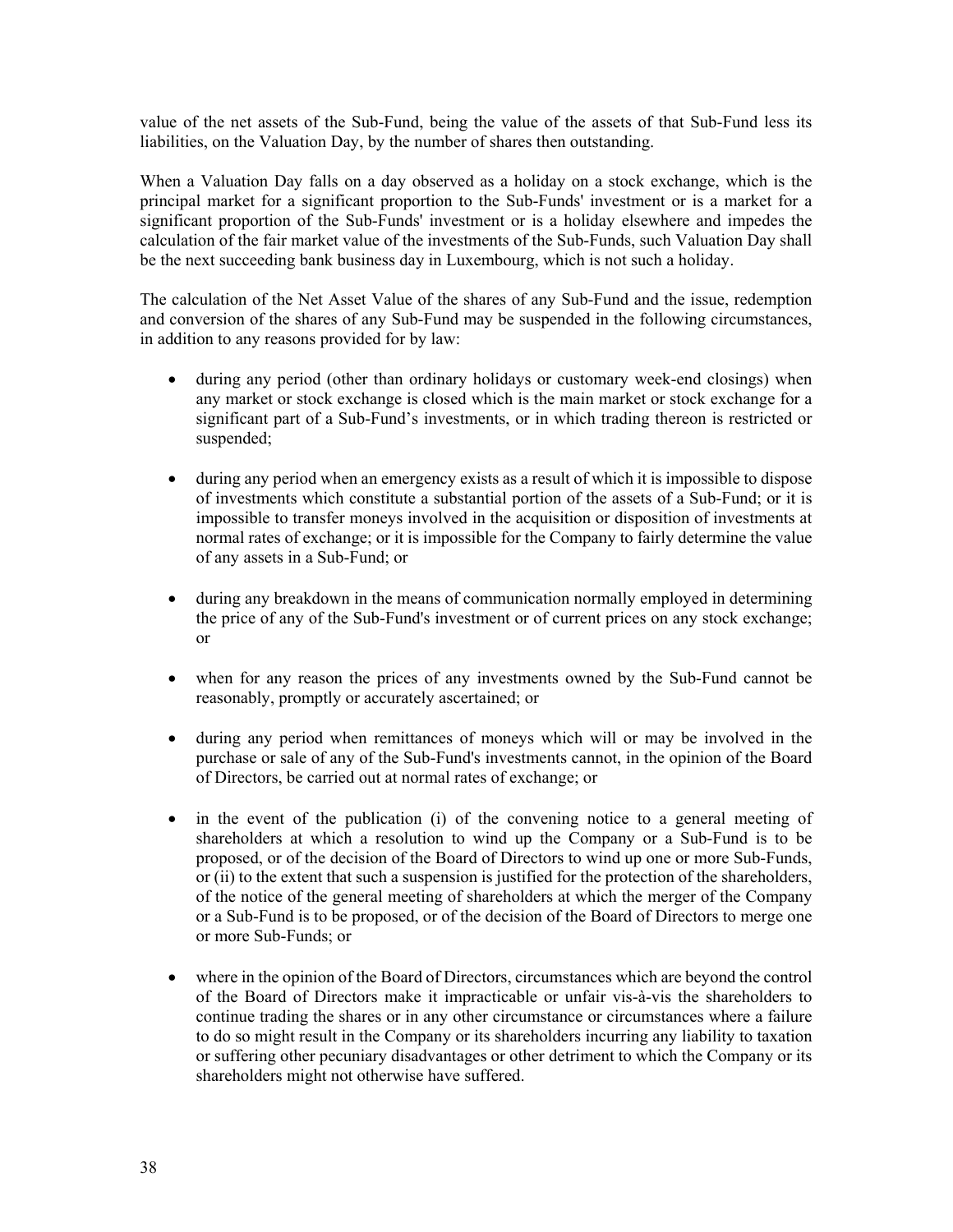value of the net assets of the Sub-Fund, being the value of the assets of that Sub-Fund less its liabilities, on the Valuation Day, by the number of shares then outstanding.

When a Valuation Day falls on a day observed as a holiday on a stock exchange, which is the principal market for a significant proportion to the Sub-Funds' investment or is a market for a significant proportion of the Sub-Funds' investment or is a holiday elsewhere and impedes the calculation of the fair market value of the investments of the Sub-Funds, such Valuation Day shall be the next succeeding bank business day in Luxembourg, which is not such a holiday.

The calculation of the Net Asset Value of the shares of any Sub-Fund and the issue, redemption and conversion of the shares of any Sub-Fund may be suspended in the following circumstances, in addition to any reasons provided for by law:

- during any period (other than ordinary holidays or customary week-end closings) when any market or stock exchange is closed which is the main market or stock exchange for a significant part of a Sub-Fund's investments, or in which trading thereon is restricted or suspended;

- during any period when an emergency exists as a result of which it is impossible to dispose of investments which constitute a substantial portion of the assets of a Sub-Fund; or it is impossible to transfer moneys involved in the acquisition or disposition of investments at normal rates of exchange; or it is impossible for the Company to fairly determine the value of any assets in a Sub-Fund; or

- during any breakdown in the means of communication normally employed in determining the price of any of the Sub-Fund's investment or of current prices on any stock exchange; or

- when for any reason the prices of any investments owned by the Sub-Fund cannot be reasonably, promptly or accurately ascertained; or

- during any period when remittances of moneys which will or may be involved in the purchase or sale of any of the Sub-Fund's investments cannot, in the opinion of the Board of Directors, be carried out at normal rates of exchange; or

- in the event of the publication (i) of the convening notice to a general meeting of shareholders at which a resolution to wind up the Company or a Sub-Fund is to be proposed, or of the decision of the Board of Directors to wind up one or more Sub-Funds, or (ii) to the extent that such a suspension is justified for the protection of the shareholders, of the notice of the general meeting of shareholders at which the merger of the Company or a Sub-Fund is to be proposed, or of the decision of the Board of Directors to merge one or more Sub-Funds; or

- where in the opinion of the Board of Directors, circumstances which are beyond the control of the Board of Directors make it impracticable or unfair vis-à-vis the shareholders to continue trading the shares or in any other circumstance or circumstances where a failure to do so might result in the Company or its shareholders incurring any liability to taxation or suffering other pecuniary disadvantages or other detriment to which the Company or its shareholders might not otherwise have suffered.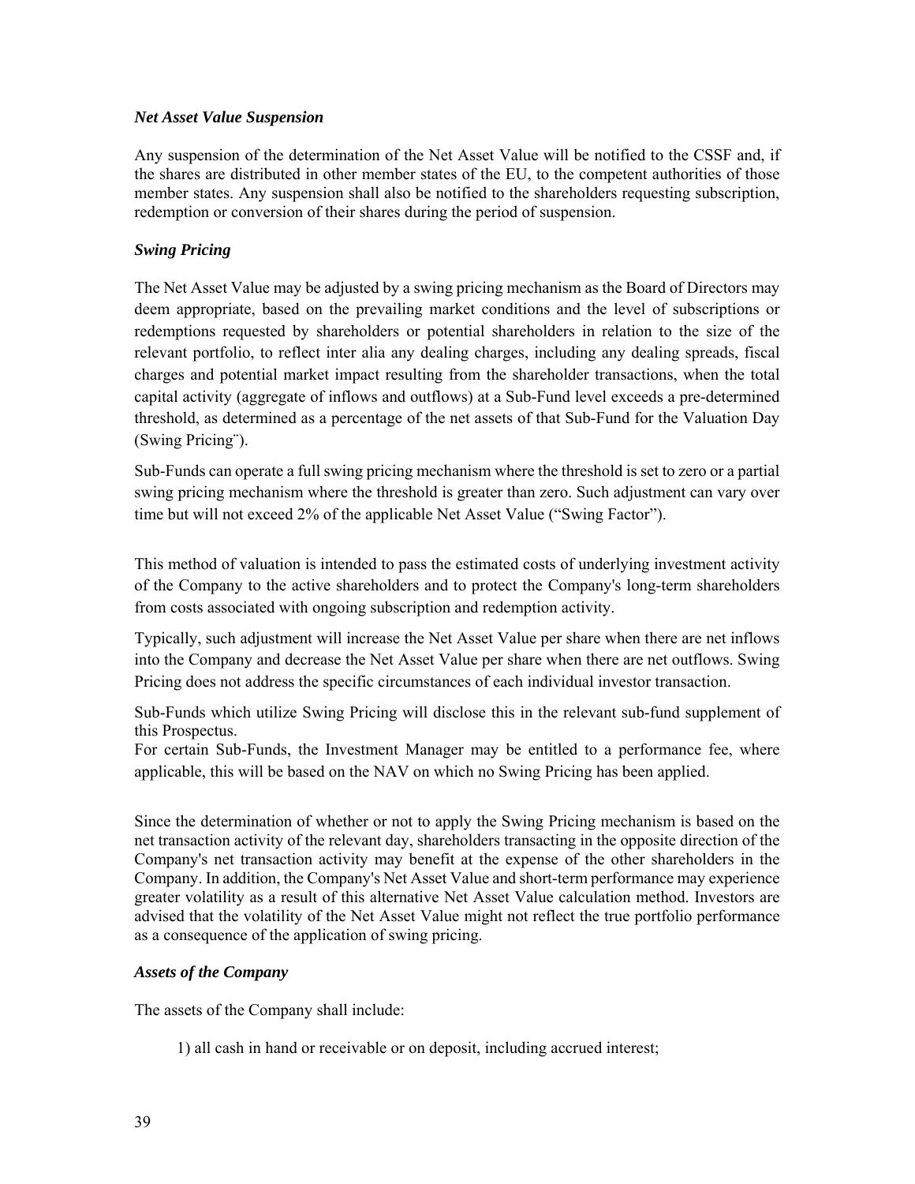***Net Asset Value Suspension***

Any suspension of the determination of the Net Asset Value will be notified to the CSSF and, if the shares are distributed in other member states of the EU, to the competent authorities of those member states. Any suspension shall also be notified to the shareholders requesting subscription, redemption or conversion of their shares during the period of suspension.

***Swing Pricing***

The Net Asset Value may be adjusted by a swing pricing mechanism as the Board of Directors may deem appropriate, based on the prevailing market conditions and the level of subscriptions or redemptions requested by shareholders or potential shareholders in relation to the size of the relevant portfolio, to reflect inter alia any dealing charges, including any dealing spreads, fiscal charges and potential market impact resulting from the shareholder transactions, when the total capital activity (aggregate of inflows and outflows) at a Sub-Fund level exceeds a pre-determined threshold, as determined as a percentage of the net assets of that Sub-Fund for the Valuation Day (Swing Pricing¨).

Sub-Funds can operate a full swing pricing mechanism where the threshold is set to zero or a partial swing pricing mechanism where the threshold is greater than zero. Such adjustment can vary over time but will not exceed 2% of the applicable Net Asset Value ("Swing Factor").

This method of valuation is intended to pass the estimated costs of underlying investment activity of the Company to the active shareholders and to protect the Company's long-term shareholders from costs associated with ongoing subscription and redemption activity.

Typically, such adjustment will increase the Net Asset Value per share when there are net inflows into the Company and decrease the Net Asset Value per share when there are net outflows. Swing Pricing does not address the specific circumstances of each individual investor transaction.

Sub-Funds which utilize Swing Pricing will disclose this in the relevant sub-fund supplement of this Prospectus.
For certain Sub-Funds, the Investment Manager may be entitled to a performance fee, where applicable, this will be based on the NAV on which no Swing Pricing has been applied.

Since the determination of whether or not to apply the Swing Pricing mechanism is based on the net transaction activity of the relevant day, shareholders transacting in the opposite direction of the Company's net transaction activity may benefit at the expense of the other shareholders in the Company. In addition, the Company's Net Asset Value and short-term performance may experience greater volatility as a result of this alternative Net Asset Value calculation method. Investors are advised that the volatility of the Net Asset Value might not reflect the true portfolio performance as a consequence of the application of swing pricing.

***Assets of the Company***

The assets of the Company shall include:

1) all cash in hand or receivable or on deposit, including accrued interest;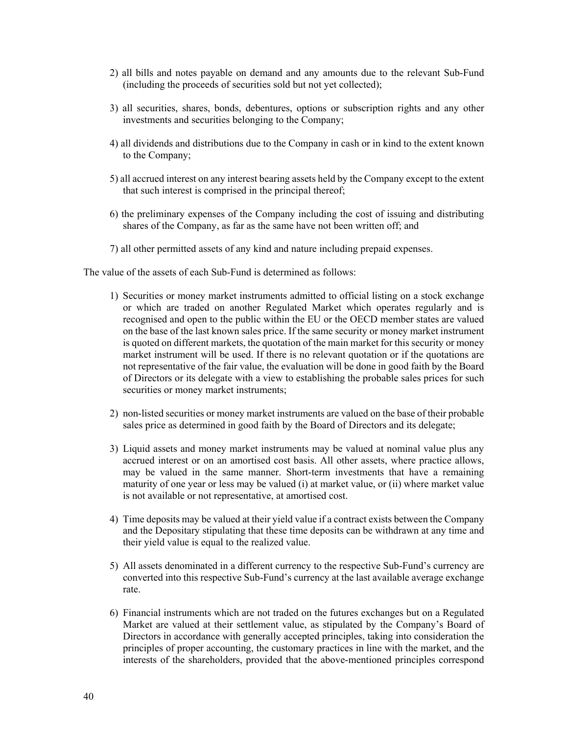2) all bills and notes payable on demand and any amounts due to the relevant Sub-Fund (including the proceeds of securities sold but not yet collected);

3) all securities, shares, bonds, debentures, options or subscription rights and any other investments and securities belonging to the Company;

4) all dividends and distributions due to the Company in cash or in kind to the extent known to the Company;

5) all accrued interest on any interest bearing assets held by the Company except to the extent that such interest is comprised in the principal thereof;

6) the preliminary expenses of the Company including the cost of issuing and distributing shares of the Company, as far as the same have not been written off; and

7) all other permitted assets of any kind and nature including prepaid expenses.

The value of the assets of each Sub-Fund is determined as follows:

1) Securities or money market instruments admitted to official listing on a stock exchange or which are traded on another Regulated Market which operates regularly and is recognised and open to the public within the EU or the OECD member states are valued on the base of the last known sales price. If the same security or money market instrument is quoted on different markets, the quotation of the main market for this security or money market instrument will be used. If there is no relevant quotation or if the quotations are not representative of the fair value, the evaluation will be done in good faith by the Board of Directors or its delegate with a view to establishing the probable sales prices for such securities or money market instruments;

2) non-listed securities or money market instruments are valued on the base of their probable sales price as determined in good faith by the Board of Directors and its delegate;

3) Liquid assets and money market instruments may be valued at nominal value plus any accrued interest or on an amortised cost basis. All other assets, where practice allows, may be valued in the same manner. Short-term investments that have a remaining maturity of one year or less may be valued (i) at market value, or (ii) where market value is not available or not representative, at amortised cost.

4) Time deposits may be valued at their yield value if a contract exists between the Company and the Depositary stipulating that these time deposits can be withdrawn at any time and their yield value is equal to the realized value.

5) All assets denominated in a different currency to the respective Sub-Fund's currency are converted into this respective Sub-Fund's currency at the last available average exchange rate.

6) Financial instruments which are not traded on the futures exchanges but on a Regulated Market are valued at their settlement value, as stipulated by the Company's Board of Directors in accordance with generally accepted principles, taking into consideration the principles of proper accounting, the customary practices in line with the market, and the interests of the shareholders, provided that the above-mentioned principles correspond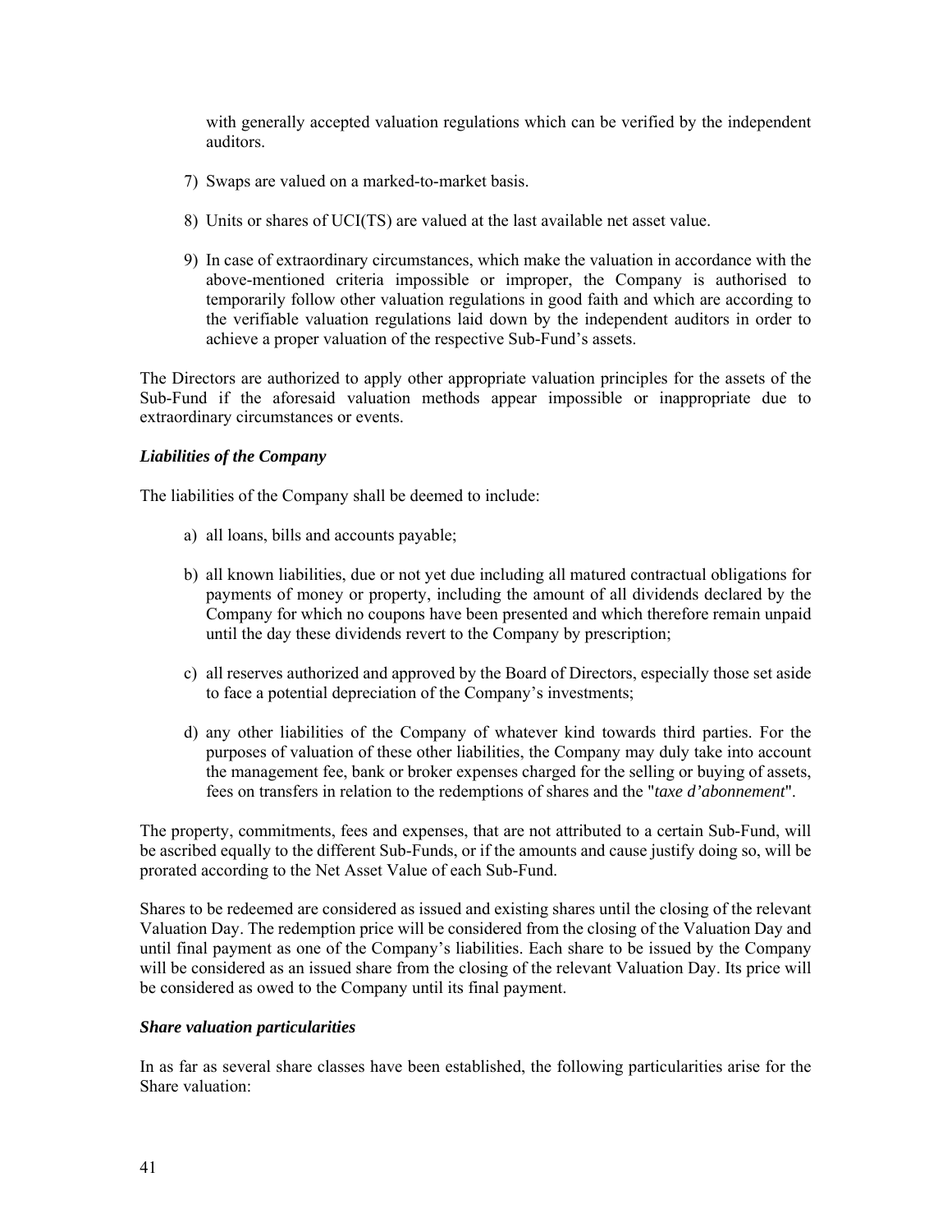with generally accepted valuation regulations which can be verified by the independent auditors.

7) Swaps are valued on a marked-to-market basis.

8) Units or shares of UCI(TS) are valued at the last available net asset value.

9) In case of extraordinary circumstances, which make the valuation in accordance with the above-mentioned criteria impossible or improper, the Company is authorised to temporarily follow other valuation regulations in good faith and which are according to the verifiable valuation regulations laid down by the independent auditors in order to achieve a proper valuation of the respective Sub-Fund's assets.

The Directors are authorized to apply other appropriate valuation principles for the assets of the Sub-Fund if the aforesaid valuation methods appear impossible or inappropriate due to extraordinary circumstances or events.

***Liabilities of the Company***

The liabilities of the Company shall be deemed to include:

a) all loans, bills and accounts payable;

b) all known liabilities, due or not yet due including all matured contractual obligations for payments of money or property, including the amount of all dividends declared by the Company for which no coupons have been presented and which therefore remain unpaid until the day these dividends revert to the Company by prescription;

c) all reserves authorized and approved by the Board of Directors, especially those set aside to face a potential depreciation of the Company's investments;

d) any other liabilities of the Company of whatever kind towards third parties. For the purposes of valuation of these other liabilities, the Company may duly take into account the management fee, bank or broker expenses charged for the selling or buying of assets, fees on transfers in relation to the redemptions of shares and the "*taxe d'abonnement*".

The property, commitments, fees and expenses, that are not attributed to a certain Sub-Fund, will be ascribed equally to the different Sub-Funds, or if the amounts and cause justify doing so, will be prorated according to the Net Asset Value of each Sub-Fund.

Shares to be redeemed are considered as issued and existing shares until the closing of the relevant Valuation Day. The redemption price will be considered from the closing of the Valuation Day and until final payment as one of the Company's liabilities. Each share to be issued by the Company will be considered as an issued share from the closing of the relevant Valuation Day. Its price will be considered as owed to the Company until its final payment.

***Share valuation particularities***

In as far as several share classes have been established, the following particularities arise for the Share valuation: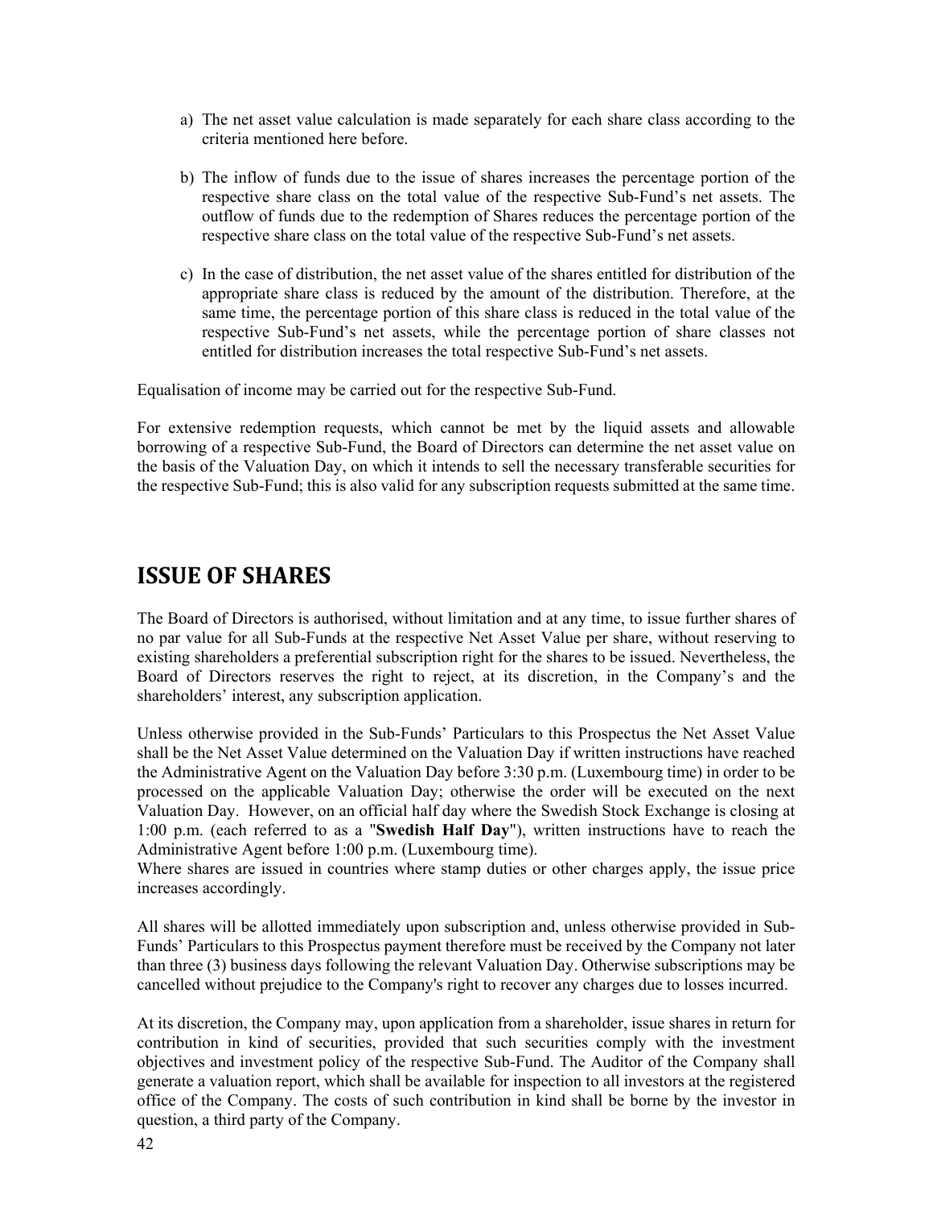a) The net asset value calculation is made separately for each share class according to the criteria mentioned here before.

b) The inflow of funds due to the issue of shares increases the percentage portion of the respective share class on the total value of the respective Sub-Fund's net assets. The outflow of funds due to the redemption of Shares reduces the percentage portion of the respective share class on the total value of the respective Sub-Fund's net assets.

c) In the case of distribution, the net asset value of the shares entitled for distribution of the appropriate share class is reduced by the amount of the distribution. Therefore, at the same time, the percentage portion of this share class is reduced in the total value of the respective Sub-Fund's net assets, while the percentage portion of share classes not entitled for distribution increases the total respective Sub-Fund's net assets.

Equalisation of income may be carried out for the respective Sub-Fund.

For extensive redemption requests, which cannot be met by the liquid assets and allowable borrowing of a respective Sub-Fund, the Board of Directors can determine the net asset value on the basis of the Valuation Day, on which it intends to sell the necessary transferable securities for the respective Sub-Fund; this is also valid for any subscription requests submitted at the same time.

# ISSUE OF SHARES

The Board of Directors is authorised, without limitation and at any time, to issue further shares of no par value for all Sub-Funds at the respective Net Asset Value per share, without reserving to existing shareholders a preferential subscription right for the shares to be issued. Nevertheless, the Board of Directors reserves the right to reject, at its discretion, in the Company's and the shareholders' interest, any subscription application.

Unless otherwise provided in the Sub-Funds' Particulars to this Prospectus the Net Asset Value shall be the Net Asset Value determined on the Valuation Day if written instructions have reached the Administrative Agent on the Valuation Day before 3:30 p.m. (Luxembourg time) in order to be processed on the applicable Valuation Day; otherwise the order will be executed on the next Valuation Day. However, on an official half day where the Swedish Stock Exchange is closing at 1:00 p.m. (each referred to as a "**Swedish Half Day**"), written instructions have to reach the Administrative Agent before 1:00 p.m. (Luxembourg time).
Where shares are issued in countries where stamp duties or other charges apply, the issue price increases accordingly.

All shares will be allotted immediately upon subscription and, unless otherwise provided in Sub-Funds' Particulars to this Prospectus payment therefore must be received by the Company not later than three (3) business days following the relevant Valuation Day. Otherwise subscriptions may be cancelled without prejudice to the Company's right to recover any charges due to losses incurred.

At its discretion, the Company may, upon application from a shareholder, issue shares in return for contribution in kind of securities, provided that such securities comply with the investment objectives and investment policy of the respective Sub-Fund. The Auditor of the Company shall generate a valuation report, which shall be available for inspection to all investors at the registered office of the Company. The costs of such contribution in kind shall be borne by the investor in question, a third party of the Company.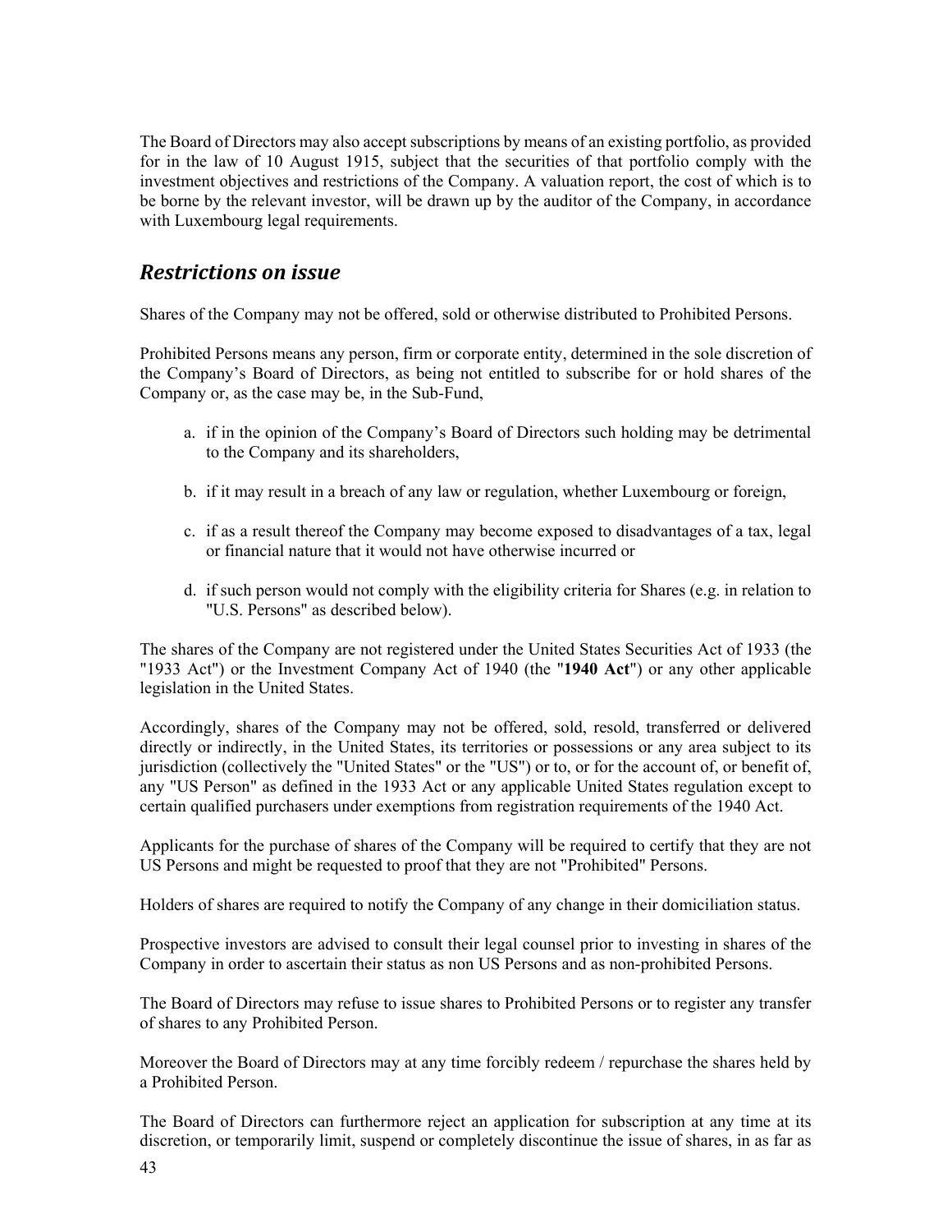The Board of Directors may also accept subscriptions by means of an existing portfolio, as provided for in the law of 10 August 1915, subject that the securities of that portfolio comply with the investment objectives and restrictions of the Company. A valuation report, the cost of which is to be borne by the relevant investor, will be drawn up by the auditor of the Company, in accordance with Luxembourg legal requirements.

## *Restrictions on issue*

Shares of the Company may not be offered, sold or otherwise distributed to Prohibited Persons.

Prohibited Persons means any person, firm or corporate entity, determined in the sole discretion of the Company's Board of Directors, as being not entitled to subscribe for or hold shares of the Company or, as the case may be, in the Sub-Fund,

a. if in the opinion of the Company's Board of Directors such holding may be detrimental to the Company and its shareholders,

b. if it may result in a breach of any law or regulation, whether Luxembourg or foreign,

c. if as a result thereof the Company may become exposed to disadvantages of a tax, legal or financial nature that it would not have otherwise incurred or

d. if such person would not comply with the eligibility criteria for Shares (e.g. in relation to "U.S. Persons" as described below).

The shares of the Company are not registered under the United States Securities Act of 1933 (the "1933 Act") or the Investment Company Act of 1940 (the "**1940 Act**") or any other applicable legislation in the United States.

Accordingly, shares of the Company may not be offered, sold, resold, transferred or delivered directly or indirectly, in the United States, its territories or possessions or any area subject to its jurisdiction (collectively the "United States" or the "US") or to, or for the account of, or benefit of, any "US Person" as defined in the 1933 Act or any applicable United States regulation except to certain qualified purchasers under exemptions from registration requirements of the 1940 Act.

Applicants for the purchase of shares of the Company will be required to certify that they are not US Persons and might be requested to proof that they are not "Prohibited" Persons.

Holders of shares are required to notify the Company of any change in their domiciliation status.

Prospective investors are advised to consult their legal counsel prior to investing in shares of the Company in order to ascertain their status as non US Persons and as non-prohibited Persons.

The Board of Directors may refuse to issue shares to Prohibited Persons or to register any transfer of shares to any Prohibited Person.

Moreover the Board of Directors may at any time forcibly redeem / repurchase the shares held by a Prohibited Person.

The Board of Directors can furthermore reject an application for subscription at any time at its discretion, or temporarily limit, suspend or completely discontinue the issue of shares, in as far as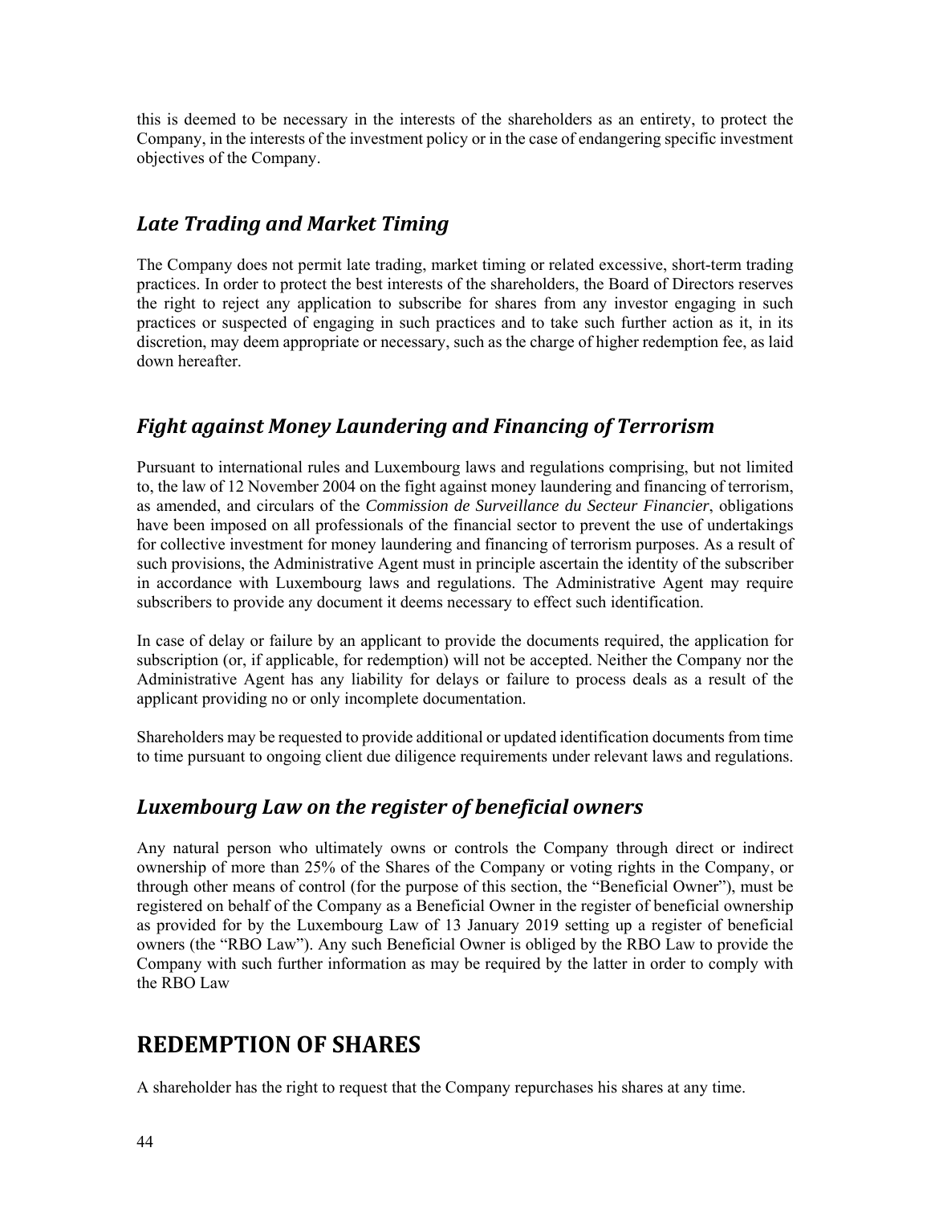this is deemed to be necessary in the interests of the shareholders as an entirety, to protect the Company, in the interests of the investment policy or in the case of endangering specific investment objectives of the Company.

## *Late Trading and Market Timing*

The Company does not permit late trading, market timing or related excessive, short-term trading practices. In order to protect the best interests of the shareholders, the Board of Directors reserves the right to reject any application to subscribe for shares from any investor engaging in such practices or suspected of engaging in such practices and to take such further action as it, in its discretion, may deem appropriate or necessary, such as the charge of higher redemption fee, as laid down hereafter.

## *Fight against Money Laundering and Financing of Terrorism*

Pursuant to international rules and Luxembourg laws and regulations comprising, but not limited to, the law of 12 November 2004 on the fight against money laundering and financing of terrorism, as amended, and circulars of the *Commission de Surveillance du Secteur Financier*, obligations have been imposed on all professionals of the financial sector to prevent the use of undertakings for collective investment for money laundering and financing of terrorism purposes. As a result of such provisions, the Administrative Agent must in principle ascertain the identity of the subscriber in accordance with Luxembourg laws and regulations. The Administrative Agent may require subscribers to provide any document it deems necessary to effect such identification.

In case of delay or failure by an applicant to provide the documents required, the application for subscription (or, if applicable, for redemption) will not be accepted. Neither the Company nor the Administrative Agent has any liability for delays or failure to process deals as a result of the applicant providing no or only incomplete documentation.

Shareholders may be requested to provide additional or updated identification documents from time to time pursuant to ongoing client due diligence requirements under relevant laws and regulations.

## *Luxembourg Law on the register of beneficial owners*

Any natural person who ultimately owns or controls the Company through direct or indirect ownership of more than 25% of the Shares of the Company or voting rights in the Company, or through other means of control (for the purpose of this section, the "Beneficial Owner"), must be registered on behalf of the Company as a Beneficial Owner in the register of beneficial ownership as provided for by the Luxembourg Law of 13 January 2019 setting up a register of beneficial owners (the "RBO Law"). Any such Beneficial Owner is obliged by the RBO Law to provide the Company with such further information as may be required by the latter in order to comply with the RBO Law

# REDEMPTION OF SHARES

A shareholder has the right to request that the Company repurchases his shares at any time.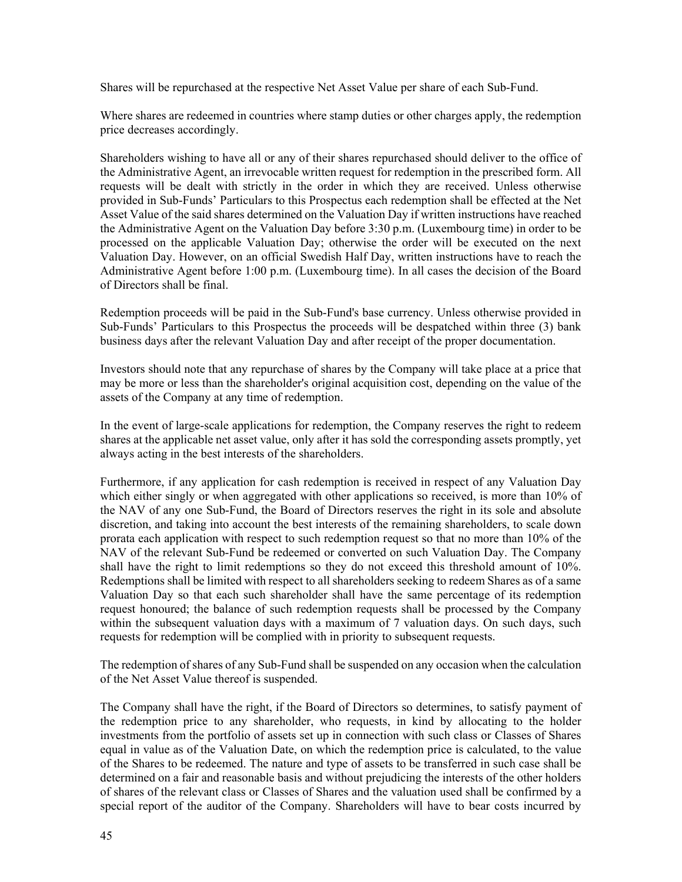Shares will be repurchased at the respective Net Asset Value per share of each Sub-Fund.

Where shares are redeemed in countries where stamp duties or other charges apply, the redemption price decreases accordingly.

Shareholders wishing to have all or any of their shares repurchased should deliver to the office of the Administrative Agent, an irrevocable written request for redemption in the prescribed form. All requests will be dealt with strictly in the order in which they are received. Unless otherwise provided in Sub-Funds' Particulars to this Prospectus each redemption shall be effected at the Net Asset Value of the said shares determined on the Valuation Day if written instructions have reached the Administrative Agent on the Valuation Day before 3:30 p.m. (Luxembourg time) in order to be processed on the applicable Valuation Day; otherwise the order will be executed on the next Valuation Day. However, on an official Swedish Half Day, written instructions have to reach the Administrative Agent before 1:00 p.m. (Luxembourg time). In all cases the decision of the Board of Directors shall be final.

Redemption proceeds will be paid in the Sub-Fund's base currency. Unless otherwise provided in Sub-Funds' Particulars to this Prospectus the proceeds will be despatched within three (3) bank business days after the relevant Valuation Day and after receipt of the proper documentation.

Investors should note that any repurchase of shares by the Company will take place at a price that may be more or less than the shareholder's original acquisition cost, depending on the value of the assets of the Company at any time of redemption.

In the event of large-scale applications for redemption, the Company reserves the right to redeem shares at the applicable net asset value, only after it has sold the corresponding assets promptly, yet always acting in the best interests of the shareholders.

Furthermore, if any application for cash redemption is received in respect of any Valuation Day which either singly or when aggregated with other applications so received, is more than 10% of the NAV of any one Sub-Fund, the Board of Directors reserves the right in its sole and absolute discretion, and taking into account the best interests of the remaining shareholders, to scale down prorata each application with respect to such redemption request so that no more than 10% of the NAV of the relevant Sub-Fund be redeemed or converted on such Valuation Day. The Company shall have the right to limit redemptions so they do not exceed this threshold amount of 10%. Redemptions shall be limited with respect to all shareholders seeking to redeem Shares as of a same Valuation Day so that each such shareholder shall have the same percentage of its redemption request honoured; the balance of such redemption requests shall be processed by the Company within the subsequent valuation days with a maximum of 7 valuation days. On such days, such requests for redemption will be complied with in priority to subsequent requests.

The redemption of shares of any Sub-Fund shall be suspended on any occasion when the calculation of the Net Asset Value thereof is suspended.

The Company shall have the right, if the Board of Directors so determines, to satisfy payment of the redemption price to any shareholder, who requests, in kind by allocating to the holder investments from the portfolio of assets set up in connection with such class or Classes of Shares equal in value as of the Valuation Date, on which the redemption price is calculated, to the value of the Shares to be redeemed. The nature and type of assets to be transferred in such case shall be determined on a fair and reasonable basis and without prejudicing the interests of the other holders of shares of the relevant class or Classes of Shares and the valuation used shall be confirmed by a special report of the auditor of the Company. Shareholders will have to bear costs incurred by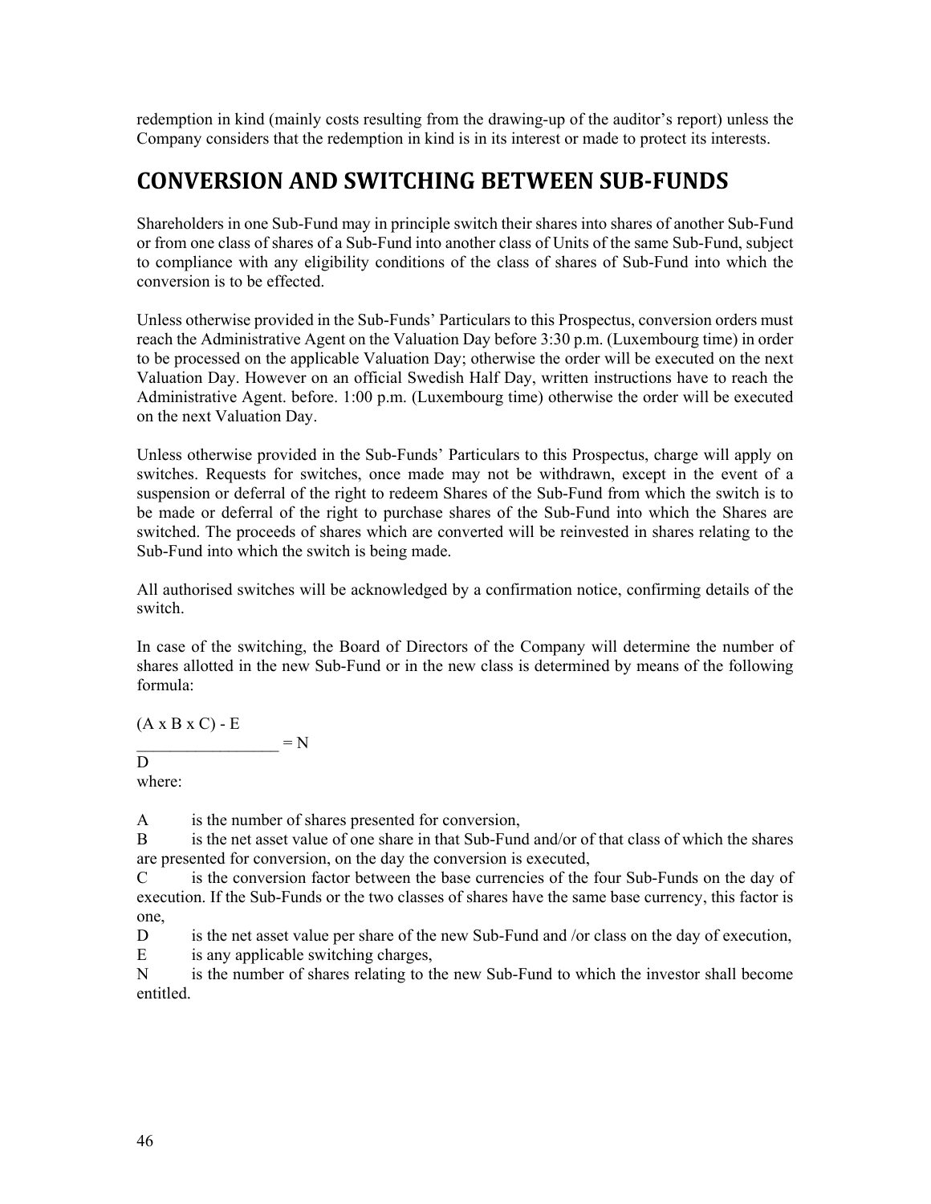redemption in kind (mainly costs resulting from the drawing-up of the auditor's report) unless the Company considers that the redemption in kind is in its interest or made to protect its interests.

## CONVERSION AND SWITCHING BETWEEN SUB-FUNDS

Shareholders in one Sub-Fund may in principle switch their shares into shares of another Sub-Fund or from one class of shares of a Sub-Fund into another class of Units of the same Sub-Fund, subject to compliance with any eligibility conditions of the class of shares of Sub-Fund into which the conversion is to be effected.

Unless otherwise provided in the Sub-Funds' Particulars to this Prospectus, conversion orders must reach the Administrative Agent on the Valuation Day before 3:30 p.m. (Luxembourg time) in order to be processed on the applicable Valuation Day; otherwise the order will be executed on the next Valuation Day. However on an official Swedish Half Day, written instructions have to reach the Administrative Agent. before. 1:00 p.m. (Luxembourg time) otherwise the order will be executed on the next Valuation Day.

Unless otherwise provided in the Sub-Funds' Particulars to this Prospectus, charge will apply on switches. Requests for switches, once made may not be withdrawn, except in the event of a suspension or deferral of the right to redeem Shares of the Sub-Fund from which the switch is to be made or deferral of the right to purchase shares of the Sub-Fund into which the Shares are switched. The proceeds of shares which are converted will be reinvested in shares relating to the Sub-Fund into which the switch is being made.

All authorised switches will be acknowledged by a confirmation notice, confirming details of the switch.

In case of the switching, the Board of Directors of the Company will determine the number of shares allotted in the new Sub-Fund or in the new class is determined by means of the following formula:

$$\frac{(A \times B \times C) - E}{D} = N$$

where:

A is the number of shares presented for conversion,

B is the net asset value of one share in that Sub-Fund and/or of that class of which the shares are presented for conversion, on the day the conversion is executed,

C is the conversion factor between the base currencies of the four Sub-Funds on the day of execution. If the Sub-Funds or the two classes of shares have the same base currency, this factor is one,

D is the net asset value per share of the new Sub-Fund and /or class on the day of execution,

E is any applicable switching charges,

N is the number of shares relating to the new Sub-Fund to which the investor shall become entitled.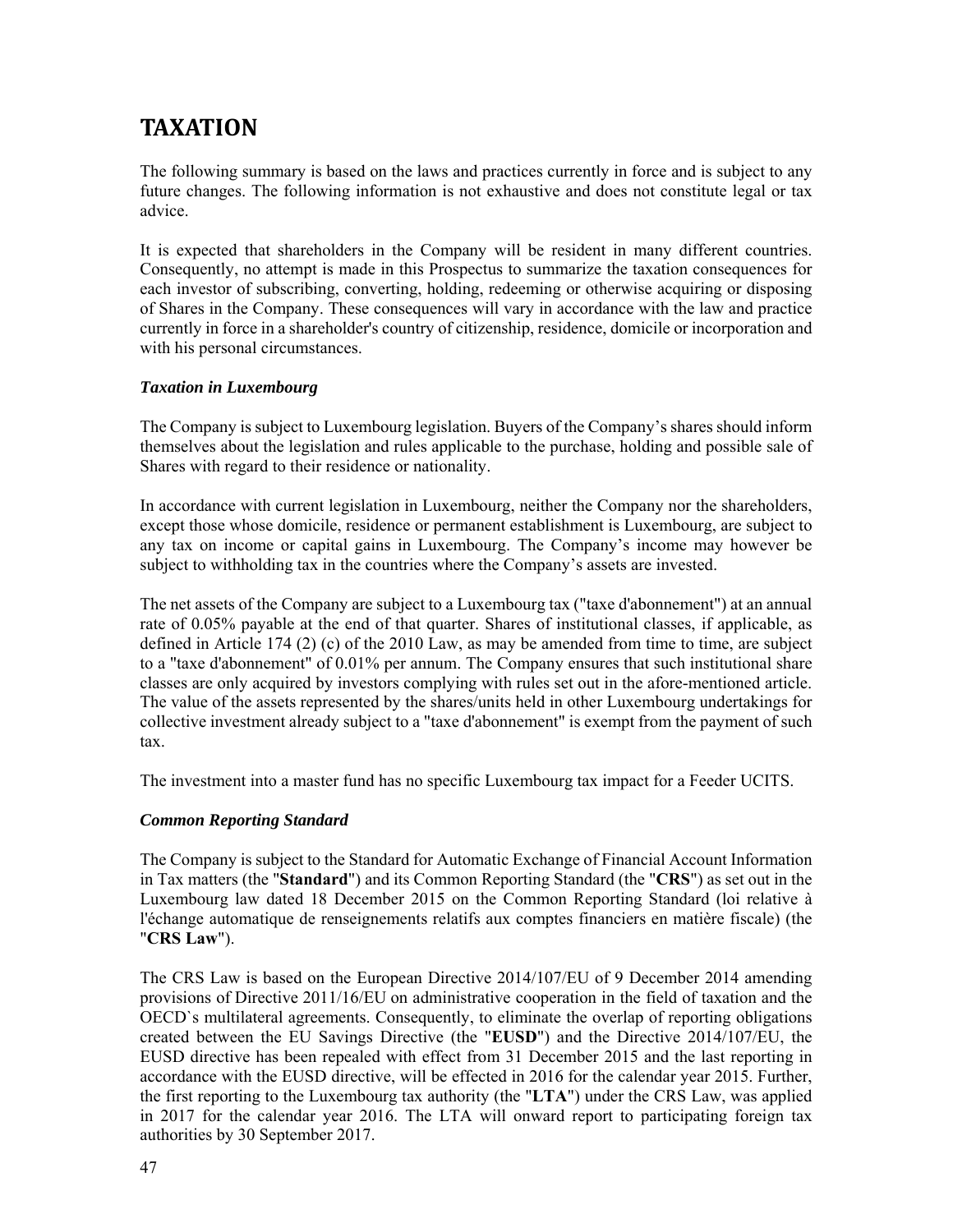# TAXATION

The following summary is based on the laws and practices currently in force and is subject to any future changes. The following information is not exhaustive and does not constitute legal or tax advice.

It is expected that shareholders in the Company will be resident in many different countries. Consequently, no attempt is made in this Prospectus to summarize the taxation consequences for each investor of subscribing, converting, holding, redeeming or otherwise acquiring or disposing of Shares in the Company. These consequences will vary in accordance with the law and practice currently in force in a shareholder's country of citizenship, residence, domicile or incorporation and with his personal circumstances.

***Taxation in Luxembourg***

The Company is subject to Luxembourg legislation. Buyers of the Company's shares should inform themselves about the legislation and rules applicable to the purchase, holding and possible sale of Shares with regard to their residence or nationality.

In accordance with current legislation in Luxembourg, neither the Company nor the shareholders, except those whose domicile, residence or permanent establishment is Luxembourg, are subject to any tax on income or capital gains in Luxembourg. The Company's income may however be subject to withholding tax in the countries where the Company's assets are invested.

The net assets of the Company are subject to a Luxembourg tax ("taxe d'abonnement") at an annual rate of 0.05% payable at the end of that quarter. Shares of institutional classes, if applicable, as defined in Article 174 (2) (c) of the 2010 Law, as may be amended from time to time, are subject to a "taxe d'abonnement" of 0.01% per annum. The Company ensures that such institutional share classes are only acquired by investors complying with rules set out in the afore-mentioned article. The value of the assets represented by the shares/units held in other Luxembourg undertakings for collective investment already subject to a "taxe d'abonnement" is exempt from the payment of such tax.

The investment into a master fund has no specific Luxembourg tax impact for a Feeder UCITS.

***Common Reporting Standard***

The Company is subject to the Standard for Automatic Exchange of Financial Account Information in Tax matters (the "**Standard**") and its Common Reporting Standard (the "**CRS**") as set out in the Luxembourg law dated 18 December 2015 on the Common Reporting Standard (loi relative à l'échange automatique de renseignements relatifs aux comptes financiers en matière fiscale) (the "**CRS Law**").

The CRS Law is based on the European Directive 2014/107/EU of 9 December 2014 amending provisions of Directive 2011/16/EU on administrative cooperation in the field of taxation and the OECD`s multilateral agreements. Consequently, to eliminate the overlap of reporting obligations created between the EU Savings Directive (the "**EUSD**") and the Directive 2014/107/EU, the EUSD directive has been repealed with effect from 31 December 2015 and the last reporting in accordance with the EUSD directive, will be effected in 2016 for the calendar year 2015. Further, the first reporting to the Luxembourg tax authority (the "**LTA**") under the CRS Law, was applied in 2017 for the calendar year 2016. The LTA will onward report to participating foreign tax authorities by 30 September 2017.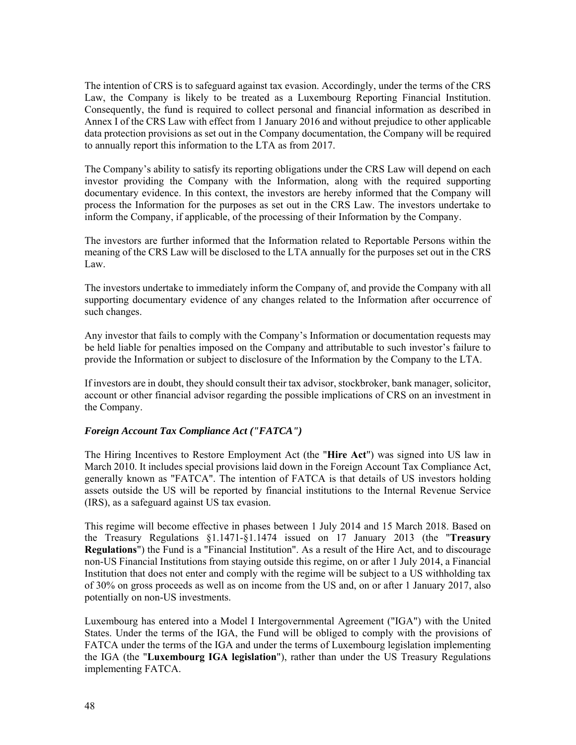The intention of CRS is to safeguard against tax evasion. Accordingly, under the terms of the CRS Law, the Company is likely to be treated as a Luxembourg Reporting Financial Institution. Consequently, the fund is required to collect personal and financial information as described in Annex I of the CRS Law with effect from 1 January 2016 and without prejudice to other applicable data protection provisions as set out in the Company documentation, the Company will be required to annually report this information to the LTA as from 2017.

The Company's ability to satisfy its reporting obligations under the CRS Law will depend on each investor providing the Company with the Information, along with the required supporting documentary evidence. In this context, the investors are hereby informed that the Company will process the Information for the purposes as set out in the CRS Law. The investors undertake to inform the Company, if applicable, of the processing of their Information by the Company.

The investors are further informed that the Information related to Reportable Persons within the meaning of the CRS Law will be disclosed to the LTA annually for the purposes set out in the CRS Law.

The investors undertake to immediately inform the Company of, and provide the Company with all supporting documentary evidence of any changes related to the Information after occurrence of such changes.

Any investor that fails to comply with the Company's Information or documentation requests may be held liable for penalties imposed on the Company and attributable to such investor's failure to provide the Information or subject to disclosure of the Information by the Company to the LTA.

If investors are in doubt, they should consult their tax advisor, stockbroker, bank manager, solicitor, account or other financial advisor regarding the possible implications of CRS on an investment in the Company.

***Foreign Account Tax Compliance Act ("FATCA")***

The Hiring Incentives to Restore Employment Act (the "**Hire Act**") was signed into US law in March 2010. It includes special provisions laid down in the Foreign Account Tax Compliance Act, generally known as "FATCA". The intention of FATCA is that details of US investors holding assets outside the US will be reported by financial institutions to the Internal Revenue Service (IRS), as a safeguard against US tax evasion.

This regime will become effective in phases between 1 July 2014 and 15 March 2018. Based on the Treasury Regulations §1.1471-§1.1474 issued on 17 January 2013 (the "**Treasury Regulations**") the Fund is a "Financial Institution". As a result of the Hire Act, and to discourage non-US Financial Institutions from staying outside this regime, on or after 1 July 2014, a Financial Institution that does not enter and comply with the regime will be subject to a US withholding tax of 30% on gross proceeds as well as on income from the US and, on or after 1 January 2017, also potentially on non-US investments.

Luxembourg has entered into a Model I Intergovernmental Agreement ("IGA") with the United States. Under the terms of the IGA, the Fund will be obliged to comply with the provisions of FATCA under the terms of the IGA and under the terms of Luxembourg legislation implementing the IGA (the "**Luxembourg IGA legislation**"), rather than under the US Treasury Regulations implementing FATCA.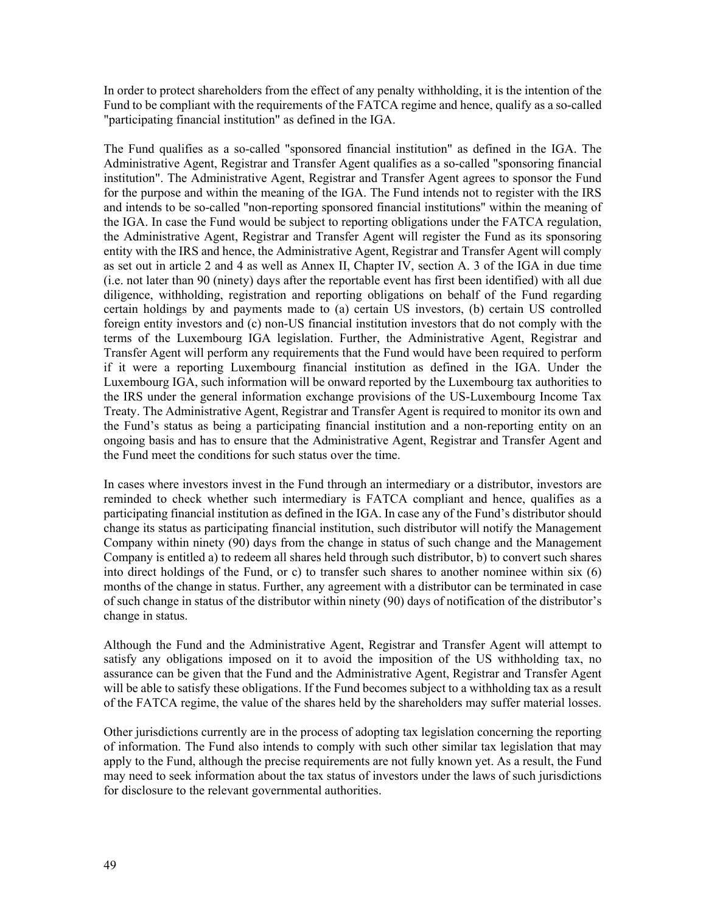In order to protect shareholders from the effect of any penalty withholding, it is the intention of the Fund to be compliant with the requirements of the FATCA regime and hence, qualify as a so-called "participating financial institution" as defined in the IGA.

The Fund qualifies as a so-called "sponsored financial institution" as defined in the IGA. The Administrative Agent, Registrar and Transfer Agent qualifies as a so-called "sponsoring financial institution". The Administrative Agent, Registrar and Transfer Agent agrees to sponsor the Fund for the purpose and within the meaning of the IGA. The Fund intends not to register with the IRS and intends to be so-called "non-reporting sponsored financial institutions" within the meaning of the IGA. In case the Fund would be subject to reporting obligations under the FATCA regulation, the Administrative Agent, Registrar and Transfer Agent will register the Fund as its sponsoring entity with the IRS and hence, the Administrative Agent, Registrar and Transfer Agent will comply as set out in article 2 and 4 as well as Annex II, Chapter IV, section A. 3 of the IGA in due time (i.e. not later than 90 (ninety) days after the reportable event has first been identified) with all due diligence, withholding, registration and reporting obligations on behalf of the Fund regarding certain holdings by and payments made to (a) certain US investors, (b) certain US controlled foreign entity investors and (c) non-US financial institution investors that do not comply with the terms of the Luxembourg IGA legislation. Further, the Administrative Agent, Registrar and Transfer Agent will perform any requirements that the Fund would have been required to perform if it were a reporting Luxembourg financial institution as defined in the IGA. Under the Luxembourg IGA, such information will be onward reported by the Luxembourg tax authorities to the IRS under the general information exchange provisions of the US-Luxembourg Income Tax Treaty. The Administrative Agent, Registrar and Transfer Agent is required to monitor its own and the Fund's status as being a participating financial institution and a non-reporting entity on an ongoing basis and has to ensure that the Administrative Agent, Registrar and Transfer Agent and the Fund meet the conditions for such status over the time.

In cases where investors invest in the Fund through an intermediary or a distributor, investors are reminded to check whether such intermediary is FATCA compliant and hence, qualifies as a participating financial institution as defined in the IGA. In case any of the Fund's distributor should change its status as participating financial institution, such distributor will notify the Management Company within ninety (90) days from the change in status of such change and the Management Company is entitled a) to redeem all shares held through such distributor, b) to convert such shares into direct holdings of the Fund, or c) to transfer such shares to another nominee within six (6) months of the change in status. Further, any agreement with a distributor can be terminated in case of such change in status of the distributor within ninety (90) days of notification of the distributor's change in status.

Although the Fund and the Administrative Agent, Registrar and Transfer Agent will attempt to satisfy any obligations imposed on it to avoid the imposition of the US withholding tax, no assurance can be given that the Fund and the Administrative Agent, Registrar and Transfer Agent will be able to satisfy these obligations. If the Fund becomes subject to a withholding tax as a result of the FATCA regime, the value of the shares held by the shareholders may suffer material losses.

Other jurisdictions currently are in the process of adopting tax legislation concerning the reporting of information. The Fund also intends to comply with such other similar tax legislation that may apply to the Fund, although the precise requirements are not fully known yet. As a result, the Fund may need to seek information about the tax status of investors under the laws of such jurisdictions for disclosure to the relevant governmental authorities.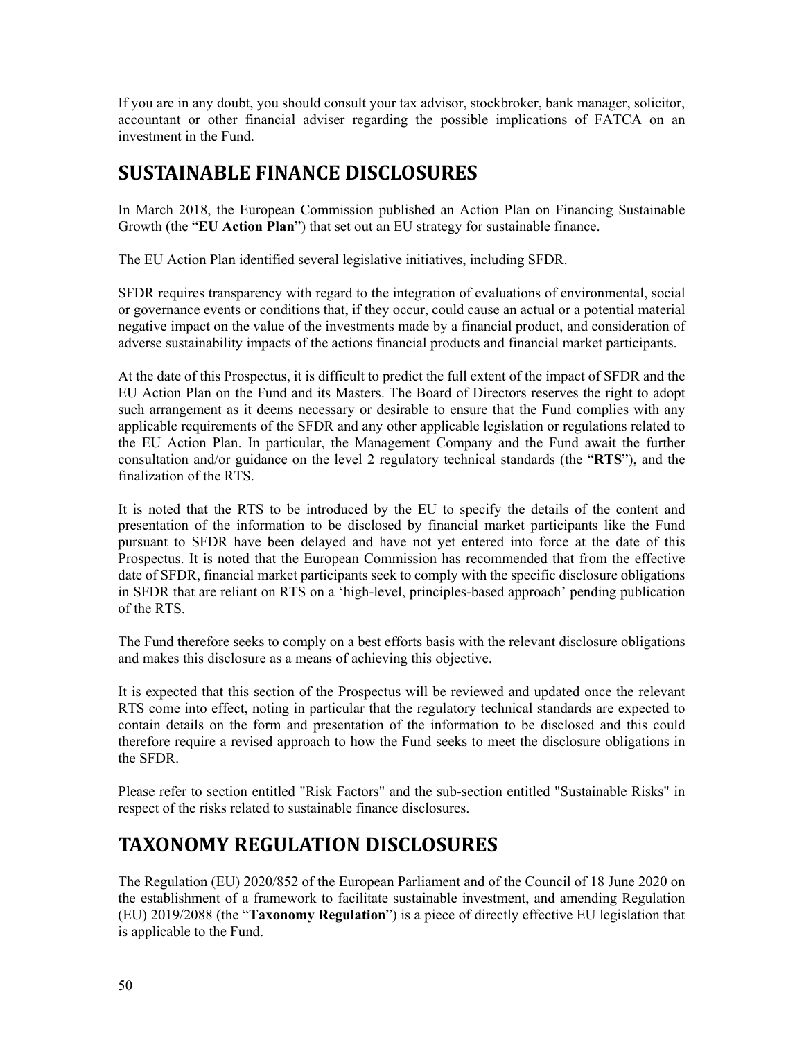If you are in any doubt, you should consult your tax advisor, stockbroker, bank manager, solicitor, accountant or other financial adviser regarding the possible implications of FATCA on an investment in the Fund.

## SUSTAINABLE FINANCE DISCLOSURES

In March 2018, the European Commission published an Action Plan on Financing Sustainable Growth (the "**EU Action Plan**") that set out an EU strategy for sustainable finance.

The EU Action Plan identified several legislative initiatives, including SFDR.

SFDR requires transparency with regard to the integration of evaluations of environmental, social or governance events or conditions that, if they occur, could cause an actual or a potential material negative impact on the value of the investments made by a financial product, and consideration of adverse sustainability impacts of the actions financial products and financial market participants.

At the date of this Prospectus, it is difficult to predict the full extent of the impact of SFDR and the EU Action Plan on the Fund and its Masters. The Board of Directors reserves the right to adopt such arrangement as it deems necessary or desirable to ensure that the Fund complies with any applicable requirements of the SFDR and any other applicable legislation or regulations related to the EU Action Plan. In particular, the Management Company and the Fund await the further consultation and/or guidance on the level 2 regulatory technical standards (the "**RTS**"), and the finalization of the RTS.

It is noted that the RTS to be introduced by the EU to specify the details of the content and presentation of the information to be disclosed by financial market participants like the Fund pursuant to SFDR have been delayed and have not yet entered into force at the date of this Prospectus. It is noted that the European Commission has recommended that from the effective date of SFDR, financial market participants seek to comply with the specific disclosure obligations in SFDR that are reliant on RTS on a 'high-level, principles-based approach' pending publication of the RTS.

The Fund therefore seeks to comply on a best efforts basis with the relevant disclosure obligations and makes this disclosure as a means of achieving this objective.

It is expected that this section of the Prospectus will be reviewed and updated once the relevant RTS come into effect, noting in particular that the regulatory technical standards are expected to contain details on the form and presentation of the information to be disclosed and this could therefore require a revised approach to how the Fund seeks to meet the disclosure obligations in the SFDR.

Please refer to section entitled "Risk Factors" and the sub-section entitled "Sustainable Risks" in respect of the risks related to sustainable finance disclosures.

## TAXONOMY REGULATION DISCLOSURES

The Regulation (EU) 2020/852 of the European Parliament and of the Council of 18 June 2020 on the establishment of a framework to facilitate sustainable investment, and amending Regulation (EU) 2019/2088 (the "**Taxonomy Regulation**") is a piece of directly effective EU legislation that is applicable to the Fund.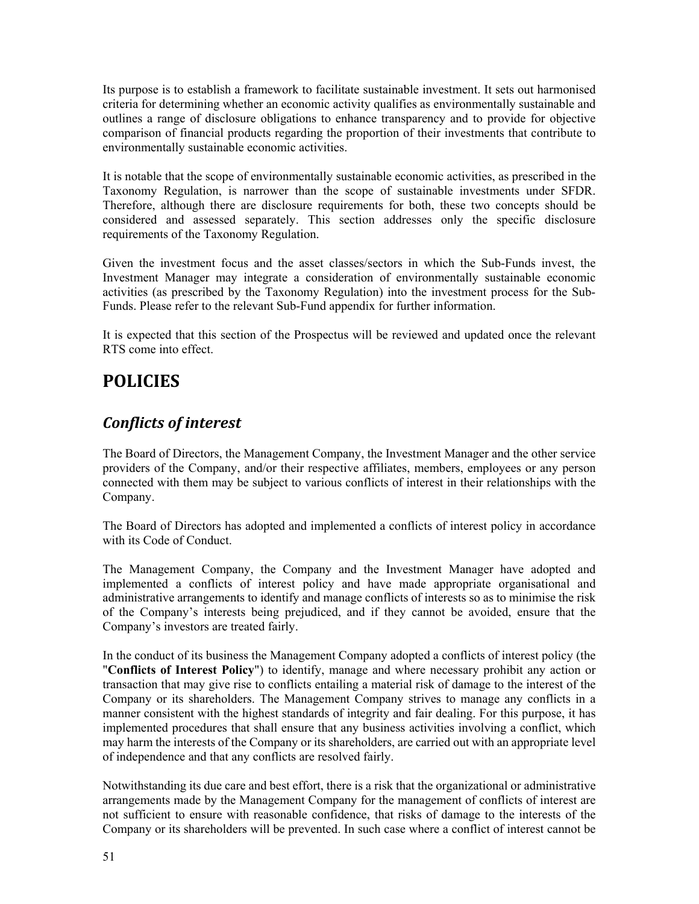Its purpose is to establish a framework to facilitate sustainable investment. It sets out harmonised criteria for determining whether an economic activity qualifies as environmentally sustainable and outlines a range of disclosure obligations to enhance transparency and to provide for objective comparison of financial products regarding the proportion of their investments that contribute to environmentally sustainable economic activities.

It is notable that the scope of environmentally sustainable economic activities, as prescribed in the Taxonomy Regulation, is narrower than the scope of sustainable investments under SFDR. Therefore, although there are disclosure requirements for both, these two concepts should be considered and assessed separately. This section addresses only the specific disclosure requirements of the Taxonomy Regulation.

Given the investment focus and the asset classes/sectors in which the Sub-Funds invest, the Investment Manager may integrate a consideration of environmentally sustainable economic activities (as prescribed by the Taxonomy Regulation) into the investment process for the Sub-Funds. Please refer to the relevant Sub-Fund appendix for further information.

It is expected that this section of the Prospectus will be reviewed and updated once the relevant RTS come into effect.

# POLICIES

## *Conflicts of interest*

The Board of Directors, the Management Company, the Investment Manager and the other service providers of the Company, and/or their respective affiliates, members, employees or any person connected with them may be subject to various conflicts of interest in their relationships with the Company.

The Board of Directors has adopted and implemented a conflicts of interest policy in accordance with its Code of Conduct.

The Management Company, the Company and the Investment Manager have adopted and implemented a conflicts of interest policy and have made appropriate organisational and administrative arrangements to identify and manage conflicts of interests so as to minimise the risk of the Company's interests being prejudiced, and if they cannot be avoided, ensure that the Company's investors are treated fairly.

In the conduct of its business the Management Company adopted a conflicts of interest policy (the "**Conflicts of Interest Policy**") to identify, manage and where necessary prohibit any action or transaction that may give rise to conflicts entailing a material risk of damage to the interest of the Company or its shareholders. The Management Company strives to manage any conflicts in a manner consistent with the highest standards of integrity and fair dealing. For this purpose, it has implemented procedures that shall ensure that any business activities involving a conflict, which may harm the interests of the Company or its shareholders, are carried out with an appropriate level of independence and that any conflicts are resolved fairly.

Notwithstanding its due care and best effort, there is a risk that the organizational or administrative arrangements made by the Management Company for the management of conflicts of interest are not sufficient to ensure with reasonable confidence, that risks of damage to the interests of the Company or its shareholders will be prevented. In such case where a conflict of interest cannot be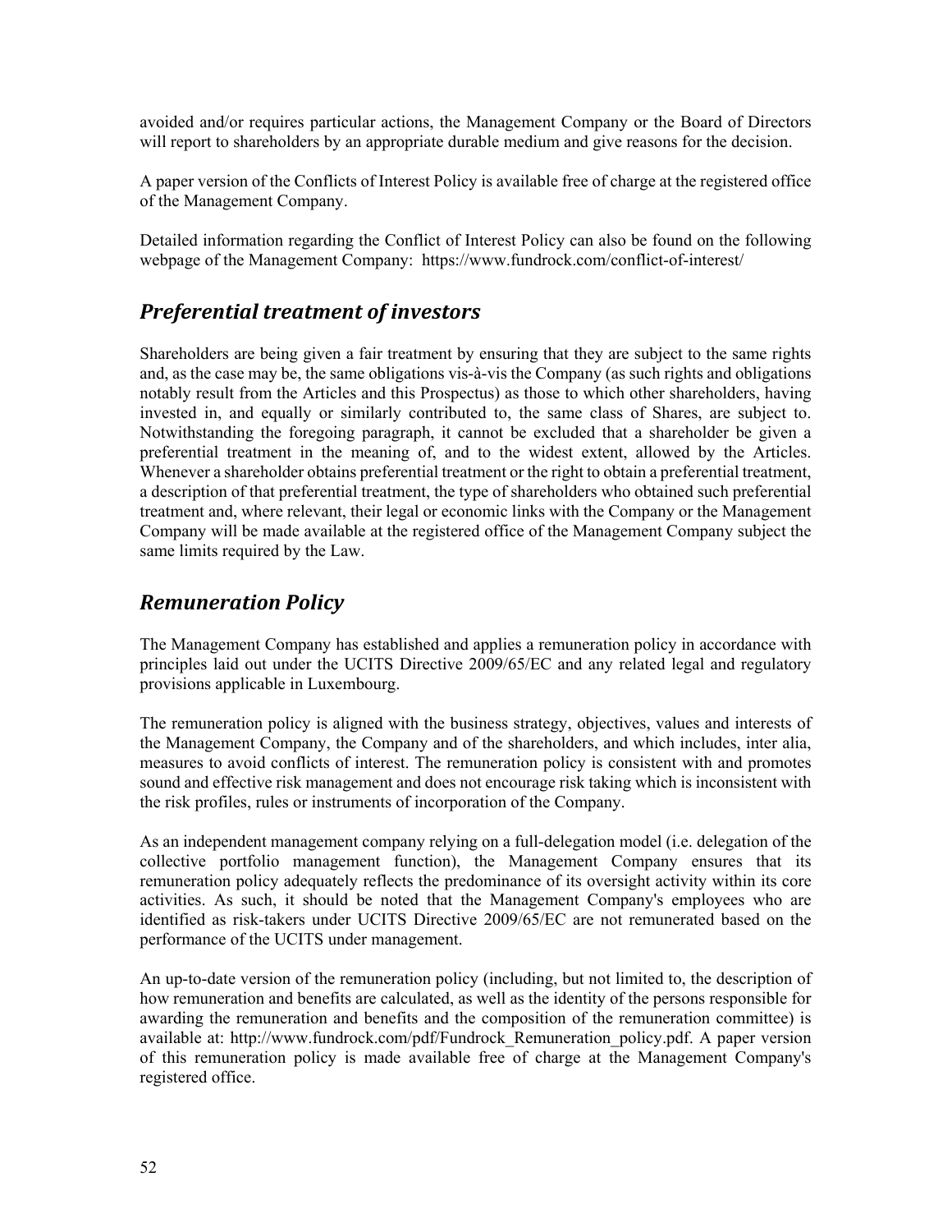avoided and/or requires particular actions, the Management Company or the Board of Directors will report to shareholders by an appropriate durable medium and give reasons for the decision.

A paper version of the Conflicts of Interest Policy is available free of charge at the registered office of the Management Company.

Detailed information regarding the Conflict of Interest Policy can also be found on the following webpage of the Management Company: https://www.fundrock.com/conflict-of-interest/

## *Preferential treatment of investors*

Shareholders are being given a fair treatment by ensuring that they are subject to the same rights and, as the case may be, the same obligations vis-à-vis the Company (as such rights and obligations notably result from the Articles and this Prospectus) as those to which other shareholders, having invested in, and equally or similarly contributed to, the same class of Shares, are subject to. Notwithstanding the foregoing paragraph, it cannot be excluded that a shareholder be given a preferential treatment in the meaning of, and to the widest extent, allowed by the Articles. Whenever a shareholder obtains preferential treatment or the right to obtain a preferential treatment, a description of that preferential treatment, the type of shareholders who obtained such preferential treatment and, where relevant, their legal or economic links with the Company or the Management Company will be made available at the registered office of the Management Company subject the same limits required by the Law.

## *Remuneration Policy*

The Management Company has established and applies a remuneration policy in accordance with principles laid out under the UCITS Directive 2009/65/EC and any related legal and regulatory provisions applicable in Luxembourg.

The remuneration policy is aligned with the business strategy, objectives, values and interests of the Management Company, the Company and of the shareholders, and which includes, inter alia, measures to avoid conflicts of interest. The remuneration policy is consistent with and promotes sound and effective risk management and does not encourage risk taking which is inconsistent with the risk profiles, rules or instruments of incorporation of the Company.

As an independent management company relying on a full-delegation model (i.e. delegation of the collective portfolio management function), the Management Company ensures that its remuneration policy adequately reflects the predominance of its oversight activity within its core activities. As such, it should be noted that the Management Company's employees who are identified as risk-takers under UCITS Directive 2009/65/EC are not remunerated based on the performance of the UCITS under management.

An up-to-date version of the remuneration policy (including, but not limited to, the description of how remuneration and benefits are calculated, as well as the identity of the persons responsible for awarding the remuneration and benefits and the composition of the remuneration committee) is available at: http://www.fundrock.com/pdf/Fundrock_Remuneration_policy.pdf. A paper version of this remuneration policy is made available free of charge at the Management Company's registered office.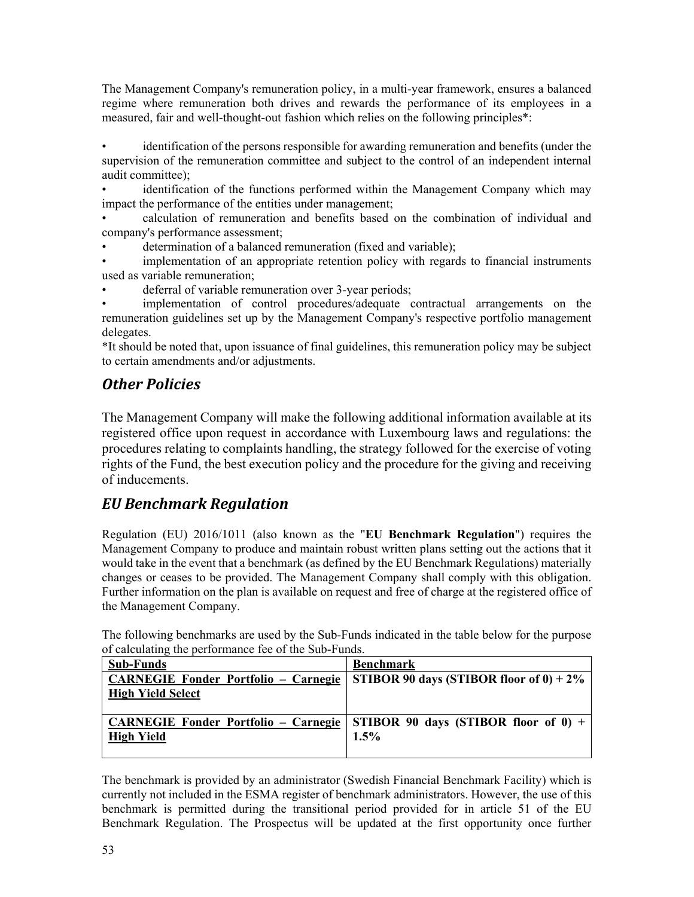The Management Company's remuneration policy, in a multi-year framework, ensures a balanced regime where remuneration both drives and rewards the performance of its employees in a measured, fair and well-thought-out fashion which relies on the following principles*:

- identification of the persons responsible for awarding remuneration and benefits (under the supervision of the remuneration committee and subject to the control of an independent internal audit committee);
- identification of the functions performed within the Management Company which may impact the performance of the entities under management;
- calculation of remuneration and benefits based on the combination of individual and company's performance assessment;
- determination of a balanced remuneration (fixed and variable);
- implementation of an appropriate retention policy with regards to financial instruments used as variable remuneration;
- deferral of variable remuneration over 3-year periods;
- implementation of control procedures/adequate contractual arrangements on the remuneration guidelines set up by the Management Company's respective portfolio management delegates.

*It should be noted that, upon issuance of final guidelines, this remuneration policy may be subject to certain amendments and/or adjustments.

## *Other Policies*

The Management Company will make the following additional information available at its registered office upon request in accordance with Luxembourg laws and regulations: the procedures relating to complaints handling, the strategy followed for the exercise of voting rights of the Fund, the best execution policy and the procedure for the giving and receiving of inducements.

## *EU Benchmark Regulation*

Regulation (EU) 2016/1011 (also known as the "**EU Benchmark Regulation**") requires the Management Company to produce and maintain robust written plans setting out the actions that it would take in the event that a benchmark (as defined by the EU Benchmark Regulations) materially changes or ceases to be provided. The Management Company shall comply with this obligation. Further information on the plan is available on request and free of charge at the registered office of the Management Company.

The following benchmarks are used by the Sub-Funds indicated in the table below for the purpose of calculating the performance fee of the Sub-Funds.

| Sub-Funds | Benchmark |
| --- | --- |
| **CARNEGIE Fonder Portfolio – Carnegie High Yield Select** | **STIBOR 90 days (STIBOR floor of 0) + 2%** |
| **CARNEGIE Fonder Portfolio – Carnegie High Yield** | **STIBOR 90 days (STIBOR floor of 0) + 1.5%** |

The benchmark is provided by an administrator (Swedish Financial Benchmark Facility) which is currently not included in the ESMA register of benchmark administrators. However, the use of this benchmark is permitted during the transitional period provided for in article 51 of the EU Benchmark Regulation. The Prospectus will be updated at the first opportunity once further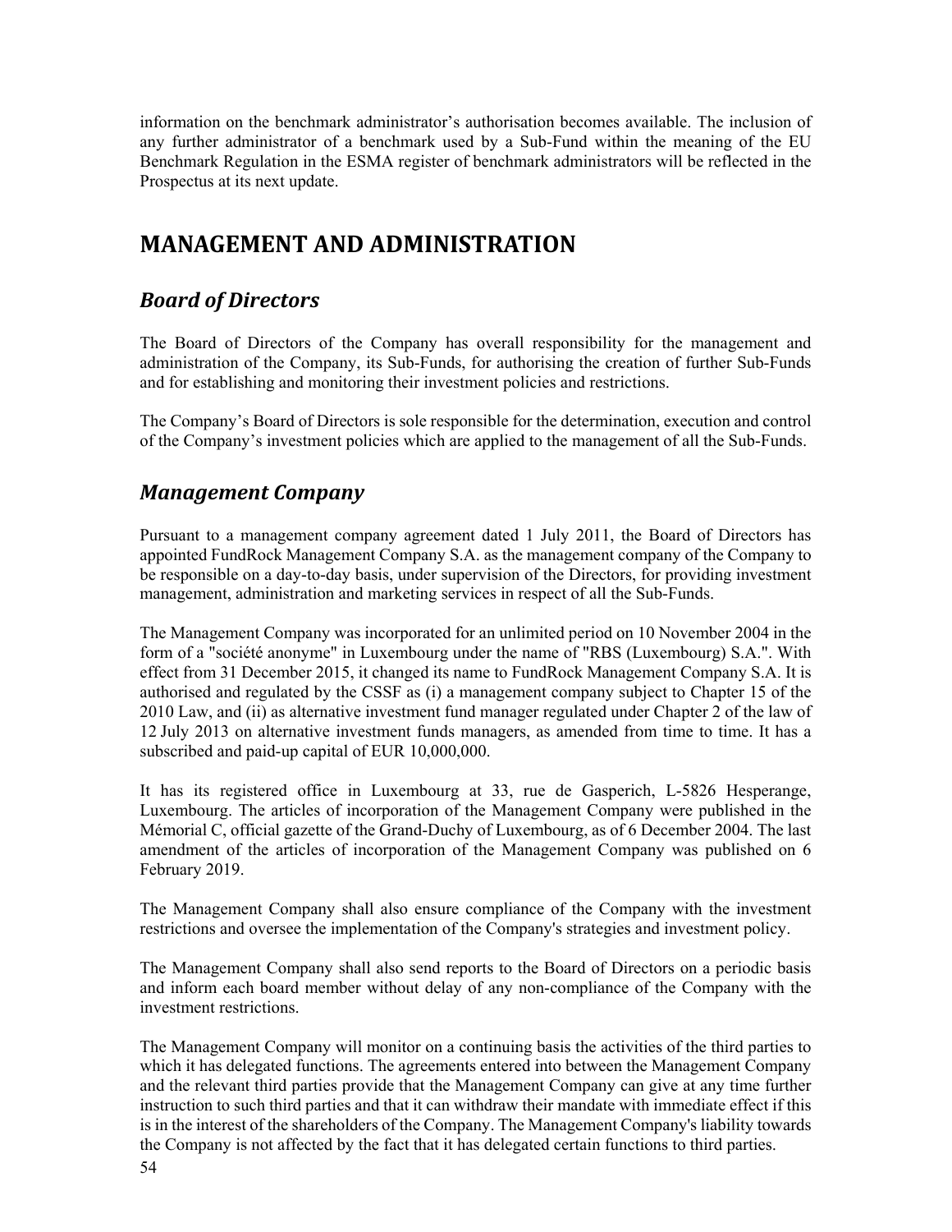information on the benchmark administrator's authorisation becomes available. The inclusion of any further administrator of a benchmark used by a Sub-Fund within the meaning of the EU Benchmark Regulation in the ESMA register of benchmark administrators will be reflected in the Prospectus at its next update.

# MANAGEMENT AND ADMINISTRATION

## *Board of Directors*

The Board of Directors of the Company has overall responsibility for the management and administration of the Company, its Sub-Funds, for authorising the creation of further Sub-Funds and for establishing and monitoring their investment policies and restrictions.

The Company's Board of Directors is sole responsible for the determination, execution and control of the Company's investment policies which are applied to the management of all the Sub-Funds.

## *Management Company*

Pursuant to a management company agreement dated 1 July 2011, the Board of Directors has appointed FundRock Management Company S.A. as the management company of the Company to be responsible on a day-to-day basis, under supervision of the Directors, for providing investment management, administration and marketing services in respect of all the Sub-Funds.

The Management Company was incorporated for an unlimited period on 10 November 2004 in the form of a "société anonyme" in Luxembourg under the name of "RBS (Luxembourg) S.A.". With effect from 31 December 2015, it changed its name to FundRock Management Company S.A. It is authorised and regulated by the CSSF as (i) a management company subject to Chapter 15 of the 2010 Law, and (ii) as alternative investment fund manager regulated under Chapter 2 of the law of 12 July 2013 on alternative investment funds managers, as amended from time to time. It has a subscribed and paid-up capital of EUR 10,000,000.

It has its registered office in Luxembourg at 33, rue de Gasperich, L-5826 Hesperange, Luxembourg. The articles of incorporation of the Management Company were published in the Mémorial C, official gazette of the Grand-Duchy of Luxembourg, as of 6 December 2004. The last amendment of the articles of incorporation of the Management Company was published on 6 February 2019.

The Management Company shall also ensure compliance of the Company with the investment restrictions and oversee the implementation of the Company's strategies and investment policy.

The Management Company shall also send reports to the Board of Directors on a periodic basis and inform each board member without delay of any non-compliance of the Company with the investment restrictions.

The Management Company will monitor on a continuing basis the activities of the third parties to which it has delegated functions. The agreements entered into between the Management Company and the relevant third parties provide that the Management Company can give at any time further instruction to such third parties and that it can withdraw their mandate with immediate effect if this is in the interest of the shareholders of the Company. The Management Company's liability towards the Company is not affected by the fact that it has delegated certain functions to third parties.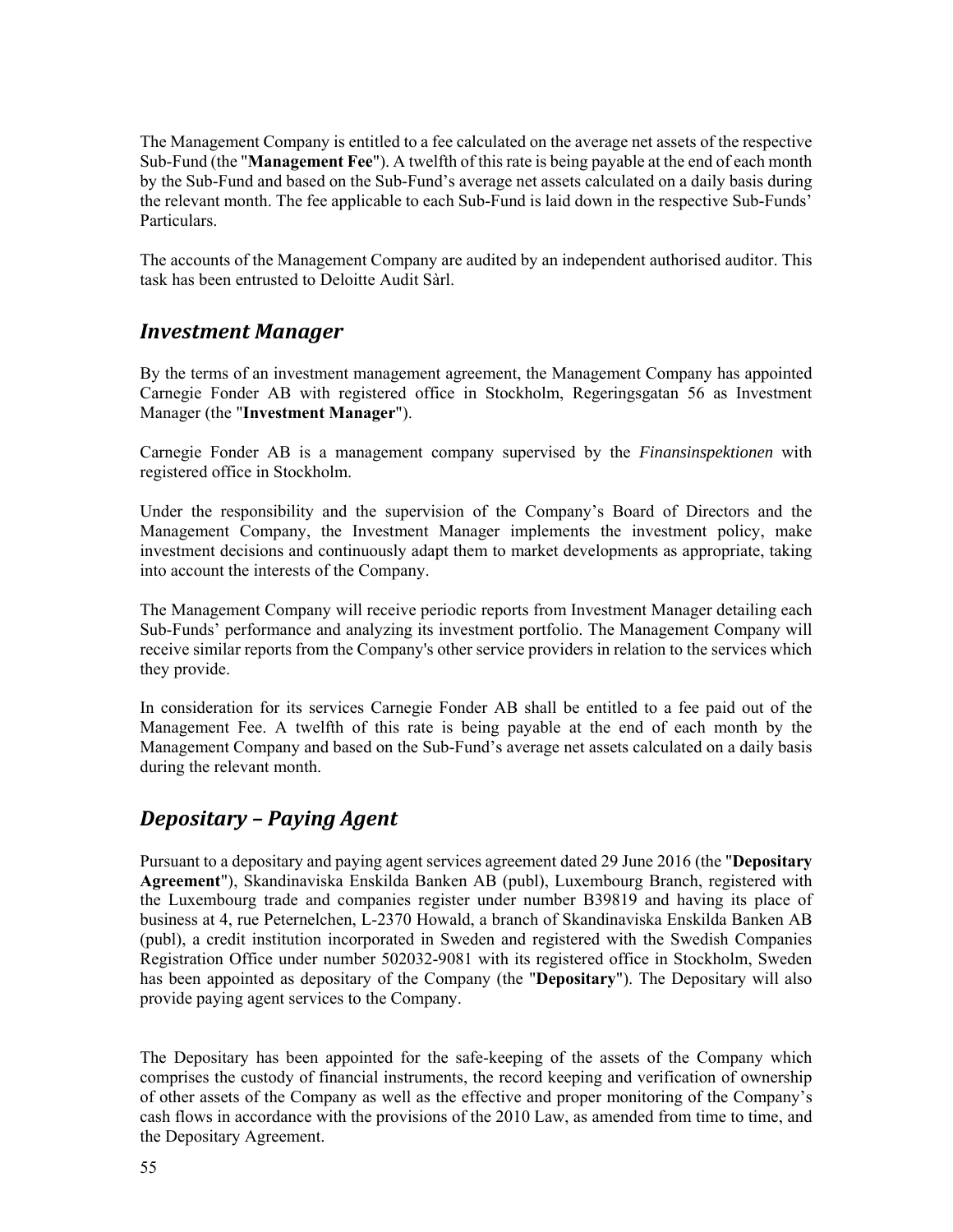The Management Company is entitled to a fee calculated on the average net assets of the respective Sub-Fund (the "**Management Fee**"). A twelfth of this rate is being payable at the end of each month by the Sub-Fund and based on the Sub-Fund's average net assets calculated on a daily basis during the relevant month. The fee applicable to each Sub-Fund is laid down in the respective Sub-Funds' Particulars.

The accounts of the Management Company are audited by an independent authorised auditor. This task has been entrusted to Deloitte Audit Sàrl.

## *Investment Manager*

By the terms of an investment management agreement, the Management Company has appointed Carnegie Fonder AB with registered office in Stockholm, Regeringsgatan 56 as Investment Manager (the "**Investment Manager**").

Carnegie Fonder AB is a management company supervised by the *Finansinspektionen* with registered office in Stockholm.

Under the responsibility and the supervision of the Company's Board of Directors and the Management Company, the Investment Manager implements the investment policy, make investment decisions and continuously adapt them to market developments as appropriate, taking into account the interests of the Company.

The Management Company will receive periodic reports from Investment Manager detailing each Sub-Funds' performance and analyzing its investment portfolio. The Management Company will receive similar reports from the Company's other service providers in relation to the services which they provide.

In consideration for its services Carnegie Fonder AB shall be entitled to a fee paid out of the Management Fee. A twelfth of this rate is being payable at the end of each month by the Management Company and based on the Sub-Fund's average net assets calculated on a daily basis during the relevant month.

## *Depositary – Paying Agent*

Pursuant to a depositary and paying agent services agreement dated 29 June 2016 (the "**Depositary Agreement**"), Skandinaviska Enskilda Banken AB (publ), Luxembourg Branch, registered with the Luxembourg trade and companies register under number B39819 and having its place of business at 4, rue Peternelchen, L-2370 Howald, a branch of Skandinaviska Enskilda Banken AB (publ), a credit institution incorporated in Sweden and registered with the Swedish Companies Registration Office under number 502032-9081 with its registered office in Stockholm, Sweden has been appointed as depositary of the Company (the "**Depositary**"). The Depositary will also provide paying agent services to the Company.

The Depositary has been appointed for the safe-keeping of the assets of the Company which comprises the custody of financial instruments, the record keeping and verification of ownership of other assets of the Company as well as the effective and proper monitoring of the Company's cash flows in accordance with the provisions of the 2010 Law, as amended from time to time, and the Depositary Agreement.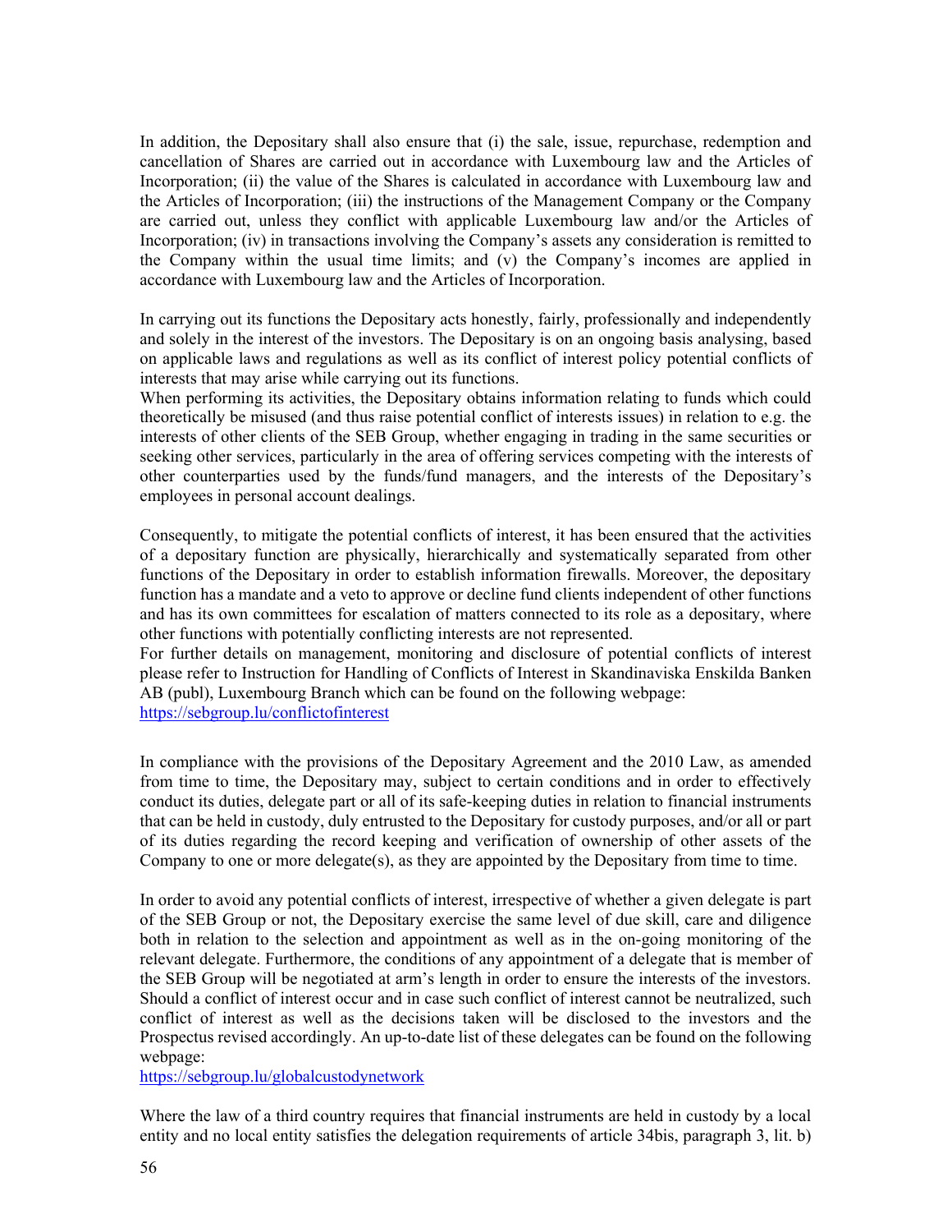In addition, the Depositary shall also ensure that (i) the sale, issue, repurchase, redemption and cancellation of Shares are carried out in accordance with Luxembourg law and the Articles of Incorporation; (ii) the value of the Shares is calculated in accordance with Luxembourg law and the Articles of Incorporation; (iii) the instructions of the Management Company or the Company are carried out, unless they conflict with applicable Luxembourg law and/or the Articles of Incorporation; (iv) in transactions involving the Company's assets any consideration is remitted to the Company within the usual time limits; and (v) the Company's incomes are applied in accordance with Luxembourg law and the Articles of Incorporation.

In carrying out its functions the Depositary acts honestly, fairly, professionally and independently and solely in the interest of the investors. The Depositary is on an ongoing basis analysing, based on applicable laws and regulations as well as its conflict of interest policy potential conflicts of interests that may arise while carrying out its functions.

When performing its activities, the Depositary obtains information relating to funds which could theoretically be misused (and thus raise potential conflict of interests issues) in relation to e.g. the interests of other clients of the SEB Group, whether engaging in trading in the same securities or seeking other services, particularly in the area of offering services competing with the interests of other counterparties used by the funds/fund managers, and the interests of the Depositary's employees in personal account dealings.

Consequently, to mitigate the potential conflicts of interest, it has been ensured that the activities of a depositary function are physically, hierarchically and systematically separated from other functions of the Depositary in order to establish information firewalls. Moreover, the depositary function has a mandate and a veto to approve or decline fund clients independent of other functions and has its own committees for escalation of matters connected to its role as a depositary, where other functions with potentially conflicting interests are not represented.

For further details on management, monitoring and disclosure of potential conflicts of interest please refer to Instruction for Handling of Conflicts of Interest in Skandinaviska Enskilda Banken AB (publ), Luxembourg Branch which can be found on the following webpage:
https://sebgroup.lu/conflictofinterest

In compliance with the provisions of the Depositary Agreement and the 2010 Law, as amended from time to time, the Depositary may, subject to certain conditions and in order to effectively conduct its duties, delegate part or all of its safe-keeping duties in relation to financial instruments that can be held in custody, duly entrusted to the Depositary for custody purposes, and/or all or part of its duties regarding the record keeping and verification of ownership of other assets of the Company to one or more delegate(s), as they are appointed by the Depositary from time to time.

In order to avoid any potential conflicts of interest, irrespective of whether a given delegate is part of the SEB Group or not, the Depositary exercise the same level of due skill, care and diligence both in relation to the selection and appointment as well as in the on-going monitoring of the relevant delegate. Furthermore, the conditions of any appointment of a delegate that is member of the SEB Group will be negotiated at arm's length in order to ensure the interests of the investors. Should a conflict of interest occur and in case such conflict of interest cannot be neutralized, such conflict of interest as well as the decisions taken will be disclosed to the investors and the Prospectus revised accordingly. An up-to-date list of these delegates can be found on the following webpage:
https://sebgroup.lu/globalcustodynetwork

Where the law of a third country requires that financial instruments are held in custody by a local entity and no local entity satisfies the delegation requirements of article 34bis, paragraph 3, lit. b)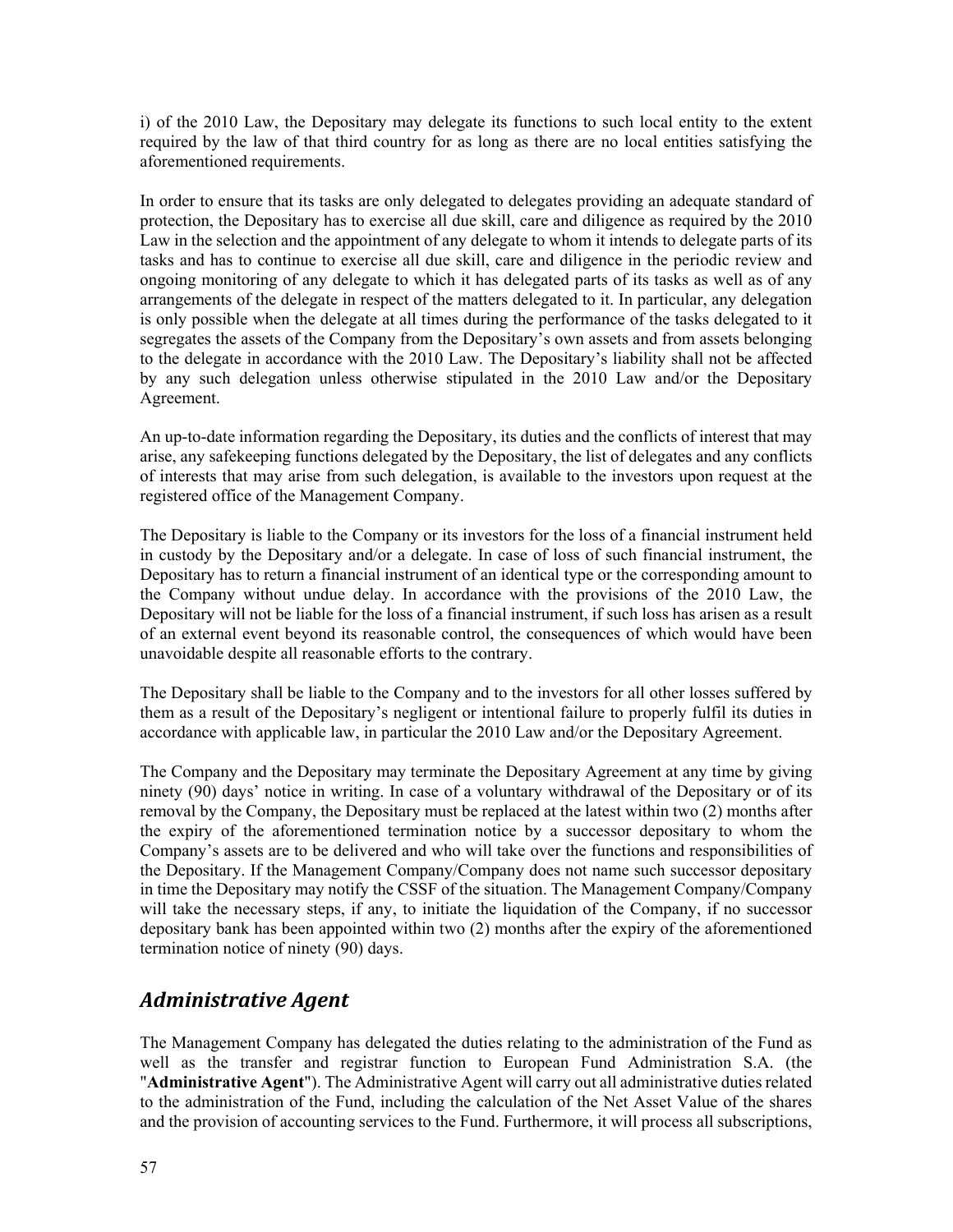i) of the 2010 Law, the Depositary may delegate its functions to such local entity to the extent required by the law of that third country for as long as there are no local entities satisfying the aforementioned requirements.

In order to ensure that its tasks are only delegated to delegates providing an adequate standard of protection, the Depositary has to exercise all due skill, care and diligence as required by the 2010 Law in the selection and the appointment of any delegate to whom it intends to delegate parts of its tasks and has to continue to exercise all due skill, care and diligence in the periodic review and ongoing monitoring of any delegate to which it has delegated parts of its tasks as well as of any arrangements of the delegate in respect of the matters delegated to it. In particular, any delegation is only possible when the delegate at all times during the performance of the tasks delegated to it segregates the assets of the Company from the Depositary's own assets and from assets belonging to the delegate in accordance with the 2010 Law. The Depositary's liability shall not be affected by any such delegation unless otherwise stipulated in the 2010 Law and/or the Depositary Agreement.

An up-to-date information regarding the Depositary, its duties and the conflicts of interest that may arise, any safekeeping functions delegated by the Depositary, the list of delegates and any conflicts of interests that may arise from such delegation, is available to the investors upon request at the registered office of the Management Company.

The Depositary is liable to the Company or its investors for the loss of a financial instrument held in custody by the Depositary and/or a delegate. In case of loss of such financial instrument, the Depositary has to return a financial instrument of an identical type or the corresponding amount to the Company without undue delay. In accordance with the provisions of the 2010 Law, the Depositary will not be liable for the loss of a financial instrument, if such loss has arisen as a result of an external event beyond its reasonable control, the consequences of which would have been unavoidable despite all reasonable efforts to the contrary.

The Depositary shall be liable to the Company and to the investors for all other losses suffered by them as a result of the Depositary's negligent or intentional failure to properly fulfil its duties in accordance with applicable law, in particular the 2010 Law and/or the Depositary Agreement.

The Company and the Depositary may terminate the Depositary Agreement at any time by giving ninety (90) days' notice in writing. In case of a voluntary withdrawal of the Depositary or of its removal by the Company, the Depositary must be replaced at the latest within two (2) months after the expiry of the aforementioned termination notice by a successor depositary to whom the Company's assets are to be delivered and who will take over the functions and responsibilities of the Depositary. If the Management Company/Company does not name such successor depositary in time the Depositary may notify the CSSF of the situation. The Management Company/Company will take the necessary steps, if any, to initiate the liquidation of the Company, if no successor depositary bank has been appointed within two (2) months after the expiry of the aforementioned termination notice of ninety (90) days.

## *Administrative Agent*

The Management Company has delegated the duties relating to the administration of the Fund as well as the transfer and registrar function to European Fund Administration S.A. (the "**Administrative Agent**"). The Administrative Agent will carry out all administrative duties related to the administration of the Fund, including the calculation of the Net Asset Value of the shares and the provision of accounting services to the Fund. Furthermore, it will process all subscriptions,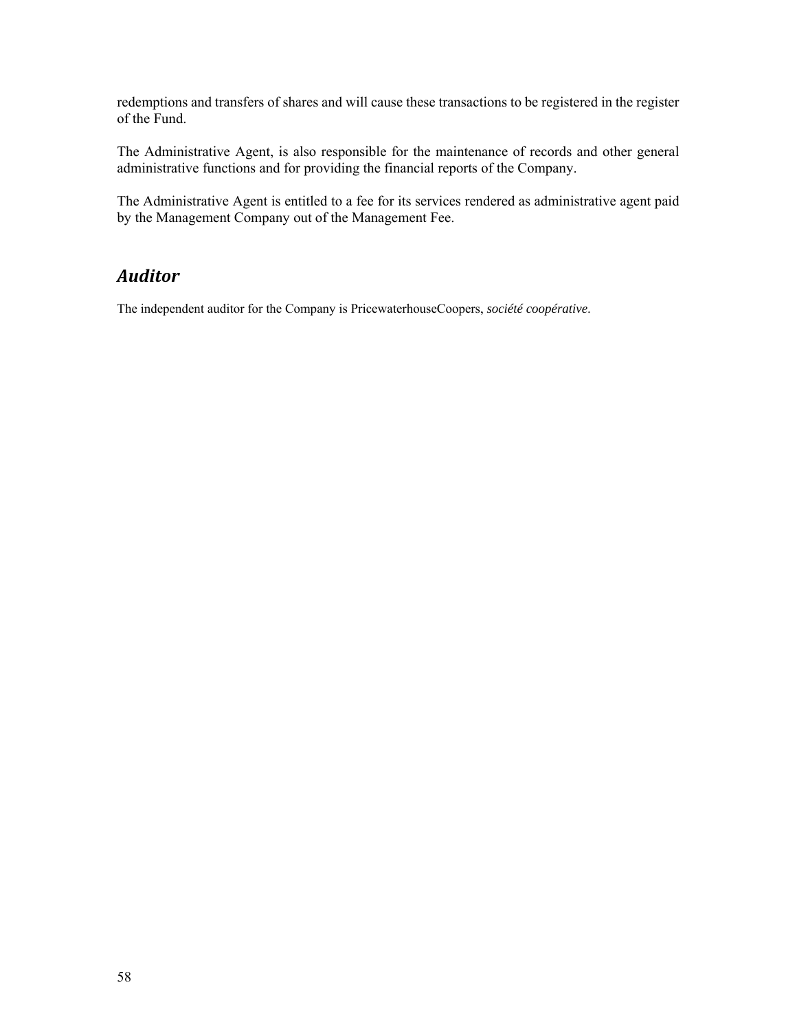redemptions and transfers of shares and will cause these transactions to be registered in the register of the Fund.

The Administrative Agent, is also responsible for the maintenance of records and other general administrative functions and for providing the financial reports of the Company.

The Administrative Agent is entitled to a fee for its services rendered as administrative agent paid by the Management Company out of the Management Fee.

## *Auditor*

The independent auditor for the Company is PricewaterhouseCoopers, *société coopérative*.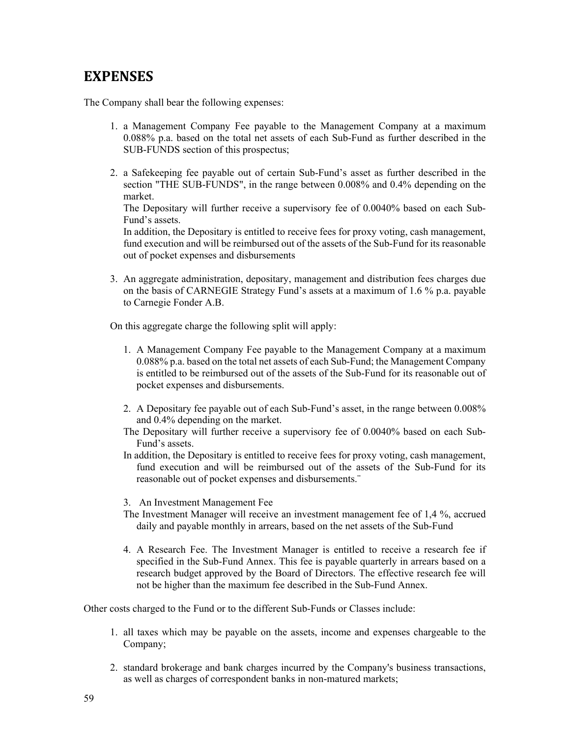# EXPENSES

The Company shall bear the following expenses:

1. a Management Company Fee payable to the Management Company at a maximum 0.088% p.a. based on the total net assets of each Sub-Fund as further described in the SUB-FUNDS section of this prospectus;

2. a Safekeeping fee payable out of certain Sub-Fund's asset as further described in the section "THE SUB-FUNDS", in the range between 0.008% and 0.4% depending on the market.
   The Depositary will further receive a supervisory fee of 0.0040% based on each Sub-Fund's assets.
   In addition, the Depositary is entitled to receive fees for proxy voting, cash management, fund execution and will be reimbursed out of the assets of the Sub-Fund for its reasonable out of pocket expenses and disbursements

3. An aggregate administration, depositary, management and distribution fees charges due on the basis of CARNEGIE Strategy Fund's assets at a maximum of 1.6 % p.a. payable to Carnegie Fonder A.B.

On this aggregate charge the following split will apply:

1. A Management Company Fee payable to the Management Company at a maximum 0.088% p.a. based on the total net assets of each Sub-Fund; the Management Company is entitled to be reimbursed out of the assets of the Sub-Fund for its reasonable out of pocket expenses and disbursements.

2. A Depositary fee payable out of each Sub-Fund's asset, in the range between 0.008% and 0.4% depending on the market.
   The Depositary will further receive a supervisory fee of 0.0040% based on each Sub-Fund's assets.
   In addition, the Depositary is entitled to receive fees for proxy voting, cash management, fund execution and will be reimbursed out of the assets of the Sub-Fund for its reasonable out of pocket expenses and disbursements.¨

3. An Investment Management Fee
   The Investment Manager will receive an investment management fee of 1,4 %, accrued daily and payable monthly in arrears, based on the net assets of the Sub-Fund

4. A Research Fee. The Investment Manager is entitled to receive a research fee if specified in the Sub-Fund Annex. This fee is payable quarterly in arrears based on a research budget approved by the Board of Directors. The effective research fee will not be higher than the maximum fee described in the Sub-Fund Annex.

Other costs charged to the Fund or to the different Sub-Funds or Classes include:

1. all taxes which may be payable on the assets, income and expenses chargeable to the Company;

2. standard brokerage and bank charges incurred by the Company's business transactions, as well as charges of correspondent banks in non-matured markets;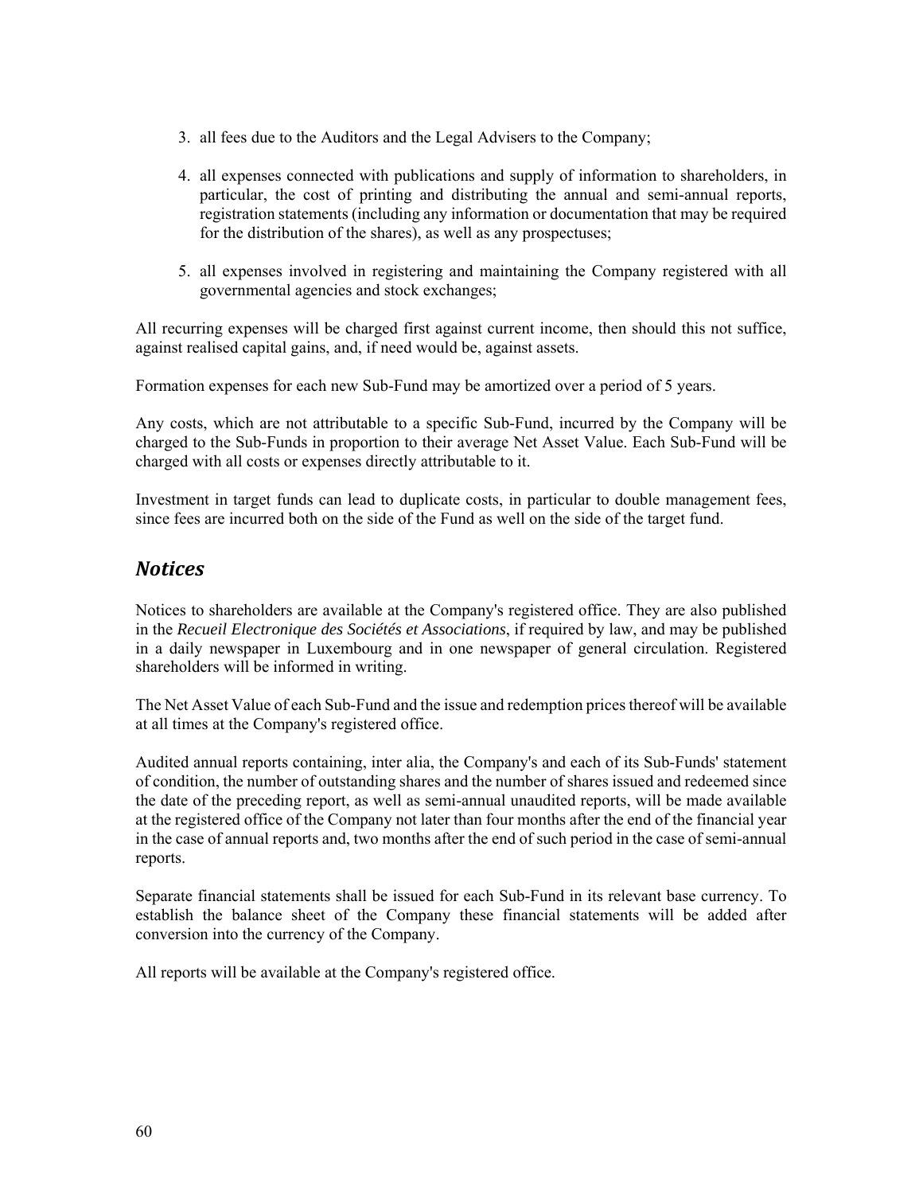3. all fees due to the Auditors and the Legal Advisers to the Company;

4. all expenses connected with publications and supply of information to shareholders, in particular, the cost of printing and distributing the annual and semi-annual reports, registration statements (including any information or documentation that may be required for the distribution of the shares), as well as any prospectuses;

5. all expenses involved in registering and maintaining the Company registered with all governmental agencies and stock exchanges;

All recurring expenses will be charged first against current income, then should this not suffice, against realised capital gains, and, if need would be, against assets.

Formation expenses for each new Sub-Fund may be amortized over a period of 5 years.

Any costs, which are not attributable to a specific Sub-Fund, incurred by the Company will be charged to the Sub-Funds in proportion to their average Net Asset Value. Each Sub-Fund will be charged with all costs or expenses directly attributable to it.

Investment in target funds can lead to duplicate costs, in particular to double management fees, since fees are incurred both on the side of the Fund as well on the side of the target fund.

## *Notices*

Notices to shareholders are available at the Company's registered office. They are also published in the *Recueil Electronique des Sociétés et Associations*, if required by law, and may be published in a daily newspaper in Luxembourg and in one newspaper of general circulation. Registered shareholders will be informed in writing.

The Net Asset Value of each Sub-Fund and the issue and redemption prices thereof will be available at all times at the Company's registered office.

Audited annual reports containing, inter alia, the Company's and each of its Sub-Funds' statement of condition, the number of outstanding shares and the number of shares issued and redeemed since the date of the preceding report, as well as semi-annual unaudited reports, will be made available at the registered office of the Company not later than four months after the end of the financial year in the case of annual reports and, two months after the end of such period in the case of semi-annual reports.

Separate financial statements shall be issued for each Sub-Fund in its relevant base currency. To establish the balance sheet of the Company these financial statements will be added after conversion into the currency of the Company.

All reports will be available at the Company's registered office.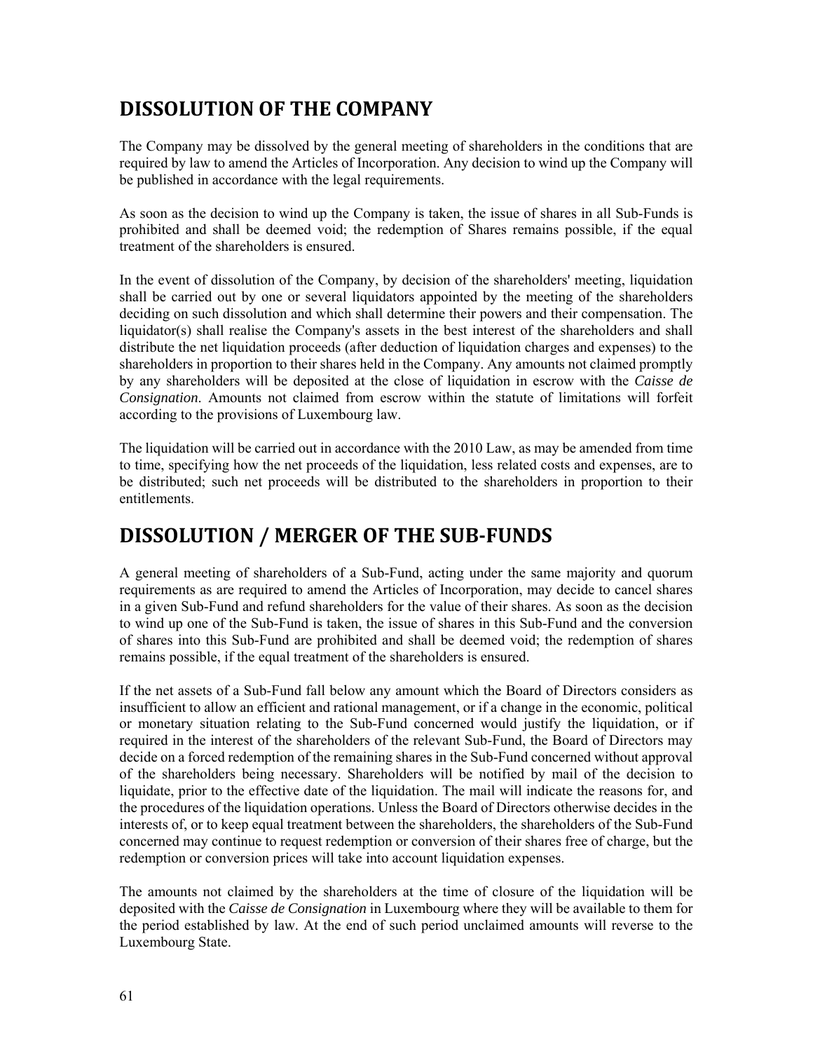# DISSOLUTION OF THE COMPANY

The Company may be dissolved by the general meeting of shareholders in the conditions that are required by law to amend the Articles of Incorporation. Any decision to wind up the Company will be published in accordance with the legal requirements.

As soon as the decision to wind up the Company is taken, the issue of shares in all Sub-Funds is prohibited and shall be deemed void; the redemption of Shares remains possible, if the equal treatment of the shareholders is ensured.

In the event of dissolution of the Company, by decision of the shareholders' meeting, liquidation shall be carried out by one or several liquidators appointed by the meeting of the shareholders deciding on such dissolution and which shall determine their powers and their compensation. The liquidator(s) shall realise the Company's assets in the best interest of the shareholders and shall distribute the net liquidation proceeds (after deduction of liquidation charges and expenses) to the shareholders in proportion to their shares held in the Company. Any amounts not claimed promptly by any shareholders will be deposited at the close of liquidation in escrow with the *Caisse de Consignation*. Amounts not claimed from escrow within the statute of limitations will forfeit according to the provisions of Luxembourg law.

The liquidation will be carried out in accordance with the 2010 Law, as may be amended from time to time, specifying how the net proceeds of the liquidation, less related costs and expenses, are to be distributed; such net proceeds will be distributed to the shareholders in proportion to their entitlements.

# DISSOLUTION / MERGER OF THE SUB-FUNDS

A general meeting of shareholders of a Sub-Fund, acting under the same majority and quorum requirements as are required to amend the Articles of Incorporation, may decide to cancel shares in a given Sub-Fund and refund shareholders for the value of their shares. As soon as the decision to wind up one of the Sub-Fund is taken, the issue of shares in this Sub-Fund and the conversion of shares into this Sub-Fund are prohibited and shall be deemed void; the redemption of shares remains possible, if the equal treatment of the shareholders is ensured.

If the net assets of a Sub-Fund fall below any amount which the Board of Directors considers as insufficient to allow an efficient and rational management, or if a change in the economic, political or monetary situation relating to the Sub-Fund concerned would justify the liquidation, or if required in the interest of the shareholders of the relevant Sub-Fund, the Board of Directors may decide on a forced redemption of the remaining shares in the Sub-Fund concerned without approval of the shareholders being necessary. Shareholders will be notified by mail of the decision to liquidate, prior to the effective date of the liquidation. The mail will indicate the reasons for, and the procedures of the liquidation operations. Unless the Board of Directors otherwise decides in the interests of, or to keep equal treatment between the shareholders, the shareholders of the Sub-Fund concerned may continue to request redemption or conversion of their shares free of charge, but the redemption or conversion prices will take into account liquidation expenses.

The amounts not claimed by the shareholders at the time of closure of the liquidation will be deposited with the *Caisse de Consignation* in Luxembourg where they will be available to them for the period established by law. At the end of such period unclaimed amounts will reverse to the Luxembourg State.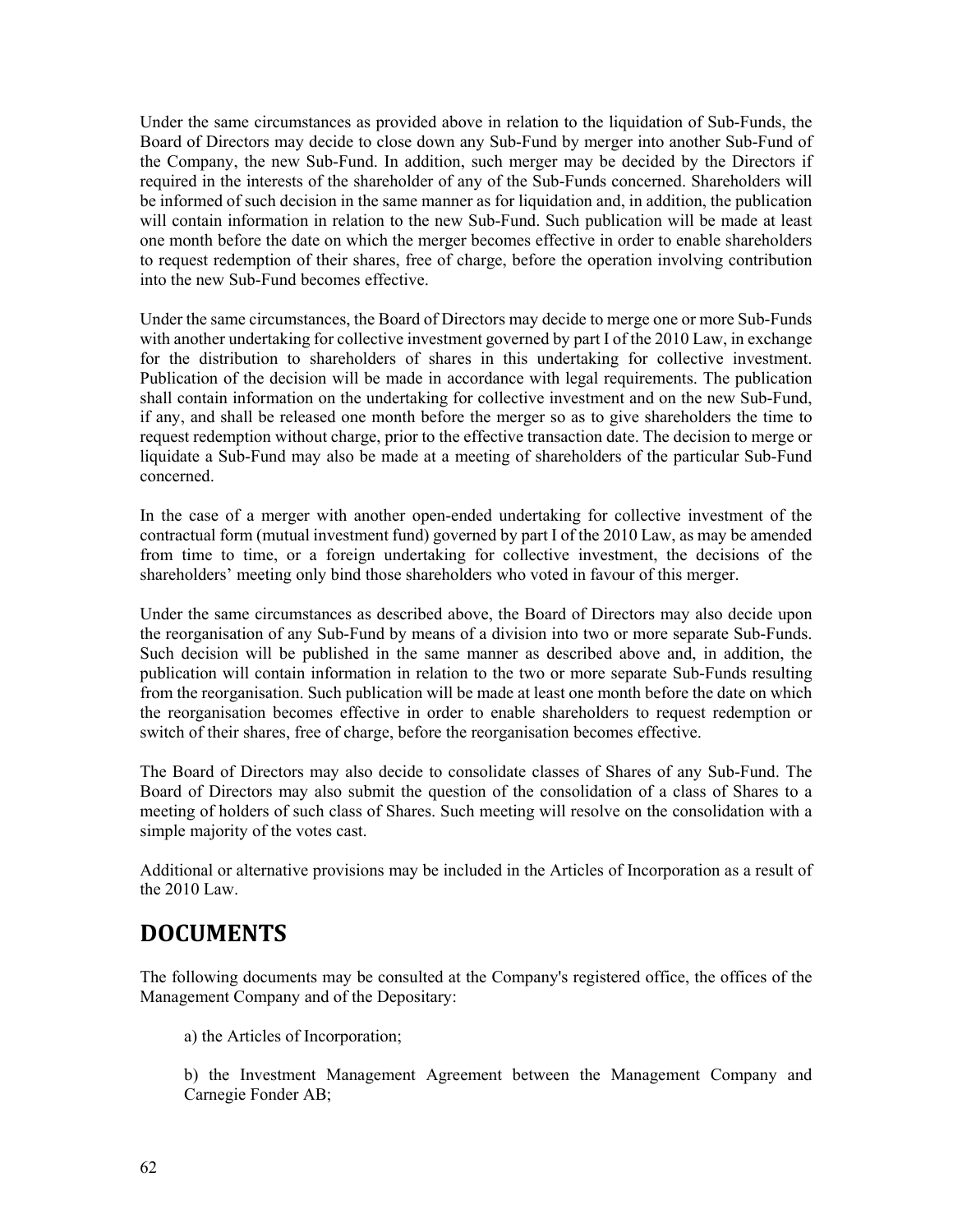Under the same circumstances as provided above in relation to the liquidation of Sub-Funds, the Board of Directors may decide to close down any Sub-Fund by merger into another Sub-Fund of the Company, the new Sub-Fund. In addition, such merger may be decided by the Directors if required in the interests of the shareholder of any of the Sub-Funds concerned. Shareholders will be informed of such decision in the same manner as for liquidation and, in addition, the publication will contain information in relation to the new Sub-Fund. Such publication will be made at least one month before the date on which the merger becomes effective in order to enable shareholders to request redemption of their shares, free of charge, before the operation involving contribution into the new Sub-Fund becomes effective.

Under the same circumstances, the Board of Directors may decide to merge one or more Sub-Funds with another undertaking for collective investment governed by part I of the 2010 Law, in exchange for the distribution to shareholders of shares in this undertaking for collective investment. Publication of the decision will be made in accordance with legal requirements. The publication shall contain information on the undertaking for collective investment and on the new Sub-Fund, if any, and shall be released one month before the merger so as to give shareholders the time to request redemption without charge, prior to the effective transaction date. The decision to merge or liquidate a Sub-Fund may also be made at a meeting of shareholders of the particular Sub-Fund concerned.

In the case of a merger with another open-ended undertaking for collective investment of the contractual form (mutual investment fund) governed by part I of the 2010 Law, as may be amended from time to time, or a foreign undertaking for collective investment, the decisions of the shareholders' meeting only bind those shareholders who voted in favour of this merger.

Under the same circumstances as described above, the Board of Directors may also decide upon the reorganisation of any Sub-Fund by means of a division into two or more separate Sub-Funds. Such decision will be published in the same manner as described above and, in addition, the publication will contain information in relation to the two or more separate Sub-Funds resulting from the reorganisation. Such publication will be made at least one month before the date on which the reorganisation becomes effective in order to enable shareholders to request redemption or switch of their shares, free of charge, before the reorganisation becomes effective.

The Board of Directors may also decide to consolidate classes of Shares of any Sub-Fund. The Board of Directors may also submit the question of the consolidation of a class of Shares to a meeting of holders of such class of Shares. Such meeting will resolve on the consolidation with a simple majority of the votes cast.

Additional or alternative provisions may be included in the Articles of Incorporation as a result of the 2010 Law.

# DOCUMENTS

The following documents may be consulted at the Company's registered office, the offices of the Management Company and of the Depositary:

a) the Articles of Incorporation;

b) the Investment Management Agreement between the Management Company and Carnegie Fonder AB;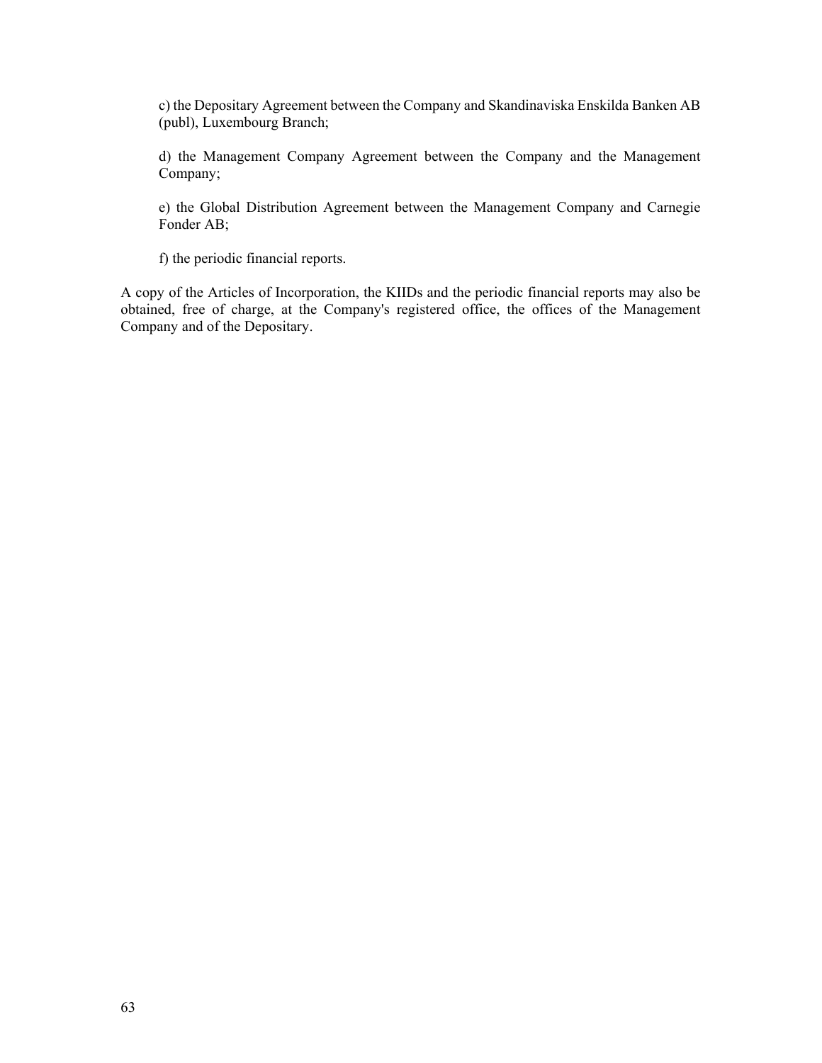c) the Depositary Agreement between the Company and Skandinaviska Enskilda Banken AB (publ), Luxembourg Branch;

d) the Management Company Agreement between the Company and the Management Company;

e) the Global Distribution Agreement between the Management Company and Carnegie Fonder AB;

f) the periodic financial reports.

A copy of the Articles of Incorporation, the KIIDs and the periodic financial reports may also be obtained, free of charge, at the Company's registered office, the offices of the Management Company and of the Depositary.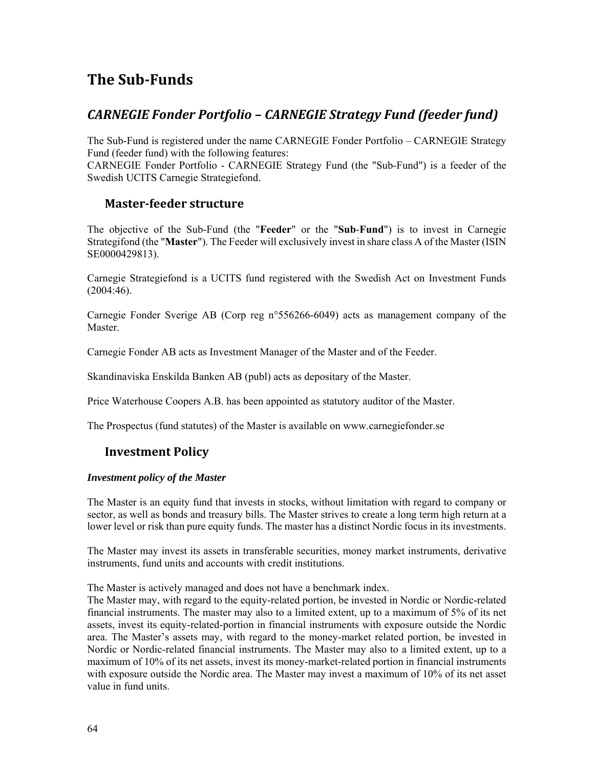# The Sub-Funds

## *CARNEGIE Fonder Portfolio – CARNEGIE Strategy Fund (feeder fund)*

The Sub-Fund is registered under the name CARNEGIE Fonder Portfolio – CARNEGIE Strategy Fund (feeder fund) with the following features:
CARNEGIE Fonder Portfolio - CARNEGIE Strategy Fund (the "Sub-Fund") is a feeder of the Swedish UCITS Carnegie Strategiefond.

### Master-feeder structure

The objective of the Sub-Fund (the "**Feeder**" or the "**Sub**-**Fund**") is to invest in Carnegie Strategifond (the "**Master**"). The Feeder will exclusively invest in share class A of the Master (ISIN SE0000429813).

Carnegie Strategiefond is a UCITS fund registered with the Swedish Act on Investment Funds (2004:46).

Carnegie Fonder Sverige AB (Corp reg n°556266-6049) acts as management company of the Master.

Carnegie Fonder AB acts as Investment Manager of the Master and of the Feeder.

Skandinaviska Enskilda Banken AB (publ) acts as depositary of the Master.

Price Waterhouse Coopers A.B. has been appointed as statutory auditor of the Master.

The Prospectus (fund statutes) of the Master is available on www.carnegiefonder.se

### Investment Policy

***Investment policy of the Master***

The Master is an equity fund that invests in stocks, without limitation with regard to company or sector, as well as bonds and treasury bills. The Master strives to create a long term high return at a lower level or risk than pure equity funds. The master has a distinct Nordic focus in its investments.

The Master may invest its assets in transferable securities, money market instruments, derivative instruments, fund units and accounts with credit institutions.

The Master is actively managed and does not have a benchmark index.
The Master may, with regard to the equity-related portion, be invested in Nordic or Nordic-related financial instruments. The master may also to a limited extent, up to a maximum of 5% of its net assets, invest its equity-related-portion in financial instruments with exposure outside the Nordic area. The Master's assets may, with regard to the money-market related portion, be invested in Nordic or Nordic-related financial instruments. The Master may also to a limited extent, up to a maximum of 10% of its net assets, invest its money-market-related portion in financial instruments with exposure outside the Nordic area. The Master may invest a maximum of 10% of its net asset value in fund units.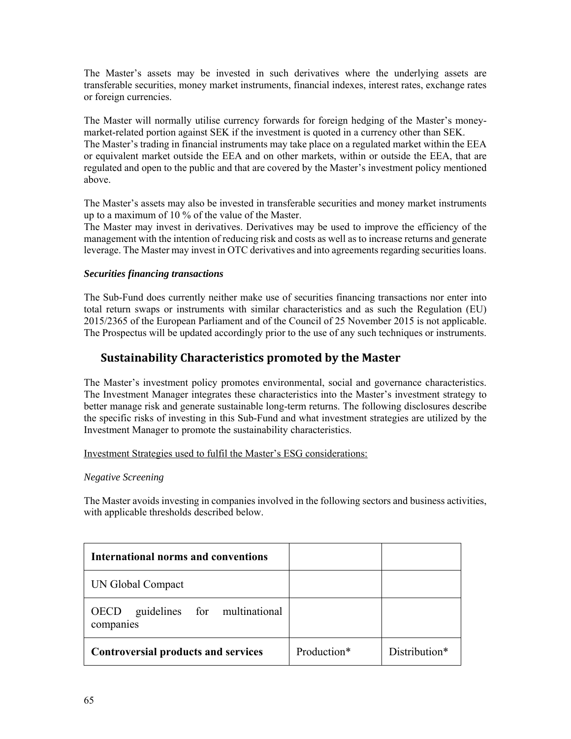The Master's assets may be invested in such derivatives where the underlying assets are transferable securities, money market instruments, financial indexes, interest rates, exchange rates or foreign currencies.

The Master will normally utilise currency forwards for foreign hedging of the Master's money-market-related portion against SEK if the investment is quoted in a currency other than SEK.
The Master's trading in financial instruments may take place on a regulated market within the EEA or equivalent market outside the EEA and on other markets, within or outside the EEA, that are regulated and open to the public and that are covered by the Master's investment policy mentioned above.

The Master's assets may also be invested in transferable securities and money market instruments up to a maximum of 10 % of the value of the Master.
The Master may invest in derivatives. Derivatives may be used to improve the efficiency of the management with the intention of reducing risk and costs as well as to increase returns and generate leverage. The Master may invest in OTC derivatives and into agreements regarding securities loans.

***Securities financing transactions***

The Sub-Fund does currently neither make use of securities financing transactions nor enter into total return swaps or instruments with similar characteristics and as such the Regulation (EU) 2015/2365 of the European Parliament and of the Council of 25 November 2015 is not applicable. The Prospectus will be updated accordingly prior to the use of any such techniques or instruments.

## Sustainability Characteristics promoted by the Master

The Master's investment policy promotes environmental, social and governance characteristics. The Investment Manager integrates these characteristics into the Master's investment strategy to better manage risk and generate sustainable long-term returns. The following disclosures describe the specific risks of investing in this Sub-Fund and what investment strategies are utilized by the Investment Manager to promote the sustainability characteristics.

Investment Strategies used to fulfil the Master's ESG considerations:

*Negative Screening*

The Master avoids investing in companies involved in the following sectors and business activities, with applicable thresholds described below.

| **International norms and conventions** | | |
|---|---|---|
| UN Global Compact | | |
| OECD guidelines for multinational companies | | |
| **Controversial products and services** | Production* | Distribution* |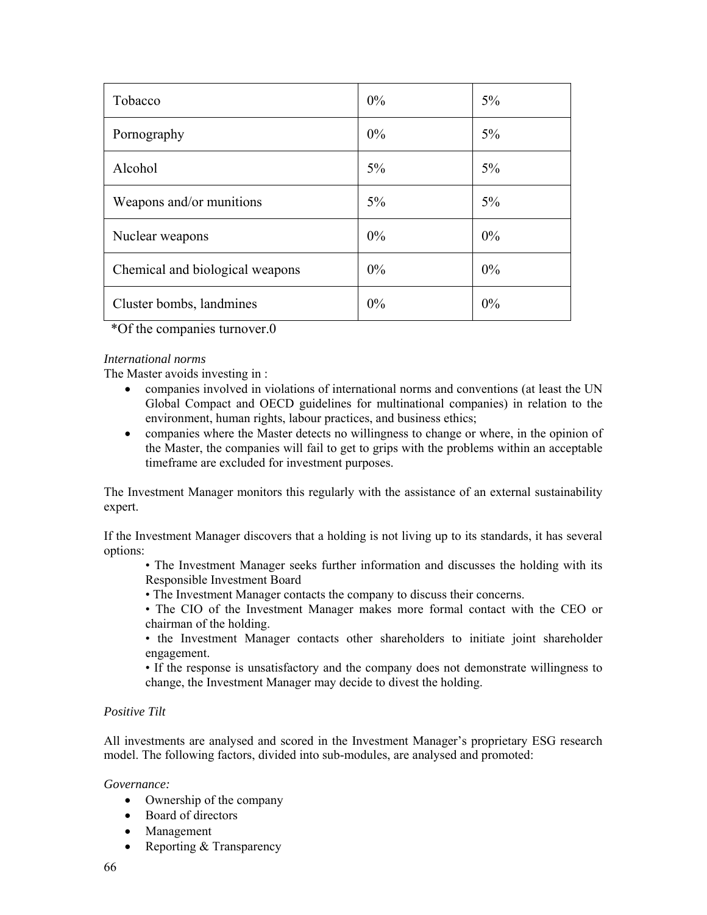| Tobacco | 0% | 5% |
| --- | --- | --- |
| Pornography | 0% | 5% |
| Alcohol | 5% | 5% |
| Weapons and/or munitions | 5% | 5% |
| Nuclear weapons | 0% | 0% |
| Chemical and biological weapons | 0% | 0% |
| Cluster bombs, landmines | 0% | 0% |

*Of the companies turnover.0

*International norms*

The Master avoids investing in :

- companies involved in violations of international norms and conventions (at least the UN Global Compact and OECD guidelines for multinational companies) in relation to the environment, human rights, labour practices, and business ethics;
- companies where the Master detects no willingness to change or where, in the opinion of the Master, the companies will fail to get to grips with the problems within an acceptable timeframe are excluded for investment purposes.

The Investment Manager monitors this regularly with the assistance of an external sustainability expert.

If the Investment Manager discovers that a holding is not living up to its standards, it has several options:

• The Investment Manager seeks further information and discusses the holding with its Responsible Investment Board

• The Investment Manager contacts the company to discuss their concerns.

• The CIO of the Investment Manager makes more formal contact with the CEO or chairman of the holding.

• the Investment Manager contacts other shareholders to initiate joint shareholder engagement.

• If the response is unsatisfactory and the company does not demonstrate willingness to change, the Investment Manager may decide to divest the holding.

*Positive Tilt*

All investments are analysed and scored in the Investment Manager's proprietary ESG research model. The following factors, divided into sub-modules, are analysed and promoted:

*Governance:*

- Ownership of the company
- Board of directors
- Management
- Reporting & Transparency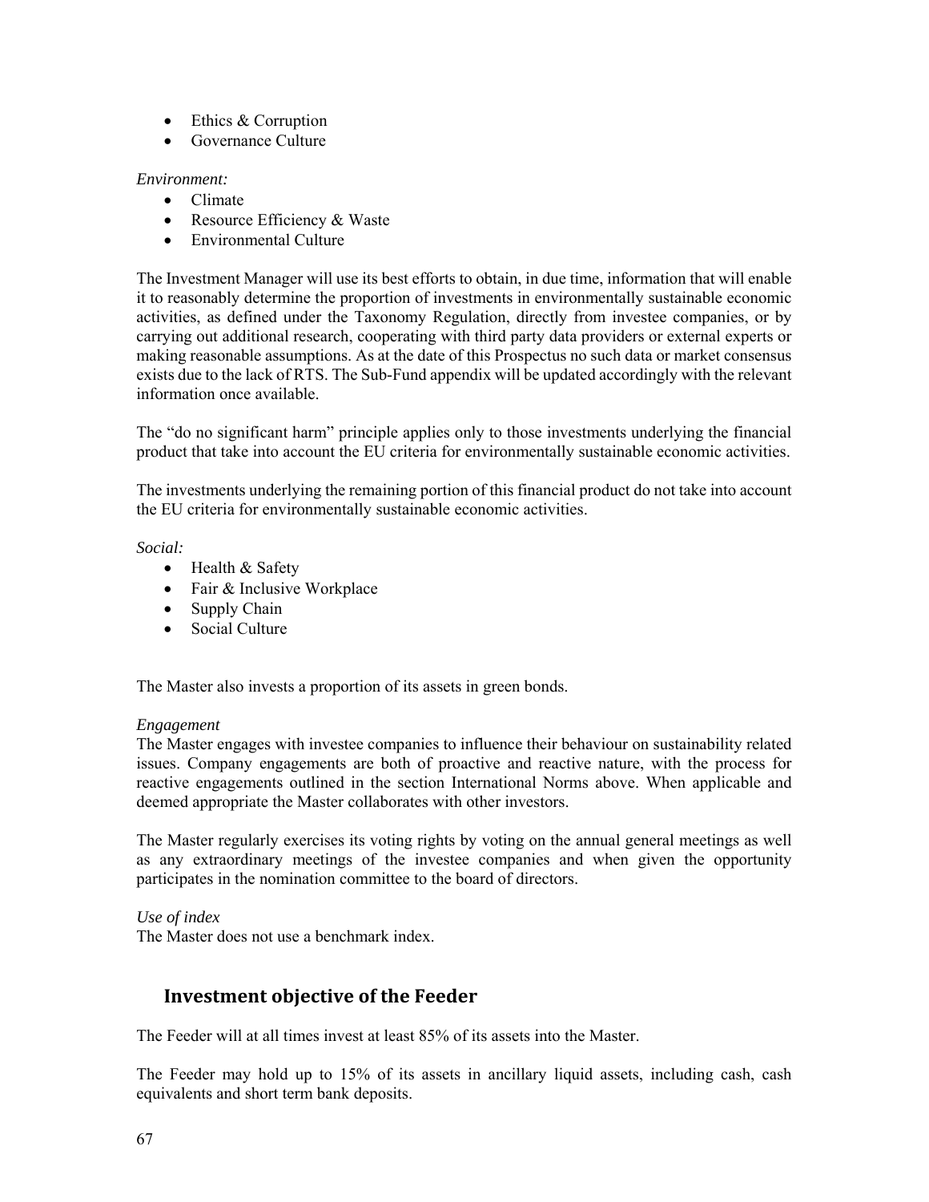- Ethics & Corruption
- Governance Culture

*Environment:*

- Climate
- Resource Efficiency & Waste
- Environmental Culture

The Investment Manager will use its best efforts to obtain, in due time, information that will enable it to reasonably determine the proportion of investments in environmentally sustainable economic activities, as defined under the Taxonomy Regulation, directly from investee companies, or by carrying out additional research, cooperating with third party data providers or external experts or making reasonable assumptions. As at the date of this Prospectus no such data or market consensus exists due to the lack of RTS. The Sub-Fund appendix will be updated accordingly with the relevant information once available.

The "do no significant harm" principle applies only to those investments underlying the financial product that take into account the EU criteria for environmentally sustainable economic activities.

The investments underlying the remaining portion of this financial product do not take into account the EU criteria for environmentally sustainable economic activities.

*Social:*

- Health & Safety
- Fair & Inclusive Workplace
- Supply Chain
- Social Culture

The Master also invests a proportion of its assets in green bonds.

*Engagement*

The Master engages with investee companies to influence their behaviour on sustainability related issues. Company engagements are both of proactive and reactive nature, with the process for reactive engagements outlined in the section International Norms above. When applicable and deemed appropriate the Master collaborates with other investors.

The Master regularly exercises its voting rights by voting on the annual general meetings as well as any extraordinary meetings of the investee companies and when given the opportunity participates in the nomination committee to the board of directors.

*Use of index*

The Master does not use a benchmark index.

## Investment objective of the Feeder

The Feeder will at all times invest at least 85% of its assets into the Master.

The Feeder may hold up to 15% of its assets in ancillary liquid assets, including cash, cash equivalents and short term bank deposits.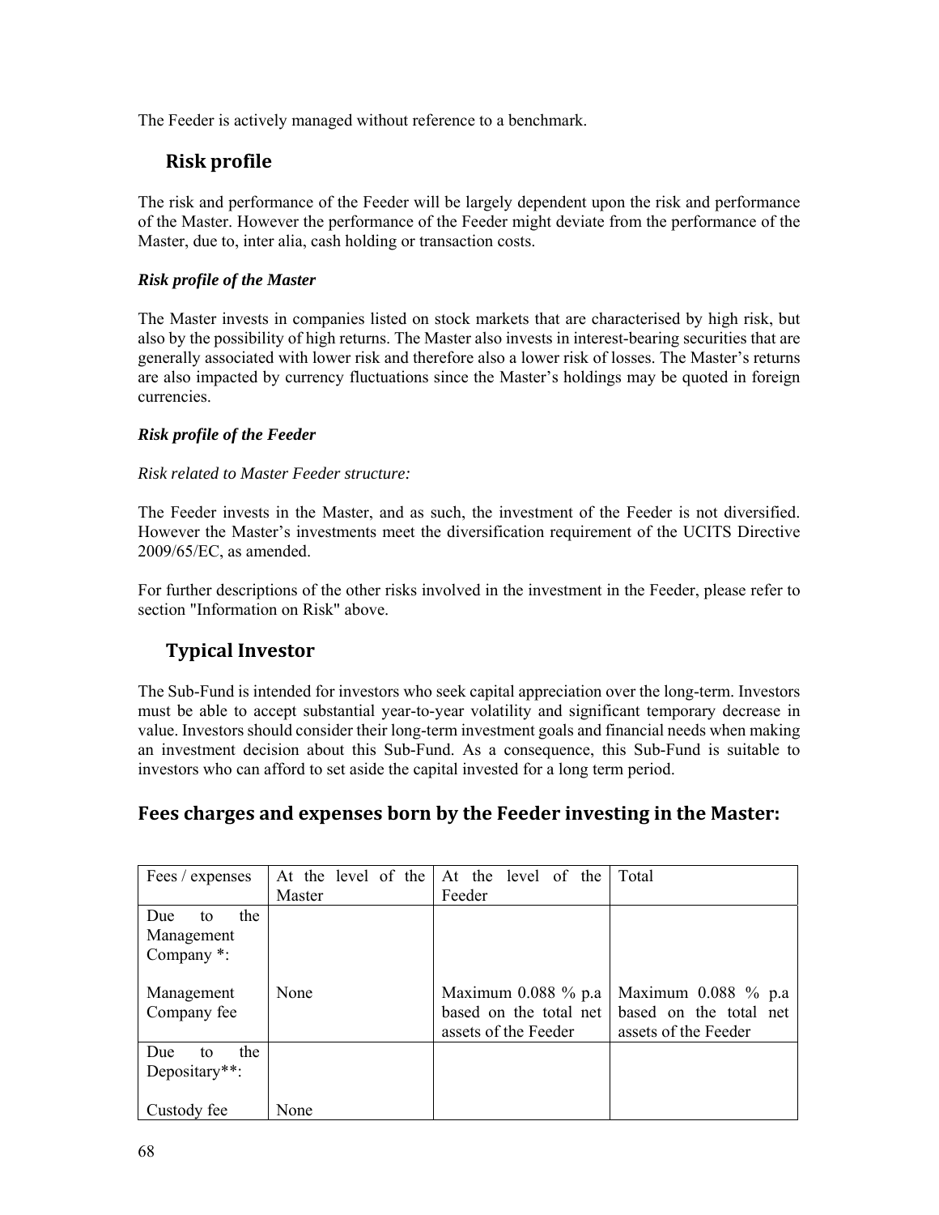The Feeder is actively managed without reference to a benchmark.

### Risk profile

The risk and performance of the Feeder will be largely dependent upon the risk and performance of the Master. However the performance of the Feeder might deviate from the performance of the Master, due to, inter alia, cash holding or transaction costs.

***Risk profile of the Master***

The Master invests in companies listed on stock markets that are characterised by high risk, but also by the possibility of high returns. The Master also invests in interest-bearing securities that are generally associated with lower risk and therefore also a lower risk of losses. The Master's returns are also impacted by currency fluctuations since the Master's holdings may be quoted in foreign currencies.

***Risk profile of the Feeder***

*Risk related to Master Feeder structure:*

The Feeder invests in the Master, and as such, the investment of the Feeder is not diversified. However the Master's investments meet the diversification requirement of the UCITS Directive 2009/65/EC, as amended.

For further descriptions of the other risks involved in the investment in the Feeder, please refer to section "Information on Risk" above.

### Typical Investor

The Sub-Fund is intended for investors who seek capital appreciation over the long-term. Investors must be able to accept substantial year-to-year volatility and significant temporary decrease in value. Investors should consider their long-term investment goals and financial needs when making an investment decision about this Sub-Fund. As a consequence, this Sub-Fund is suitable to investors who can afford to set aside the capital invested for a long term period.

## Fees charges and expenses born by the Feeder investing in the Master:

| Fees / expenses | At the level of the Master | At the level of the Feeder | Total |
|---|---|---|---|
| Due to the Management Company *: | | | |
| Management Company fee | None | Maximum 0.088 % p.a based on the total net assets of the Feeder | Maximum 0.088 % p.a based on the total net assets of the Feeder |
| Due to the Depositary**: | | | |
| Custody fee | None | | |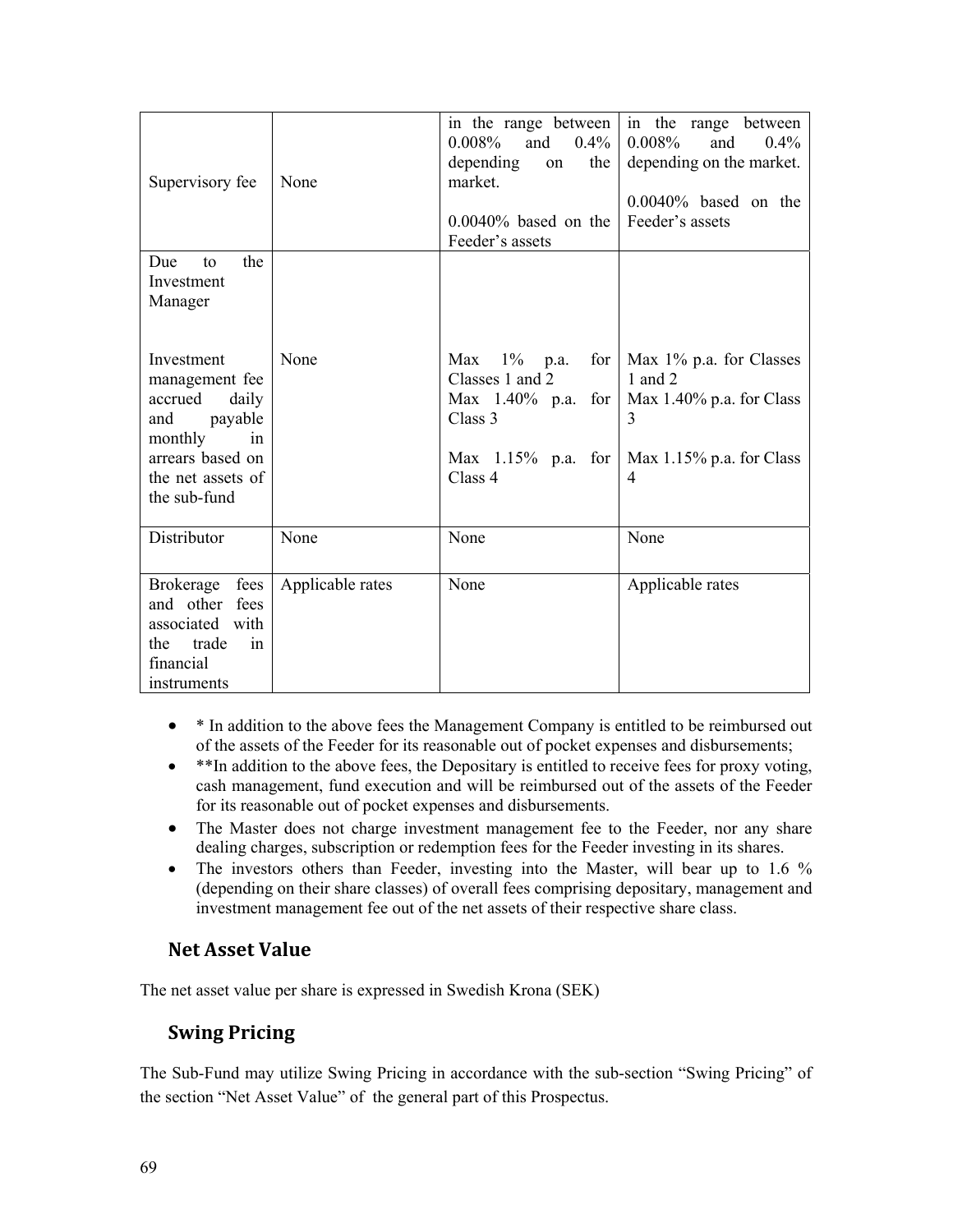| | | | |
|---|---|---|---|
| Supervisory fee | None | in the range between 0.008% and 0.4% depending on the market.<br><br>0.0040% based on the Feeder's assets | in the range between 0.008% and 0.4% depending on the market.<br><br>0.0040% based on the Feeder's assets |
| Due to the Investment Manager<br><br><br>Investment management fee accrued daily and payable monthly in arrears based on the net assets of the sub-fund | <br><br><br><br>None | <br><br><br><br>Max 1% p.a. for Classes 1 and 2<br>Max 1.40% p.a. for Class 3<br><br>Max 1.15% p.a. for Class 4 | <br><br><br><br>Max 1% p.a. for Classes 1 and 2<br>Max 1.40% p.a. for Class 3<br><br>Max 1.15% p.a. for Class 4 |
| Distributor | None | None | None |
| Brokerage fees and other fees associated with the trade in financial instruments | Applicable rates | None | Applicable rates |

- * In addition to the above fees the Management Company is entitled to be reimbursed out of the assets of the Feeder for its reasonable out of pocket expenses and disbursements;
- **In addition to the above fees, the Depositary is entitled to receive fees for proxy voting, cash management, fund execution and will be reimbursed out of the assets of the Feeder for its reasonable out of pocket expenses and disbursements.
- The Master does not charge investment management fee to the Feeder, nor any share dealing charges, subscription or redemption fees for the Feeder investing in its shares.
- The investors others than Feeder, investing into the Master, will bear up to 1.6 % (depending on their share classes) of overall fees comprising depositary, management and investment management fee out of the net assets of their respective share class.

## Net Asset Value

The net asset value per share is expressed in Swedish Krona (SEK)

## Swing Pricing

The Sub-Fund may utilize Swing Pricing in accordance with the sub-section "Swing Pricing" of the section "Net Asset Value" of the general part of this Prospectus.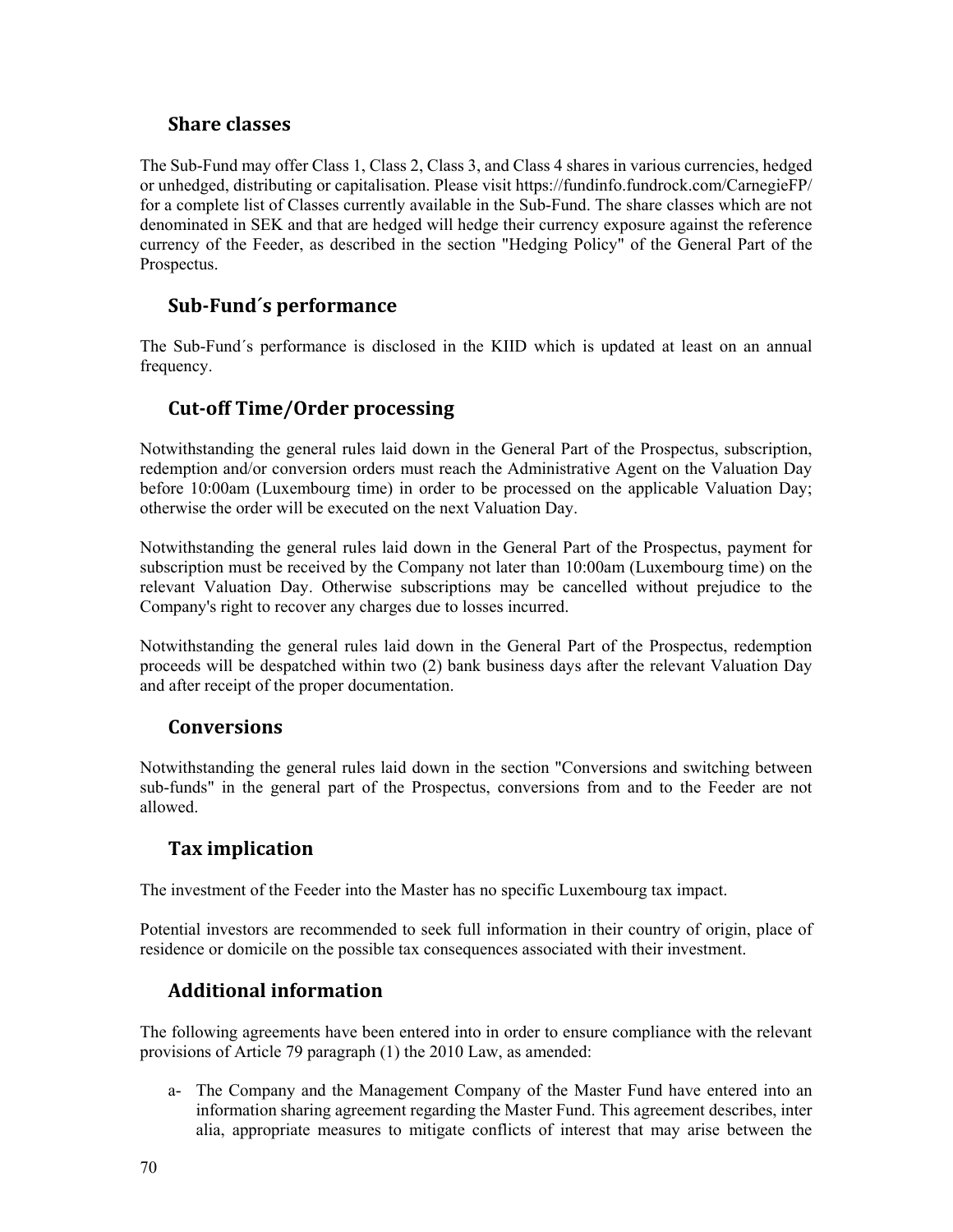## Share classes

The Sub-Fund may offer Class 1, Class 2, Class 3, and Class 4 shares in various currencies, hedged or unhedged, distributing or capitalisation. Please visit https://fundinfo.fundrock.com/CarnegieFP/ for a complete list of Classes currently available in the Sub-Fund. The share classes which are not denominated in SEK and that are hedged will hedge their currency exposure against the reference currency of the Feeder, as described in the section "Hedging Policy" of the General Part of the Prospectus.

## Sub-Fund´s performance

The Sub-Fund´s performance is disclosed in the KIID which is updated at least on an annual frequency.

## Cut-off Time/Order processing

Notwithstanding the general rules laid down in the General Part of the Prospectus, subscription, redemption and/or conversion orders must reach the Administrative Agent on the Valuation Day before 10:00am (Luxembourg time) in order to be processed on the applicable Valuation Day; otherwise the order will be executed on the next Valuation Day.

Notwithstanding the general rules laid down in the General Part of the Prospectus, payment for subscription must be received by the Company not later than 10:00am (Luxembourg time) on the relevant Valuation Day. Otherwise subscriptions may be cancelled without prejudice to the Company's right to recover any charges due to losses incurred.

Notwithstanding the general rules laid down in the General Part of the Prospectus, redemption proceeds will be despatched within two (2) bank business days after the relevant Valuation Day and after receipt of the proper documentation.

## Conversions

Notwithstanding the general rules laid down in the section "Conversions and switching between sub-funds" in the general part of the Prospectus, conversions from and to the Feeder are not allowed.

## Tax implication

The investment of the Feeder into the Master has no specific Luxembourg tax impact.

Potential investors are recommended to seek full information in their country of origin, place of residence or domicile on the possible tax consequences associated with their investment.

## Additional information

The following agreements have been entered into in order to ensure compliance with the relevant provisions of Article 79 paragraph (1) the 2010 Law, as amended:

a- The Company and the Management Company of the Master Fund have entered into an information sharing agreement regarding the Master Fund. This agreement describes, inter alia, appropriate measures to mitigate conflicts of interest that may arise between the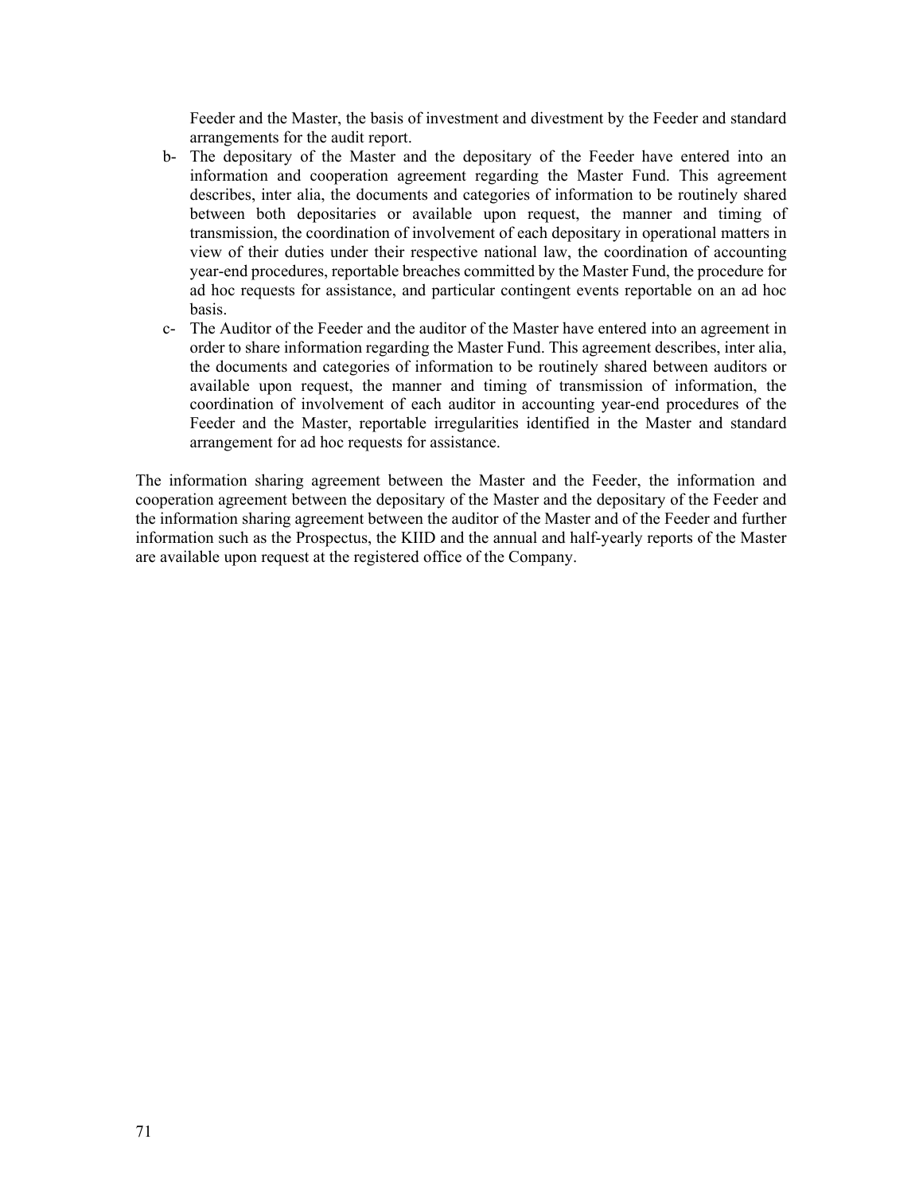Feeder and the Master, the basis of investment and divestment by the Feeder and standard arrangements for the audit report.

b- The depositary of the Master and the depositary of the Feeder have entered into an information and cooperation agreement regarding the Master Fund. This agreement describes, inter alia, the documents and categories of information to be routinely shared between both depositaries or available upon request, the manner and timing of transmission, the coordination of involvement of each depositary in operational matters in view of their duties under their respective national law, the coordination of accounting year-end procedures, reportable breaches committed by the Master Fund, the procedure for ad hoc requests for assistance, and particular contingent events reportable on an ad hoc basis.

c- The Auditor of the Feeder and the auditor of the Master have entered into an agreement in order to share information regarding the Master Fund. This agreement describes, inter alia, the documents and categories of information to be routinely shared between auditors or available upon request, the manner and timing of transmission of information, the coordination of involvement of each auditor in accounting year-end procedures of the Feeder and the Master, reportable irregularities identified in the Master and standard arrangement for ad hoc requests for assistance.

The information sharing agreement between the Master and the Feeder, the information and cooperation agreement between the depositary of the Master and the depositary of the Feeder and the information sharing agreement between the auditor of the Master and of the Feeder and further information such as the Prospectus, the KIID and the annual and half-yearly reports of the Master are available upon request at the registered office of the Company.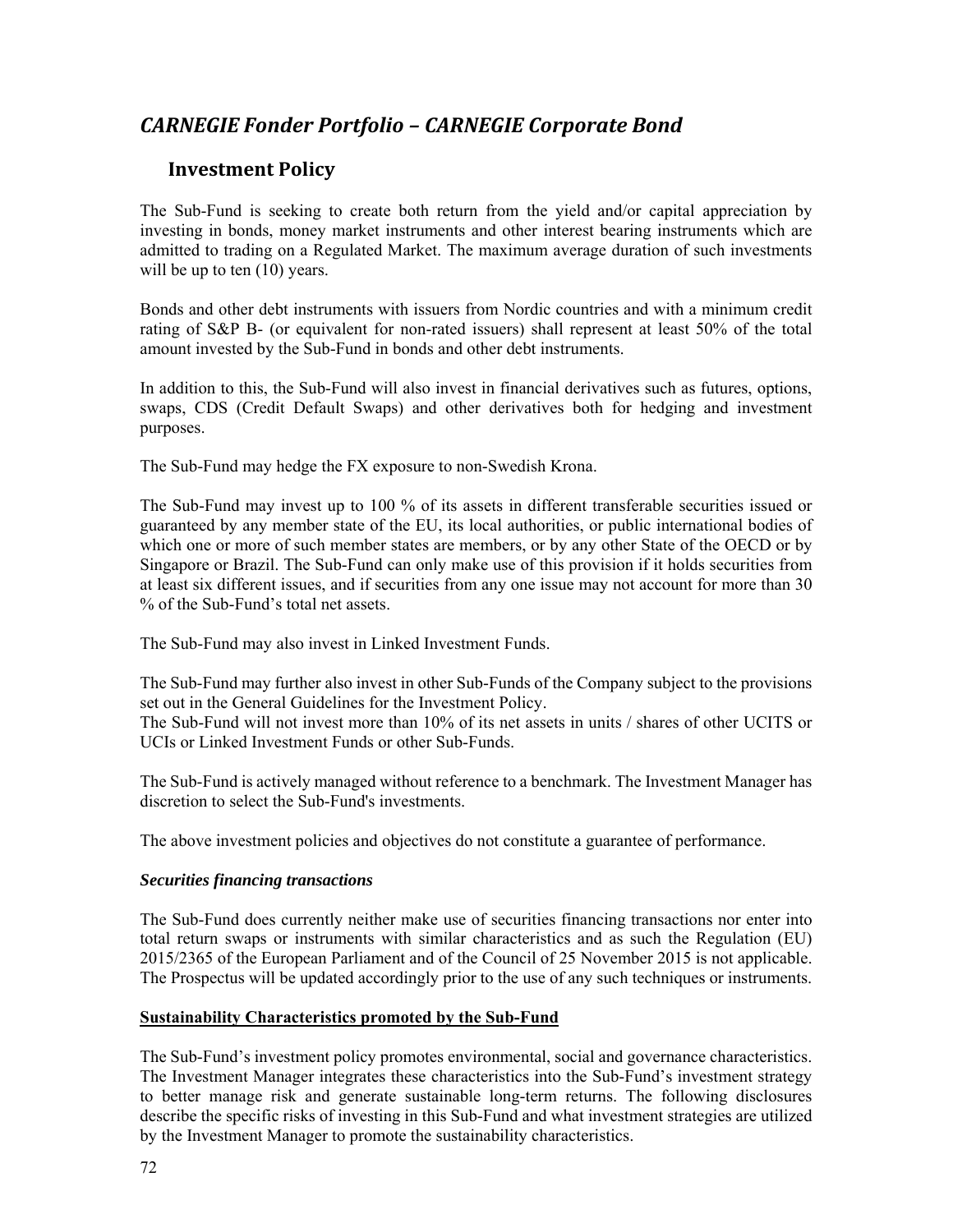# *CARNEGIE Fonder Portfolio – CARNEGIE Corporate Bond*

## Investment Policy

The Sub-Fund is seeking to create both return from the yield and/or capital appreciation by investing in bonds, money market instruments and other interest bearing instruments which are admitted to trading on a Regulated Market. The maximum average duration of such investments will be up to ten (10) years.

Bonds and other debt instruments with issuers from Nordic countries and with a minimum credit rating of S&P B- (or equivalent for non-rated issuers) shall represent at least 50% of the total amount invested by the Sub-Fund in bonds and other debt instruments.

In addition to this, the Sub-Fund will also invest in financial derivatives such as futures, options, swaps, CDS (Credit Default Swaps) and other derivatives both for hedging and investment purposes.

The Sub-Fund may hedge the FX exposure to non-Swedish Krona.

The Sub-Fund may invest up to 100 % of its assets in different transferable securities issued or guaranteed by any member state of the EU, its local authorities, or public international bodies of which one or more of such member states are members, or by any other State of the OECD or by Singapore or Brazil. The Sub-Fund can only make use of this provision if it holds securities from at least six different issues, and if securities from any one issue may not account for more than 30 % of the Sub-Fund's total net assets.

The Sub-Fund may also invest in Linked Investment Funds.

The Sub-Fund may further also invest in other Sub-Funds of the Company subject to the provisions set out in the General Guidelines for the Investment Policy.
The Sub-Fund will not invest more than 10% of its net assets in units / shares of other UCITS or UCIs or Linked Investment Funds or other Sub-Funds.

The Sub-Fund is actively managed without reference to a benchmark. The Investment Manager has discretion to select the Sub-Fund's investments.

The above investment policies and objectives do not constitute a guarantee of performance.

### ***Securities financing transactions***

The Sub-Fund does currently neither make use of securities financing transactions nor enter into total return swaps or instruments with similar characteristics and as such the Regulation (EU) 2015/2365 of the European Parliament and of the Council of 25 November 2015 is not applicable. The Prospectus will be updated accordingly prior to the use of any such techniques or instruments.

### **Sustainability Characteristics promoted by the Sub-Fund**

The Sub-Fund's investment policy promotes environmental, social and governance characteristics. The Investment Manager integrates these characteristics into the Sub-Fund's investment strategy to better manage risk and generate sustainable long-term returns. The following disclosures describe the specific risks of investing in this Sub-Fund and what investment strategies are utilized by the Investment Manager to promote the sustainability characteristics.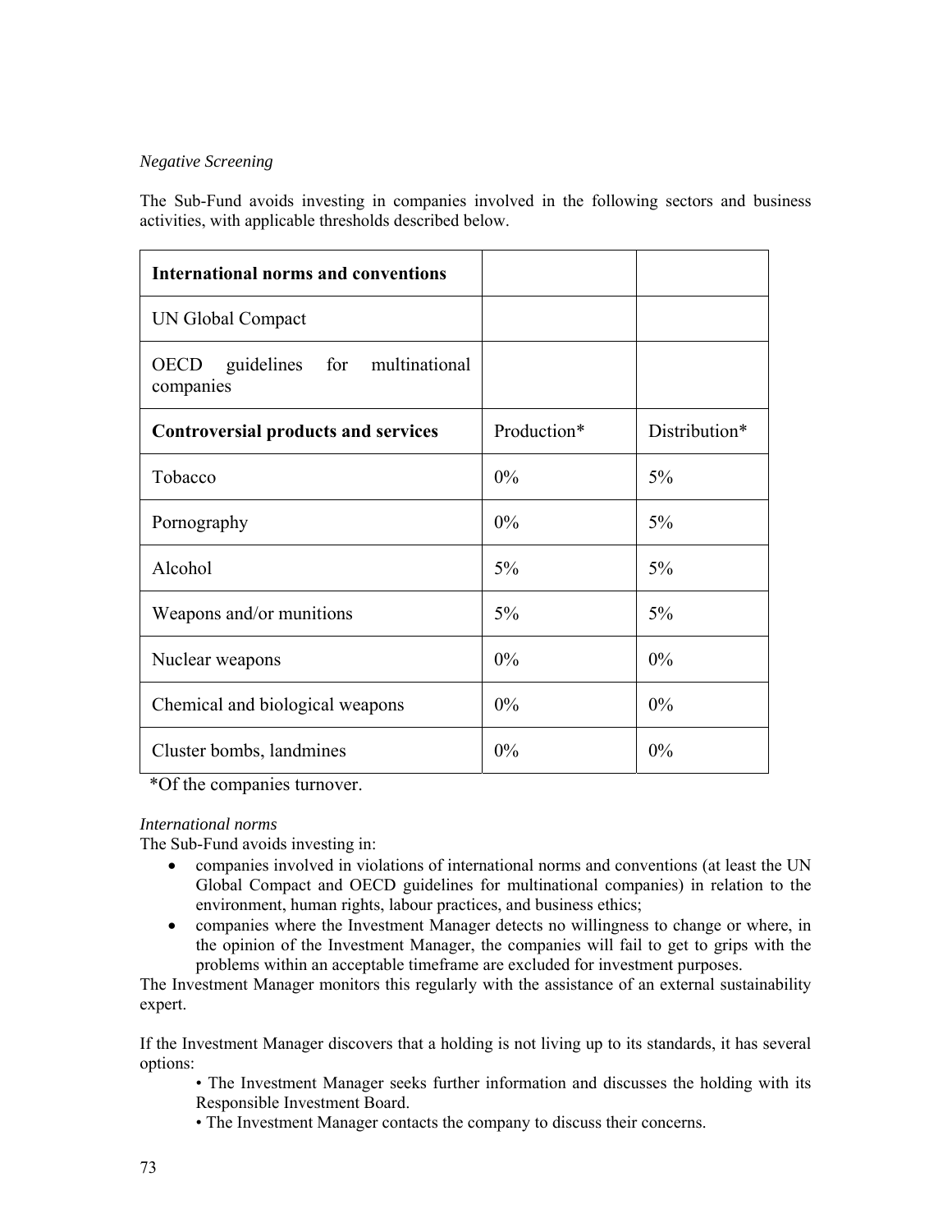*Negative Screening*

The Sub-Fund avoids investing in companies involved in the following sectors and business activities, with applicable thresholds described below.

| **International norms and conventions** | | |
|---|---|---|
| UN Global Compact | | |
| OECD guidelines for multinational companies | | |
| **Controversial products and services** | Production* | Distribution* |
| Tobacco | 0% | 5% |
| Pornography | 0% | 5% |
| Alcohol | 5% | 5% |
| Weapons and/or munitions | 5% | 5% |
| Nuclear weapons | 0% | 0% |
| Chemical and biological weapons | 0% | 0% |
| Cluster bombs, landmines | 0% | 0% |

*Of the companies turnover.

*International norms*

The Sub-Fund avoids investing in:

- companies involved in violations of international norms and conventions (at least the UN Global Compact and OECD guidelines for multinational companies) in relation to the environment, human rights, labour practices, and business ethics;
- companies where the Investment Manager detects no willingness to change or where, in the opinion of the Investment Manager, the companies will fail to get to grips with the problems within an acceptable timeframe are excluded for investment purposes.

The Investment Manager monitors this regularly with the assistance of an external sustainability expert.

If the Investment Manager discovers that a holding is not living up to its standards, it has several options:

- The Investment Manager seeks further information and discusses the holding with its Responsible Investment Board.
- The Investment Manager contacts the company to discuss their concerns.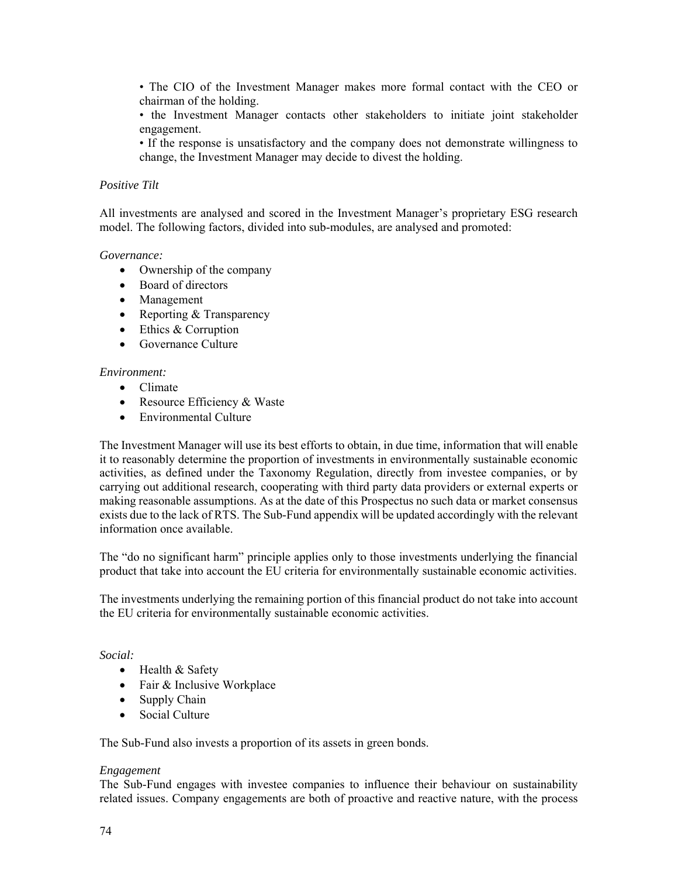- The CIO of the Investment Manager makes more formal contact with the CEO or chairman of the holding.
- the Investment Manager contacts other stakeholders to initiate joint stakeholder engagement.
- If the response is unsatisfactory and the company does not demonstrate willingness to change, the Investment Manager may decide to divest the holding.

*Positive Tilt*

All investments are analysed and scored in the Investment Manager's proprietary ESG research model. The following factors, divided into sub-modules, are analysed and promoted:

*Governance:*

- Ownership of the company
- Board of directors
- Management
- Reporting & Transparency
- Ethics & Corruption
- Governance Culture

*Environment:*

- Climate
- Resource Efficiency & Waste
- Environmental Culture

The Investment Manager will use its best efforts to obtain, in due time, information that will enable it to reasonably determine the proportion of investments in environmentally sustainable economic activities, as defined under the Taxonomy Regulation, directly from investee companies, or by carrying out additional research, cooperating with third party data providers or external experts or making reasonable assumptions. As at the date of this Prospectus no such data or market consensus exists due to the lack of RTS. The Sub-Fund appendix will be updated accordingly with the relevant information once available.

The "do no significant harm" principle applies only to those investments underlying the financial product that take into account the EU criteria for environmentally sustainable economic activities.

The investments underlying the remaining portion of this financial product do not take into account the EU criteria for environmentally sustainable economic activities.

*Social:*

- Health & Safety
- Fair & Inclusive Workplace
- Supply Chain
- Social Culture

The Sub-Fund also invests a proportion of its assets in green bonds.

*Engagement*

The Sub-Fund engages with investee companies to influence their behaviour on sustainability related issues. Company engagements are both of proactive and reactive nature, with the process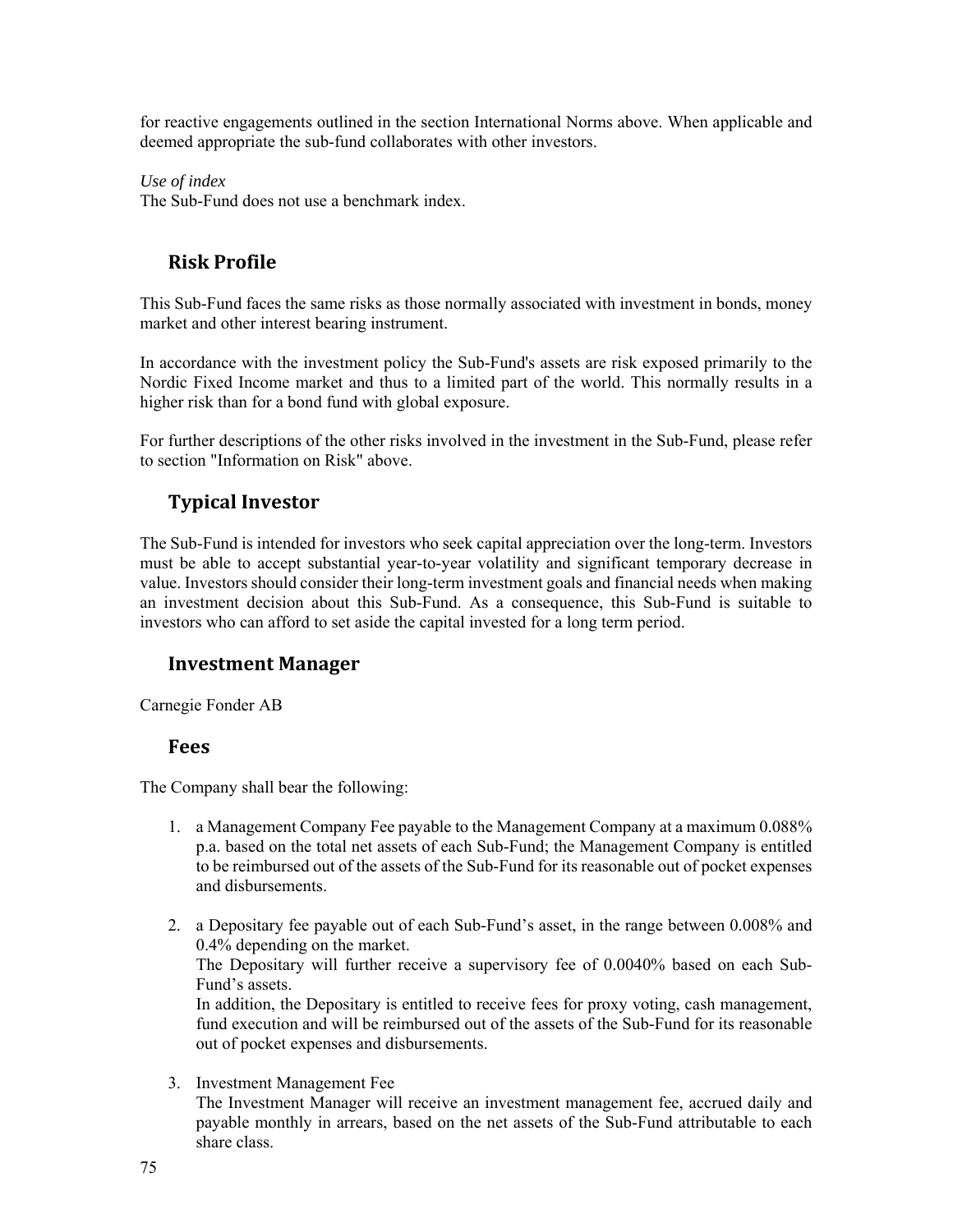for reactive engagements outlined in the section International Norms above. When applicable and deemed appropriate the sub-fund collaborates with other investors.

*Use of index*
The Sub-Fund does not use a benchmark index.

## Risk Profile

This Sub-Fund faces the same risks as those normally associated with investment in bonds, money market and other interest bearing instrument.

In accordance with the investment policy the Sub-Fund's assets are risk exposed primarily to the Nordic Fixed Income market and thus to a limited part of the world. This normally results in a higher risk than for a bond fund with global exposure.

For further descriptions of the other risks involved in the investment in the Sub-Fund, please refer to section "Information on Risk" above.

## Typical Investor

The Sub-Fund is intended for investors who seek capital appreciation over the long-term. Investors must be able to accept substantial year-to-year volatility and significant temporary decrease in value. Investors should consider their long-term investment goals and financial needs when making an investment decision about this Sub-Fund. As a consequence, this Sub-Fund is suitable to investors who can afford to set aside the capital invested for a long term period.

## Investment Manager

Carnegie Fonder AB

## Fees

The Company shall bear the following:

1. a Management Company Fee payable to the Management Company at a maximum 0.088% p.a. based on the total net assets of each Sub-Fund; the Management Company is entitled to be reimbursed out of the assets of the Sub-Fund for its reasonable out of pocket expenses and disbursements.

2. a Depositary fee payable out of each Sub-Fund's asset, in the range between 0.008% and 0.4% depending on the market.
   The Depositary will further receive a supervisory fee of 0.0040% based on each Sub-Fund's assets.
   In addition, the Depositary is entitled to receive fees for proxy voting, cash management, fund execution and will be reimbursed out of the assets of the Sub-Fund for its reasonable out of pocket expenses and disbursements.

3. Investment Management Fee
   The Investment Manager will receive an investment management fee, accrued daily and payable monthly in arrears, based on the net assets of the Sub-Fund attributable to each share class.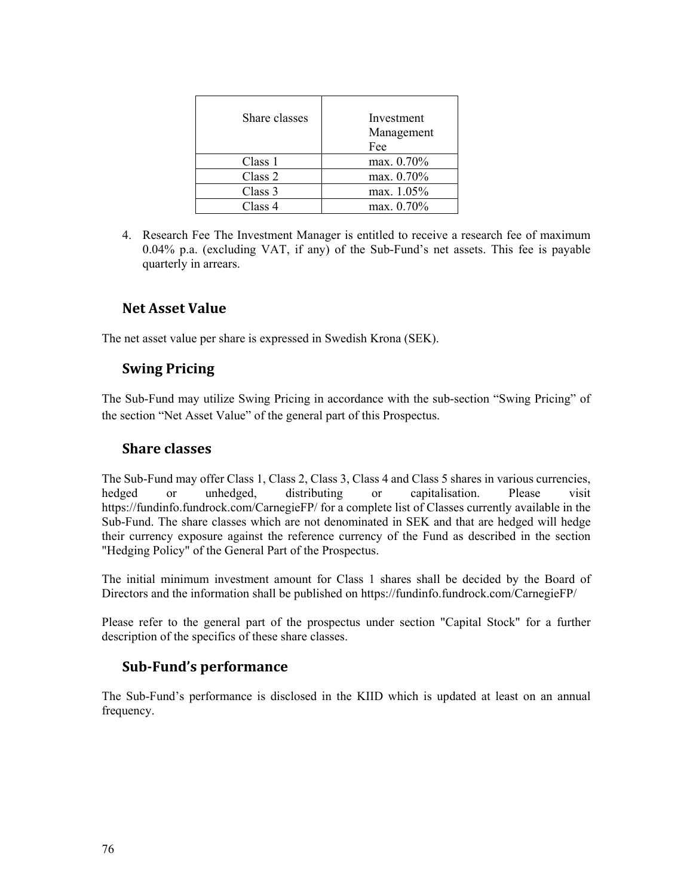| Share classes | Investment Management Fee |
|---|---|
| Class 1 | max. 0.70% |
| Class 2 | max. 0.70% |
| Class 3 | max. 1.05% |
| Class 4 | max. 0.70% |

4. Research Fee The Investment Manager is entitled to receive a research fee of maximum 0.04% p.a. (excluding VAT, if any) of the Sub-Fund's net assets. This fee is payable quarterly in arrears.

## Net Asset Value

The net asset value per share is expressed in Swedish Krona (SEK).

## Swing Pricing

The Sub-Fund may utilize Swing Pricing in accordance with the sub-section "Swing Pricing" of the section "Net Asset Value" of the general part of this Prospectus.

## Share classes

The Sub-Fund may offer Class 1, Class 2, Class 3, Class 4 and Class 5 shares in various currencies, hedged or unhedged, distributing or capitalisation. Please visit https://fundinfo.fundrock.com/CarnegieFP/ for a complete list of Classes currently available in the Sub-Fund. The share classes which are not denominated in SEK and that are hedged will hedge their currency exposure against the reference currency of the Fund as described in the section "Hedging Policy" of the General Part of the Prospectus.

The initial minimum investment amount for Class 1 shares shall be decided by the Board of Directors and the information shall be published on https://fundinfo.fundrock.com/CarnegieFP/

Please refer to the general part of the prospectus under section "Capital Stock" for a further description of the specifics of these share classes.

## Sub-Fund's performance

The Sub-Fund's performance is disclosed in the KIID which is updated at least on an annual frequency.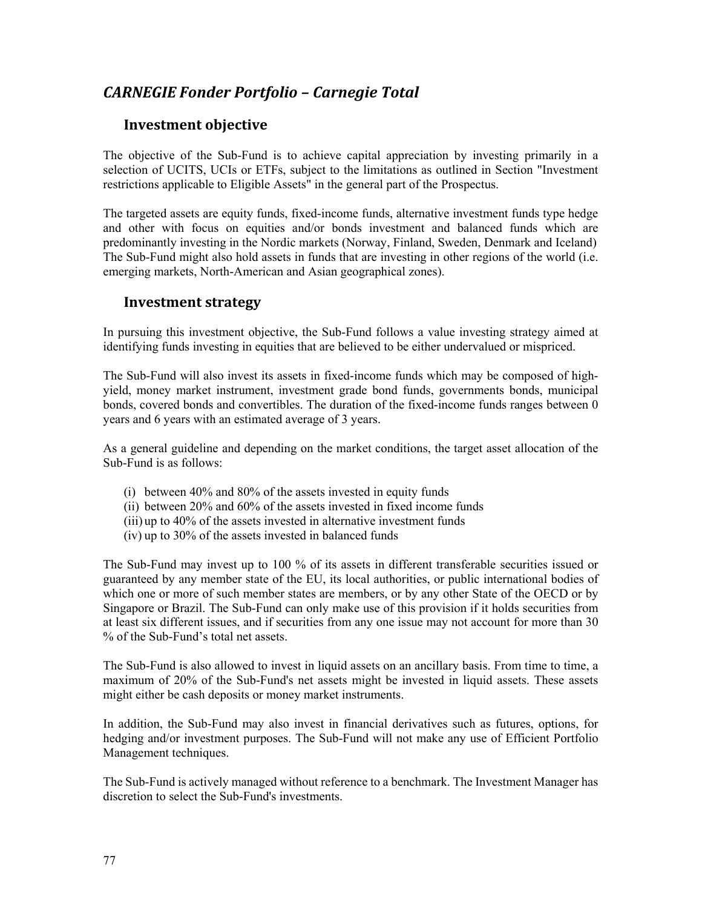## *CARNEGIE Fonder Portfolio – Carnegie Total*

### Investment objective

The objective of the Sub-Fund is to achieve capital appreciation by investing primarily in a selection of UCITS, UCIs or ETFs, subject to the limitations as outlined in Section "Investment restrictions applicable to Eligible Assets" in the general part of the Prospectus.

The targeted assets are equity funds, fixed-income funds, alternative investment funds type hedge and other with focus on equities and/or bonds investment and balanced funds which are predominantly investing in the Nordic markets (Norway, Finland, Sweden, Denmark and Iceland) The Sub-Fund might also hold assets in funds that are investing in other regions of the world (i.e. emerging markets, North-American and Asian geographical zones).

### Investment strategy

In pursuing this investment objective, the Sub-Fund follows a value investing strategy aimed at identifying funds investing in equities that are believed to be either undervalued or mispriced.

The Sub-Fund will also invest its assets in fixed-income funds which may be composed of high-yield, money market instrument, investment grade bond funds, governments bonds, municipal bonds, covered bonds and convertibles. The duration of the fixed-income funds ranges between 0 years and 6 years with an estimated average of 3 years.

As a general guideline and depending on the market conditions, the target asset allocation of the Sub-Fund is as follows:

(i) between 40% and 80% of the assets invested in equity funds
(ii) between 20% and 60% of the assets invested in fixed income funds
(iii) up to 40% of the assets invested in alternative investment funds
(iv) up to 30% of the assets invested in balanced funds

The Sub-Fund may invest up to 100 % of its assets in different transferable securities issued or guaranteed by any member state of the EU, its local authorities, or public international bodies of which one or more of such member states are members, or by any other State of the OECD or by Singapore or Brazil. The Sub-Fund can only make use of this provision if it holds securities from at least six different issues, and if securities from any one issue may not account for more than 30 % of the Sub-Fund's total net assets.

The Sub-Fund is also allowed to invest in liquid assets on an ancillary basis. From time to time, a maximum of 20% of the Sub-Fund's net assets might be invested in liquid assets. These assets might either be cash deposits or money market instruments.

In addition, the Sub-Fund may also invest in financial derivatives such as futures, options, for hedging and/or investment purposes. The Sub-Fund will not make any use of Efficient Portfolio Management techniques.

The Sub-Fund is actively managed without reference to a benchmark. The Investment Manager has discretion to select the Sub-Fund's investments.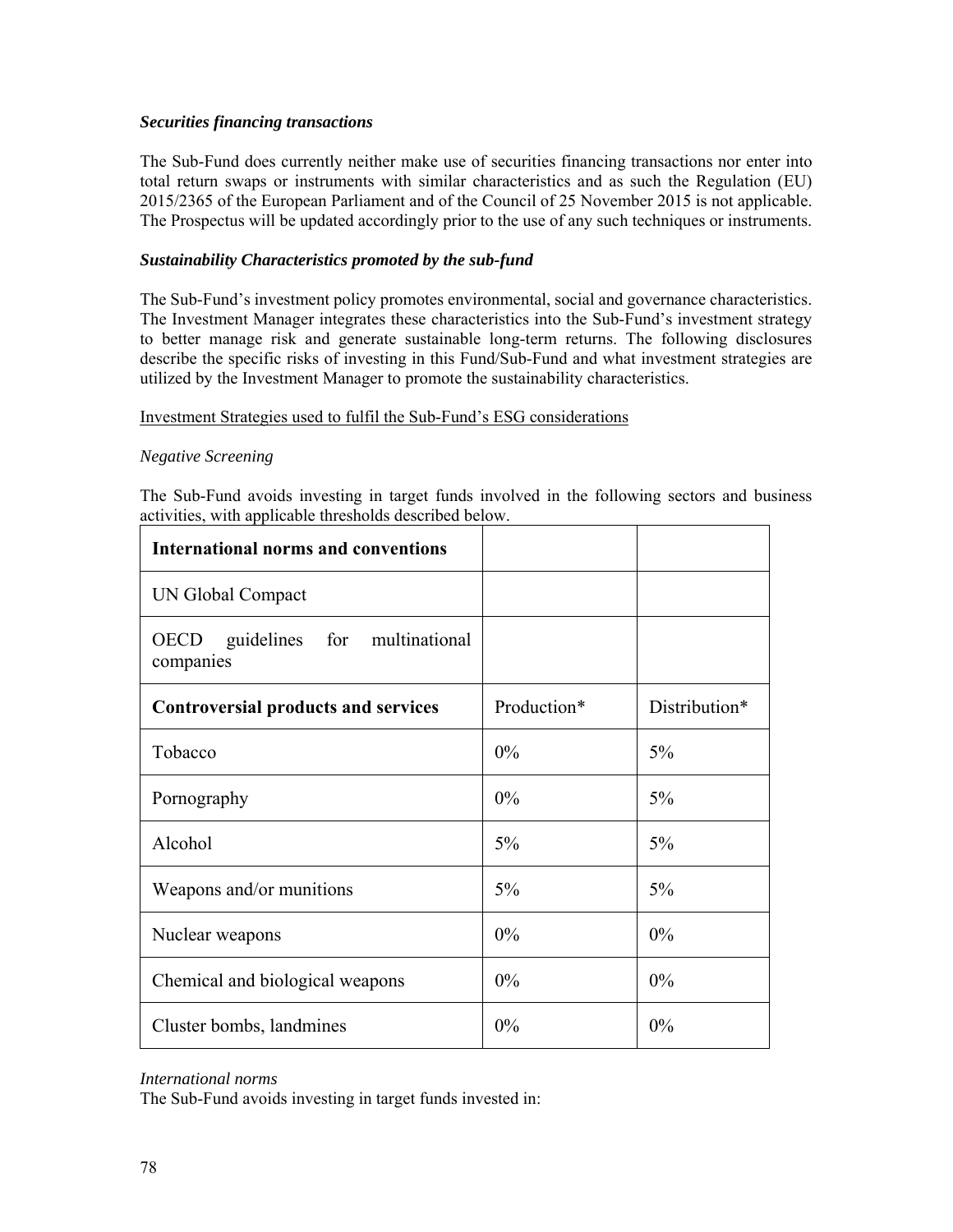***Securities financing transactions***

The Sub-Fund does currently neither make use of securities financing transactions nor enter into total return swaps or instruments with similar characteristics and as such the Regulation (EU) 2015/2365 of the European Parliament and of the Council of 25 November 2015 is not applicable. The Prospectus will be updated accordingly prior to the use of any such techniques or instruments.

***Sustainability Characteristics promoted by the sub-fund***

The Sub-Fund's investment policy promotes environmental, social and governance characteristics. The Investment Manager integrates these characteristics into the Sub-Fund's investment strategy to better manage risk and generate sustainable long-term returns. The following disclosures describe the specific risks of investing in this Fund/Sub-Fund and what investment strategies are utilized by the Investment Manager to promote the sustainability characteristics.

<u>Investment Strategies used to fulfil the Sub-Fund's ESG considerations</u>

*Negative Screening*

The Sub-Fund avoids investing in target funds involved in the following sectors and business activities, with applicable thresholds described below.

| **International norms and conventions** | | |
|---|---|---|
| UN Global Compact | | |
| OECD guidelines for multinational companies | | |
| **Controversial products and services** | Production* | Distribution* |
| Tobacco | 0% | 5% |
| Pornography | 0% | 5% |
| Alcohol | 5% | 5% |
| Weapons and/or munitions | 5% | 5% |
| Nuclear weapons | 0% | 0% |
| Chemical and biological weapons | 0% | 0% |
| Cluster bombs, landmines | 0% | 0% |

*International norms*

The Sub-Fund avoids investing in target funds invested in: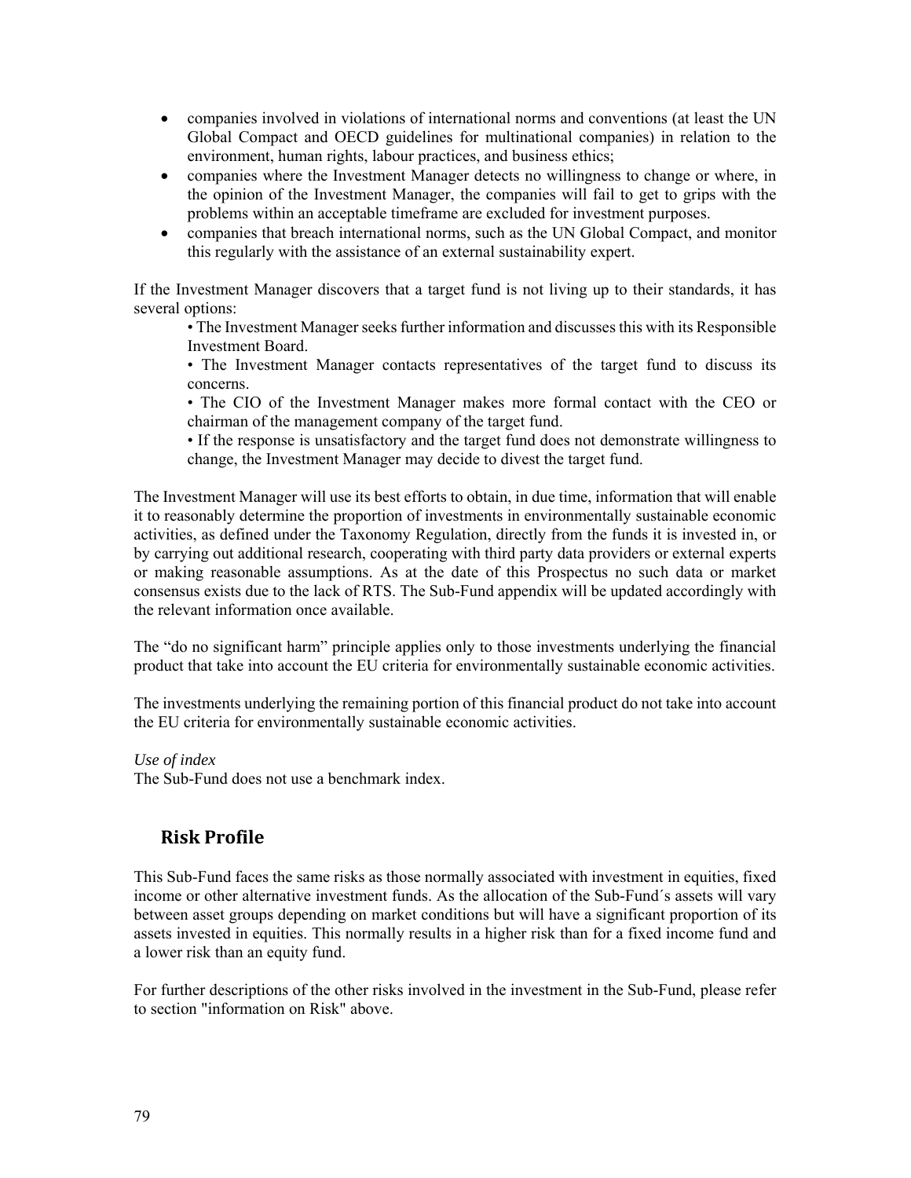- companies involved in violations of international norms and conventions (at least the UN Global Compact and OECD guidelines for multinational companies) in relation to the environment, human rights, labour practices, and business ethics;
- companies where the Investment Manager detects no willingness to change or where, in the opinion of the Investment Manager, the companies will fail to get to grips with the problems within an acceptable timeframe are excluded for investment purposes.
- companies that breach international norms, such as the UN Global Compact, and monitor this regularly with the assistance of an external sustainability expert.

If the Investment Manager discovers that a target fund is not living up to their standards, it has several options:

- The Investment Manager seeks further information and discusses this with its Responsible Investment Board.
- The Investment Manager contacts representatives of the target fund to discuss its concerns.
- The CIO of the Investment Manager makes more formal contact with the CEO or chairman of the management company of the target fund.
- If the response is unsatisfactory and the target fund does not demonstrate willingness to change, the Investment Manager may decide to divest the target fund.

The Investment Manager will use its best efforts to obtain, in due time, information that will enable it to reasonably determine the proportion of investments in environmentally sustainable economic activities, as defined under the Taxonomy Regulation, directly from the funds it is invested in, or by carrying out additional research, cooperating with third party data providers or external experts or making reasonable assumptions. As at the date of this Prospectus no such data or market consensus exists due to the lack of RTS. The Sub-Fund appendix will be updated accordingly with the relevant information once available.

The "do no significant harm" principle applies only to those investments underlying the financial product that take into account the EU criteria for environmentally sustainable economic activities.

The investments underlying the remaining portion of this financial product do not take into account the EU criteria for environmentally sustainable economic activities.

*Use of index*
The Sub-Fund does not use a benchmark index.

## Risk Profile

This Sub-Fund faces the same risks as those normally associated with investment in equities, fixed income or other alternative investment funds. As the allocation of the Sub-Fund´s assets will vary between asset groups depending on market conditions but will have a significant proportion of its assets invested in equities. This normally results in a higher risk than for a fixed income fund and a lower risk than an equity fund.

For further descriptions of the other risks involved in the investment in the Sub-Fund, please refer to section "information on Risk" above.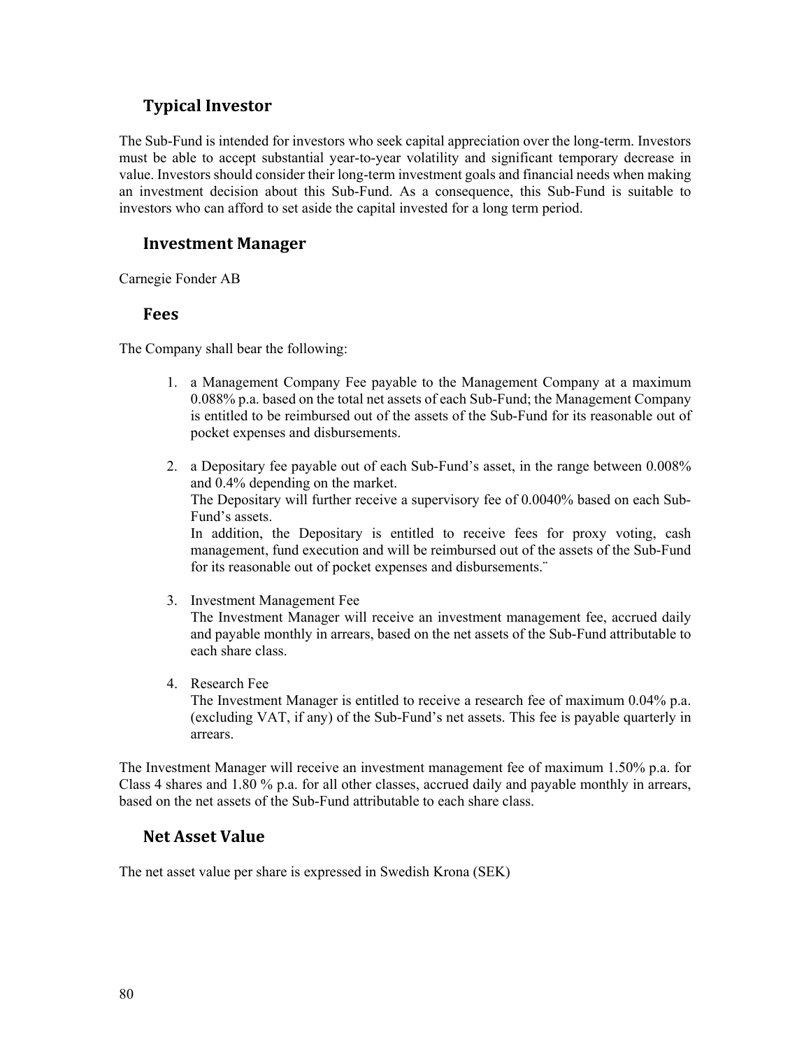## Typical Investor

The Sub-Fund is intended for investors who seek capital appreciation over the long-term. Investors must be able to accept substantial year-to-year volatility and significant temporary decrease in value. Investors should consider their long-term investment goals and financial needs when making an investment decision about this Sub-Fund. As a consequence, this Sub-Fund is suitable to investors who can afford to set aside the capital invested for a long term period.

## Investment Manager

Carnegie Fonder AB

## Fees

The Company shall bear the following:

1. a Management Company Fee payable to the Management Company at a maximum 0.088% p.a. based on the total net assets of each Sub-Fund; the Management Company is entitled to be reimbursed out of the assets of the Sub-Fund for its reasonable out of pocket expenses and disbursements.

2. a Depositary fee payable out of each Sub-Fund's asset, in the range between 0.008% and 0.4% depending on the market.
   The Depositary will further receive a supervisory fee of 0.0040% based on each Sub-Fund's assets.
   In addition, the Depositary is entitled to receive fees for proxy voting, cash management, fund execution and will be reimbursed out of the assets of the Sub-Fund for its reasonable out of pocket expenses and disbursements.¨

3. Investment Management Fee
   The Investment Manager will receive an investment management fee, accrued daily and payable monthly in arrears, based on the net assets of the Sub-Fund attributable to each share class.

4. Research Fee
   The Investment Manager is entitled to receive a research fee of maximum 0.04% p.a. (excluding VAT, if any) of the Sub-Fund's net assets. This fee is payable quarterly in arrears.

The Investment Manager will receive an investment management fee of maximum 1.50% p.a. for Class 4 shares and 1.80 % p.a. for all other classes, accrued daily and payable monthly in arrears, based on the net assets of the Sub-Fund attributable to each share class.

## Net Asset Value

The net asset value per share is expressed in Swedish Krona (SEK)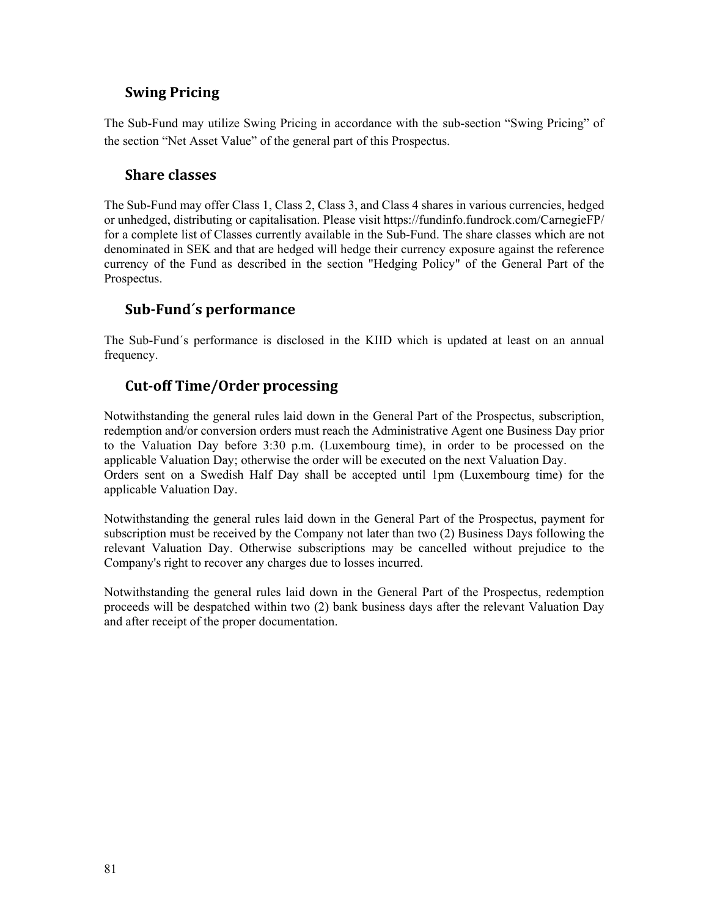## Swing Pricing

The Sub-Fund may utilize Swing Pricing in accordance with the sub-section "Swing Pricing" of the section "Net Asset Value" of the general part of this Prospectus.

## Share classes

The Sub-Fund may offer Class 1, Class 2, Class 3, and Class 4 shares in various currencies, hedged or unhedged, distributing or capitalisation. Please visit https://fundinfo.fundrock.com/CarnegieFP/ for a complete list of Classes currently available in the Sub-Fund. The share classes which are not denominated in SEK and that are hedged will hedge their currency exposure against the reference currency of the Fund as described in the section "Hedging Policy" of the General Part of the Prospectus.

## Sub-Fund´s performance

The Sub-Fund´s performance is disclosed in the KIID which is updated at least on an annual frequency.

## Cut-off Time/Order processing

Notwithstanding the general rules laid down in the General Part of the Prospectus, subscription, redemption and/or conversion orders must reach the Administrative Agent one Business Day prior to the Valuation Day before 3:30 p.m. (Luxembourg time), in order to be processed on the applicable Valuation Day; otherwise the order will be executed on the next Valuation Day.
Orders sent on a Swedish Half Day shall be accepted until 1pm (Luxembourg time) for the applicable Valuation Day.

Notwithstanding the general rules laid down in the General Part of the Prospectus, payment for subscription must be received by the Company not later than two (2) Business Days following the relevant Valuation Day. Otherwise subscriptions may be cancelled without prejudice to the Company's right to recover any charges due to losses incurred.

Notwithstanding the general rules laid down in the General Part of the Prospectus, redemption proceeds will be despatched within two (2) bank business days after the relevant Valuation Day and after receipt of the proper documentation.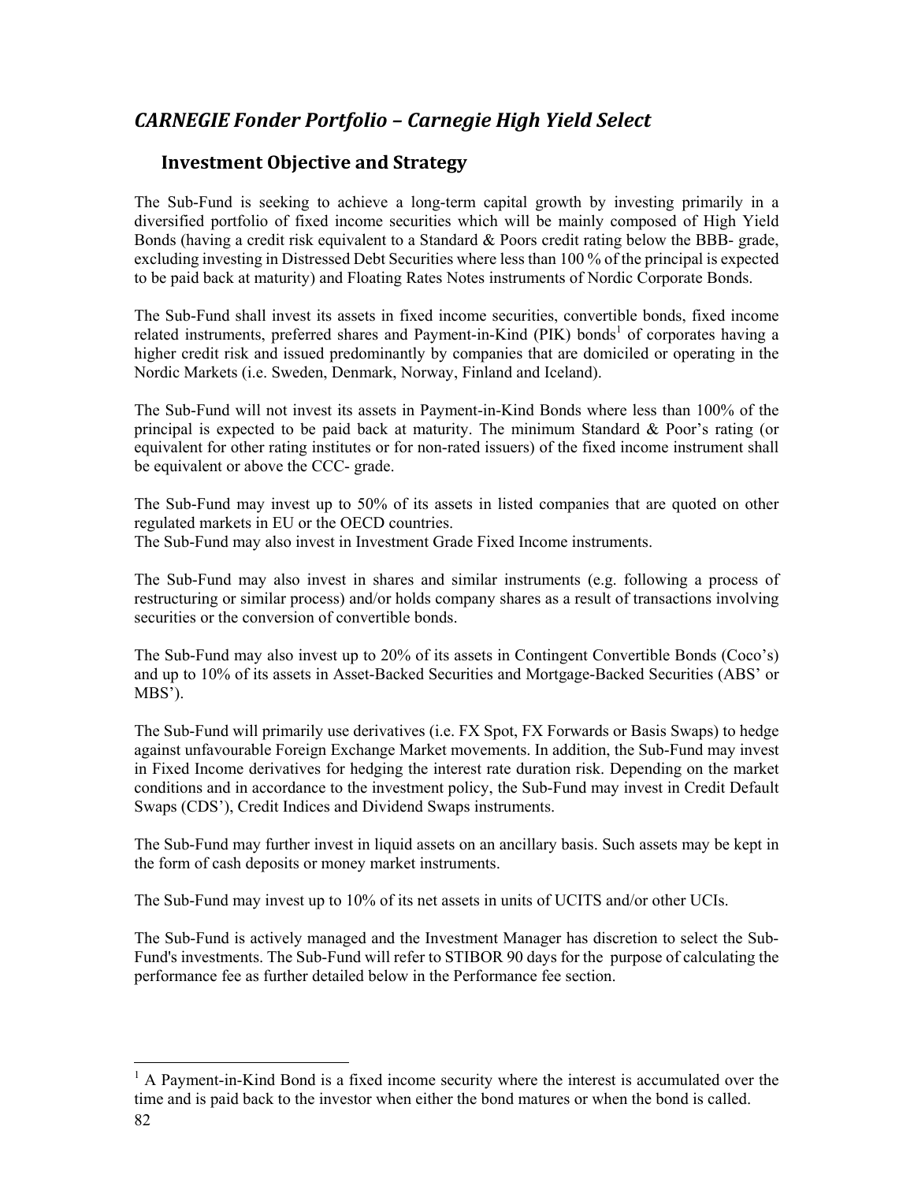## *CARNEGIE Fonder Portfolio – Carnegie High Yield Select*

### Investment Objective and Strategy

The Sub-Fund is seeking to achieve a long-term capital growth by investing primarily in a diversified portfolio of fixed income securities which will be mainly composed of High Yield Bonds (having a credit risk equivalent to a Standard & Poors credit rating below the BBB- grade, excluding investing in Distressed Debt Securities where less than 100 % of the principal is expected to be paid back at maturity) and Floating Rates Notes instruments of Nordic Corporate Bonds.

The Sub-Fund shall invest its assets in fixed income securities, convertible bonds, fixed income related instruments, preferred shares and Payment-in-Kind (PIK) bonds[1] of corporates having a higher credit risk and issued predominantly by companies that are domiciled or operating in the Nordic Markets (i.e. Sweden, Denmark, Norway, Finland and Iceland).

The Sub-Fund will not invest its assets in Payment-in-Kind Bonds where less than 100% of the principal is expected to be paid back at maturity. The minimum Standard & Poor's rating (or equivalent for other rating institutes or for non-rated issuers) of the fixed income instrument shall be equivalent or above the CCC- grade.

The Sub-Fund may invest up to 50% of its assets in listed companies that are quoted on other regulated markets in EU or the OECD countries.
The Sub-Fund may also invest in Investment Grade Fixed Income instruments.

The Sub-Fund may also invest in shares and similar instruments (e.g. following a process of restructuring or similar process) and/or holds company shares as a result of transactions involving securities or the conversion of convertible bonds.

The Sub-Fund may also invest up to 20% of its assets in Contingent Convertible Bonds (Coco's) and up to 10% of its assets in Asset-Backed Securities and Mortgage-Backed Securities (ABS' or MBS').

The Sub-Fund will primarily use derivatives (i.e. FX Spot, FX Forwards or Basis Swaps) to hedge against unfavourable Foreign Exchange Market movements. In addition, the Sub-Fund may invest in Fixed Income derivatives for hedging the interest rate duration risk. Depending on the market conditions and in accordance to the investment policy, the Sub-Fund may invest in Credit Default Swaps (CDS'), Credit Indices and Dividend Swaps instruments.

The Sub-Fund may further invest in liquid assets on an ancillary basis. Such assets may be kept in the form of cash deposits or money market instruments.

The Sub-Fund may invest up to 10% of its net assets in units of UCITS and/or other UCIs.

The Sub-Fund is actively managed and the Investment Manager has discretion to select the Sub-Fund's investments. The Sub-Fund will refer to STIBOR 90 days for the purpose of calculating the performance fee as further detailed below in the Performance fee section.

---

[1] A Payment-in-Kind Bond is a fixed income security where the interest is accumulated over the time and is paid back to the investor when either the bond matures or when the bond is called.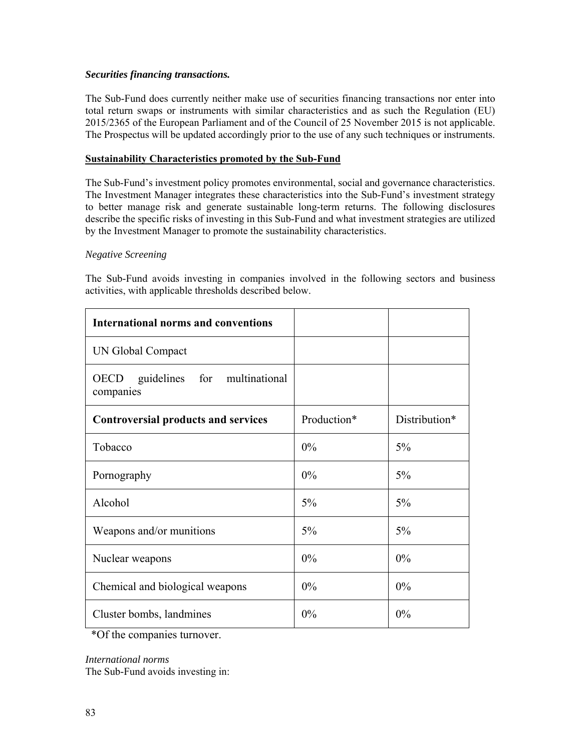***Securities financing transactions.***

The Sub-Fund does currently neither make use of securities financing transactions nor enter into total return swaps or instruments with similar characteristics and as such the Regulation (EU) 2015/2365 of the European Parliament and of the Council of 25 November 2015 is not applicable. The Prospectus will be updated accordingly prior to the use of any such techniques or instruments.

**<u>Sustainability Characteristics promoted by the Sub-Fund</u>**

The Sub-Fund's investment policy promotes environmental, social and governance characteristics. The Investment Manager integrates these characteristics into the Sub-Fund's investment strategy to better manage risk and generate sustainable long-term returns. The following disclosures describe the specific risks of investing in this Sub-Fund and what investment strategies are utilized by the Investment Manager to promote the sustainability characteristics.

*Negative Screening*

The Sub-Fund avoids investing in companies involved in the following sectors and business activities, with applicable thresholds described below.

| **International norms and conventions** | | |
|---|---|---|
| UN Global Compact | | |
| OECD guidelines for multinational companies | | |
| **Controversial products and services** | Production* | Distribution* |
| Tobacco | 0% | 5% |
| Pornography | 0% | 5% |
| Alcohol | 5% | 5% |
| Weapons and/or munitions | 5% | 5% |
| Nuclear weapons | 0% | 0% |
| Chemical and biological weapons | 0% | 0% |
| Cluster bombs, landmines | 0% | 0% |

*Of the companies turnover.

*International norms*
The Sub-Fund avoids investing in: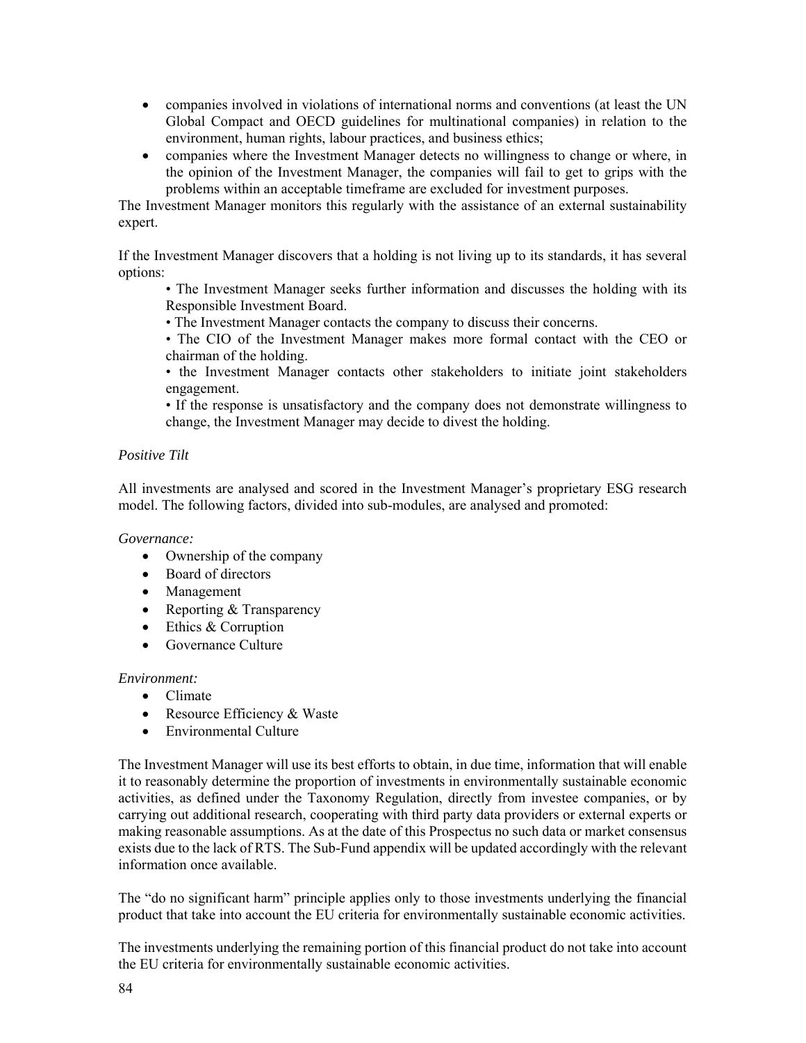- companies involved in violations of international norms and conventions (at least the UN Global Compact and OECD guidelines for multinational companies) in relation to the environment, human rights, labour practices, and business ethics;
- companies where the Investment Manager detects no willingness to change or where, in the opinion of the Investment Manager, the companies will fail to get to grips with the problems within an acceptable timeframe are excluded for investment purposes.

The Investment Manager monitors this regularly with the assistance of an external sustainability expert.

If the Investment Manager discovers that a holding is not living up to its standards, it has several options:

- The Investment Manager seeks further information and discusses the holding with its Responsible Investment Board.
- The Investment Manager contacts the company to discuss their concerns.
- The CIO of the Investment Manager makes more formal contact with the CEO or chairman of the holding.
- the Investment Manager contacts other stakeholders to initiate joint stakeholders engagement.
- If the response is unsatisfactory and the company does not demonstrate willingness to change, the Investment Manager may decide to divest the holding.

*Positive Tilt*

All investments are analysed and scored in the Investment Manager's proprietary ESG research model. The following factors, divided into sub-modules, are analysed and promoted:

*Governance:*

- Ownership of the company
- Board of directors
- Management
- Reporting & Transparency
- Ethics & Corruption
- Governance Culture

*Environment:*

- Climate
- Resource Efficiency & Waste
- Environmental Culture

The Investment Manager will use its best efforts to obtain, in due time, information that will enable it to reasonably determine the proportion of investments in environmentally sustainable economic activities, as defined under the Taxonomy Regulation, directly from investee companies, or by carrying out additional research, cooperating with third party data providers or external experts or making reasonable assumptions. As at the date of this Prospectus no such data or market consensus exists due to the lack of RTS. The Sub-Fund appendix will be updated accordingly with the relevant information once available.

The "do no significant harm" principle applies only to those investments underlying the financial product that take into account the EU criteria for environmentally sustainable economic activities.

The investments underlying the remaining portion of this financial product do not take into account the EU criteria for environmentally sustainable economic activities.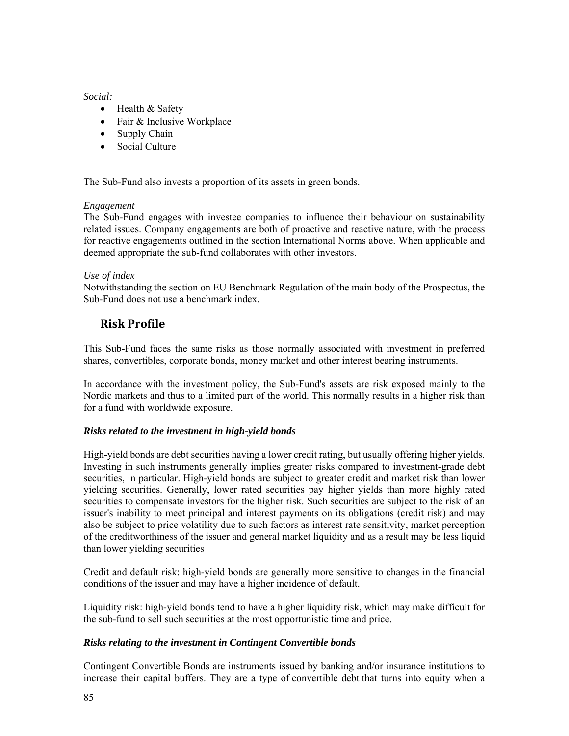*Social:*

- Health & Safety
- Fair & Inclusive Workplace
- Supply Chain
- Social Culture

The Sub-Fund also invests a proportion of its assets in green bonds.

*Engagement*

The Sub-Fund engages with investee companies to influence their behaviour on sustainability related issues. Company engagements are both of proactive and reactive nature, with the process for reactive engagements outlined in the section International Norms above. When applicable and deemed appropriate the sub-fund collaborates with other investors.

*Use of index*

Notwithstanding the section on EU Benchmark Regulation of the main body of the Prospectus, the Sub-Fund does not use a benchmark index.

## Risk Profile

This Sub-Fund faces the same risks as those normally associated with investment in preferred shares, convertibles, corporate bonds, money market and other interest bearing instruments.

In accordance with the investment policy, the Sub-Fund's assets are risk exposed mainly to the Nordic markets and thus to a limited part of the world. This normally results in a higher risk than for a fund with worldwide exposure.

***Risks related to the investment in high-yield bonds***

High-yield bonds are debt securities having a lower credit rating, but usually offering higher yields. Investing in such instruments generally implies greater risks compared to investment-grade debt securities, in particular. High-yield bonds are subject to greater credit and market risk than lower yielding securities. Generally, lower rated securities pay higher yields than more highly rated securities to compensate investors for the higher risk. Such securities are subject to the risk of an issuer's inability to meet principal and interest payments on its obligations (credit risk) and may also be subject to price volatility due to such factors as interest rate sensitivity, market perception of the creditworthiness of the issuer and general market liquidity and as a result may be less liquid than lower yielding securities

Credit and default risk: high-yield bonds are generally more sensitive to changes in the financial conditions of the issuer and may have a higher incidence of default.

Liquidity risk: high-yield bonds tend to have a higher liquidity risk, which may make difficult for the sub-fund to sell such securities at the most opportunistic time and price.

***Risks relating to the investment in Contingent Convertible bonds***

Contingent Convertible Bonds are instruments issued by banking and/or insurance institutions to increase their capital buffers. They are a type of convertible debt that turns into equity when a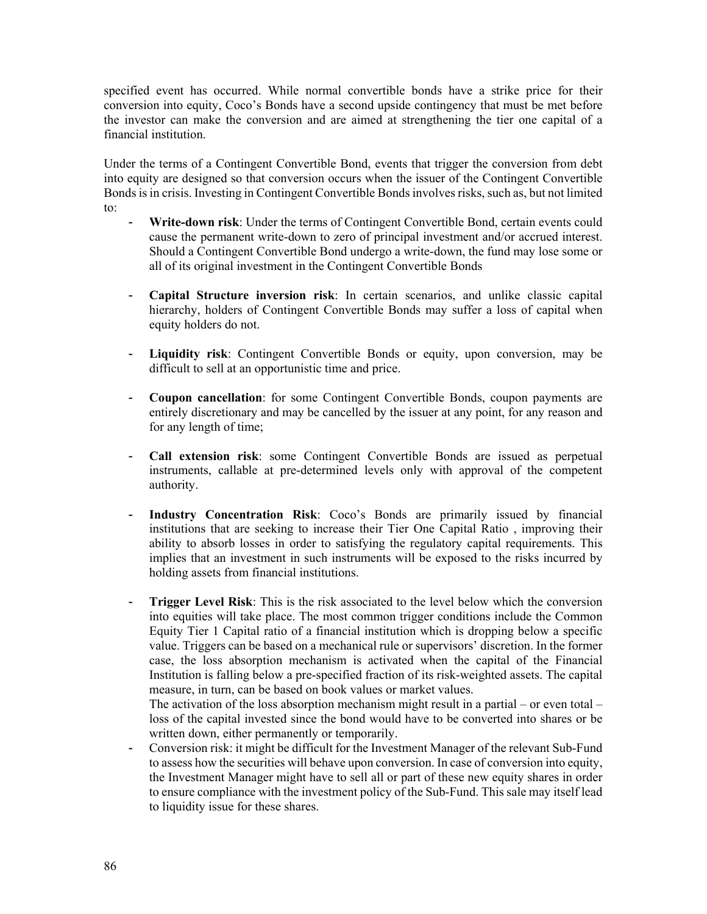specified event has occurred. While normal convertible bonds have a strike price for their conversion into equity, Coco's Bonds have a second upside contingency that must be met before the investor can make the conversion and are aimed at strengthening the tier one capital of a financial institution.

Under the terms of a Contingent Convertible Bond, events that trigger the conversion from debt into equity are designed so that conversion occurs when the issuer of the Contingent Convertible Bonds is in crisis. Investing in Contingent Convertible Bonds involves risks, such as, but not limited to:

- **Write-down risk**: Under the terms of Contingent Convertible Bond, certain events could cause the permanent write-down to zero of principal investment and/or accrued interest. Should a Contingent Convertible Bond undergo a write-down, the fund may lose some or all of its original investment in the Contingent Convertible Bonds

- **Capital Structure inversion risk**: In certain scenarios, and unlike classic capital hierarchy, holders of Contingent Convertible Bonds may suffer a loss of capital when equity holders do not.

- **Liquidity risk**: Contingent Convertible Bonds or equity, upon conversion, may be difficult to sell at an opportunistic time and price.

- **Coupon cancellation**: for some Contingent Convertible Bonds, coupon payments are entirely discretionary and may be cancelled by the issuer at any point, for any reason and for any length of time;

- **Call extension risk**: some Contingent Convertible Bonds are issued as perpetual instruments, callable at pre-determined levels only with approval of the competent authority.

- **Industry Concentration Risk**: Coco's Bonds are primarily issued by financial institutions that are seeking to increase their Tier One Capital Ratio , improving their ability to absorb losses in order to satisfying the regulatory capital requirements. This implies that an investment in such instruments will be exposed to the risks incurred by holding assets from financial institutions.

- **Trigger Level Risk**: This is the risk associated to the level below which the conversion into equities will take place. The most common trigger conditions include the Common Equity Tier 1 Capital ratio of a financial institution which is dropping below a specific value. Triggers can be based on a mechanical rule or supervisors' discretion. In the former case, the loss absorption mechanism is activated when the capital of the Financial Institution is falling below a pre-specified fraction of its risk-weighted assets. The capital measure, in turn, can be based on book values or market values.
  The activation of the loss absorption mechanism might result in a partial – or even total – loss of the capital invested since the bond would have to be converted into shares or be written down, either permanently or temporarily.
- Conversion risk: it might be difficult for the Investment Manager of the relevant Sub-Fund to assess how the securities will behave upon conversion. In case of conversion into equity, the Investment Manager might have to sell all or part of these new equity shares in order to ensure compliance with the investment policy of the Sub-Fund. This sale may itself lead to liquidity issue for these shares.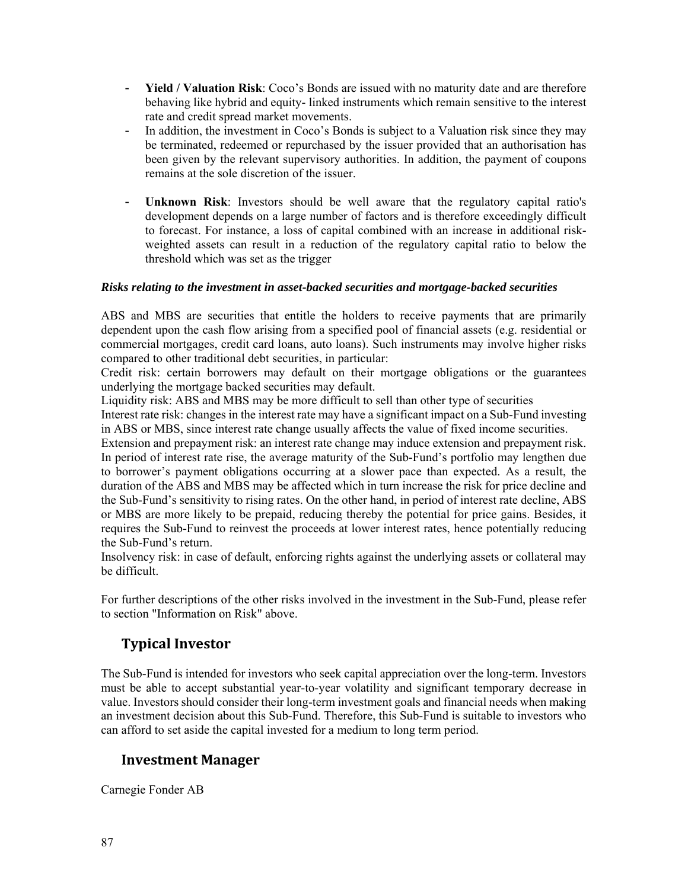- **Yield / Valuation Risk**: Coco's Bonds are issued with no maturity date and are therefore behaving like hybrid and equity- linked instruments which remain sensitive to the interest rate and credit spread market movements.
- In addition, the investment in Coco's Bonds is subject to a Valuation risk since they may be terminated, redeemed or repurchased by the issuer provided that an authorisation has been given by the relevant supervisory authorities. In addition, the payment of coupons remains at the sole discretion of the issuer.

- **Unknown Risk**: Investors should be well aware that the regulatory capital ratio's development depends on a large number of factors and is therefore exceedingly difficult to forecast. For instance, a loss of capital combined with an increase in additional risk-weighted assets can result in a reduction of the regulatory capital ratio to below the threshold which was set as the trigger

***Risks relating to the investment in asset-backed securities and mortgage-backed securities***

ABS and MBS are securities that entitle the holders to receive payments that are primarily dependent upon the cash flow arising from a specified pool of financial assets (e.g. residential or commercial mortgages, credit card loans, auto loans). Such instruments may involve higher risks compared to other traditional debt securities, in particular:
Credit risk: certain borrowers may default on their mortgage obligations or the guarantees underlying the mortgage backed securities may default.
Liquidity risk: ABS and MBS may be more difficult to sell than other type of securities
Interest rate risk: changes in the interest rate may have a significant impact on a Sub-Fund investing in ABS or MBS, since interest rate change usually affects the value of fixed income securities.
Extension and prepayment risk: an interest rate change may induce extension and prepayment risk. In period of interest rate rise, the average maturity of the Sub-Fund's portfolio may lengthen due to borrower's payment obligations occurring at a slower pace than expected. As a result, the duration of the ABS and MBS may be affected which in turn increase the risk for price decline and the Sub-Fund's sensitivity to rising rates. On the other hand, in period of interest rate decline, ABS or MBS are more likely to be prepaid, reducing thereby the potential for price gains. Besides, it requires the Sub-Fund to reinvest the proceeds at lower interest rates, hence potentially reducing the Sub-Fund's return.
Insolvency risk: in case of default, enforcing rights against the underlying assets or collateral may be difficult.

For further descriptions of the other risks involved in the investment in the Sub-Fund, please refer to section "Information on Risk" above.

## Typical Investor

The Sub-Fund is intended for investors who seek capital appreciation over the long-term. Investors must be able to accept substantial year-to-year volatility and significant temporary decrease in value. Investors should consider their long-term investment goals and financial needs when making an investment decision about this Sub-Fund. Therefore, this Sub-Fund is suitable to investors who can afford to set aside the capital invested for a medium to long term period.

## Investment Manager

Carnegie Fonder AB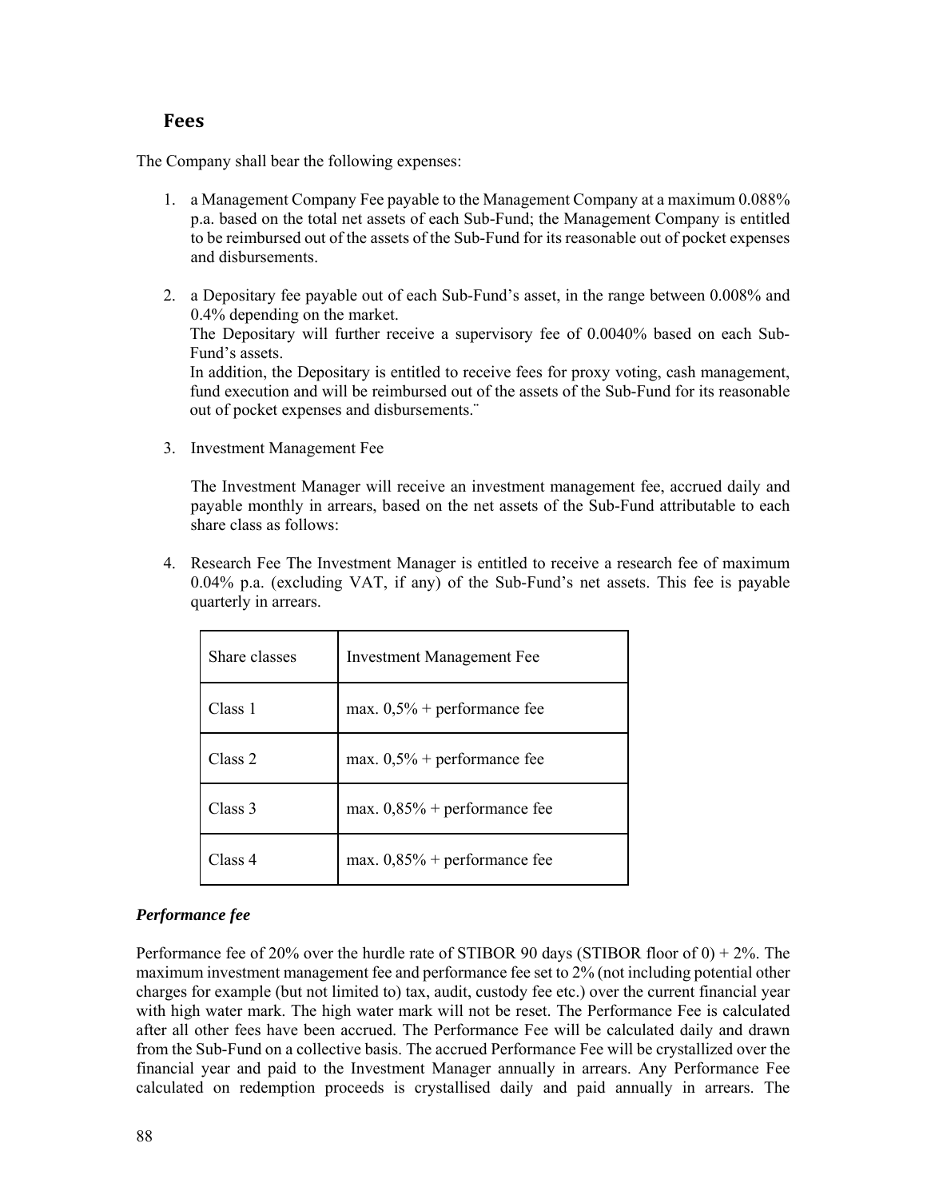## Fees

The Company shall bear the following expenses:

1. a Management Company Fee payable to the Management Company at a maximum 0.088% p.a. based on the total net assets of each Sub-Fund; the Management Company is entitled to be reimbursed out of the assets of the Sub-Fund for its reasonable out of pocket expenses and disbursements.

2. a Depositary fee payable out of each Sub-Fund's asset, in the range between 0.008% and 0.4% depending on the market.
   The Depositary will further receive a supervisory fee of 0.0040% based on each Sub-Fund's assets.
   In addition, the Depositary is entitled to receive fees for proxy voting, cash management, fund execution and will be reimbursed out of the assets of the Sub-Fund for its reasonable out of pocket expenses and disbursements."

3. Investment Management Fee

   The Investment Manager will receive an investment management fee, accrued daily and payable monthly in arrears, based on the net assets of the Sub-Fund attributable to each share class as follows:

4. Research Fee The Investment Manager is entitled to receive a research fee of maximum 0.04% p.a. (excluding VAT, if any) of the Sub-Fund's net assets. This fee is payable quarterly in arrears.

| Share classes | Investment Management Fee |
|---|---|
| Class 1 | max. 0,5% + performance fee |
| Class 2 | max. 0,5% + performance fee |
| Class 3 | max. 0,85% + performance fee |
| Class 4 | max. 0,85% + performance fee |

***Performance fee***

Performance fee of 20% over the hurdle rate of STIBOR 90 days (STIBOR floor of 0) + 2%. The maximum investment management fee and performance fee set to 2% (not including potential other charges for example (but not limited to) tax, audit, custody fee etc.) over the current financial year with high water mark. The high water mark will not be reset. The Performance Fee is calculated after all other fees have been accrued. The Performance Fee will be calculated daily and drawn from the Sub-Fund on a collective basis. The accrued Performance Fee will be crystallized over the financial year and paid to the Investment Manager annually in arrears. Any Performance Fee calculated on redemption proceeds is crystallised daily and paid annually in arrears. The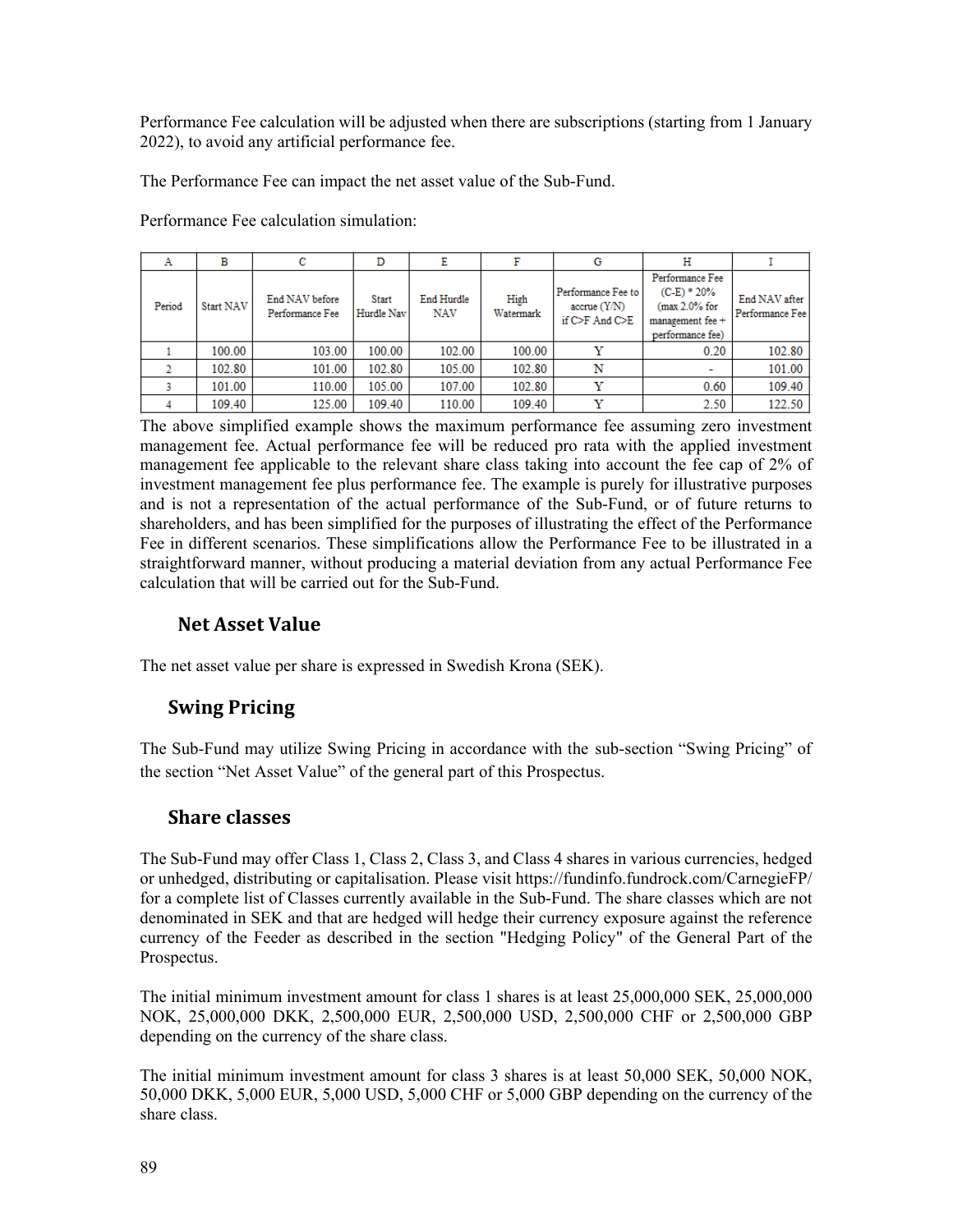Performance Fee calculation will be adjusted when there are subscriptions (starting from 1 January 2022), to avoid any artificial performance fee.

The Performance Fee can impact the net asset value of the Sub-Fund.

Performance Fee calculation simulation:

| A | B | C | D | E | F | G | H | I |
|---|---|---|---|---|---|---|---|---|
| Period | Start NAV | End NAV before Performance Fee | Start Hurdle Nav | End Hurdle NAV | High Watermark | Performance Fee to accrue (Y/N) if C>F And C>E | Performance Fee (C-E) * 20% (max 2.0% for management fee + performance fee) | End NAV after Performance Fee |
| 1 | 100.00 | 103.00 | 100.00 | 102.00 | 100.00 | Y | 0.20 | 102.80 |
| 2 | 102.80 | 101.00 | 102.80 | 105.00 | 102.80 | N | - | 101.00 |
| 3 | 101.00 | 110.00 | 105.00 | 107.00 | 102.80 | Y | 0.60 | 109.40 |
| 4 | 109.40 | 125.00 | 109.40 | 110.00 | 109.40 | Y | 2.50 | 122.50 |

The above simplified example shows the maximum performance fee assuming zero investment management fee. Actual performance fee will be reduced pro rata with the applied investment management fee applicable to the relevant share class taking into account the fee cap of 2% of investment management fee plus performance fee. The example is purely for illustrative purposes and is not a representation of the actual performance of the Sub-Fund, or of future returns to shareholders, and has been simplified for the purposes of illustrating the effect of the Performance Fee in different scenarios. These simplifications allow the Performance Fee to be illustrated in a straightforward manner, without producing a material deviation from any actual Performance Fee calculation that will be carried out for the Sub-Fund.

## Net Asset Value

The net asset value per share is expressed in Swedish Krona (SEK).

## Swing Pricing

The Sub-Fund may utilize Swing Pricing in accordance with the sub-section "Swing Pricing" of the section "Net Asset Value" of the general part of this Prospectus.

## Share classes

The Sub-Fund may offer Class 1, Class 2, Class 3, and Class 4 shares in various currencies, hedged or unhedged, distributing or capitalisation. Please visit https://fundinfo.fundrock.com/CarnegieFP/ for a complete list of Classes currently available in the Sub-Fund. The share classes which are not denominated in SEK and that are hedged will hedge their currency exposure against the reference currency of the Feeder as described in the section "Hedging Policy" of the General Part of the Prospectus.

The initial minimum investment amount for class 1 shares is at least 25,000,000 SEK, 25,000,000 NOK, 25,000,000 DKK, 2,500,000 EUR, 2,500,000 USD, 2,500,000 CHF or 2,500,000 GBP depending on the currency of the share class.

The initial minimum investment amount for class 3 shares is at least 50,000 SEK, 50,000 NOK, 50,000 DKK, 5,000 EUR, 5,000 USD, 5,000 CHF or 5,000 GBP depending on the currency of the share class.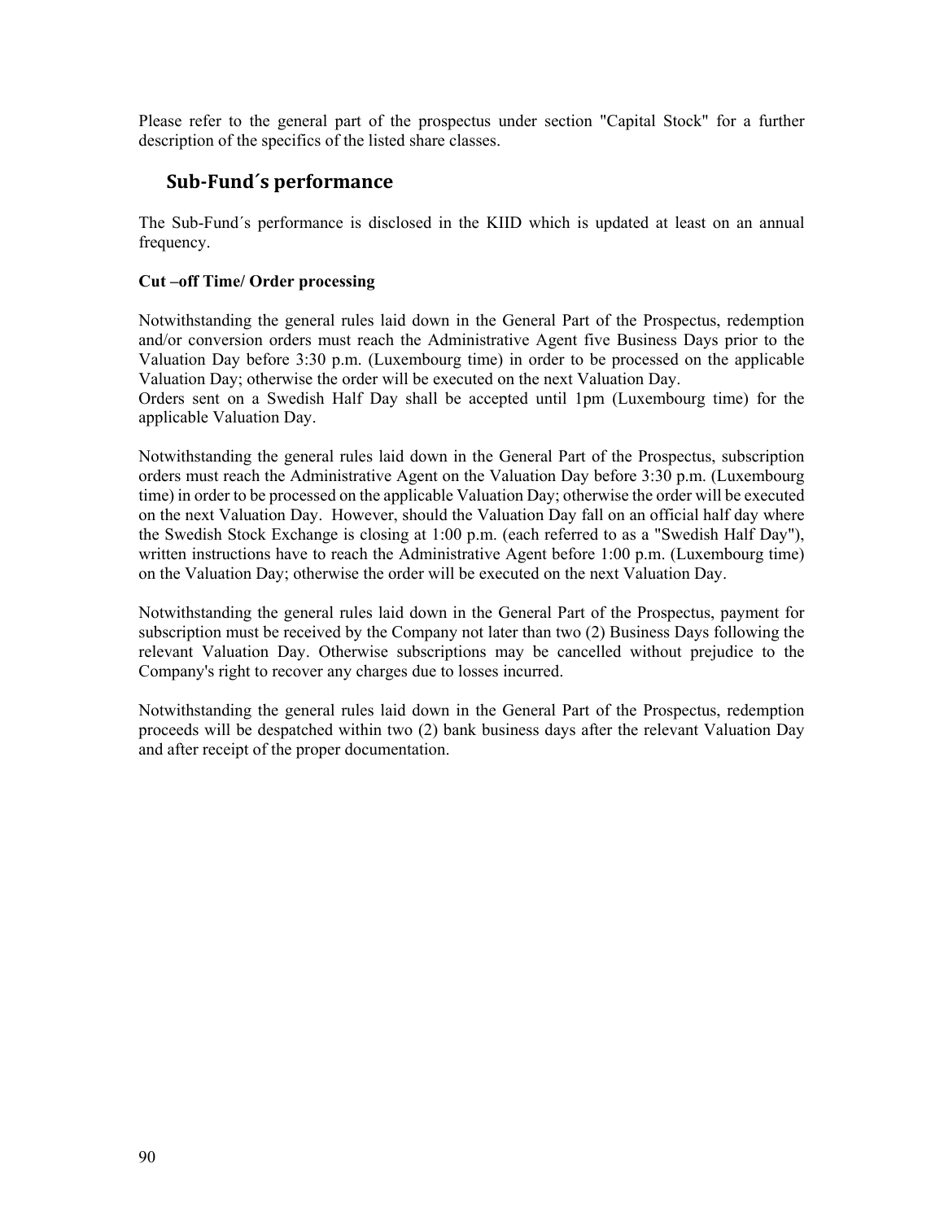Please refer to the general part of the prospectus under section "Capital Stock" for a further description of the specifics of the listed share classes.

## Sub-Fund´s performance

The Sub-Fund´s performance is disclosed in the KIID which is updated at least on an annual frequency.

**Cut –off Time/ Order processing**

Notwithstanding the general rules laid down in the General Part of the Prospectus, redemption and/or conversion orders must reach the Administrative Agent five Business Days prior to the Valuation Day before 3:30 p.m. (Luxembourg time) in order to be processed on the applicable Valuation Day; otherwise the order will be executed on the next Valuation Day.
Orders sent on a Swedish Half Day shall be accepted until 1pm (Luxembourg time) for the applicable Valuation Day.

Notwithstanding the general rules laid down in the General Part of the Prospectus, subscription orders must reach the Administrative Agent on the Valuation Day before 3:30 p.m. (Luxembourg time) in order to be processed on the applicable Valuation Day; otherwise the order will be executed on the next Valuation Day. However, should the Valuation Day fall on an official half day where the Swedish Stock Exchange is closing at 1:00 p.m. (each referred to as a "Swedish Half Day"), written instructions have to reach the Administrative Agent before 1:00 p.m. (Luxembourg time) on the Valuation Day; otherwise the order will be executed on the next Valuation Day.

Notwithstanding the general rules laid down in the General Part of the Prospectus, payment for subscription must be received by the Company not later than two (2) Business Days following the relevant Valuation Day. Otherwise subscriptions may be cancelled without prejudice to the Company's right to recover any charges due to losses incurred.

Notwithstanding the general rules laid down in the General Part of the Prospectus, redemption proceeds will be despatched within two (2) bank business days after the relevant Valuation Day and after receipt of the proper documentation.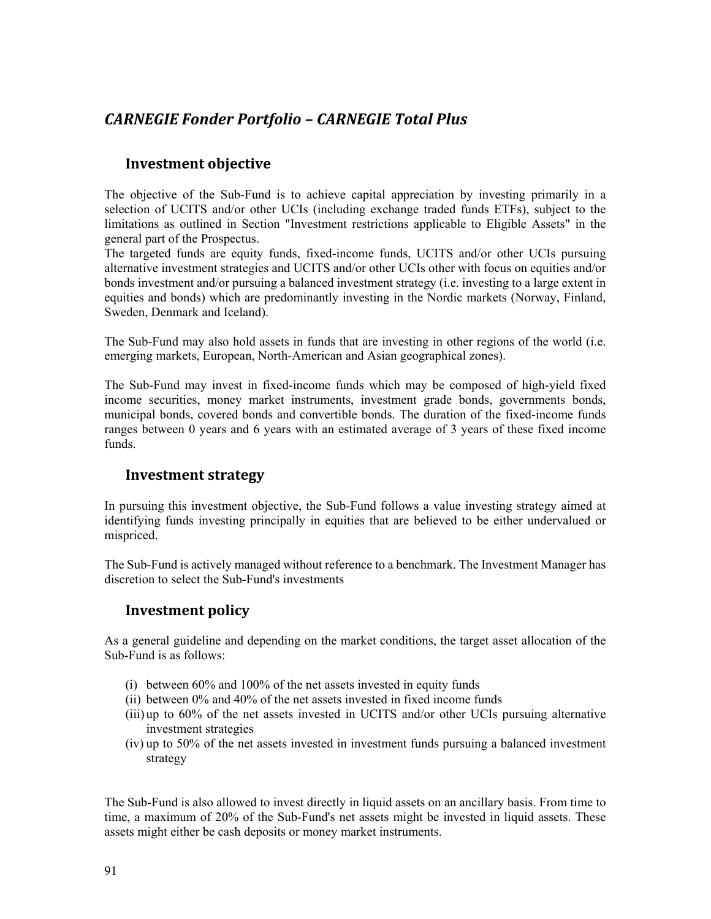## *CARNEGIE Fonder Portfolio – CARNEGIE Total Plus*

### Investment objective

The objective of the Sub-Fund is to achieve capital appreciation by investing primarily in a selection of UCITS and/or other UCIs (including exchange traded funds ETFs), subject to the limitations as outlined in Section "Investment restrictions applicable to Eligible Assets" in the general part of the Prospectus.
The targeted funds are equity funds, fixed-income funds, UCITS and/or other UCIs pursuing alternative investment strategies and UCITS and/or other UCIs other with focus on equities and/or bonds investment and/or pursuing a balanced investment strategy (i.e. investing to a large extent in equities and bonds) which are predominantly investing in the Nordic markets (Norway, Finland, Sweden, Denmark and Iceland).

The Sub-Fund may also hold assets in funds that are investing in other regions of the world (i.e. emerging markets, European, North-American and Asian geographical zones).

The Sub-Fund may invest in fixed-income funds which may be composed of high-yield fixed income securities, money market instruments, investment grade bonds, governments bonds, municipal bonds, covered bonds and convertible bonds. The duration of the fixed-income funds ranges between 0 years and 6 years with an estimated average of 3 years of these fixed income funds.

### Investment strategy

In pursuing this investment objective, the Sub-Fund follows a value investing strategy aimed at identifying funds investing principally in equities that are believed to be either undervalued or mispriced.

The Sub-Fund is actively managed without reference to a benchmark. The Investment Manager has discretion to select the Sub-Fund's investments

### Investment policy

As a general guideline and depending on the market conditions, the target asset allocation of the Sub-Fund is as follows:

(i) between 60% and 100% of the net assets invested in equity funds
(ii) between 0% and 40% of the net assets invested in fixed income funds
(iii) up to 60% of the net assets invested in UCITS and/or other UCIs pursuing alternative investment strategies
(iv) up to 50% of the net assets invested in investment funds pursuing a balanced investment strategy

The Sub-Fund is also allowed to invest directly in liquid assets on an ancillary basis. From time to time, a maximum of 20% of the Sub-Fund's net assets might be invested in liquid assets. These assets might either be cash deposits or money market instruments.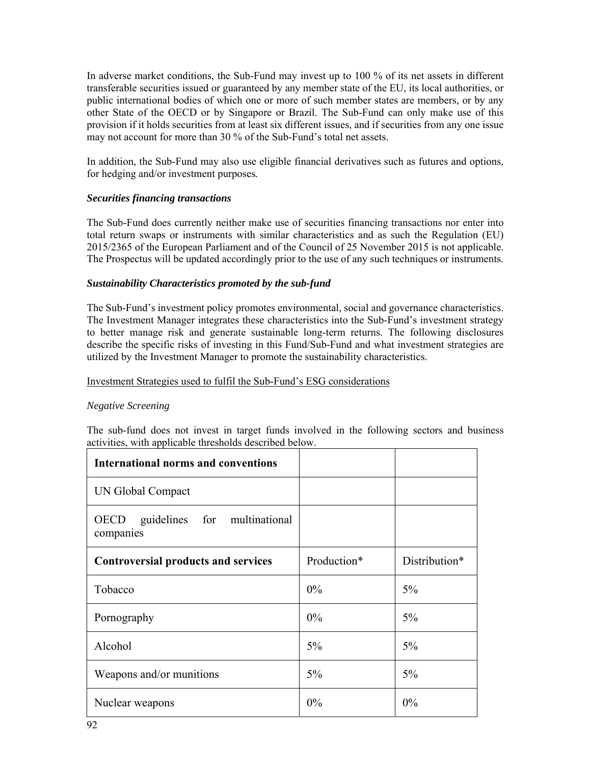In adverse market conditions, the Sub-Fund may invest up to 100 % of its net assets in different transferable securities issued or guaranteed by any member state of the EU, its local authorities, or public international bodies of which one or more of such member states are members, or by any other State of the OECD or by Singapore or Brazil. The Sub-Fund can only make use of this provision if it holds securities from at least six different issues, and if securities from any one issue may not account for more than 30 % of the Sub-Fund's total net assets.

In addition, the Sub-Fund may also use eligible financial derivatives such as futures and options, for hedging and/or investment purposes.

***Securities financing transactions***

The Sub-Fund does currently neither make use of securities financing transactions nor enter into total return swaps or instruments with similar characteristics and as such the Regulation (EU) 2015/2365 of the European Parliament and of the Council of 25 November 2015 is not applicable. The Prospectus will be updated accordingly prior to the use of any such techniques or instruments.

***Sustainability Characteristics promoted by the sub-fund***

The Sub-Fund's investment policy promotes environmental, social and governance characteristics. The Investment Manager integrates these characteristics into the Sub-Fund's investment strategy to better manage risk and generate sustainable long-term returns. The following disclosures describe the specific risks of investing in this Fund/Sub-Fund and what investment strategies are utilized by the Investment Manager to promote the sustainability characteristics.

Investment Strategies used to fulfil the Sub-Fund's ESG considerations

*Negative Screening*

The sub-fund does not invest in target funds involved in the following sectors and business activities, with applicable thresholds described below.

| **International norms and conventions** | | |
|---|---|---|
| UN Global Compact | | |
| OECD guidelines for multinational companies | | |
| **Controversial products and services** | Production* | Distribution* |
| Tobacco | 0% | 5% |
| Pornography | 0% | 5% |
| Alcohol | 5% | 5% |
| Weapons and/or munitions | 5% | 5% |
| Nuclear weapons | 0% | 0% |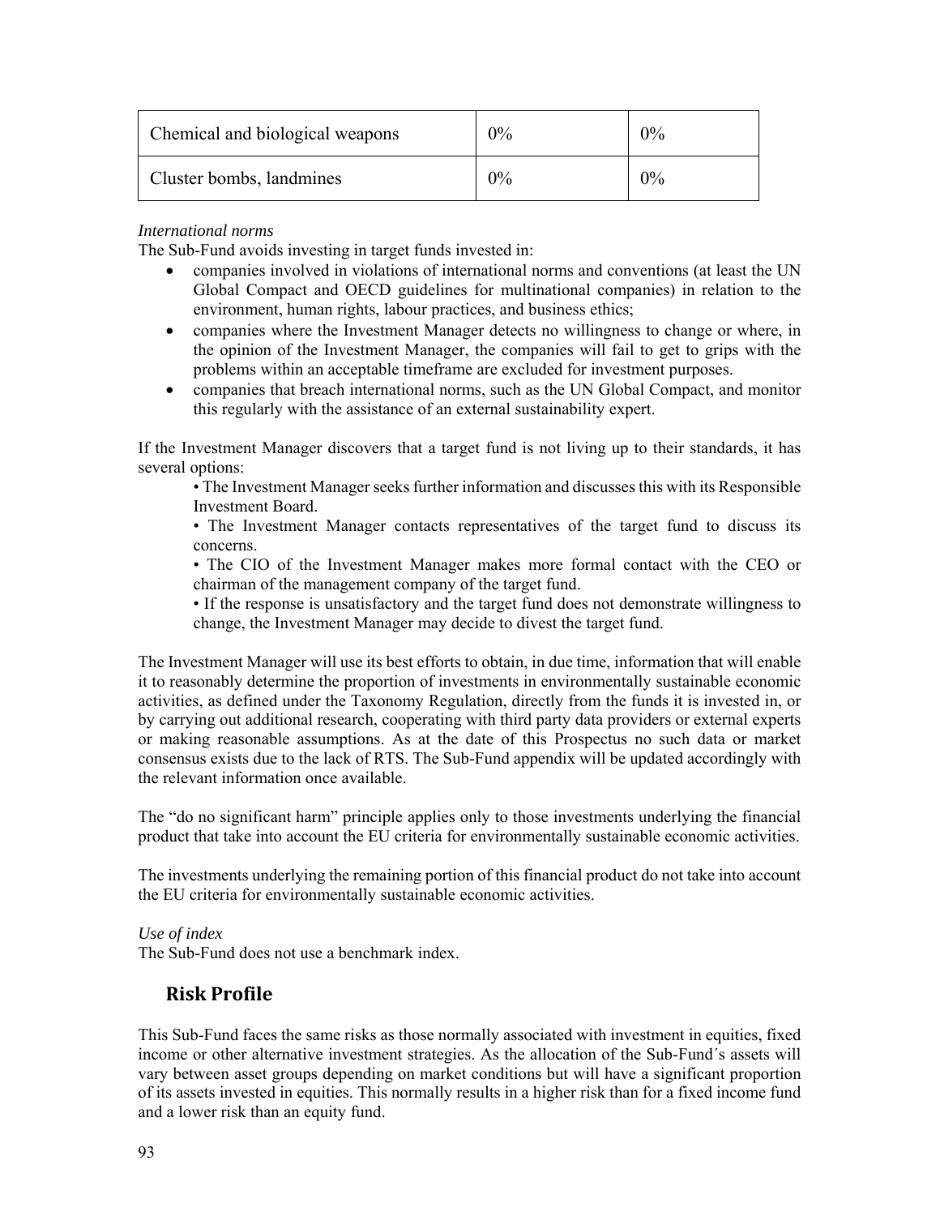| Chemical and biological weapons | 0% | 0% |
|---|---|---|
| Cluster bombs, landmines | 0% | 0% |

*International norms*

The Sub-Fund avoids investing in target funds invested in:

- companies involved in violations of international norms and conventions (at least the UN Global Compact and OECD guidelines for multinational companies) in relation to the environment, human rights, labour practices, and business ethics;
- companies where the Investment Manager detects no willingness to change or where, in the opinion of the Investment Manager, the companies will fail to get to grips with the problems within an acceptable timeframe are excluded for investment purposes.
- companies that breach international norms, such as the UN Global Compact, and monitor this regularly with the assistance of an external sustainability expert.

If the Investment Manager discovers that a target fund is not living up to their standards, it has several options:

• The Investment Manager seeks further information and discusses this with its Responsible Investment Board.

• The Investment Manager contacts representatives of the target fund to discuss its concerns.

• The CIO of the Investment Manager makes more formal contact with the CEO or chairman of the management company of the target fund.

• If the response is unsatisfactory and the target fund does not demonstrate willingness to change, the Investment Manager may decide to divest the target fund.

The Investment Manager will use its best efforts to obtain, in due time, information that will enable it to reasonably determine the proportion of investments in environmentally sustainable economic activities, as defined under the Taxonomy Regulation, directly from the funds it is invested in, or by carrying out additional research, cooperating with third party data providers or external experts or making reasonable assumptions. As at the date of this Prospectus no such data or market consensus exists due to the lack of RTS. The Sub-Fund appendix will be updated accordingly with the relevant information once available.

The "do no significant harm" principle applies only to those investments underlying the financial product that take into account the EU criteria for environmentally sustainable economic activities.

The investments underlying the remaining portion of this financial product do not take into account the EU criteria for environmentally sustainable economic activities.

*Use of index*

The Sub-Fund does not use a benchmark index.

## Risk Profile

This Sub-Fund faces the same risks as those normally associated with investment in equities, fixed income or other alternative investment strategies. As the allocation of the Sub-Fund´s assets will vary between asset groups depending on market conditions but will have a significant proportion of its assets invested in equities. This normally results in a higher risk than for a fixed income fund and a lower risk than an equity fund.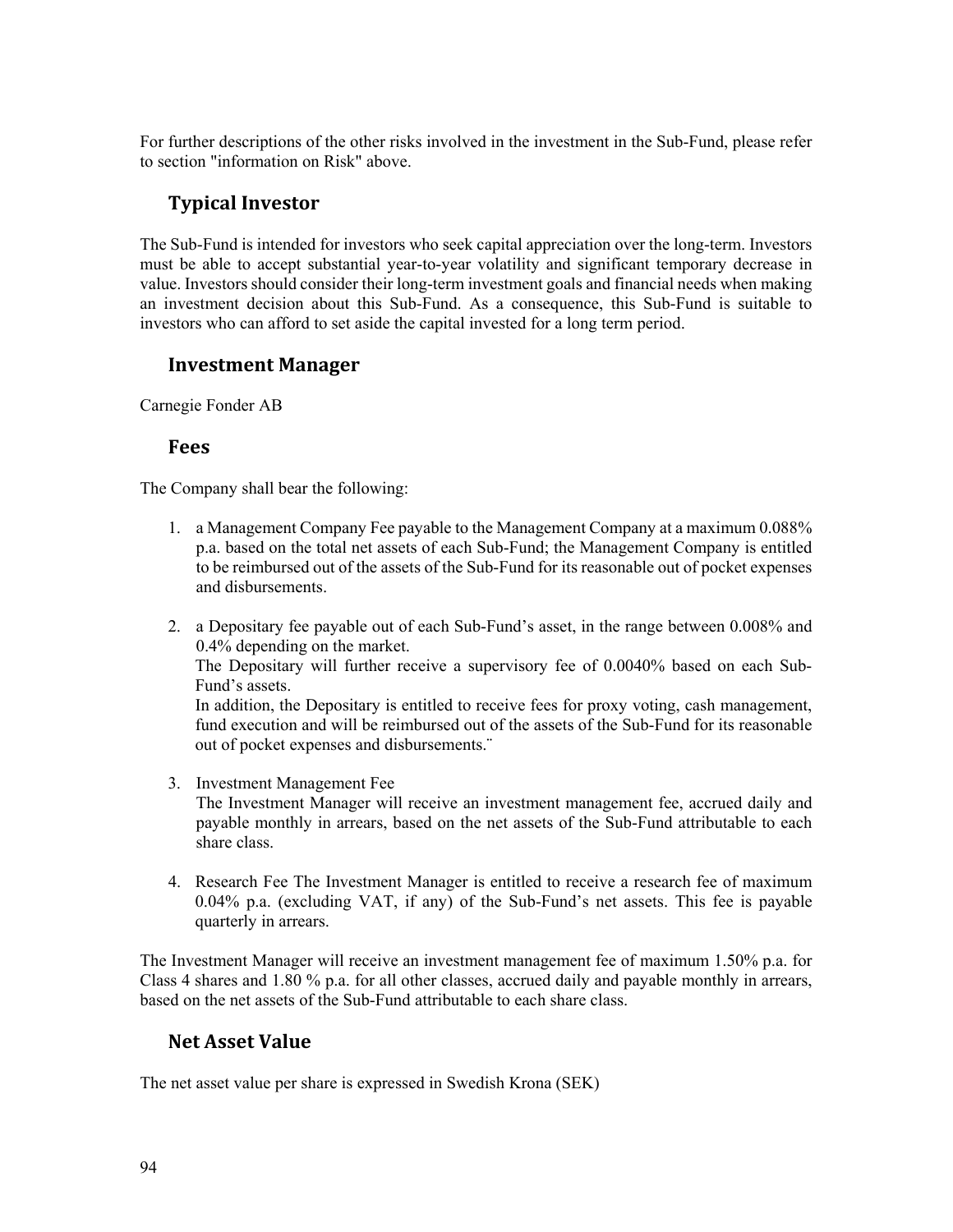For further descriptions of the other risks involved in the investment in the Sub-Fund, please refer to section "information on Risk" above.

## Typical Investor

The Sub-Fund is intended for investors who seek capital appreciation over the long-term. Investors must be able to accept substantial year-to-year volatility and significant temporary decrease in value. Investors should consider their long-term investment goals and financial needs when making an investment decision about this Sub-Fund. As a consequence, this Sub-Fund is suitable to investors who can afford to set aside the capital invested for a long term period.

## Investment Manager

Carnegie Fonder AB

## Fees

The Company shall bear the following:

1. a Management Company Fee payable to the Management Company at a maximum 0.088% p.a. based on the total net assets of each Sub-Fund; the Management Company is entitled to be reimbursed out of the assets of the Sub-Fund for its reasonable out of pocket expenses and disbursements.

2. a Depositary fee payable out of each Sub-Fund's asset, in the range between 0.008% and 0.4% depending on the market.
   The Depositary will further receive a supervisory fee of 0.0040% based on each Sub-Fund's assets.
   In addition, the Depositary is entitled to receive fees for proxy voting, cash management, fund execution and will be reimbursed out of the assets of the Sub-Fund for its reasonable out of pocket expenses and disbursements.¨

3. Investment Management Fee
   The Investment Manager will receive an investment management fee, accrued daily and payable monthly in arrears, based on the net assets of the Sub-Fund attributable to each share class.

4. Research Fee The Investment Manager is entitled to receive a research fee of maximum 0.04% p.a. (excluding VAT, if any) of the Sub-Fund's net assets. This fee is payable quarterly in arrears.

The Investment Manager will receive an investment management fee of maximum 1.50% p.a. for Class 4 shares and 1.80 % p.a. for all other classes, accrued daily and payable monthly in arrears, based on the net assets of the Sub-Fund attributable to each share class.

## Net Asset Value

The net asset value per share is expressed in Swedish Krona (SEK)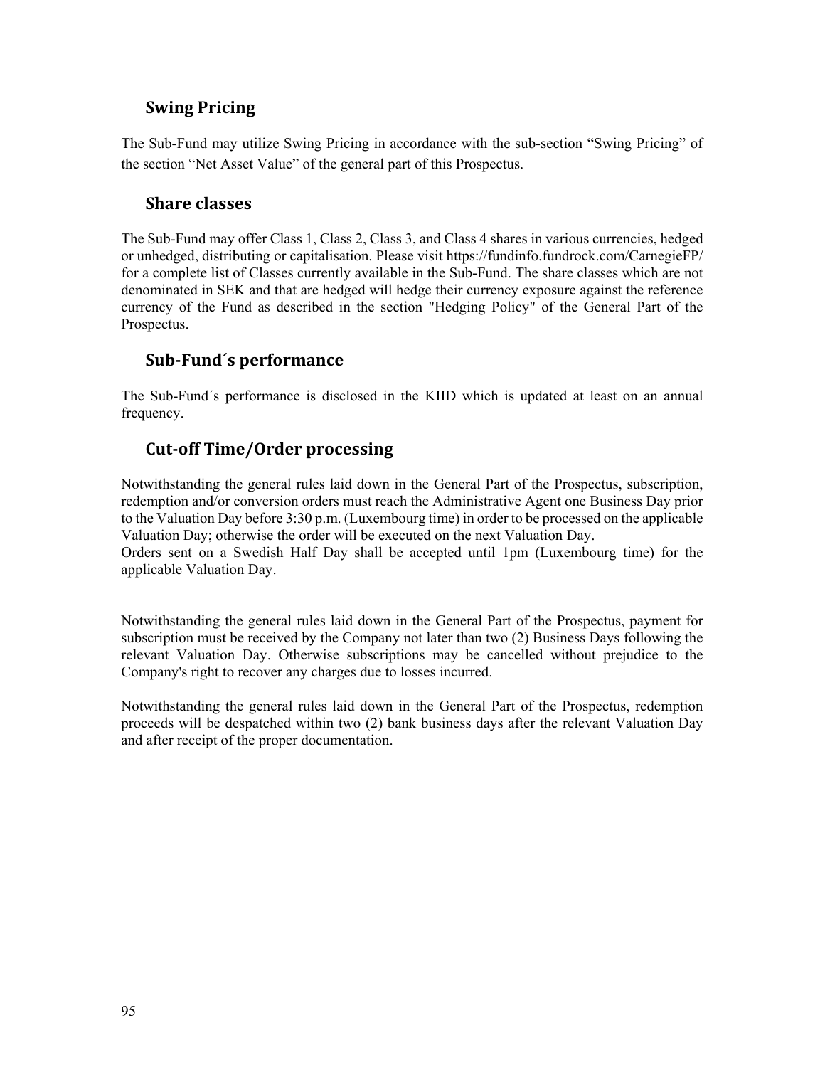## Swing Pricing

The Sub-Fund may utilize Swing Pricing in accordance with the sub-section "Swing Pricing" of the section "Net Asset Value" of the general part of this Prospectus.

## Share classes

The Sub-Fund may offer Class 1, Class 2, Class 3, and Class 4 shares in various currencies, hedged or unhedged, distributing or capitalisation. Please visit https://fundinfo.fundrock.com/CarnegieFP/ for a complete list of Classes currently available in the Sub-Fund. The share classes which are not denominated in SEK and that are hedged will hedge their currency exposure against the reference currency of the Fund as described in the section "Hedging Policy" of the General Part of the Prospectus.

## Sub-Fund´s performance

The Sub-Fund´s performance is disclosed in the KIID which is updated at least on an annual frequency.

## Cut-off Time/Order processing

Notwithstanding the general rules laid down in the General Part of the Prospectus, subscription, redemption and/or conversion orders must reach the Administrative Agent one Business Day prior to the Valuation Day before 3:30 p.m. (Luxembourg time) in order to be processed on the applicable Valuation Day; otherwise the order will be executed on the next Valuation Day.
Orders sent on a Swedish Half Day shall be accepted until 1pm (Luxembourg time) for the applicable Valuation Day.

Notwithstanding the general rules laid down in the General Part of the Prospectus, payment for subscription must be received by the Company not later than two (2) Business Days following the relevant Valuation Day. Otherwise subscriptions may be cancelled without prejudice to the Company's right to recover any charges due to losses incurred.

Notwithstanding the general rules laid down in the General Part of the Prospectus, redemption proceeds will be despatched within two (2) bank business days after the relevant Valuation Day and after receipt of the proper documentation.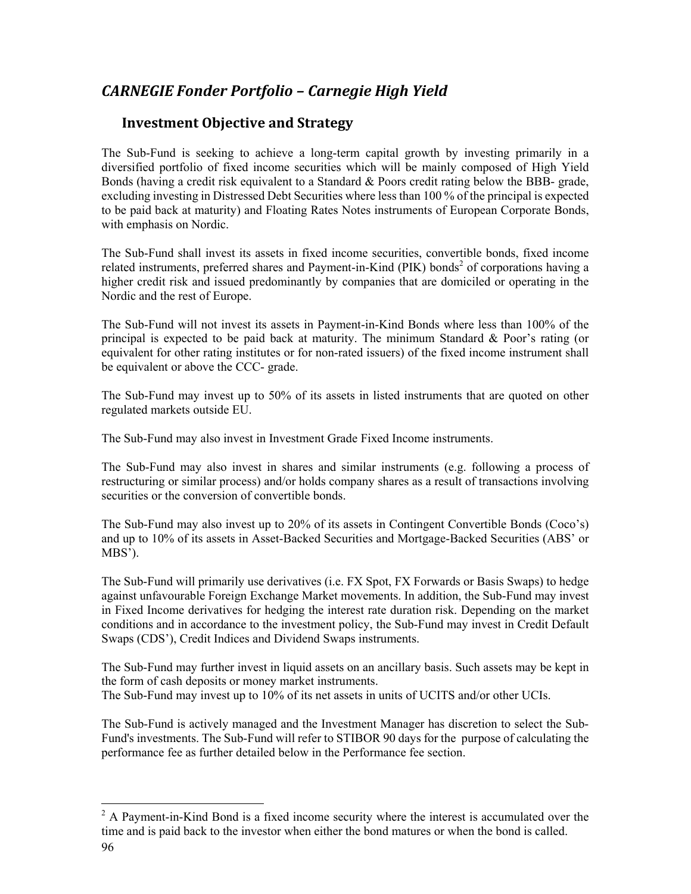# *CARNEGIE Fonder Portfolio – Carnegie High Yield*

## Investment Objective and Strategy

The Sub-Fund is seeking to achieve a long-term capital growth by investing primarily in a diversified portfolio of fixed income securities which will be mainly composed of High Yield Bonds (having a credit risk equivalent to a Standard & Poors credit rating below the BBB- grade, excluding investing in Distressed Debt Securities where less than 100 % of the principal is expected to be paid back at maturity) and Floating Rates Notes instruments of European Corporate Bonds, with emphasis on Nordic.

The Sub-Fund shall invest its assets in fixed income securities, convertible bonds, fixed income related instruments, preferred shares and Payment-in-Kind (PIK) bonds[2] of corporations having a higher credit risk and issued predominantly by companies that are domiciled or operating in the Nordic and the rest of Europe.

The Sub-Fund will not invest its assets in Payment-in-Kind Bonds where less than 100% of the principal is expected to be paid back at maturity. The minimum Standard & Poor's rating (or equivalent for other rating institutes or for non-rated issuers) of the fixed income instrument shall be equivalent or above the CCC- grade.

The Sub-Fund may invest up to 50% of its assets in listed instruments that are quoted on other regulated markets outside EU.

The Sub-Fund may also invest in Investment Grade Fixed Income instruments.

The Sub-Fund may also invest in shares and similar instruments (e.g. following a process of restructuring or similar process) and/or holds company shares as a result of transactions involving securities or the conversion of convertible bonds.

The Sub-Fund may also invest up to 20% of its assets in Contingent Convertible Bonds (Coco's) and up to 10% of its assets in Asset-Backed Securities and Mortgage-Backed Securities (ABS' or MBS').

The Sub-Fund will primarily use derivatives (i.e. FX Spot, FX Forwards or Basis Swaps) to hedge against unfavourable Foreign Exchange Market movements. In addition, the Sub-Fund may invest in Fixed Income derivatives for hedging the interest rate duration risk. Depending on the market conditions and in accordance to the investment policy, the Sub-Fund may invest in Credit Default Swaps (CDS'), Credit Indices and Dividend Swaps instruments.

The Sub-Fund may further invest in liquid assets on an ancillary basis. Such assets may be kept in the form of cash deposits or money market instruments.
The Sub-Fund may invest up to 10% of its net assets in units of UCITS and/or other UCIs.

The Sub-Fund is actively managed and the Investment Manager has discretion to select the Sub-Fund's investments. The Sub-Fund will refer to STIBOR 90 days for the purpose of calculating the performance fee as further detailed below in the Performance fee section.

---

[2] A Payment-in-Kind Bond is a fixed income security where the interest is accumulated over the time and is paid back to the investor when either the bond matures or when the bond is called.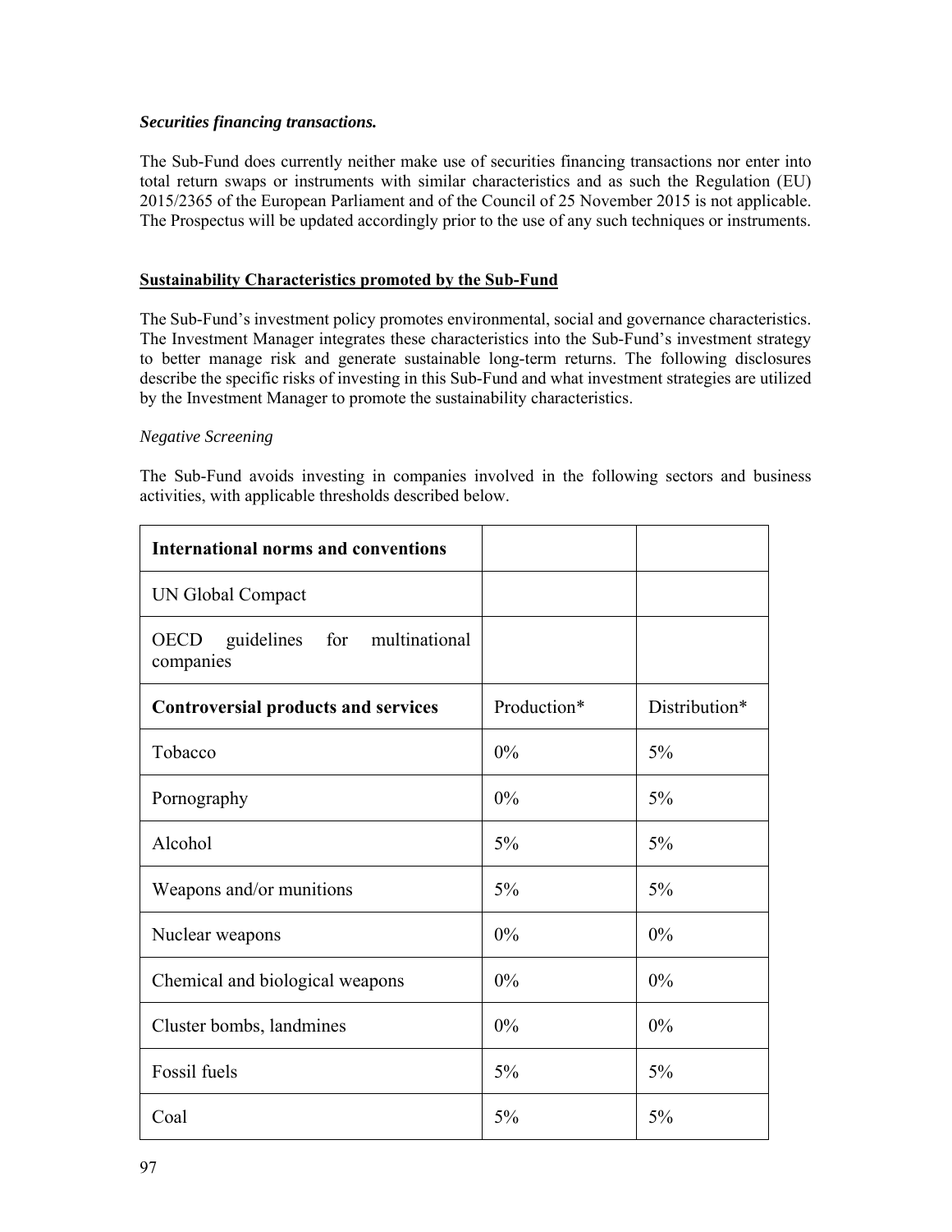***Securities financing transactions.***

The Sub-Fund does currently neither make use of securities financing transactions nor enter into total return swaps or instruments with similar characteristics and as such the Regulation (EU) 2015/2365 of the European Parliament and of the Council of 25 November 2015 is not applicable. The Prospectus will be updated accordingly prior to the use of any such techniques or instruments.

**Sustainability Characteristics promoted by the Sub-Fund**

The Sub-Fund's investment policy promotes environmental, social and governance characteristics. The Investment Manager integrates these characteristics into the Sub-Fund's investment strategy to better manage risk and generate sustainable long-term returns. The following disclosures describe the specific risks of investing in this Sub-Fund and what investment strategies are utilized by the Investment Manager to promote the sustainability characteristics.

*Negative Screening*

The Sub-Fund avoids investing in companies involved in the following sectors and business activities, with applicable thresholds described below.

| **International norms and conventions** | | |
|---|---|---|
| UN Global Compact | | |
| OECD guidelines for multinational companies | | |
| **Controversial products and services** | Production* | Distribution* |
| Tobacco | 0% | 5% |
| Pornography | 0% | 5% |
| Alcohol | 5% | 5% |
| Weapons and/or munitions | 5% | 5% |
| Nuclear weapons | 0% | 0% |
| Chemical and biological weapons | 0% | 0% |
| Cluster bombs, landmines | 0% | 0% |
| Fossil fuels | 5% | 5% |
| Coal | 5% | 5% |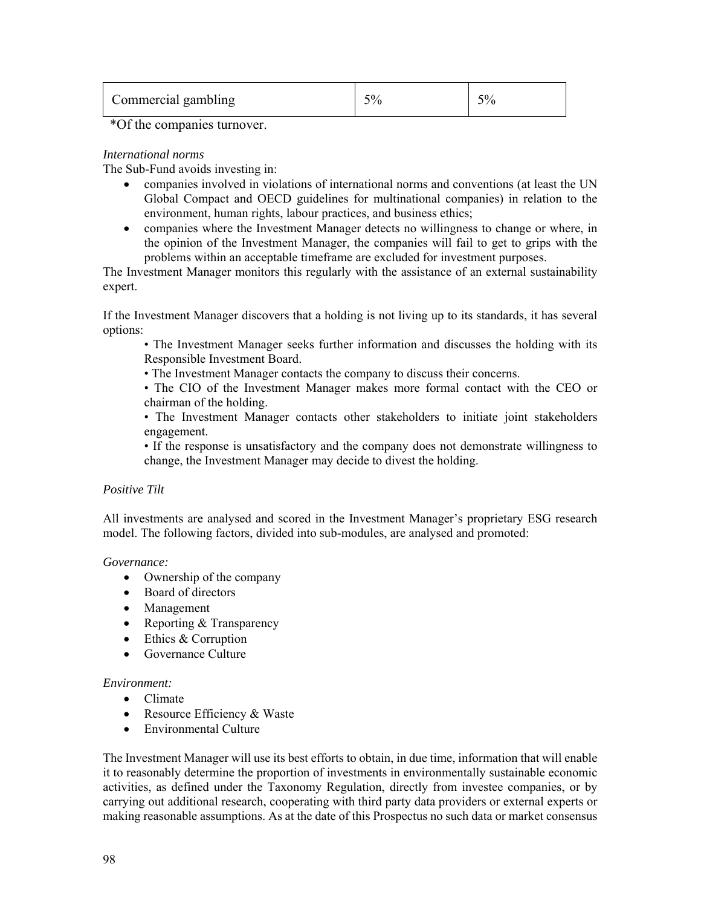| Commercial gambling | 5% | 5% |
|---|---|---|

*Of the companies turnover.

*International norms*

The Sub-Fund avoids investing in:

- companies involved in violations of international norms and conventions (at least the UN Global Compact and OECD guidelines for multinational companies) in relation to the environment, human rights, labour practices, and business ethics;
- companies where the Investment Manager detects no willingness to change or where, in the opinion of the Investment Manager, the companies will fail to get to grips with the problems within an acceptable timeframe are excluded for investment purposes.

The Investment Manager monitors this regularly with the assistance of an external sustainability expert.

If the Investment Manager discovers that a holding is not living up to its standards, it has several options:

> • The Investment Manager seeks further information and discusses the holding with its Responsible Investment Board.
>
> • The Investment Manager contacts the company to discuss their concerns.
>
> • The CIO of the Investment Manager makes more formal contact with the CEO or chairman of the holding.
>
> • The Investment Manager contacts other stakeholders to initiate joint stakeholders engagement.
>
> • If the response is unsatisfactory and the company does not demonstrate willingness to change, the Investment Manager may decide to divest the holding.

*Positive Tilt*

All investments are analysed and scored in the Investment Manager's proprietary ESG research model. The following factors, divided into sub-modules, are analysed and promoted:

*Governance:*

- Ownership of the company
- Board of directors
- Management
- Reporting & Transparency
- Ethics & Corruption
- Governance Culture

*Environment:*

- Climate
- Resource Efficiency & Waste
- Environmental Culture

The Investment Manager will use its best efforts to obtain, in due time, information that will enable it to reasonably determine the proportion of investments in environmentally sustainable economic activities, as defined under the Taxonomy Regulation, directly from investee companies, or by carrying out additional research, cooperating with third party data providers or external experts or making reasonable assumptions. As at the date of this Prospectus no such data or market consensus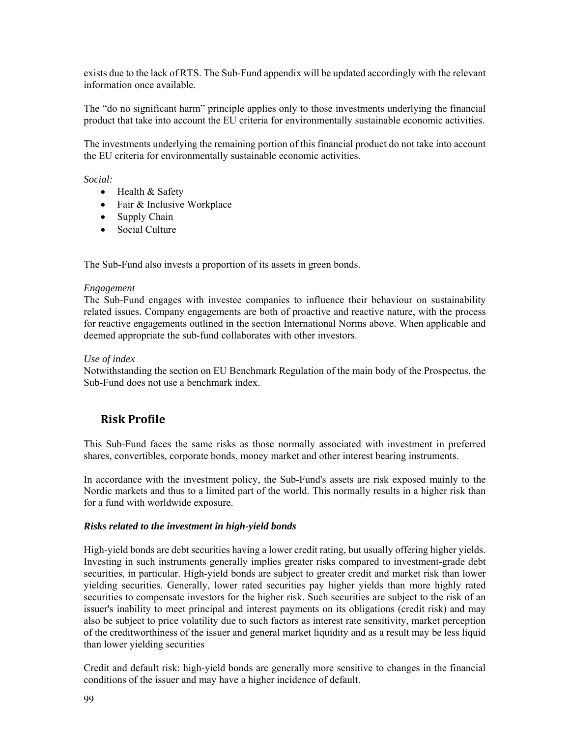exists due to the lack of RTS. The Sub-Fund appendix will be updated accordingly with the relevant information once available.

The "do no significant harm" principle applies only to those investments underlying the financial product that take into account the EU criteria for environmentally sustainable economic activities.

The investments underlying the remaining portion of this financial product do not take into account the EU criteria for environmentally sustainable economic activities.

*Social:*

- Health & Safety
- Fair & Inclusive Workplace
- Supply Chain
- Social Culture

The Sub-Fund also invests a proportion of its assets in green bonds.

*Engagement*

The Sub-Fund engages with investee companies to influence their behaviour on sustainability related issues. Company engagements are both of proactive and reactive nature, with the process for reactive engagements outlined in the section International Norms above. When applicable and deemed appropriate the sub-fund collaborates with other investors.

*Use of index*

Notwithstanding the section on EU Benchmark Regulation of the main body of the Prospectus, the Sub-Fund does not use a benchmark index.

## Risk Profile

This Sub-Fund faces the same risks as those normally associated with investment in preferred shares, convertibles, corporate bonds, money market and other interest bearing instruments.

In accordance with the investment policy, the Sub-Fund's assets are risk exposed mainly to the Nordic markets and thus to a limited part of the world. This normally results in a higher risk than for a fund with worldwide exposure.

***Risks related to the investment in high-yield bonds***

High-yield bonds are debt securities having a lower credit rating, but usually offering higher yields. Investing in such instruments generally implies greater risks compared to investment-grade debt securities, in particular. High-yield bonds are subject to greater credit and market risk than lower yielding securities. Generally, lower rated securities pay higher yields than more highly rated securities to compensate investors for the higher risk. Such securities are subject to the risk of an issuer's inability to meet principal and interest payments on its obligations (credit risk) and may also be subject to price volatility due to such factors as interest rate sensitivity, market perception of the creditworthiness of the issuer and general market liquidity and as a result may be less liquid than lower yielding securities

Credit and default risk: high-yield bonds are generally more sensitive to changes in the financial conditions of the issuer and may have a higher incidence of default.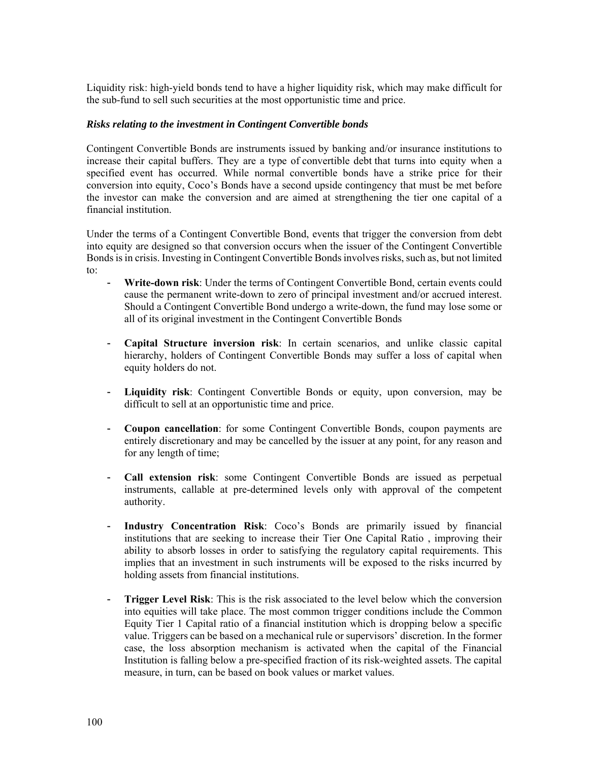Liquidity risk: high-yield bonds tend to have a higher liquidity risk, which may make difficult for the sub-fund to sell such securities at the most opportunistic time and price.

***Risks relating to the investment in Contingent Convertible bonds***

Contingent Convertible Bonds are instruments issued by banking and/or insurance institutions to increase their capital buffers. They are a type of convertible debt that turns into equity when a specified event has occurred. While normal convertible bonds have a strike price for their conversion into equity, Coco's Bonds have a second upside contingency that must be met before the investor can make the conversion and are aimed at strengthening the tier one capital of a financial institution.

Under the terms of a Contingent Convertible Bond, events that trigger the conversion from debt into equity are designed so that conversion occurs when the issuer of the Contingent Convertible Bonds is in crisis. Investing in Contingent Convertible Bonds involves risks, such as, but not limited to:

- **Write-down risk**: Under the terms of Contingent Convertible Bond, certain events could cause the permanent write-down to zero of principal investment and/or accrued interest. Should a Contingent Convertible Bond undergo a write-down, the fund may lose some or all of its original investment in the Contingent Convertible Bonds

- **Capital Structure inversion risk**: In certain scenarios, and unlike classic capital hierarchy, holders of Contingent Convertible Bonds may suffer a loss of capital when equity holders do not.

- **Liquidity risk**: Contingent Convertible Bonds or equity, upon conversion, may be difficult to sell at an opportunistic time and price.

- **Coupon cancellation**: for some Contingent Convertible Bonds, coupon payments are entirely discretionary and may be cancelled by the issuer at any point, for any reason and for any length of time;

- **Call extension risk**: some Contingent Convertible Bonds are issued as perpetual instruments, callable at pre-determined levels only with approval of the competent authority.

- **Industry Concentration Risk**: Coco's Bonds are primarily issued by financial institutions that are seeking to increase their Tier One Capital Ratio , improving their ability to absorb losses in order to satisfying the regulatory capital requirements. This implies that an investment in such instruments will be exposed to the risks incurred by holding assets from financial institutions.

- **Trigger Level Risk**: This is the risk associated to the level below which the conversion into equities will take place. The most common trigger conditions include the Common Equity Tier 1 Capital ratio of a financial institution which is dropping below a specific value. Triggers can be based on a mechanical rule or supervisors' discretion. In the former case, the loss absorption mechanism is activated when the capital of the Financial Institution is falling below a pre-specified fraction of its risk-weighted assets. The capital measure, in turn, can be based on book values or market values.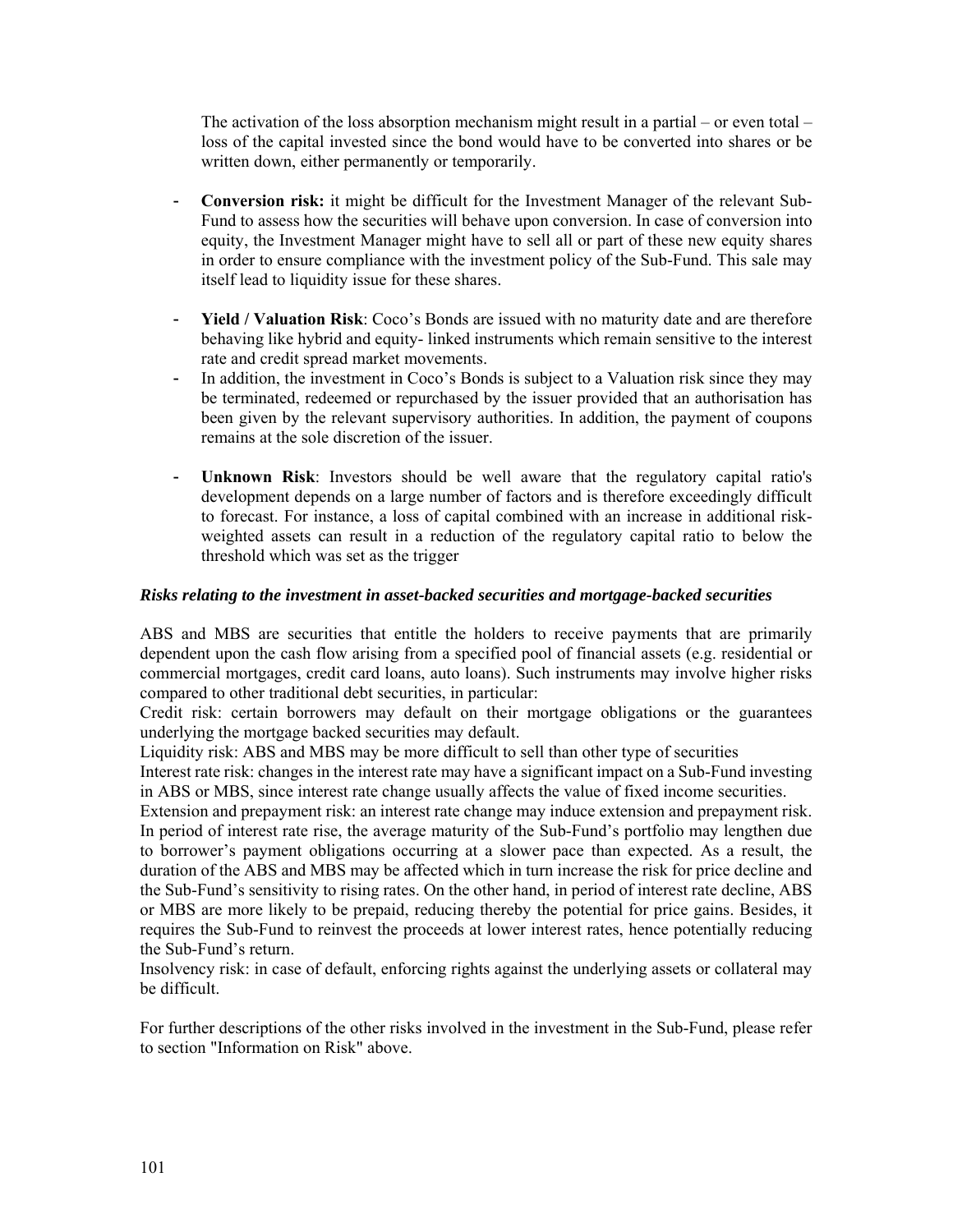The activation of the loss absorption mechanism might result in a partial – or even total – loss of the capital invested since the bond would have to be converted into shares or be written down, either permanently or temporarily.

- **Conversion risk:** it might be difficult for the Investment Manager of the relevant Sub-Fund to assess how the securities will behave upon conversion. In case of conversion into equity, the Investment Manager might have to sell all or part of these new equity shares in order to ensure compliance with the investment policy of the Sub-Fund. This sale may itself lead to liquidity issue for these shares.
- **Yield / Valuation Risk**: Coco's Bonds are issued with no maturity date and are therefore behaving like hybrid and equity- linked instruments which remain sensitive to the interest rate and credit spread market movements.
- In addition, the investment in Coco's Bonds is subject to a Valuation risk since they may be terminated, redeemed or repurchased by the issuer provided that an authorisation has been given by the relevant supervisory authorities. In addition, the payment of coupons remains at the sole discretion of the issuer.
- **Unknown Risk**: Investors should be well aware that the regulatory capital ratio's development depends on a large number of factors and is therefore exceedingly difficult to forecast. For instance, a loss of capital combined with an increase in additional risk-weighted assets can result in a reduction of the regulatory capital ratio to below the threshold which was set as the trigger

***Risks relating to the investment in asset-backed securities and mortgage-backed securities***

ABS and MBS are securities that entitle the holders to receive payments that are primarily dependent upon the cash flow arising from a specified pool of financial assets (e.g. residential or commercial mortgages, credit card loans, auto loans). Such instruments may involve higher risks compared to other traditional debt securities, in particular:

Credit risk: certain borrowers may default on their mortgage obligations or the guarantees underlying the mortgage backed securities may default.

Liquidity risk: ABS and MBS may be more difficult to sell than other type of securities

Interest rate risk: changes in the interest rate may have a significant impact on a Sub-Fund investing in ABS or MBS, since interest rate change usually affects the value of fixed income securities.

Extension and prepayment risk: an interest rate change may induce extension and prepayment risk. In period of interest rate rise, the average maturity of the Sub-Fund's portfolio may lengthen due to borrower's payment obligations occurring at a slower pace than expected. As a result, the duration of the ABS and MBS may be affected which in turn increase the risk for price decline and the Sub-Fund's sensitivity to rising rates. On the other hand, in period of interest rate decline, ABS or MBS are more likely to be prepaid, reducing thereby the potential for price gains. Besides, it requires the Sub-Fund to reinvest the proceeds at lower interest rates, hence potentially reducing the Sub-Fund's return.

Insolvency risk: in case of default, enforcing rights against the underlying assets or collateral may be difficult.

For further descriptions of the other risks involved in the investment in the Sub-Fund, please refer to section "Information on Risk" above.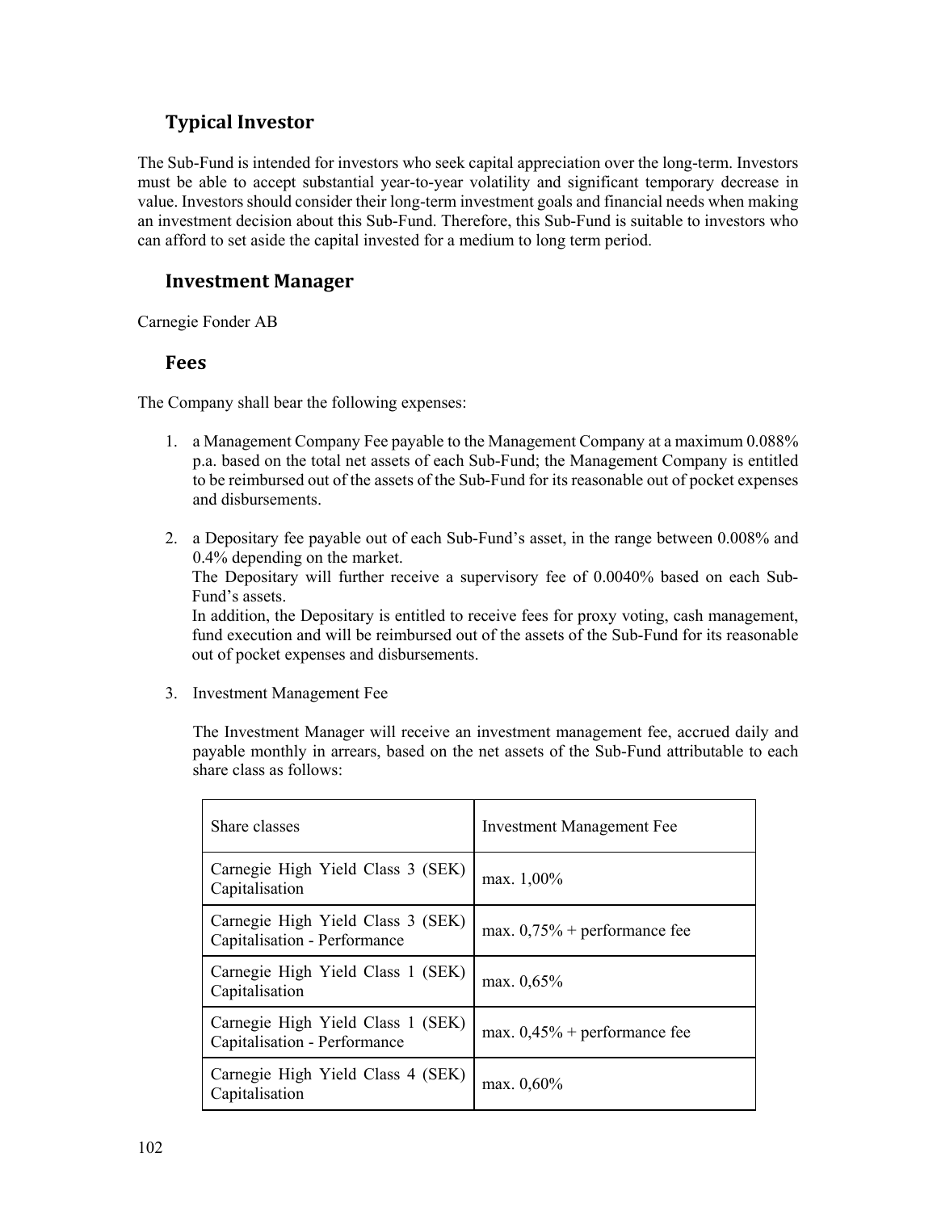## Typical Investor

The Sub-Fund is intended for investors who seek capital appreciation over the long-term. Investors must be able to accept substantial year-to-year volatility and significant temporary decrease in value. Investors should consider their long-term investment goals and financial needs when making an investment decision about this Sub-Fund. Therefore, this Sub-Fund is suitable to investors who can afford to set aside the capital invested for a medium to long term period.

## Investment Manager

Carnegie Fonder AB

## Fees

The Company shall bear the following expenses:

1. a Management Company Fee payable to the Management Company at a maximum 0.088% p.a. based on the total net assets of each Sub-Fund; the Management Company is entitled to be reimbursed out of the assets of the Sub-Fund for its reasonable out of pocket expenses and disbursements.

2. a Depositary fee payable out of each Sub-Fund's asset, in the range between 0.008% and 0.4% depending on the market.
   The Depositary will further receive a supervisory fee of 0.0040% based on each Sub-Fund's assets.
   In addition, the Depositary is entitled to receive fees for proxy voting, cash management, fund execution and will be reimbursed out of the assets of the Sub-Fund for its reasonable out of pocket expenses and disbursements.

3. Investment Management Fee

   The Investment Manager will receive an investment management fee, accrued daily and payable monthly in arrears, based on the net assets of the Sub-Fund attributable to each share class as follows:

| Share classes | Investment Management Fee |
|---|---|
| Carnegie High Yield Class 3 (SEK) Capitalisation | max. 1,00% |
| Carnegie High Yield Class 3 (SEK) Capitalisation - Performance | max. 0,75% + performance fee |
| Carnegie High Yield Class 1 (SEK) Capitalisation | max. 0,65% |
| Carnegie High Yield Class 1 (SEK) Capitalisation - Performance | max. 0,45% + performance fee |
| Carnegie High Yield Class 4 (SEK) Capitalisation | max. 0,60% |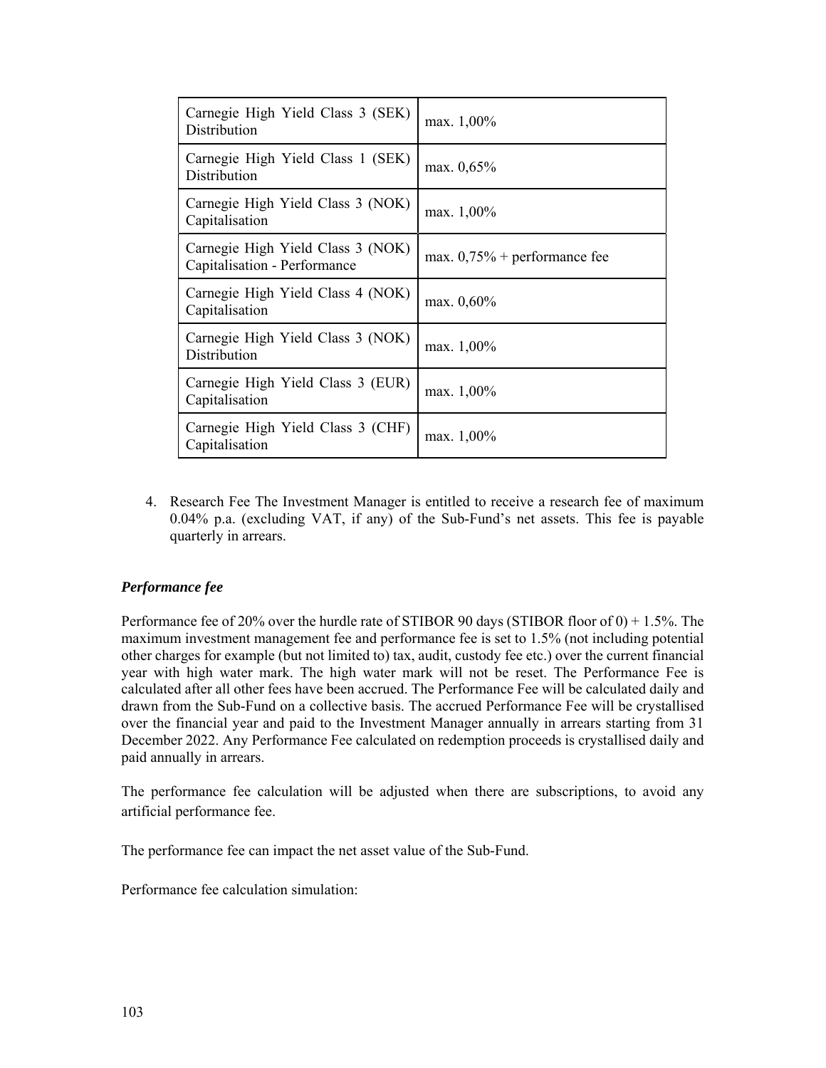| Carnegie High Yield Class 3 (SEK) Distribution | max. 1,00% |
|---|---|
| Carnegie High Yield Class 1 (SEK) Distribution | max. 0,65% |
| Carnegie High Yield Class 3 (NOK) Capitalisation | max. 1,00% |
| Carnegie High Yield Class 3 (NOK) Capitalisation - Performance | max. 0,75% + performance fee |
| Carnegie High Yield Class 4 (NOK) Capitalisation | max. 0,60% |
| Carnegie High Yield Class 3 (NOK) Distribution | max. 1,00% |
| Carnegie High Yield Class 3 (EUR) Capitalisation | max. 1,00% |
| Carnegie High Yield Class 3 (CHF) Capitalisation | max. 1,00% |

4. Research Fee The Investment Manager is entitled to receive a research fee of maximum 0.04% p.a. (excluding VAT, if any) of the Sub-Fund's net assets. This fee is payable quarterly in arrears.

***Performance fee***

Performance fee of 20% over the hurdle rate of STIBOR 90 days (STIBOR floor of 0) + 1.5%. The maximum investment management fee and performance fee is set to 1.5% (not including potential other charges for example (but not limited to) tax, audit, custody fee etc.) over the current financial year with high water mark. The high water mark will not be reset. The Performance Fee is calculated after all other fees have been accrued. The Performance Fee will be calculated daily and drawn from the Sub-Fund on a collective basis. The accrued Performance Fee will be crystallised over the financial year and paid to the Investment Manager annually in arrears starting from 31 December 2022. Any Performance Fee calculated on redemption proceeds is crystallised daily and paid annually in arrears.

The performance fee calculation will be adjusted when there are subscriptions, to avoid any artificial performance fee.

The performance fee can impact the net asset value of the Sub-Fund.

Performance fee calculation simulation: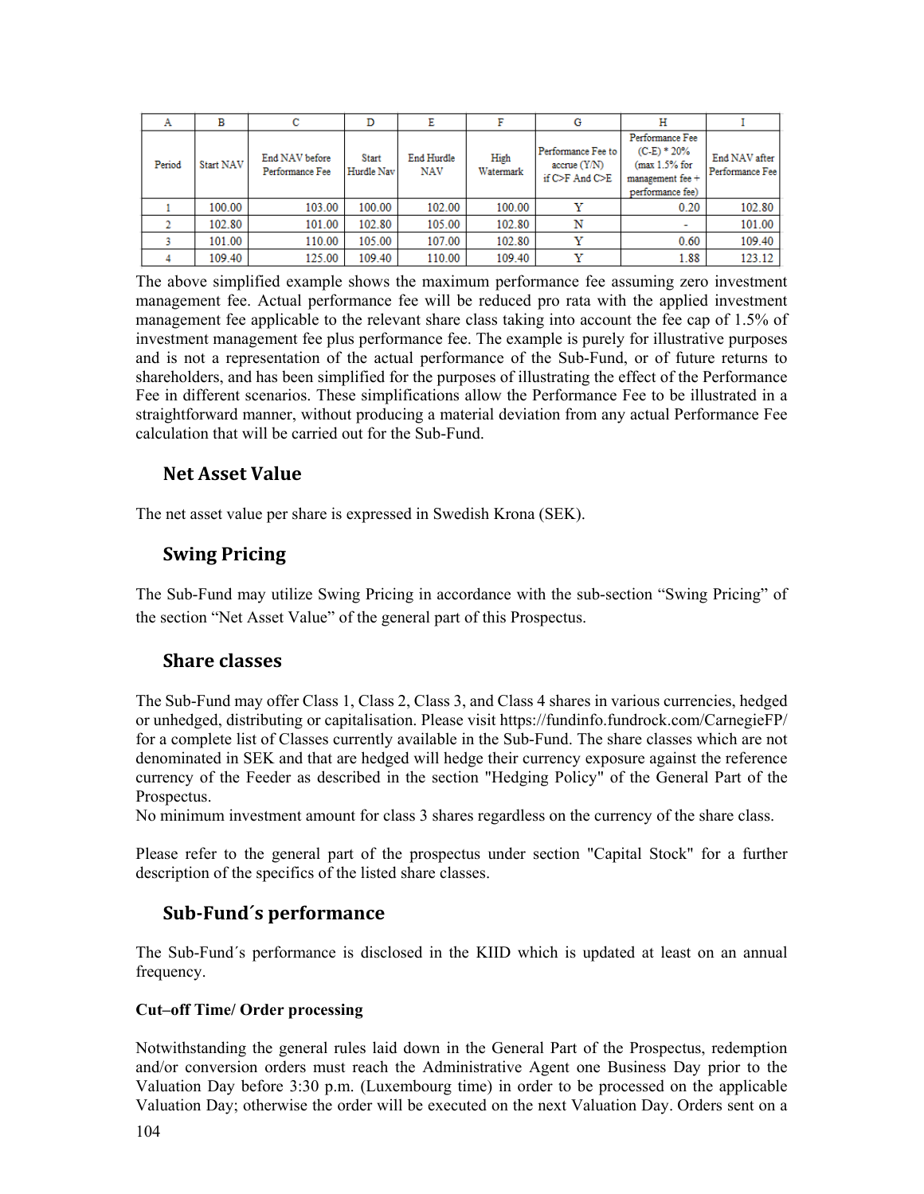| A | B | C | D | E | F | G | H | I |
|---|---|---|---|---|---|---|---|---|
| Period | Start NAV | End NAV before Performance Fee | Start Hurdle Nav | End Hurdle NAV | High Watermark | Performance Fee to accrue (Y/N) if C>F And C>E | Performance Fee (C-E) * 20% (max 1.5% for management fee + performance fee) | End NAV after Performance Fee |
| 1 | 100.00 | 103.00 | 100.00 | 102.00 | 100.00 | Y | 0.20 | 102.80 |
| 2 | 102.80 | 101.00 | 102.80 | 105.00 | 102.80 | N | - | 101.00 |
| 3 | 101.00 | 110.00 | 105.00 | 107.00 | 102.80 | Y | 0.60 | 109.40 |
| 4 | 109.40 | 125.00 | 109.40 | 110.00 | 109.40 | Y | 1.88 | 123.12 |

The above simplified example shows the maximum performance fee assuming zero investment management fee. Actual performance fee will be reduced pro rata with the applied investment management fee applicable to the relevant share class taking into account the fee cap of 1.5% of investment management fee plus performance fee. The example is purely for illustrative purposes and is not a representation of the actual performance of the Sub-Fund, or of future returns to shareholders, and has been simplified for the purposes of illustrating the effect of the Performance Fee in different scenarios. These simplifications allow the Performance Fee to be illustrated in a straightforward manner, without producing a material deviation from any actual Performance Fee calculation that will be carried out for the Sub-Fund.

## Net Asset Value

The net asset value per share is expressed in Swedish Krona (SEK).

## Swing Pricing

The Sub-Fund may utilize Swing Pricing in accordance with the sub-section "Swing Pricing" of the section "Net Asset Value" of the general part of this Prospectus.

## Share classes

The Sub-Fund may offer Class 1, Class 2, Class 3, and Class 4 shares in various currencies, hedged or unhedged, distributing or capitalisation. Please visit https://fundinfo.fundrock.com/CarnegieFP/ for a complete list of Classes currently available in the Sub-Fund. The share classes which are not denominated in SEK and that are hedged will hedge their currency exposure against the reference currency of the Feeder as described in the section "Hedging Policy" of the General Part of the Prospectus.
No minimum investment amount for class 3 shares regardless on the currency of the share class.

Please refer to the general part of the prospectus under section "Capital Stock" for a further description of the specifics of the listed share classes.

## Sub-Fund´s performance

The Sub-Fund´s performance is disclosed in the KIID which is updated at least on an annual frequency.

**Cut–off Time/ Order processing**

Notwithstanding the general rules laid down in the General Part of the Prospectus, redemption and/or conversion orders must reach the Administrative Agent one Business Day prior to the Valuation Day before 3:30 p.m. (Luxembourg time) in order to be processed on the applicable Valuation Day; otherwise the order will be executed on the next Valuation Day. Orders sent on a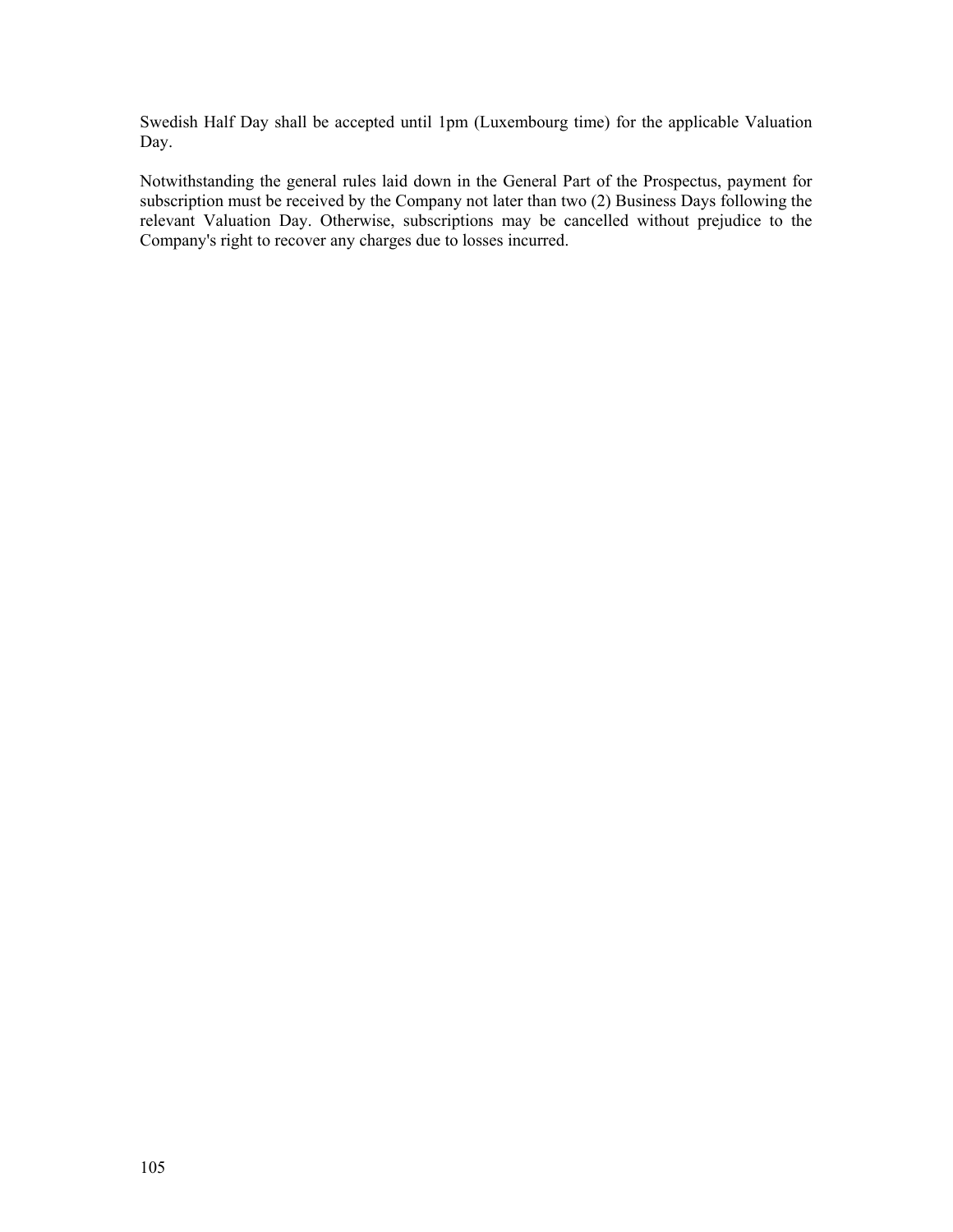Swedish Half Day shall be accepted until 1pm (Luxembourg time) for the applicable Valuation Day.

Notwithstanding the general rules laid down in the General Part of the Prospectus, payment for subscription must be received by the Company not later than two (2) Business Days following the relevant Valuation Day. Otherwise, subscriptions may be cancelled without prejudice to the Company's right to recover any charges due to losses incurred.